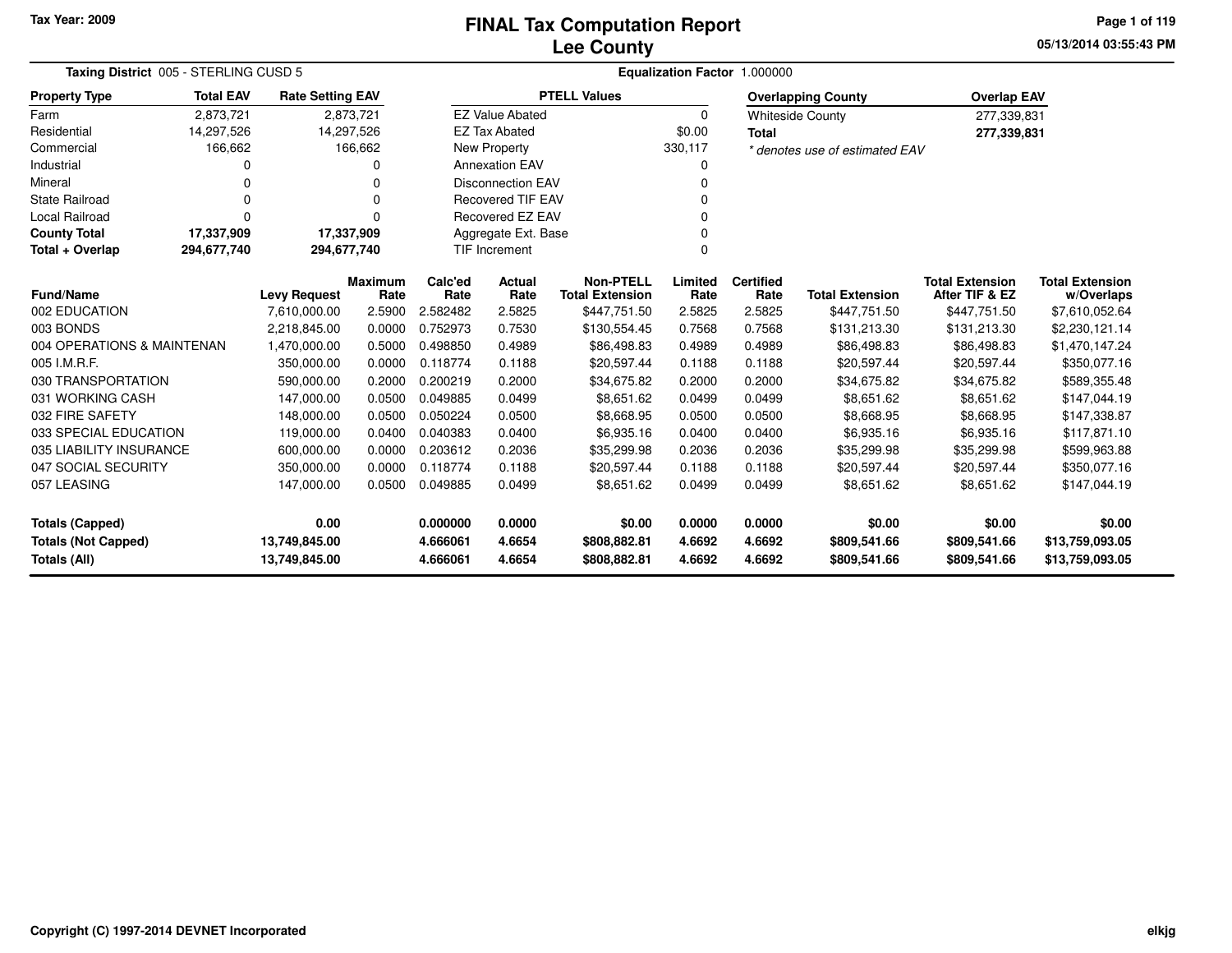Tax Year: 2009

# FINAL Tax Computation Report
# Lee County

05/13/2014 03:55:43 PM

**Taxing District** 005 - STERLING CUSD 5 **Equalization Factor** 1.000000

| Property Type | Total EAV | Rate Setting EAV |
|---|---|---|
| Farm | 2,873,721 | 2,873,721 |
| Residential | 14,297,526 | 14,297,526 |
| Commercial | 166,662 | 166,662 |
| Industrial | 0 | 0 |
| Mineral | 0 | 0 |
| State Railroad | 0 | 0 |
| Local Railroad | 0 | 0 |
| **County Total** | **17,337,909** | **17,337,909** |
| **Total + Overlap** | **294,677,740** | **294,677,740** |

| PTELL Values | |
|---|---|
| EZ Value Abated | 0 |
| EZ Tax Abated | $0.00 |
| New Property | 330,117 |
| Annexation EAV | 0 |
| Disconnection EAV | 0 |
| Recovered TIF EAV | 0 |
| Recovered EZ EAV | 0 |
| Aggregate Ext. Base | 0 |
| TIF Increment | 0 |

| Overlapping County | Overlap EAV |
|---|---|
| Whiteside County | 277,339,831 |
| **Total** | **277,339,831** |

*\* denotes use of estimated EAV*

| Fund/Name | Levy Request | Maximum Rate | Calc'ed Rate | Actual Rate | Non-PTELL Total Extension | Limited Rate | Certified Rate | Total Extension | Total Extension After TIF & EZ | Total Extension w/Overlaps |
|---|---|---|---|---|---|---|---|---|---|---|
| 002 EDUCATION | 7,610,000.00 | 2.5900 | 2.582482 | 2.5825 | $447,751.50 | 2.5825 | 2.5825 | $447,751.50 | $447,751.50 | $7,610,052.64 |
| 003 BONDS | 2,218,845.00 | 0.0000 | 0.752973 | 0.7530 | $130,554.45 | 0.7568 | 0.7568 | $131,213.30 | $131,213.30 | $2,230,121.14 |
| 004 OPERATIONS & MAINTENAN | 1,470,000.00 | 0.5000 | 0.498850 | 0.4989 | $86,498.83 | 0.4989 | 0.4989 | $86,498.83 | $86,498.83 | $1,470,147.24 |
| 005 I.M.R.F. | 350,000.00 | 0.0000 | 0.118774 | 0.1188 | $20,597.44 | 0.1188 | 0.1188 | $20,597.44 | $20,597.44 | $350,077.16 |
| 030 TRANSPORTATION | 590,000.00 | 0.2000 | 0.200219 | 0.2000 | $34,675.82 | 0.2000 | 0.2000 | $34,675.82 | $34,675.82 | $589,355.48 |
| 031 WORKING CASH | 147,000.00 | 0.0500 | 0.049885 | 0.0499 | $8,651.62 | 0.0499 | 0.0499 | $8,651.62 | $8,651.62 | $147,044.19 |
| 032 FIRE SAFETY | 148,000.00 | 0.0500 | 0.050224 | 0.0500 | $8,668.95 | 0.0500 | 0.0500 | $8,668.95 | $8,668.95 | $147,338.87 |
| 033 SPECIAL EDUCATION | 119,000.00 | 0.0400 | 0.040383 | 0.0400 | $6,935.16 | 0.0400 | 0.0400 | $6,935.16 | $6,935.16 | $117,871.10 |
| 035 LIABILITY INSURANCE | 600,000.00 | 0.0000 | 0.203612 | 0.2036 | $35,299.98 | 0.2036 | 0.2036 | $35,299.98 | $35,299.98 | $599,963.88 |
| 047 SOCIAL SECURITY | 350,000.00 | 0.0000 | 0.118774 | 0.1188 | $20,597.44 | 0.1188 | 0.1188 | $20,597.44 | $20,597.44 | $350,077.16 |
| 057 LEASING | 147,000.00 | 0.0500 | 0.049885 | 0.0499 | $8,651.62 | 0.0499 | 0.0499 | $8,651.62 | $8,651.62 | $147,044.19 |
| **Totals (Capped)** | **0.00** | | **0.000000** | **0.0000** | **$0.00** | **0.0000** | **0.0000** | **$0.00** | **$0.00** | **$0.00** |
| **Totals (Not Capped)** | **13,749,845.00** | | **4.666061** | **4.6654** | **$808,882.81** | **4.6692** | **4.6692** | **$809,541.66** | **$809,541.66** | **$13,759,093.05** |
| **Totals (All)** | **13,749,845.00** | | **4.666061** | **4.6654** | **$808,882.81** | **4.6692** | **4.6692** | **$809,541.66** | **$809,541.66** | **$13,759,093.05** |

Copyright (C) 1997-2014 DEVNET Incorporated

elkjg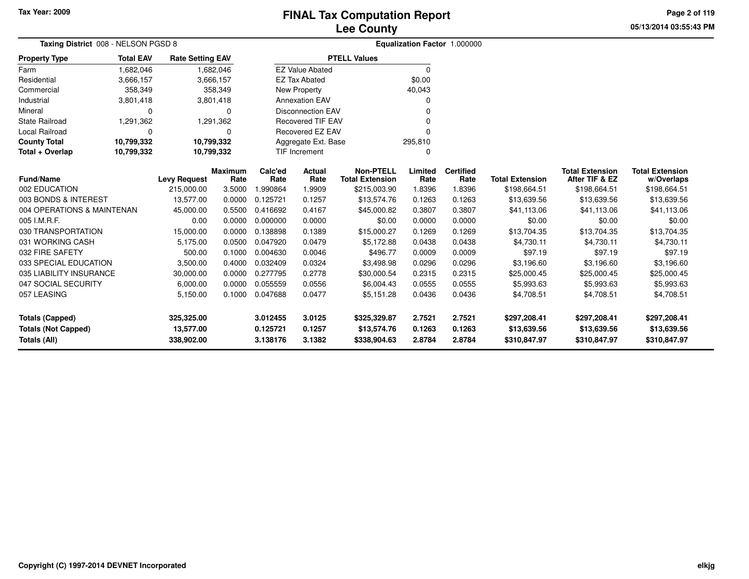# FINAL Tax Computation Report
# Lee County

Tax Year: 2009

**Taxing District** 008 - NELSON PGSD 8

**Equalization Factor** 1.000000

| Property Type | Total EAV | Rate Setting EAV |
|---|---|---|
| Farm | 1,682,046 | 1,682,046 |
| Residential | 3,666,157 | 3,666,157 |
| Commercial | 358,349 | 358,349 |
| Industrial | 3,801,418 | 3,801,418 |
| Mineral | 0 | 0 |
| State Railroad | 1,291,362 | 1,291,362 |
| Local Railroad | 0 | 0 |
| **County Total** | **10,799,332** | **10,799,332** |
| **Total + Overlap** | **10,799,332** | **10,799,332** |

| PTELL Values | |
|---|---|
| EZ Value Abated | 0 |
| EZ Tax Abated | $0.00 |
| New Property | 40,043 |
| Annexation EAV | 0 |
| Disconnection EAV | 0 |
| Recovered TIF EAV | 0 |
| Recovered EZ EAV | 0 |
| Aggregate Ext. Base | 295,810 |
| TIF Increment | 0 |

| Fund/Name | Levy Request | Maximum Rate | Calc'ed Rate | Actual Rate | Non-PTELL Total Extension | Limited Rate | Certified Rate | Total Extension | Total Extension After TIF & EZ | Total Extension w/Overlaps |
|---|---|---|---|---|---|---|---|---|---|---|
| 002 EDUCATION | 215,000.00 | 3.5000 | 1.990864 | 1.9909 | $215,003.90 | 1.8396 | 1.8396 | $198,664.51 | $198,664.51 | $198,664.51 |
| 003 BONDS & INTEREST | 13,577.00 | 0.0000 | 0.125721 | 0.1257 | $13,574.76 | 0.1263 | 0.1263 | $13,639.56 | $13,639.56 | $13,639.56 |
| 004 OPERATIONS & MAINTENAN | 45,000.00 | 0.5500 | 0.416692 | 0.4167 | $45,000.82 | 0.3807 | 0.3807 | $41,113.06 | $41,113.06 | $41,113.06 |
| 005 I.M.R.F. | 0.00 | 0.0000 | 0.000000 | 0.0000 | $0.00 | 0.0000 | 0.0000 | $0.00 | $0.00 | $0.00 |
| 030 TRANSPORTATION | 15,000.00 | 0.0000 | 0.138898 | 0.1389 | $15,000.27 | 0.1269 | 0.1269 | $13,704.35 | $13,704.35 | $13,704.35 |
| 031 WORKING CASH | 5,175.00 | 0.0500 | 0.047920 | 0.0479 | $5,172.88 | 0.0438 | 0.0438 | $4,730.11 | $4,730.11 | $4,730.11 |
| 032 FIRE SAFETY | 500.00 | 0.1000 | 0.004630 | 0.0046 | $496.77 | 0.0009 | 0.0009 | $97.19 | $97.19 | $97.19 |
| 033 SPECIAL EDUCATION | 3,500.00 | 0.4000 | 0.032409 | 0.0324 | $3,498.98 | 0.0296 | 0.0296 | $3,196.60 | $3,196.60 | $3,196.60 |
| 035 LIABILITY INSURANCE | 30,000.00 | 0.0000 | 0.277795 | 0.2778 | $30,000.54 | 0.2315 | 0.2315 | $25,000.45 | $25,000.45 | $25,000.45 |
| 047 SOCIAL SECURITY | 6,000.00 | 0.0000 | 0.055559 | 0.0556 | $6,004.43 | 0.0555 | 0.0555 | $5,993.63 | $5,993.63 | $5,993.63 |
| 057 LEASING | 5,150.00 | 0.1000 | 0.047688 | 0.0477 | $5,151.28 | 0.0436 | 0.0436 | $4,708.51 | $4,708.51 | $4,708.51 |
| **Totals (Capped)** | **325,325.00** | | **3.012455** | **3.0125** | **$325,329.87** | **2.7521** | **2.7521** | **$297,208.41** | **$297,208.41** | **$297,208.41** |
| **Totals (Not Capped)** | **13,577.00** | | **0.125721** | **0.1257** | **$13,574.76** | **0.1263** | **0.1263** | **$13,639.56** | **$13,639.56** | **$13,639.56** |
| **Totals (All)** | **338,902.00** | | **3.138176** | **3.1382** | **$338,904.63** | **2.8784** | **2.8784** | **$310,847.97** | **$310,847.97** | **$310,847.97** |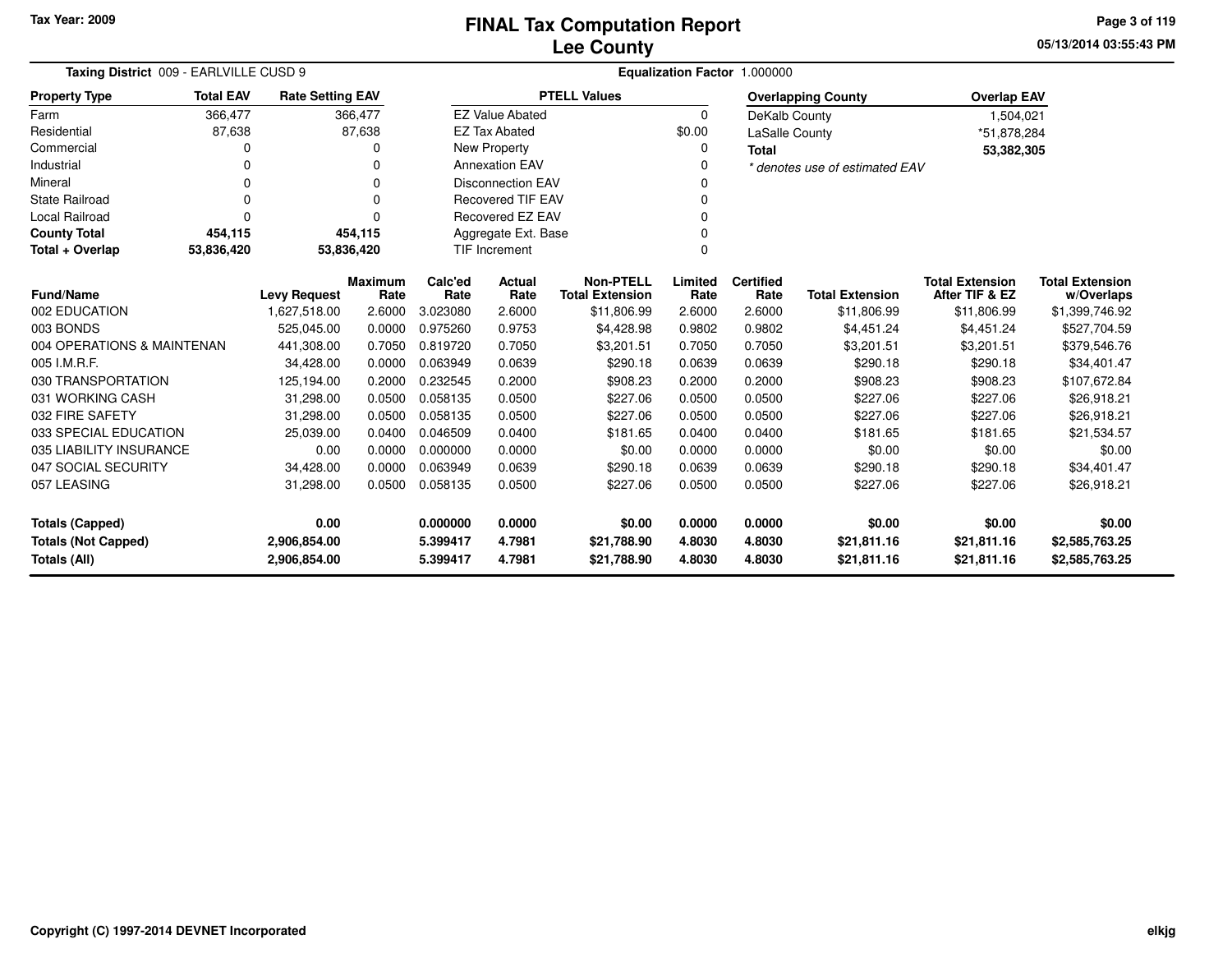# FINAL Tax Computation Report
## Lee County

Tax Year: 2009

**Taxing District** 009 - EARLVILLE CUSD 9 | **Equalization Factor** 1.000000

| Property Type | Total EAV | Rate Setting EAV |
|---|---|---|
| Farm | 366,477 | 366,477 |
| Residential | 87,638 | 87,638 |
| Commercial | 0 | 0 |
| Industrial | 0 | 0 |
| Mineral | 0 | 0 |
| State Railroad | 0 | 0 |
| Local Railroad | 0 | 0 |
| **County Total** | **454,115** | **454,115** |
| **Total + Overlap** | **53,836,420** | **53,836,420** |

| PTELL Values | |
|---|---|
| EZ Value Abated | 0 |
| EZ Tax Abated | $0.00 |
| New Property | 0 |
| Annexation EAV | 0 |
| Disconnection EAV | 0 |
| Recovered TIF EAV | 0 |
| Recovered EZ EAV | 0 |
| Aggregate Ext. Base | 0 |
| TIF Increment | 0 |

| Overlapping County | Overlap EAV |
|---|---|
| DeKalb County | 1,504,021 |
| LaSalle County | *51,878,284 |
| **Total** | **53,382,305** |

*\* denotes use of estimated EAV*

| Fund/Name | Levy Request | Maximum Rate | Calc'ed Rate | Actual Rate | Non-PTELL Total Extension | Limited Rate | Certified Rate | Total Extension | Total Extension After TIF & EZ | Total Extension w/Overlaps |
|---|---|---|---|---|---|---|---|---|---|---|
| 002 EDUCATION | 1,627,518.00 | 2.6000 | 3.023080 | 2.6000 | $11,806.99 | 2.6000 | 2.6000 | $11,806.99 | $11,806.99 | $1,399,746.92 |
| 003 BONDS | 525,045.00 | 0.0000 | 0.975260 | 0.9753 | $4,428.98 | 0.9802 | 0.9802 | $4,451.24 | $4,451.24 | $527,704.59 |
| 004 OPERATIONS & MAINTENAN | 441,308.00 | 0.7050 | 0.819720 | 0.7050 | $3,201.51 | 0.7050 | 0.7050 | $3,201.51 | $3,201.51 | $379,546.76 |
| 005 I.M.R.F. | 34,428.00 | 0.0000 | 0.063949 | 0.0639 | $290.18 | 0.0639 | 0.0639 | $290.18 | $290.18 | $34,401.47 |
| 030 TRANSPORTATION | 125,194.00 | 0.2000 | 0.232545 | 0.2000 | $908.23 | 0.2000 | 0.2000 | $908.23 | $908.23 | $107,672.84 |
| 031 WORKING CASH | 31,298.00 | 0.0500 | 0.058135 | 0.0500 | $227.06 | 0.0500 | 0.0500 | $227.06 | $227.06 | $26,918.21 |
| 032 FIRE SAFETY | 31,298.00 | 0.0500 | 0.058135 | 0.0500 | $227.06 | 0.0500 | 0.0500 | $227.06 | $227.06 | $26,918.21 |
| 033 SPECIAL EDUCATION | 25,039.00 | 0.0400 | 0.046509 | 0.0400 | $181.65 | 0.0400 | 0.0400 | $181.65 | $181.65 | $21,534.57 |
| 035 LIABILITY INSURANCE | 0.00 | 0.0000 | 0.000000 | 0.0000 | $0.00 | 0.0000 | 0.0000 | $0.00 | $0.00 | $0.00 |
| 047 SOCIAL SECURITY | 34,428.00 | 0.0000 | 0.063949 | 0.0639 | $290.18 | 0.0639 | 0.0639 | $290.18 | $290.18 | $34,401.47 |
| 057 LEASING | 31,298.00 | 0.0500 | 0.058135 | 0.0500 | $227.06 | 0.0500 | 0.0500 | $227.06 | $227.06 | $26,918.21 |
| **Totals (Capped)** | **0.00** | | **0.000000** | **0.0000** | **$0.00** | **0.0000** | **0.0000** | **$0.00** | **$0.00** | **$0.00** |
| **Totals (Not Capped)** | **2,906,854.00** | | **5.399417** | **4.7981** | **$21,788.90** | **4.8030** | **4.8030** | **$21,811.16** | **$21,811.16** | **$2,585,763.25** |
| **Totals (All)** | **2,906,854.00** | | **5.399417** | **4.7981** | **$21,788.90** | **4.8030** | **4.8030** | **$21,811.16** | **$21,811.16** | **$2,585,763.25** |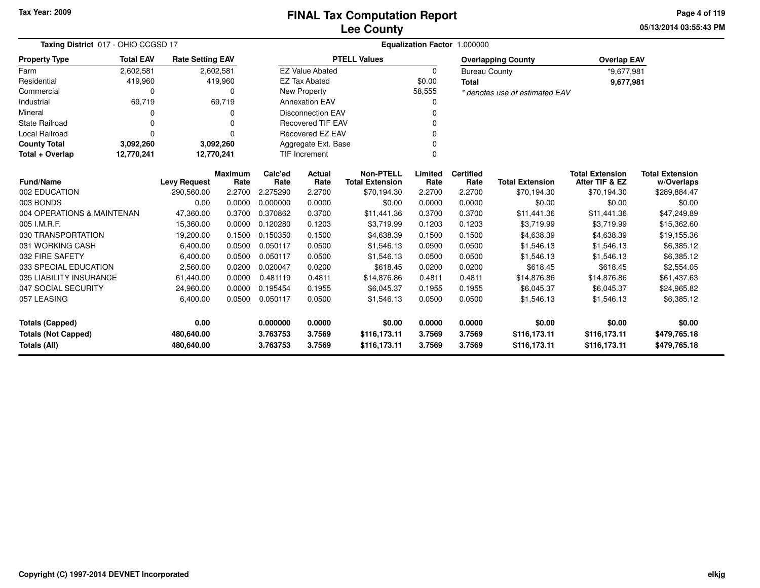Tax Year: 2009

# FINAL Tax Computation Report
## Lee County

05/13/2014 03:55:43 PM

**Taxing District** 017 - OHIO CCGSD 17

**Equalization Factor** 1.000000

| Property Type | Total EAV | Rate Setting EAV |
|---|---|---|
| Farm | 2,602,581 | 2,602,581 |
| Residential | 419,960 | 419,960 |
| Commercial | 0 | 0 |
| Industrial | 69,719 | 69,719 |
| Mineral | 0 | 0 |
| State Railroad | 0 | 0 |
| Local Railroad | 0 | 0 |
| **County Total** | **3,092,260** | **3,092,260** |
| **Total + Overlap** | **12,770,241** | **12,770,241** |

| PTELL Values | |
|---|---|
| EZ Value Abated | 0 |
| EZ Tax Abated | $0.00 |
| New Property | 58,555 |
| Annexation EAV | 0 |
| Disconnection EAV | 0 |
| Recovered TIF EAV | 0 |
| Recovered EZ EAV | 0 |
| Aggregate Ext. Base | 0 |
| TIF Increment | 0 |

| Overlapping County | Overlap EAV |
|---|---|
| Bureau County | *9,677,981 |
| **Total** | **9,677,981** |

*\* denotes use of estimated EAV*

| Fund/Name | Levy Request | Maximum Rate | Calc'ed Rate | Actual Rate | Non-PTELL Total Extension | Limited Rate | Certified Rate | Total Extension | Total Extension After TIF & EZ | Total Extension w/Overlaps |
|---|---|---|---|---|---|---|---|---|---|---|
| 002 EDUCATION | 290,560.00 | 2.2700 | 2.275290 | 2.2700 | $70,194.30 | 2.2700 | 2.2700 | $70,194.30 | $70,194.30 | $289,884.47 |
| 003 BONDS | 0.00 | 0.0000 | 0.000000 | 0.0000 | $0.00 | 0.0000 | 0.0000 | $0.00 | $0.00 | $0.00 |
| 004 OPERATIONS & MAINTENAN | 47,360.00 | 0.3700 | 0.370862 | 0.3700 | $11,441.36 | 0.3700 | 0.3700 | $11,441.36 | $11,441.36 | $47,249.89 |
| 005 I.M.R.F. | 15,360.00 | 0.0000 | 0.120280 | 0.1203 | $3,719.99 | 0.1203 | 0.1203 | $3,719.99 | $3,719.99 | $15,362.60 |
| 030 TRANSPORTATION | 19,200.00 | 0.1500 | 0.150350 | 0.1500 | $4,638.39 | 0.1500 | 0.1500 | $4,638.39 | $4,638.39 | $19,155.36 |
| 031 WORKING CASH | 6,400.00 | 0.0500 | 0.050117 | 0.0500 | $1,546.13 | 0.0500 | 0.0500 | $1,546.13 | $1,546.13 | $6,385.12 |
| 032 FIRE SAFETY | 6,400.00 | 0.0500 | 0.050117 | 0.0500 | $1,546.13 | 0.0500 | 0.0500 | $1,546.13 | $1,546.13 | $6,385.12 |
| 033 SPECIAL EDUCATION | 2,560.00 | 0.0200 | 0.020047 | 0.0200 | $618.45 | 0.0200 | 0.0200 | $618.45 | $618.45 | $2,554.05 |
| 035 LIABILITY INSURANCE | 61,440.00 | 0.0000 | 0.481119 | 0.4811 | $14,876.86 | 0.4811 | 0.4811 | $14,876.86 | $14,876.86 | $61,437.63 |
| 047 SOCIAL SECURITY | 24,960.00 | 0.0000 | 0.195454 | 0.1955 | $6,045.37 | 0.1955 | 0.1955 | $6,045.37 | $6,045.37 | $24,965.82 |
| 057 LEASING | 6,400.00 | 0.0500 | 0.050117 | 0.0500 | $1,546.13 | 0.0500 | 0.0500 | $1,546.13 | $1,546.13 | $6,385.12 |
| **Totals (Capped)** | **0.00** | | **0.000000** | **0.0000** | **$0.00** | **0.0000** | **0.0000** | **$0.00** | **$0.00** | **$0.00** |
| **Totals (Not Capped)** | **480,640.00** | | **3.763753** | **3.7569** | **$116,173.11** | **3.7569** | **3.7569** | **$116,173.11** | **$116,173.11** | **$479,765.18** |
| **Totals (All)** | **480,640.00** | | **3.763753** | **3.7569** | **$116,173.11** | **3.7569** | **3.7569** | **$116,173.11** | **$116,173.11** | **$479,765.18** |

Copyright (C) 1997-2014 DEVNET Incorporated

elkjg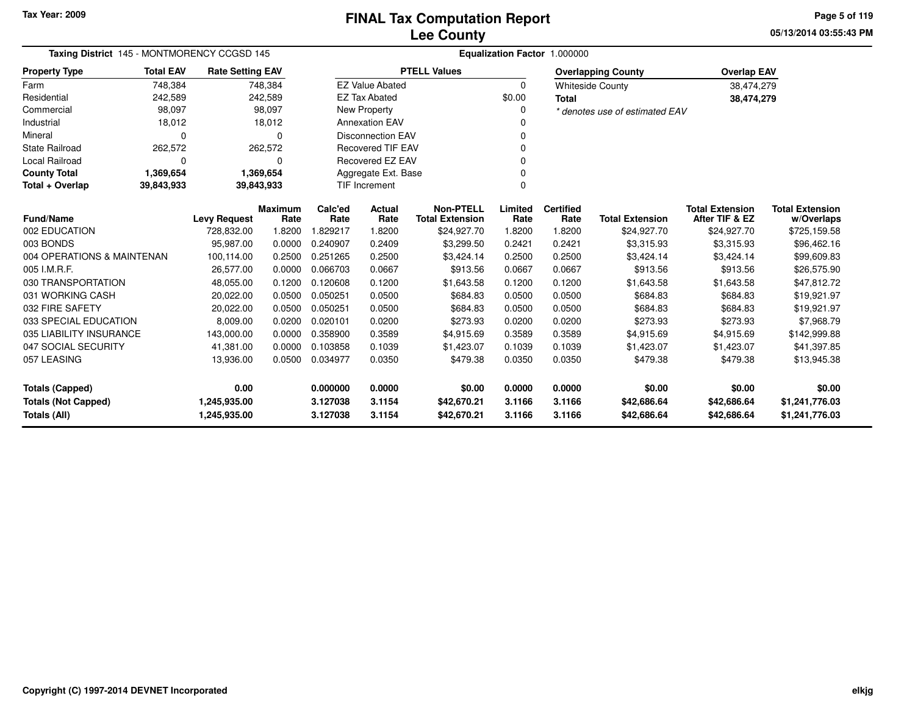Tax Year: 2009

# FINAL Tax Computation Report
## Lee County

**Taxing District** 145 - MONTMORENCY CCGSD 145

**Equalization Factor** 1.000000

| Property Type | Total EAV | Rate Setting EAV |
|---|---|---|
| Farm | 748,384 | 748,384 |
| Residential | 242,589 | 242,589 |
| Commercial | 98,097 | 98,097 |
| Industrial | 18,012 | 18,012 |
| Mineral | 0 | 0 |
| State Railroad | 262,572 | 262,572 |
| Local Railroad | 0 | 0 |
| **County Total** | **1,369,654** | **1,369,654** |
| **Total + Overlap** | **39,843,933** | **39,843,933** |

| PTELL Values | |
|---|---|
| EZ Value Abated | 0 |
| EZ Tax Abated | $0.00 |
| New Property | 0 |
| Annexation EAV | 0 |
| Disconnection EAV | 0 |
| Recovered TIF EAV | 0 |
| Recovered EZ EAV | 0 |
| Aggregate Ext. Base | 0 |
| TIF Increment | 0 |

| Overlapping County | Overlap EAV |
|---|---|
| Whiteside County | 38,474,279 |
| **Total** | **38,474,279** |

*\* denotes use of estimated EAV*

| Fund/Name | Levy Request | Maximum Rate | Calc'ed Rate | Actual Rate | Non-PTELL Total Extension | Limited Rate | Certified Rate | Total Extension | Total Extension After TIF & EZ | Total Extension w/Overlaps |
|---|---|---|---|---|---|---|---|---|---|---|
| 002 EDUCATION | 728,832.00 | 1.8200 | 1.829217 | 1.8200 | $24,927.70 | 1.8200 | 1.8200 | $24,927.70 | $24,927.70 | $725,159.58 |
| 003 BONDS | 95,987.00 | 0.0000 | 0.240907 | 0.2409 | $3,299.50 | 0.2421 | 0.2421 | $3,315.93 | $3,315.93 | $96,462.16 |
| 004 OPERATIONS & MAINTENAN | 100,114.00 | 0.2500 | 0.251265 | 0.2500 | $3,424.14 | 0.2500 | 0.2500 | $3,424.14 | $3,424.14 | $99,609.83 |
| 005 I.M.R.F. | 26,577.00 | 0.0000 | 0.066703 | 0.0667 | $913.56 | 0.0667 | 0.0667 | $913.56 | $913.56 | $26,575.90 |
| 030 TRANSPORTATION | 48,055.00 | 0.1200 | 0.120608 | 0.1200 | $1,643.58 | 0.1200 | 0.1200 | $1,643.58 | $1,643.58 | $47,812.72 |
| 031 WORKING CASH | 20,022.00 | 0.0500 | 0.050251 | 0.0500 | $684.83 | 0.0500 | 0.0500 | $684.83 | $684.83 | $19,921.97 |
| 032 FIRE SAFETY | 20,022.00 | 0.0500 | 0.050251 | 0.0500 | $684.83 | 0.0500 | 0.0500 | $684.83 | $684.83 | $19,921.97 |
| 033 SPECIAL EDUCATION | 8,009.00 | 0.0200 | 0.020101 | 0.0200 | $273.93 | 0.0200 | 0.0200 | $273.93 | $273.93 | $7,968.79 |
| 035 LIABILITY INSURANCE | 143,000.00 | 0.0000 | 0.358900 | 0.3589 | $4,915.69 | 0.3589 | 0.3589 | $4,915.69 | $4,915.69 | $142,999.88 |
| 047 SOCIAL SECURITY | 41,381.00 | 0.0000 | 0.103858 | 0.1039 | $1,423.07 | 0.1039 | 0.1039 | $1,423.07 | $1,423.07 | $41,397.85 |
| 057 LEASING | 13,936.00 | 0.0500 | 0.034977 | 0.0350 | $479.38 | 0.0350 | 0.0350 | $479.38 | $479.38 | $13,945.38 |
| **Totals (Capped)** | **0.00** | | **0.000000** | **0.0000** | **$0.00** | **0.0000** | **0.0000** | **$0.00** | **$0.00** | **$0.00** |
| **Totals (Not Capped)** | **1,245,935.00** | | **3.127038** | **3.1154** | **$42,670.21** | **3.1166** | **3.1166** | **$42,686.64** | **$42,686.64** | **$1,241,776.03** |
| **Totals (All)** | **1,245,935.00** | | **3.127038** | **3.1154** | **$42,670.21** | **3.1166** | **3.1166** | **$42,686.64** | **$42,686.64** | **$1,241,776.03** |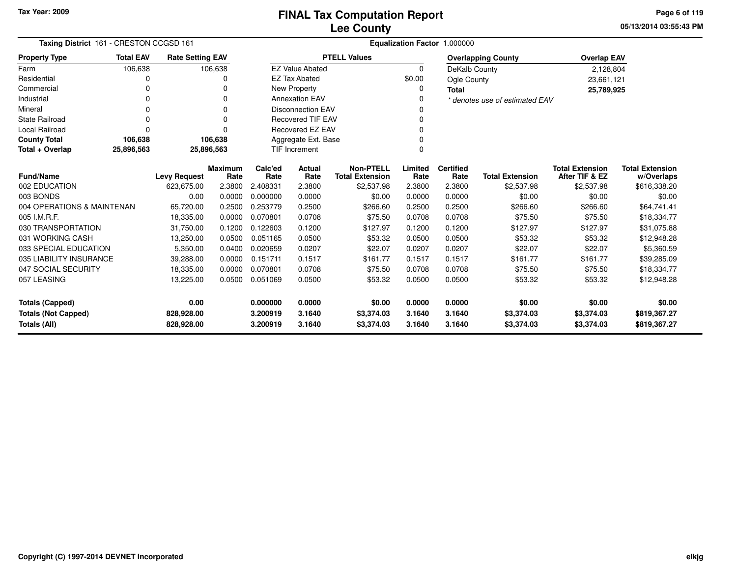# FINAL Tax Computation Report
# Lee County

Tax Year: 2009

05/13/2014 03:55:43 PM

**Taxing District** 161 - CRESTON CCGSD 161

**Equalization Factor** 1.000000

| Property Type | Total EAV | Rate Setting EAV |
|---|---|---|
| Farm | 106,638 | 106,638 |
| Residential | 0 | 0 |
| Commercial | 0 | 0 |
| Industrial | 0 | 0 |
| Mineral | 0 | 0 |
| State Railroad | 0 | 0 |
| Local Railroad | 0 | 0 |
| **County Total** | **106,638** | **106,638** |
| **Total + Overlap** | **25,896,563** | **25,896,563** |

| PTELL Values | |
|---|---|
| EZ Value Abated | 0 |
| EZ Tax Abated | $0.00 |
| New Property | 0 |
| Annexation EAV | 0 |
| Disconnection EAV | 0 |
| Recovered TIF EAV | 0 |
| Recovered EZ EAV | 0 |
| Aggregate Ext. Base | 0 |
| TIF Increment | 0 |

| Overlapping County | Overlap EAV |
|---|---|
| DeKalb County | 2,128,804 |
| Ogle County | 23,661,121 |
| **Total** | **25,789,925** |

*\* denotes use of estimated EAV*

| Fund/Name | Levy Request | Maximum Rate | Calc'ed Rate | Actual Rate | Non-PTELL Total Extension | Limited Rate | Certified Rate | Total Extension | Total Extension After TIF & EZ | Total Extension w/Overlaps |
|---|---|---|---|---|---|---|---|---|---|---|
| 002 EDUCATION | 623,675.00 | 2.3800 | 2.408331 | 2.3800 | $2,537.98 | 2.3800 | 2.3800 | $2,537.98 | $2,537.98 | $616,338.20 |
| 003 BONDS | 0.00 | 0.0000 | 0.000000 | 0.0000 | $0.00 | 0.0000 | 0.0000 | $0.00 | $0.00 | $0.00 |
| 004 OPERATIONS & MAINTENAN | 65,720.00 | 0.2500 | 0.253779 | 0.2500 | $266.60 | 0.2500 | 0.2500 | $266.60 | $266.60 | $64,741.41 |
| 005 I.M.R.F. | 18,335.00 | 0.0000 | 0.070801 | 0.0708 | $75.50 | 0.0708 | 0.0708 | $75.50 | $75.50 | $18,334.77 |
| 030 TRANSPORTATION | 31,750.00 | 0.1200 | 0.122603 | 0.1200 | $127.97 | 0.1200 | 0.1200 | $127.97 | $127.97 | $31,075.88 |
| 031 WORKING CASH | 13,250.00 | 0.0500 | 0.051165 | 0.0500 | $53.32 | 0.0500 | 0.0500 | $53.32 | $53.32 | $12,948.28 |
| 033 SPECIAL EDUCATION | 5,350.00 | 0.0400 | 0.020659 | 0.0207 | $22.07 | 0.0207 | 0.0207 | $22.07 | $22.07 | $5,360.59 |
| 035 LIABILITY INSURANCE | 39,288.00 | 0.0000 | 0.151711 | 0.1517 | $161.77 | 0.1517 | 0.1517 | $161.77 | $161.77 | $39,285.09 |
| 047 SOCIAL SECURITY | 18,335.00 | 0.0000 | 0.070801 | 0.0708 | $75.50 | 0.0708 | 0.0708 | $75.50 | $75.50 | $18,334.77 |
| 057 LEASING | 13,225.00 | 0.0500 | 0.051069 | 0.0500 | $53.32 | 0.0500 | 0.0500 | $53.32 | $53.32 | $12,948.28 |
| **Totals (Capped)** | **0.00** | | **0.000000** | **0.0000** | **$0.00** | **0.0000** | **0.0000** | **$0.00** | **$0.00** | **$0.00** |
| **Totals (Not Capped)** | **828,928.00** | | **3.200919** | **3.1640** | **$3,374.03** | **3.1640** | **3.1640** | **$3,374.03** | **$3,374.03** | **$819,367.27** |
| **Totals (All)** | **828,928.00** | | **3.200919** | **3.1640** | **$3,374.03** | **3.1640** | **3.1640** | **$3,374.03** | **$3,374.03** | **$819,367.27** |

Copyright (C) 1997-2014 DEVNET Incorporated

elkjg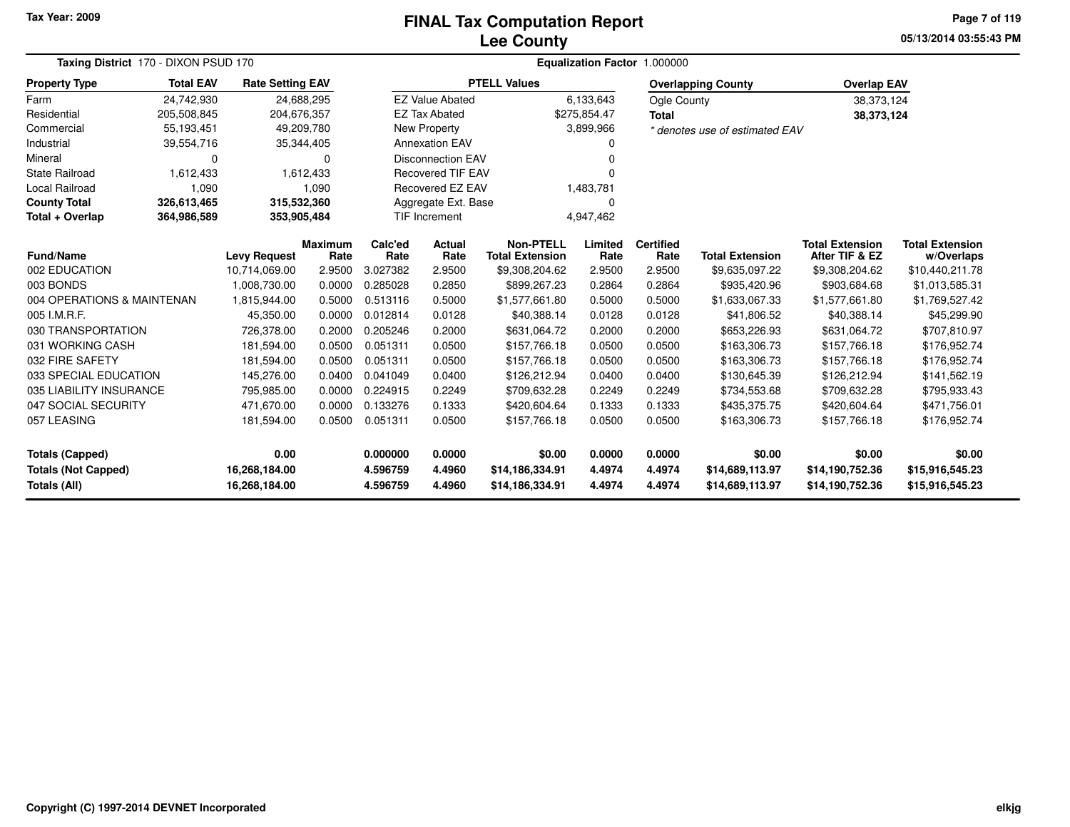# FINAL Tax Computation Report
## Lee County

Tax Year: 2009

05/13/2014 03:55:43 PM

**Taxing District** 170 - DIXON PSUD 170

**Equalization Factor** 1.000000

| Property Type | Total EAV | Rate Setting EAV |
|---|---|---|
| Farm | 24,742,930 | 24,688,295 |
| Residential | 205,508,845 | 204,676,357 |
| Commercial | 55,193,451 | 49,209,780 |
| Industrial | 39,554,716 | 35,344,405 |
| Mineral | 0 | 0 |
| State Railroad | 1,612,433 | 1,612,433 |
| Local Railroad | 1,090 | 1,090 |
| **County Total** | **326,613,465** | **315,532,360** |
| **Total + Overlap** | **364,986,589** | **353,905,484** |

| PTELL Values | |
|---|---|
| EZ Value Abated | 6,133,643 |
| EZ Tax Abated | $275,854.47 |
| New Property | 3,899,966 |
| Annexation EAV | 0 |
| Disconnection EAV | 0 |
| Recovered TIF EAV | 0 |
| Recovered EZ EAV | 1,483,781 |
| Aggregate Ext. Base | 0 |
| TIF Increment | 4,947,462 |

| Overlapping County | Overlap EAV |
|---|---|
| Ogle County | 38,373,124 |
| **Total** | **38,373,124** |

* denotes use of estimated EAV

| Fund/Name | Levy Request | Maximum Rate | Calc'ed Rate | Actual Rate | Non-PTELL Total Extension | Limited Rate | Certified Rate | Total Extension | Total Extension After TIF & EZ | Total Extension w/Overlaps |
|---|---|---|---|---|---|---|---|---|---|---|
| 002 EDUCATION | 10,714,069.00 | 2.9500 | 3.027382 | 2.9500 | $9,308,204.62 | 2.9500 | 2.9500 | $9,635,097.22 | $9,308,204.62 | $10,440,211.78 |
| 003 BONDS | 1,008,730.00 | 0.0000 | 0.285028 | 0.2850 | $899,267.23 | 0.2864 | 0.2864 | $935,420.96 | $903,684.68 | $1,013,585.31 |
| 004 OPERATIONS & MAINTENAN | 1,815,944.00 | 0.5000 | 0.513116 | 0.5000 | $1,577,661.80 | 0.5000 | 0.5000 | $1,633,067.33 | $1,577,661.80 | $1,769,527.42 |
| 005 I.M.R.F. | 45,350.00 | 0.0000 | 0.012814 | 0.0128 | $40,388.14 | 0.0128 | 0.0128 | $41,806.52 | $40,388.14 | $45,299.90 |
| 030 TRANSPORTATION | 726,378.00 | 0.2000 | 0.205246 | 0.2000 | $631,064.72 | 0.2000 | 0.2000 | $653,226.93 | $631,064.72 | $707,810.97 |
| 031 WORKING CASH | 181,594.00 | 0.0500 | 0.051311 | 0.0500 | $157,766.18 | 0.0500 | 0.0500 | $163,306.73 | $157,766.18 | $176,952.74 |
| 032 FIRE SAFETY | 181,594.00 | 0.0500 | 0.051311 | 0.0500 | $157,766.18 | 0.0500 | 0.0500 | $163,306.73 | $157,766.18 | $176,952.74 |
| 033 SPECIAL EDUCATION | 145,276.00 | 0.0400 | 0.041049 | 0.0400 | $126,212.94 | 0.0400 | 0.0400 | $130,645.39 | $126,212.94 | $141,562.19 |
| 035 LIABILITY INSURANCE | 795,985.00 | 0.0000 | 0.224915 | 0.2249 | $709,632.28 | 0.2249 | 0.2249 | $734,553.68 | $709,632.28 | $795,933.43 |
| 047 SOCIAL SECURITY | 471,670.00 | 0.0000 | 0.133276 | 0.1333 | $420,604.64 | 0.1333 | 0.1333 | $435,375.75 | $420,604.64 | $471,756.01 |
| 057 LEASING | 181,594.00 | 0.0500 | 0.051311 | 0.0500 | $157,766.18 | 0.0500 | 0.0500 | $163,306.73 | $157,766.18 | $176,952.74 |
| **Totals (Capped)** | **0.00** | | **0.000000** | **0.0000** | **$0.00** | **0.0000** | **0.0000** | **$0.00** | **$0.00** | **$0.00** |
| **Totals (Not Capped)** | **16,268,184.00** | | **4.596759** | **4.4960** | **$14,186,334.91** | **4.4974** | **4.4974** | **$14,689,113.97** | **$14,190,752.36** | **$15,916,545.23** |
| **Totals (All)** | **16,268,184.00** | | **4.596759** | **4.4960** | **$14,186,334.91** | **4.4974** | **4.4974** | **$14,689,113.97** | **$14,190,752.36** | **$15,916,545.23** |

Copyright (C) 1997-2014 DEVNET Incorporated

elkjg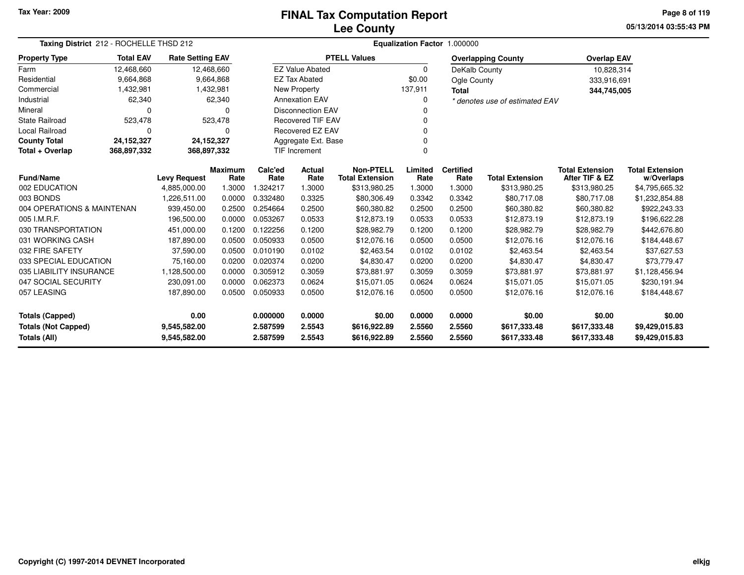# FINAL Tax Computation Report
# Lee County

Tax Year: 2009

05/13/2014 03:55:43 PM

**Taxing District** 212 - ROCHELLE THSD 212

**Equalization Factor** 1.000000

| Property Type | Total EAV | Rate Setting EAV |
|---|---|---|
| Farm | 12,468,660 | 12,468,660 |
| Residential | 9,664,868 | 9,664,868 |
| Commercial | 1,432,981 | 1,432,981 |
| Industrial | 62,340 | 62,340 |
| Mineral | 0 | 0 |
| State Railroad | 523,478 | 523,478 |
| Local Railroad | 0 | 0 |
| **County Total** | **24,152,327** | **24,152,327** |
| **Total + Overlap** | **368,897,332** | **368,897,332** |

| PTELL Values | |
|---|---|
| EZ Value Abated | 0 |
| EZ Tax Abated | $0.00 |
| New Property | 137,911 |
| Annexation EAV | 0 |
| Disconnection EAV | 0 |
| Recovered TIF EAV | 0 |
| Recovered EZ EAV | 0 |
| Aggregate Ext. Base | 0 |
| TIF Increment | 0 |

| Overlapping County | Overlap EAV |
|---|---|
| DeKalb County | 10,828,314 |
| Ogle County | 333,916,691 |
| **Total** | **344,745,005** |

*\* denotes use of estimated EAV*

| Fund/Name | Levy Request | Maximum Rate | Calc'ed Rate | Actual Rate | Non-PTELL Total Extension | Limited Rate | Certified Rate | Total Extension | Total Extension After TIF & EZ | Total Extension w/Overlaps |
|---|---|---|---|---|---|---|---|---|---|---|
| 002 EDUCATION | 4,885,000.00 | 1.3000 | 1.324217 | 1.3000 | $313,980.25 | 1.3000 | 1.3000 | $313,980.25 | $313,980.25 | $4,795,665.32 |
| 003 BONDS | 1,226,511.00 | 0.0000 | 0.332480 | 0.3325 | $80,306.49 | 0.3342 | 0.3342 | $80,717.08 | $80,717.08 | $1,232,854.88 |
| 004 OPERATIONS & MAINTENAN | 939,450.00 | 0.2500 | 0.254664 | 0.2500 | $60,380.82 | 0.2500 | 0.2500 | $60,380.82 | $60,380.82 | $922,243.33 |
| 005 I.M.R.F. | 196,500.00 | 0.0000 | 0.053267 | 0.0533 | $12,873.19 | 0.0533 | 0.0533 | $12,873.19 | $12,873.19 | $196,622.28 |
| 030 TRANSPORTATION | 451,000.00 | 0.1200 | 0.122256 | 0.1200 | $28,982.79 | 0.1200 | 0.1200 | $28,982.79 | $28,982.79 | $442,676.80 |
| 031 WORKING CASH | 187,890.00 | 0.0500 | 0.050933 | 0.0500 | $12,076.16 | 0.0500 | 0.0500 | $12,076.16 | $12,076.16 | $184,448.67 |
| 032 FIRE SAFETY | 37,590.00 | 0.0500 | 0.010190 | 0.0102 | $2,463.54 | 0.0102 | 0.0102 | $2,463.54 | $2,463.54 | $37,627.53 |
| 033 SPECIAL EDUCATION | 75,160.00 | 0.0200 | 0.020374 | 0.0200 | $4,830.47 | 0.0200 | 0.0200 | $4,830.47 | $4,830.47 | $73,779.47 |
| 035 LIABILITY INSURANCE | 1,128,500.00 | 0.0000 | 0.305912 | 0.3059 | $73,881.97 | 0.3059 | 0.3059 | $73,881.97 | $73,881.97 | $1,128,456.94 |
| 047 SOCIAL SECURITY | 230,091.00 | 0.0000 | 0.062373 | 0.0624 | $15,071.05 | 0.0624 | 0.0624 | $15,071.05 | $15,071.05 | $230,191.94 |
| 057 LEASING | 187,890.00 | 0.0500 | 0.050933 | 0.0500 | $12,076.16 | 0.0500 | 0.0500 | $12,076.16 | $12,076.16 | $184,448.67 |
| **Totals (Capped)** | **0.00** | | **0.000000** | **0.0000** | **$0.00** | **0.0000** | **0.0000** | **$0.00** | **$0.00** | **$0.00** |
| **Totals (Not Capped)** | **9,545,582.00** | | **2.587599** | **2.5543** | **$616,922.89** | **2.5560** | **2.5560** | **$617,333.48** | **$617,333.48** | **$9,429,015.83** |
| **Totals (All)** | **9,545,582.00** | | **2.587599** | **2.5543** | **$616,922.89** | **2.5560** | **2.5560** | **$617,333.48** | **$617,333.48** | **$9,429,015.83** |

Copyright (C) 1997-2014 DEVNET Incorporated

elkjg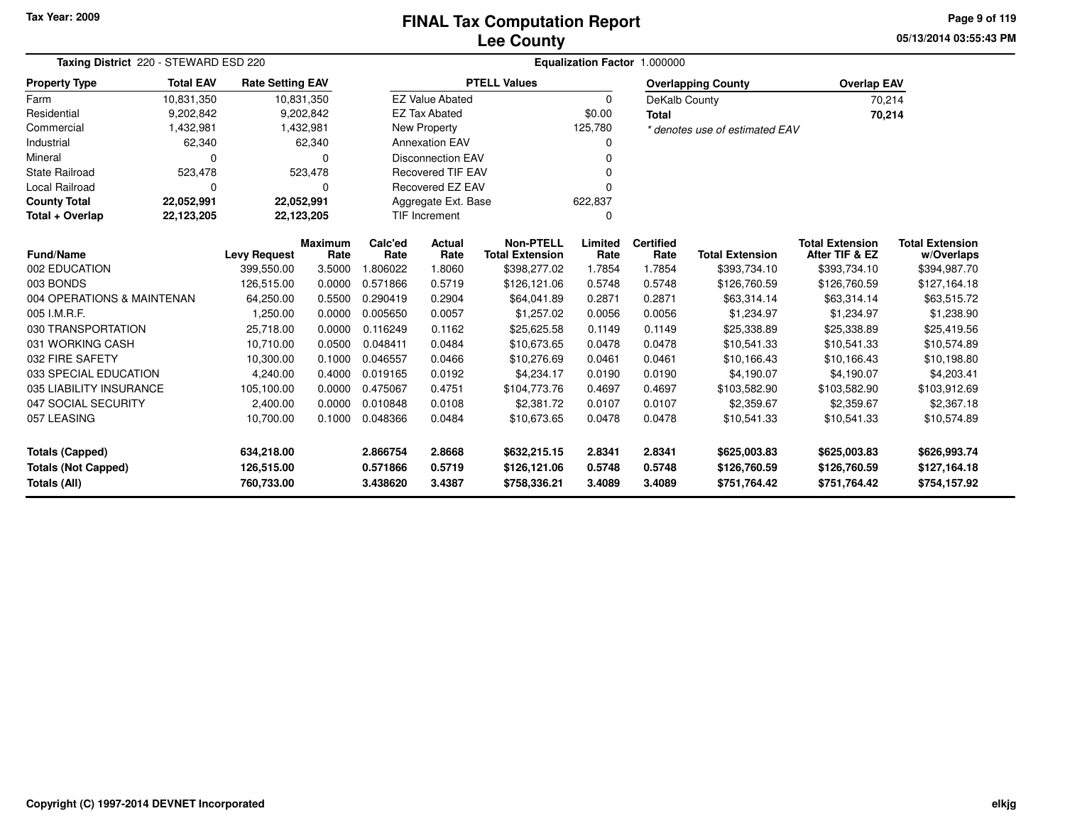**Tax Year: 2009**

# FINAL Tax Computation Report
## Lee County

05/13/2014 03:55:43 PM

**Taxing District** 220 - STEWARD ESD 220

**Equalization Factor** 1.000000

| Property Type | Total EAV | Rate Setting EAV |
|---|---|---|
| Farm | 10,831,350 | 10,831,350 |
| Residential | 9,202,842 | 9,202,842 |
| Commercial | 1,432,981 | 1,432,981 |
| Industrial | 62,340 | 62,340 |
| Mineral | 0 | 0 |
| State Railroad | 523,478 | 523,478 |
| Local Railroad | 0 | 0 |
| **County Total** | **22,052,991** | **22,052,991** |
| **Total + Overlap** | **22,123,205** | **22,123,205** |

| PTELL Values | |
|---|---|
| EZ Value Abated | 0 |
| EZ Tax Abated | $0.00 |
| New Property | 125,780 |
| Annexation EAV | 0 |
| Disconnection EAV | 0 |
| Recovered TIF EAV | 0 |
| Recovered EZ EAV | 0 |
| Aggregate Ext. Base | 622,837 |
| TIF Increment | 0 |

| Overlapping County | Overlap EAV |
|---|---|
| DeKalb County | 70,214 |
| **Total** | **70,214** |

*\* denotes use of estimated EAV*

| Fund/Name | Levy Request | Maximum Rate | Calc'ed Rate | Actual Rate | Non-PTELL Total Extension | Limited Rate | Certified Rate | Total Extension | Total Extension After TIF & EZ | Total Extension w/Overlaps |
|---|---|---|---|---|---|---|---|---|---|---|
| 002 EDUCATION | 399,550.00 | 3.5000 | 1.806022 | 1.8060 | $398,277.02 | 1.7854 | 1.7854 | $393,734.10 | $393,734.10 | $394,987.70 |
| 003 BONDS | 126,515.00 | 0.0000 | 0.571866 | 0.5719 | $126,121.06 | 0.5748 | 0.5748 | $126,760.59 | $126,760.59 | $127,164.18 |
| 004 OPERATIONS & MAINTENAN | 64,250.00 | 0.5500 | 0.290419 | 0.2904 | $64,041.89 | 0.2871 | 0.2871 | $63,314.14 | $63,314.14 | $63,515.72 |
| 005 I.M.R.F. | 1,250.00 | 0.0000 | 0.005650 | 0.0057 | $1,257.02 | 0.0056 | 0.0056 | $1,234.97 | $1,234.97 | $1,238.90 |
| 030 TRANSPORTATION | 25,718.00 | 0.0000 | 0.116249 | 0.1162 | $25,625.58 | 0.1149 | 0.1149 | $25,338.89 | $25,338.89 | $25,419.56 |
| 031 WORKING CASH | 10,710.00 | 0.0500 | 0.048411 | 0.0484 | $10,673.65 | 0.0478 | 0.0478 | $10,541.33 | $10,541.33 | $10,574.89 |
| 032 FIRE SAFETY | 10,300.00 | 0.1000 | 0.046557 | 0.0466 | $10,276.69 | 0.0461 | 0.0461 | $10,166.43 | $10,166.43 | $10,198.80 |
| 033 SPECIAL EDUCATION | 4,240.00 | 0.4000 | 0.019165 | 0.0192 | $4,234.17 | 0.0190 | 0.0190 | $4,190.07 | $4,190.07 | $4,203.41 |
| 035 LIABILITY INSURANCE | 105,100.00 | 0.0000 | 0.475067 | 0.4751 | $104,773.76 | 0.4697 | 0.4697 | $103,582.90 | $103,582.90 | $103,912.69 |
| 047 SOCIAL SECURITY | 2,400.00 | 0.0000 | 0.010848 | 0.0108 | $2,381.72 | 0.0107 | 0.0107 | $2,359.67 | $2,359.67 | $2,367.18 |
| 057 LEASING | 10,700.00 | 0.1000 | 0.048366 | 0.0484 | $10,673.65 | 0.0478 | 0.0478 | $10,541.33 | $10,541.33 | $10,574.89 |
| **Totals (Capped)** | **634,218.00** | | **2.866754** | **2.8668** | **$632,215.15** | **2.8341** | **2.8341** | **$625,003.83** | **$625,003.83** | **$626,993.74** |
| **Totals (Not Capped)** | **126,515.00** | | **0.571866** | **0.5719** | **$126,121.06** | **0.5748** | **0.5748** | **$126,760.59** | **$126,760.59** | **$127,164.18** |
| **Totals (All)** | **760,733.00** | | **3.438620** | **3.4387** | **$758,336.21** | **3.4089** | **3.4089** | **$751,764.42** | **$751,764.42** | **$754,157.92** |

Copyright (C) 1997-2014 DEVNET Incorporated

elkjg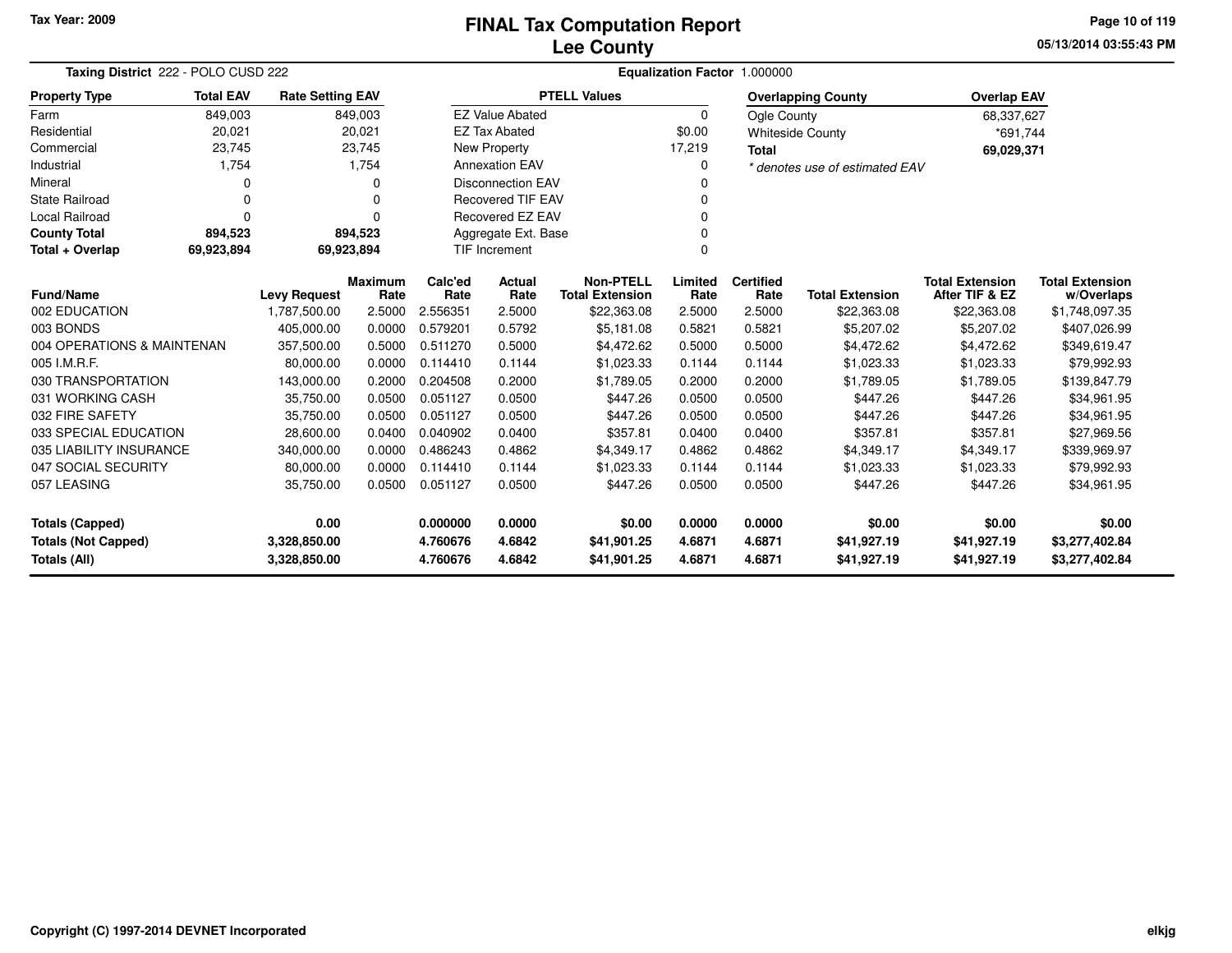Tax Year: 2009

# FINAL Tax Computation Report
## Lee County

05/13/2014 03:55:43 PM

**Taxing District** 222 - POLO CUSD 222 **Equalization Factor** 1.000000

| Property Type | Total EAV | Rate Setting EAV |
|---|---|---|
| Farm | 849,003 | 849,003 |
| Residential | 20,021 | 20,021 |
| Commercial | 23,745 | 23,745 |
| Industrial | 1,754 | 1,754 |
| Mineral | 0 | 0 |
| State Railroad | 0 | 0 |
| Local Railroad | 0 | 0 |
| **County Total** | **894,523** | **894,523** |
| **Total + Overlap** | **69,923,894** | **69,923,894** |

| PTELL Values | |
|---|---|
| EZ Value Abated | 0 |
| EZ Tax Abated | $0.00 |
| New Property | 17,219 |
| Annexation EAV | 0 |
| Disconnection EAV | 0 |
| Recovered TIF EAV | 0 |
| Recovered EZ EAV | 0 |
| Aggregate Ext. Base | 0 |
| TIF Increment | 0 |

| Overlapping County | Overlap EAV |
|---|---|
| Ogle County | 68,337,627 |
| Whiteside County | *691,744 |
| **Total** | **69,029,371** |

*\* denotes use of estimated EAV*

| Fund/Name | Levy Request | Maximum Rate | Calc'ed Rate | Actual Rate | Non-PTELL Total Extension | Limited Rate | Certified Rate | Total Extension | Total Extension After TIF & EZ | Total Extension w/Overlaps |
|---|---|---|---|---|---|---|---|---|---|---|
| 002 EDUCATION | 1,787,500.00 | 2.5000 | 2.556351 | 2.5000 | $22,363.08 | 2.5000 | 2.5000 | $22,363.08 | $22,363.08 | $1,748,097.35 |
| 003 BONDS | 405,000.00 | 0.0000 | 0.579201 | 0.5792 | $5,181.08 | 0.5821 | 0.5821 | $5,207.02 | $5,207.02 | $407,026.99 |
| 004 OPERATIONS & MAINTENAN | 357,500.00 | 0.5000 | 0.511270 | 0.5000 | $4,472.62 | 0.5000 | 0.5000 | $4,472.62 | $4,472.62 | $349,619.47 |
| 005 I.M.R.F. | 80,000.00 | 0.0000 | 0.114410 | 0.1144 | $1,023.33 | 0.1144 | 0.1144 | $1,023.33 | $1,023.33 | $79,992.93 |
| 030 TRANSPORTATION | 143,000.00 | 0.2000 | 0.204508 | 0.2000 | $1,789.05 | 0.2000 | 0.2000 | $1,789.05 | $1,789.05 | $139,847.79 |
| 031 WORKING CASH | 35,750.00 | 0.0500 | 0.051127 | 0.0500 | $447.26 | 0.0500 | 0.0500 | $447.26 | $447.26 | $34,961.95 |
| 032 FIRE SAFETY | 35,750.00 | 0.0500 | 0.051127 | 0.0500 | $447.26 | 0.0500 | 0.0500 | $447.26 | $447.26 | $34,961.95 |
| 033 SPECIAL EDUCATION | 28,600.00 | 0.0400 | 0.040902 | 0.0400 | $357.81 | 0.0400 | 0.0400 | $357.81 | $357.81 | $27,969.56 |
| 035 LIABILITY INSURANCE | 340,000.00 | 0.0000 | 0.486243 | 0.4862 | $4,349.17 | 0.4862 | 0.4862 | $4,349.17 | $4,349.17 | $339,969.97 |
| 047 SOCIAL SECURITY | 80,000.00 | 0.0000 | 0.114410 | 0.1144 | $1,023.33 | 0.1144 | 0.1144 | $1,023.33 | $1,023.33 | $79,992.93 |
| 057 LEASING | 35,750.00 | 0.0500 | 0.051127 | 0.0500 | $447.26 | 0.0500 | 0.0500 | $447.26 | $447.26 | $34,961.95 |
| **Totals (Capped)** | **0.00** | | **0.000000** | **0.0000** | **$0.00** | **0.0000** | **0.0000** | **$0.00** | **$0.00** | **$0.00** |
| **Totals (Not Capped)** | **3,328,850.00** | | **4.760676** | **4.6842** | **$41,901.25** | **4.6871** | **4.6871** | **$41,927.19** | **$41,927.19** | **$3,277,402.84** |
| **Totals (All)** | **3,328,850.00** | | **4.760676** | **4.6842** | **$41,901.25** | **4.6871** | **4.6871** | **$41,927.19** | **$41,927.19** | **$3,277,402.84** |

Copyright (C) 1997-2014 DEVNET Incorporated

elkjg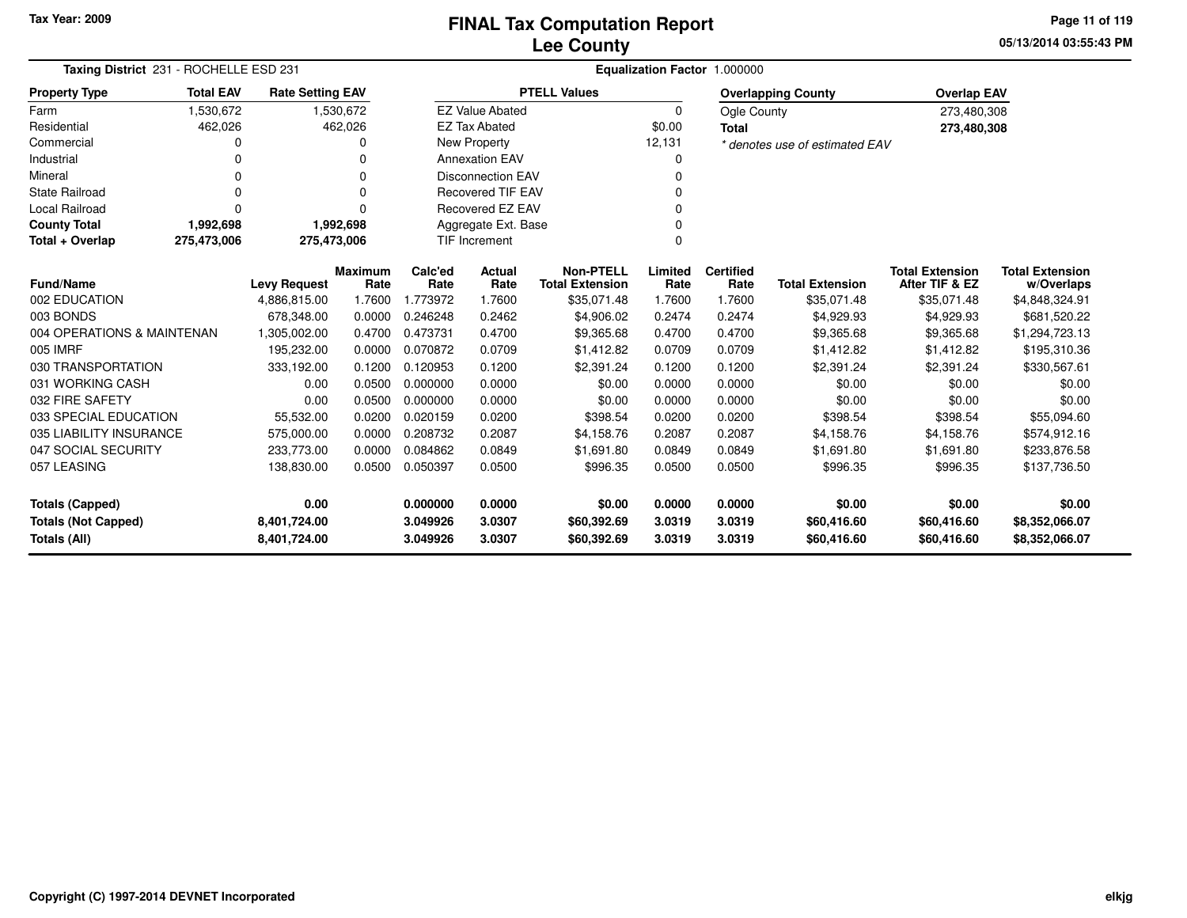Tax Year: 2009

# FINAL Tax Computation Report
## Lee County

05/13/2014 03:55:43 PM

**Taxing District** 231 - ROCHELLE ESD 231

**Equalization Factor** 1.000000

| Property Type | Total EAV | Rate Setting EAV |
|---|---|---|
| Farm | 1,530,672 | 1,530,672 |
| Residential | 462,026 | 462,026 |
| Commercial | 0 | 0 |
| Industrial | 0 | 0 |
| Mineral | 0 | 0 |
| State Railroad | 0 | 0 |
| Local Railroad | 0 | 0 |
| **County Total** | **1,992,698** | **1,992,698** |
| **Total + Overlap** | **275,473,006** | **275,473,006** |

| PTELL Values | |
|---|---|
| EZ Value Abated | 0 |
| EZ Tax Abated | $0.00 |
| New Property | 12,131 |
| Annexation EAV | 0 |
| Disconnection EAV | 0 |
| Recovered TIF EAV | 0 |
| Recovered EZ EAV | 0 |
| Aggregate Ext. Base | 0 |
| TIF Increment | 0 |

| Overlapping County | Overlap EAV |
|---|---|
| Ogle County | 273,480,308 |
| **Total** | **273,480,308** |

* denotes use of estimated EAV

| Fund/Name | Levy Request | Maximum Rate | Calc'ed Rate | Actual Rate | Non-PTELL Total Extension | Limited Rate | Certified Rate | Total Extension | Total Extension After TIF & EZ | Total Extension w/Overlaps |
|---|---|---|---|---|---|---|---|---|---|---|
| 002 EDUCATION | 4,886,815.00 | 1.7600 | 1.773972 | 1.7600 | $35,071.48 | 1.7600 | 1.7600 | $35,071.48 | $35,071.48 | $4,848,324.91 |
| 003 BONDS | 678,348.00 | 0.0000 | 0.246248 | 0.2462 | $4,906.02 | 0.2474 | 0.2474 | $4,929.93 | $4,929.93 | $681,520.22 |
| 004 OPERATIONS & MAINTENAN | 1,305,002.00 | 0.4700 | 0.473731 | 0.4700 | $9,365.68 | 0.4700 | 0.4700 | $9,365.68 | $9,365.68 | $1,294,723.13 |
| 005 IMRF | 195,232.00 | 0.0000 | 0.070872 | 0.0709 | $1,412.82 | 0.0709 | 0.0709 | $1,412.82 | $1,412.82 | $195,310.36 |
| 030 TRANSPORTATION | 333,192.00 | 0.1200 | 0.120953 | 0.1200 | $2,391.24 | 0.1200 | 0.1200 | $2,391.24 | $2,391.24 | $330,567.61 |
| 031 WORKING CASH | 0.00 | 0.0500 | 0.000000 | 0.0000 | $0.00 | 0.0000 | 0.0000 | $0.00 | $0.00 | $0.00 |
| 032 FIRE SAFETY | 0.00 | 0.0500 | 0.000000 | 0.0000 | $0.00 | 0.0000 | 0.0000 | $0.00 | $0.00 | $0.00 |
| 033 SPECIAL EDUCATION | 55,532.00 | 0.0200 | 0.020159 | 0.0200 | $398.54 | 0.0200 | 0.0200 | $398.54 | $398.54 | $55,094.60 |
| 035 LIABILITY INSURANCE | 575,000.00 | 0.0000 | 0.208732 | 0.2087 | $4,158.76 | 0.2087 | 0.2087 | $4,158.76 | $4,158.76 | $574,912.16 |
| 047 SOCIAL SECURITY | 233,773.00 | 0.0000 | 0.084862 | 0.0849 | $1,691.80 | 0.0849 | 0.0849 | $1,691.80 | $1,691.80 | $233,876.58 |
| 057 LEASING | 138,830.00 | 0.0500 | 0.050397 | 0.0500 | $996.35 | 0.0500 | 0.0500 | $996.35 | $996.35 | $137,736.50 |
| **Totals (Capped)** | **0.00** | | **0.000000** | **0.0000** | **$0.00** | **0.0000** | **0.0000** | **$0.00** | **$0.00** | **$0.00** |
| **Totals (Not Capped)** | **8,401,724.00** | | **3.049926** | **3.0307** | **$60,392.69** | **3.0319** | **3.0319** | **$60,416.60** | **$60,416.60** | **$8,352,066.07** |
| **Totals (All)** | **8,401,724.00** | | **3.049926** | **3.0307** | **$60,392.69** | **3.0319** | **3.0319** | **$60,416.60** | **$60,416.60** | **$8,352,066.07** |

Copyright (C) 1997-2014 DEVNET Incorporated

elkjg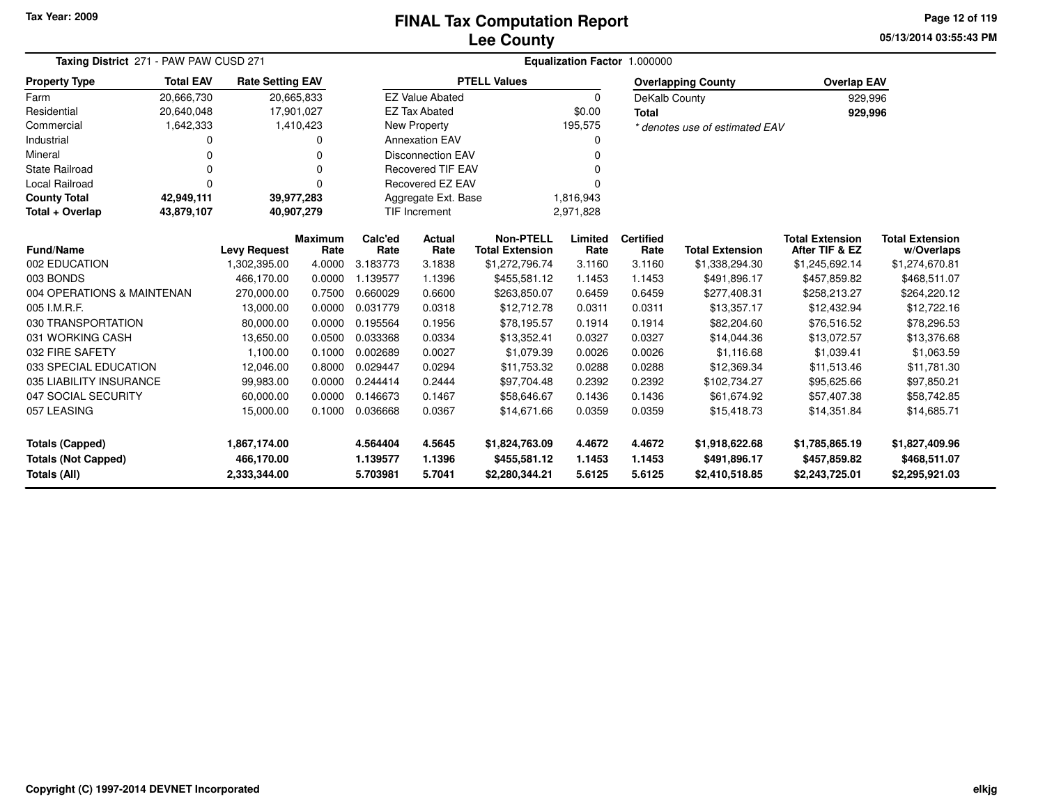**Tax Year: 2009**

# FINAL Tax Computation Report
## Lee County

**Taxing District** 271 - PAW PAW CUSD 271

**Equalization Factor** 1.000000

| Property Type | Total EAV | Rate Setting EAV |
|---|---|---|
| Farm | 20,666,730 | 20,665,833 |
| Residential | 20,640,048 | 17,901,027 |
| Commercial | 1,642,333 | 1,410,423 |
| Industrial | 0 | 0 |
| Mineral | 0 | 0 |
| State Railroad | 0 | 0 |
| Local Railroad | 0 | 0 |
| **County Total** | **42,949,111** | **39,977,283** |
| **Total + Overlap** | **43,879,107** | **40,907,279** |

| PTELL Values | |
|---|---|
| EZ Value Abated | 0 |
| EZ Tax Abated | $0.00 |
| New Property | 195,575 |
| Annexation EAV | 0 |
| Disconnection EAV | 0 |
| Recovered TIF EAV | 0 |
| Recovered EZ EAV | 0 |
| Aggregate Ext. Base | 1,816,943 |
| TIF Increment | 2,971,828 |

| Overlapping County | Overlap EAV |
|---|---|
| DeKalb County | 929,996 |
| **Total** | **929,996** |

*\* denotes use of estimated EAV*

| Fund/Name | Levy Request | Maximum Rate | Calc'ed Rate | Actual Rate | Non-PTELL Total Extension | Limited Rate | Certified Rate | Total Extension | Total Extension After TIF & EZ | Total Extension w/Overlaps |
|---|---|---|---|---|---|---|---|---|---|---|
| 002 EDUCATION | 1,302,395.00 | 4.0000 | 3.183773 | 3.1838 | $1,272,796.74 | 3.1160 | 3.1160 | $1,338,294.30 | $1,245,692.14 | $1,274,670.81 |
| 003 BONDS | 466,170.00 | 0.0000 | 1.139577 | 1.1396 | $455,581.12 | 1.1453 | 1.1453 | $491,896.17 | $457,859.82 | $468,511.07 |
| 004 OPERATIONS & MAINTENAN | 270,000.00 | 0.7500 | 0.660029 | 0.6600 | $263,850.07 | 0.6459 | 0.6459 | $277,408.31 | $258,213.27 | $264,220.12 |
| 005 I.M.R.F. | 13,000.00 | 0.0000 | 0.031779 | 0.0318 | $12,712.78 | 0.0311 | 0.0311 | $13,357.17 | $12,432.94 | $12,722.16 |
| 030 TRANSPORTATION | 80,000.00 | 0.0000 | 0.195564 | 0.1956 | $78,195.57 | 0.1914 | 0.1914 | $82,204.60 | $76,516.52 | $78,296.53 |
| 031 WORKING CASH | 13,650.00 | 0.0500 | 0.033368 | 0.0334 | $13,352.41 | 0.0327 | 0.0327 | $14,044.36 | $13,072.57 | $13,376.68 |
| 032 FIRE SAFETY | 1,100.00 | 0.1000 | 0.002689 | 0.0027 | $1,079.39 | 0.0026 | 0.0026 | $1,116.68 | $1,039.41 | $1,063.59 |
| 033 SPECIAL EDUCATION | 12,046.00 | 0.8000 | 0.029447 | 0.0294 | $11,753.32 | 0.0288 | 0.0288 | $12,369.34 | $11,513.46 | $11,781.30 |
| 035 LIABILITY INSURANCE | 99,983.00 | 0.0000 | 0.244414 | 0.2444 | $97,704.48 | 0.2392 | 0.2392 | $102,734.27 | $95,625.66 | $97,850.21 |
| 047 SOCIAL SECURITY | 60,000.00 | 0.0000 | 0.146673 | 0.1467 | $58,646.67 | 0.1436 | 0.1436 | $61,674.92 | $57,407.38 | $58,742.85 |
| 057 LEASING | 15,000.00 | 0.1000 | 0.036668 | 0.0367 | $14,671.66 | 0.0359 | 0.0359 | $15,418.73 | $14,351.84 | $14,685.71 |
| **Totals (Capped)** | **1,867,174.00** | | **4.564404** | **4.5645** | **$1,824,763.09** | **4.4672** | **4.4672** | **$1,918,622.68** | **$1,785,865.19** | **$1,827,409.96** |
| **Totals (Not Capped)** | **466,170.00** | | **1.139577** | **1.1396** | **$455,581.12** | **1.1453** | **1.1453** | **$491,896.17** | **$457,859.82** | **$468,511.07** |
| **Totals (All)** | **2,333,344.00** | | **5.703981** | **5.7041** | **$2,280,344.21** | **5.6125** | **5.6125** | **$2,410,518.85** | **$2,243,725.01** | **$2,295,921.03** |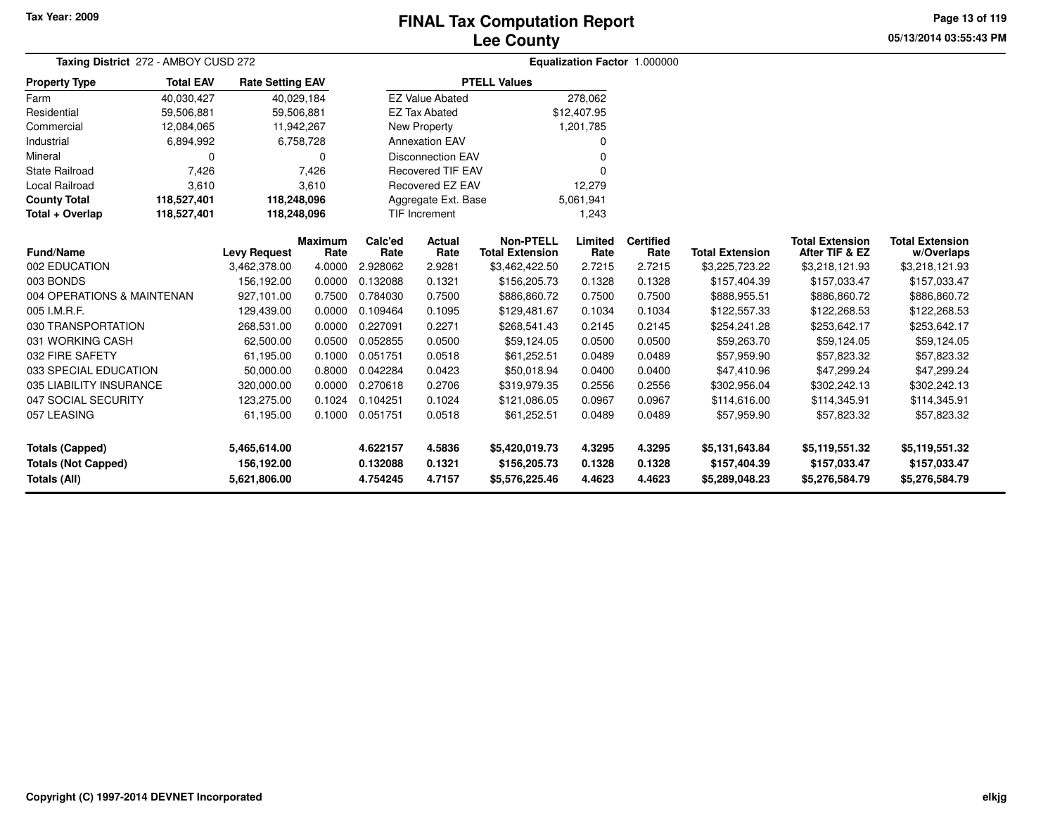Tax Year: 2009

# FINAL Tax Computation Report
## Lee County

05/13/2014 03:55:43 PM

**Taxing District** 272 - AMBOY CUSD 272

**Equalization Factor** 1.000000

| Property Type | Total EAV | Rate Setting EAV |
|---|---|---|
| Farm | 40,030,427 | 40,029,184 |
| Residential | 59,506,881 | 59,506,881 |
| Commercial | 12,084,065 | 11,942,267 |
| Industrial | 6,894,992 | 6,758,728 |
| Mineral | 0 | 0 |
| State Railroad | 7,426 | 7,426 |
| Local Railroad | 3,610 | 3,610 |
| **County Total** | **118,527,401** | **118,248,096** |
| **Total + Overlap** | **118,527,401** | **118,248,096** |

| PTELL Values | |
|---|---|
| EZ Value Abated | 278,062 |
| EZ Tax Abated | $12,407.95 |
| New Property | 1,201,785 |
| Annexation EAV | 0 |
| Disconnection EAV | 0 |
| Recovered TIF EAV | 0 |
| Recovered EZ EAV | 12,279 |
| Aggregate Ext. Base | 5,061,941 |
| TIF Increment | 1,243 |

| Fund/Name | Levy Request | Maximum Rate | Calc'ed Rate | Actual Rate | Non-PTELL Total Extension | Limited Rate | Certified Rate | Total Extension | Total Extension After TIF & EZ | Total Extension w/Overlaps |
|---|---|---|---|---|---|---|---|---|---|---|
| 002 EDUCATION | 3,462,378.00 | 4.0000 | 2.928062 | 2.9281 | $3,462,422.50 | 2.7215 | 2.7215 | $3,225,723.22 | $3,218,121.93 | $3,218,121.93 |
| 003 BONDS | 156,192.00 | 0.0000 | 0.132088 | 0.1321 | $156,205.73 | 0.1328 | 0.1328 | $157,404.39 | $157,033.47 | $157,033.47 |
| 004 OPERATIONS & MAINTENAN | 927,101.00 | 0.7500 | 0.784030 | 0.7500 | $886,860.72 | 0.7500 | 0.7500 | $888,955.51 | $886,860.72 | $886,860.72 |
| 005 I.M.R.F. | 129,439.00 | 0.0000 | 0.109464 | 0.1095 | $129,481.67 | 0.1034 | 0.1034 | $122,557.33 | $122,268.53 | $122,268.53 |
| 030 TRANSPORTATION | 268,531.00 | 0.0000 | 0.227091 | 0.2271 | $268,541.43 | 0.2145 | 0.2145 | $254,241.28 | $253,642.17 | $253,642.17 |
| 031 WORKING CASH | 62,500.00 | 0.0500 | 0.052855 | 0.0500 | $59,124.05 | 0.0500 | 0.0500 | $59,263.70 | $59,124.05 | $59,124.05 |
| 032 FIRE SAFETY | 61,195.00 | 0.1000 | 0.051751 | 0.0518 | $61,252.51 | 0.0489 | 0.0489 | $57,959.90 | $57,823.32 | $57,823.32 |
| 033 SPECIAL EDUCATION | 50,000.00 | 0.8000 | 0.042284 | 0.0423 | $50,018.94 | 0.0400 | 0.0400 | $47,410.96 | $47,299.24 | $47,299.24 |
| 035 LIABILITY INSURANCE | 320,000.00 | 0.0000 | 0.270618 | 0.2706 | $319,979.35 | 0.2556 | 0.2556 | $302,956.04 | $302,242.13 | $302,242.13 |
| 047 SOCIAL SECURITY | 123,275.00 | 0.1024 | 0.104251 | 0.1024 | $121,086.05 | 0.0967 | 0.0967 | $114,616.00 | $114,345.91 | $114,345.91 |
| 057 LEASING | 61,195.00 | 0.1000 | 0.051751 | 0.0518 | $61,252.51 | 0.0489 | 0.0489 | $57,959.90 | $57,823.32 | $57,823.32 |
| **Totals (Capped)** | **5,465,614.00** | | **4.622157** | **4.5836** | **$5,420,019.73** | **4.3295** | **4.3295** | **$5,131,643.84** | **$5,119,551.32** | **$5,119,551.32** |
| **Totals (Not Capped)** | **156,192.00** | | **0.132088** | **0.1321** | **$156,205.73** | **0.1328** | **0.1328** | **$157,404.39** | **$157,033.47** | **$157,033.47** |
| **Totals (All)** | **5,621,806.00** | | **4.754245** | **4.7157** | **$5,576,225.46** | **4.4623** | **4.4623** | **$5,289,048.23** | **$5,276,584.79** | **$5,276,584.79** |

Copyright (C) 1997-2014 DEVNET Incorporated

elkjg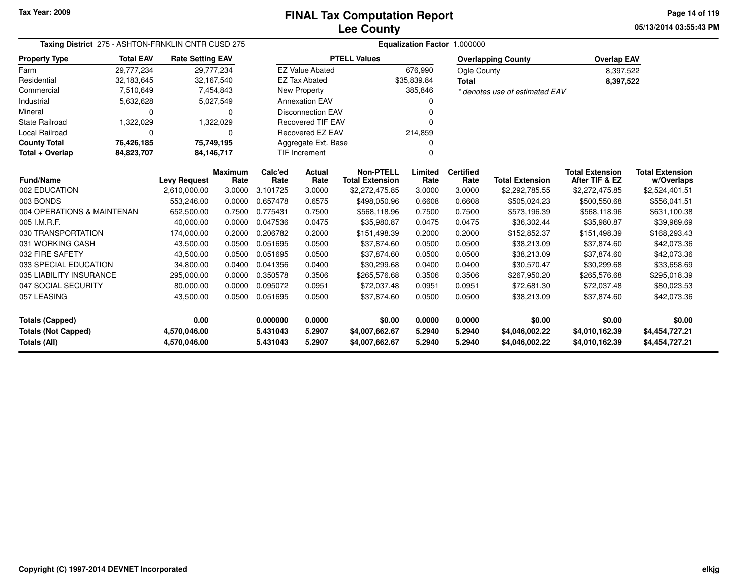Tax Year: 2009

# FINAL Tax Computation Report
## Lee County

05/13/2014 03:55:43 PM

**Taxing District** 275 - ASHTON-FRNKLIN CNTR CUSD 275 **Equalization Factor** 1.000000

| Property Type | Total EAV | Rate Setting EAV |
|---|---|---|
| Farm | 29,777,234 | 29,777,234 |
| Residential | 32,183,645 | 32,167,540 |
| Commercial | 7,510,649 | 7,454,843 |
| Industrial | 5,632,628 | 5,027,549 |
| Mineral | 0 | 0 |
| State Railroad | 1,322,029 | 1,322,029 |
| Local Railroad | 0 | 0 |
| **County Total** | **76,426,185** | **75,749,195** |
| **Total + Overlap** | **84,823,707** | **84,146,717** |

| PTELL Values | |
|---|---|
| EZ Value Abated | 676,990 |
| EZ Tax Abated | $35,839.84 |
| New Property | 385,846 |
| Annexation EAV | 0 |
| Disconnection EAV | 0 |
| Recovered TIF EAV | 0 |
| Recovered EZ EAV | 214,859 |
| Aggregate Ext. Base | 0 |
| TIF Increment | 0 |

| Overlapping County | Overlap EAV |
|---|---|
| Ogle County | 8,397,522 |
| **Total** | **8,397,522** |

*\* denotes use of estimated EAV*

| Fund/Name | Levy Request | Maximum Rate | Calc'ed Rate | Actual Rate | Non-PTELL Total Extension | Limited Rate | Certified Rate | Total Extension | Total Extension After TIF & EZ | Total Extension w/Overlaps |
|---|---|---|---|---|---|---|---|---|---|---|
| 002 EDUCATION | 2,610,000.00 | 3.0000 | 3.101725 | 3.0000 | $2,272,475.85 | 3.0000 | 3.0000 | $2,292,785.55 | $2,272,475.85 | $2,524,401.51 |
| 003 BONDS | 553,246.00 | 0.0000 | 0.657478 | 0.6575 | $498,050.96 | 0.6608 | 0.6608 | $505,024.23 | $500,550.68 | $556,041.51 |
| 004 OPERATIONS & MAINTENAN | 652,500.00 | 0.7500 | 0.775431 | 0.7500 | $568,118.96 | 0.7500 | 0.7500 | $573,196.39 | $568,118.96 | $631,100.38 |
| 005 I.M.R.F. | 40,000.00 | 0.0000 | 0.047536 | 0.0475 | $35,980.87 | 0.0475 | 0.0475 | $36,302.44 | $35,980.87 | $39,969.69 |
| 030 TRANSPORTATION | 174,000.00 | 0.2000 | 0.206782 | 0.2000 | $151,498.39 | 0.2000 | 0.2000 | $152,852.37 | $151,498.39 | $168,293.43 |
| 031 WORKING CASH | 43,500.00 | 0.0500 | 0.051695 | 0.0500 | $37,874.60 | 0.0500 | 0.0500 | $38,213.09 | $37,874.60 | $42,073.36 |
| 032 FIRE SAFETY | 43,500.00 | 0.0500 | 0.051695 | 0.0500 | $37,874.60 | 0.0500 | 0.0500 | $38,213.09 | $37,874.60 | $42,073.36 |
| 033 SPECIAL EDUCATION | 34,800.00 | 0.0400 | 0.041356 | 0.0400 | $30,299.68 | 0.0400 | 0.0400 | $30,570.47 | $30,299.68 | $33,658.69 |
| 035 LIABILITY INSURANCE | 295,000.00 | 0.0000 | 0.350578 | 0.3506 | $265,576.68 | 0.3506 | 0.3506 | $267,950.20 | $265,576.68 | $295,018.39 |
| 047 SOCIAL SECURITY | 80,000.00 | 0.0000 | 0.095072 | 0.0951 | $72,037.48 | 0.0951 | 0.0951 | $72,681.30 | $72,037.48 | $80,023.53 |
| 057 LEASING | 43,500.00 | 0.0500 | 0.051695 | 0.0500 | $37,874.60 | 0.0500 | 0.0500 | $38,213.09 | $37,874.60 | $42,073.36 |
| **Totals (Capped)** | **0.00** | | **0.000000** | **0.0000** | **$0.00** | **0.0000** | **0.0000** | **$0.00** | **$0.00** | **$0.00** |
| **Totals (Not Capped)** | **4,570,046.00** | | **5.431043** | **5.2907** | **$4,007,662.67** | **5.2940** | **5.2940** | **$4,046,002.22** | **$4,010,162.39** | **$4,454,727.21** |
| **Totals (All)** | **4,570,046.00** | | **5.431043** | **5.2907** | **$4,007,662.67** | **5.2940** | **5.2940** | **$4,046,002.22** | **$4,010,162.39** | **$4,454,727.21** |

Copyright (C) 1997-2014 DEVNET Incorporated

elkjg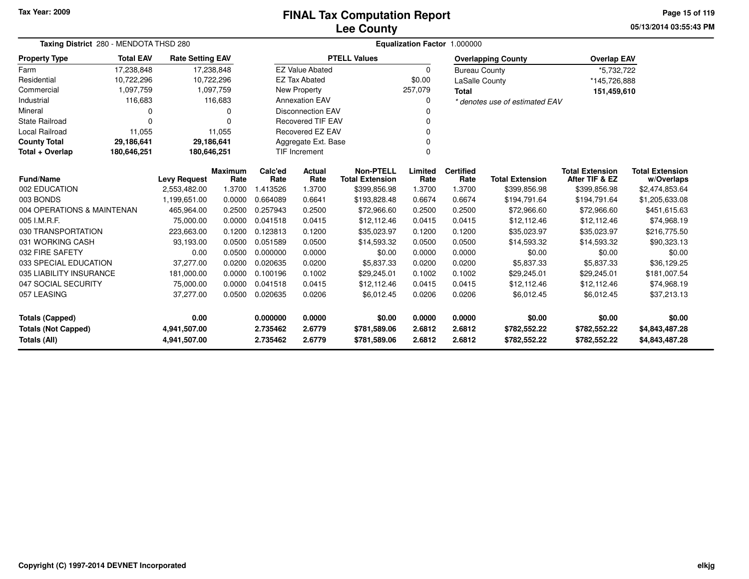# FINAL Tax Computation Report
# Lee County

Tax Year: 2009

05/13/2014 03:55:43 PM

**Taxing District** 280 - MENDOTA THSD 280

**Equalization Factor** 1.000000

| Property Type | Total EAV | Rate Setting EAV |
|---|---|---|
| Farm | 17,238,848 | 17,238,848 |
| Residential | 10,722,296 | 10,722,296 |
| Commercial | 1,097,759 | 1,097,759 |
| Industrial | 116,683 | 116,683 |
| Mineral | 0 | 0 |
| State Railroad | 0 | 0 |
| Local Railroad | 11,055 | 11,055 |
| **County Total** | **29,186,641** | **29,186,641** |
| **Total + Overlap** | **180,646,251** | **180,646,251** |

| PTELL Values | |
|---|---|
| EZ Value Abated | 0 |
| EZ Tax Abated | $0.00 |
| New Property | 257,079 |
| Annexation EAV | 0 |
| Disconnection EAV | 0 |
| Recovered TIF EAV | 0 |
| Recovered EZ EAV | 0 |
| Aggregate Ext. Base | 0 |
| TIF Increment | 0 |

| Overlapping County | Overlap EAV |
|---|---|
| Bureau County | *5,732,722 |
| LaSalle County | *145,726,888 |
| **Total** | **151,459,610** |

*\* denotes use of estimated EAV*

| Fund/Name | Levy Request | Maximum Rate | Calc'ed Rate | Actual Rate | Non-PTELL Total Extension | Limited Rate | Certified Rate | Total Extension | Total Extension After TIF & EZ | Total Extension w/Overlaps |
|---|---|---|---|---|---|---|---|---|---|---|
| 002 EDUCATION | 2,553,482.00 | 1.3700 | 1.413526 | 1.3700 | $399,856.98 | 1.3700 | 1.3700 | $399,856.98 | $399,856.98 | $2,474,853.64 |
| 003 BONDS | 1,199,651.00 | 0.0000 | 0.664089 | 0.6641 | $193,828.48 | 0.6674 | 0.6674 | $194,791.64 | $194,791.64 | $1,205,633.08 |
| 004 OPERATIONS & MAINTENAN | 465,964.00 | 0.2500 | 0.257943 | 0.2500 | $72,966.60 | 0.2500 | 0.2500 | $72,966.60 | $72,966.60 | $451,615.63 |
| 005 I.M.R.F. | 75,000.00 | 0.0000 | 0.041518 | 0.0415 | $12,112.46 | 0.0415 | 0.0415 | $12,112.46 | $12,112.46 | $74,968.19 |
| 030 TRANSPORTATION | 223,663.00 | 0.1200 | 0.123813 | 0.1200 | $35,023.97 | 0.1200 | 0.1200 | $35,023.97 | $35,023.97 | $216,775.50 |
| 031 WORKING CASH | 93,193.00 | 0.0500 | 0.051589 | 0.0500 | $14,593.32 | 0.0500 | 0.0500 | $14,593.32 | $14,593.32 | $90,323.13 |
| 032 FIRE SAFETY | 0.00 | 0.0500 | 0.000000 | 0.0000 | $0.00 | 0.0000 | 0.0000 | $0.00 | $0.00 | $0.00 |
| 033 SPECIAL EDUCATION | 37,277.00 | 0.0200 | 0.020635 | 0.0200 | $5,837.33 | 0.0200 | 0.0200 | $5,837.33 | $5,837.33 | $36,129.25 |
| 035 LIABILITY INSURANCE | 181,000.00 | 0.0000 | 0.100196 | 0.1002 | $29,245.01 | 0.1002 | 0.1002 | $29,245.01 | $29,245.01 | $181,007.54 |
| 047 SOCIAL SECURITY | 75,000.00 | 0.0000 | 0.041518 | 0.0415 | $12,112.46 | 0.0415 | 0.0415 | $12,112.46 | $12,112.46 | $74,968.19 |
| 057 LEASING | 37,277.00 | 0.0500 | 0.020635 | 0.0206 | $6,012.45 | 0.0206 | 0.0206 | $6,012.45 | $6,012.45 | $37,213.13 |
| **Totals (Capped)** | **0.00** | | **0.000000** | **0.0000** | **$0.00** | **0.0000** | **0.0000** | **$0.00** | **$0.00** | **$0.00** |
| **Totals (Not Capped)** | **4,941,507.00** | | **2.735462** | **2.6779** | **$781,589.06** | **2.6812** | **2.6812** | **$782,552.22** | **$782,552.22** | **$4,843,487.28** |
| **Totals (All)** | **4,941,507.00** | | **2.735462** | **2.6779** | **$781,589.06** | **2.6812** | **2.6812** | **$782,552.22** | **$782,552.22** | **$4,843,487.28** |

Copyright (C) 1997-2014 DEVNET Incorporated

elkjg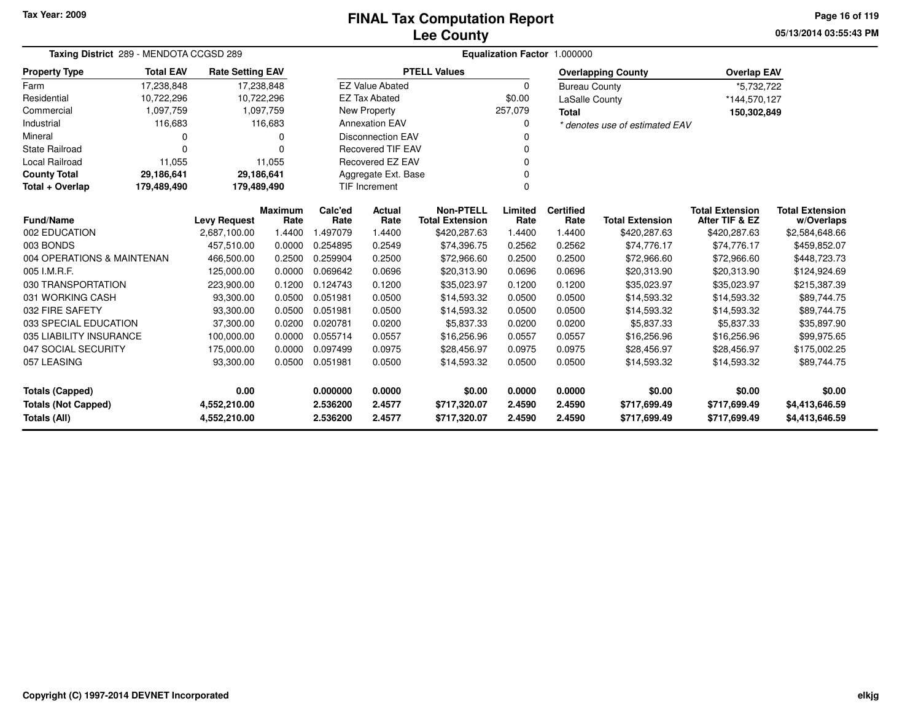Tax Year: 2009

# FINAL Tax Computation Report
## Lee County

05/13/2014 03:55:43 PM

**Taxing District** 289 - MENDOTA CCGSD 289 **Equalization Factor** 1.000000

| Property Type | Total EAV | Rate Setting EAV |
|---|---|---|
| Farm | 17,238,848 | 17,238,848 |
| Residential | 10,722,296 | 10,722,296 |
| Commercial | 1,097,759 | 1,097,759 |
| Industrial | 116,683 | 116,683 |
| Mineral | 0 | 0 |
| State Railroad | 0 | 0 |
| Local Railroad | 11,055 | 11,055 |
| **County Total** | **29,186,641** | **29,186,641** |
| **Total + Overlap** | **179,489,490** | **179,489,490** |

| PTELL Values | |
|---|---|
| EZ Value Abated | 0 |
| EZ Tax Abated | $0.00 |
| New Property | 257,079 |
| Annexation EAV | 0 |
| Disconnection EAV | 0 |
| Recovered TIF EAV | 0 |
| Recovered EZ EAV | 0 |
| Aggregate Ext. Base | 0 |
| TIF Increment | 0 |

| Overlapping County | Overlap EAV |
|---|---|
| Bureau County | *5,732,722 |
| LaSalle County | *144,570,127 |
| **Total** | **150,302,849** |

*\* denotes use of estimated EAV*

| Fund/Name | Levy Request | Maximum Rate | Calc'ed Rate | Actual Rate | Non-PTELL Total Extension | Limited Rate | Certified Rate | Total Extension | Total Extension After TIF & EZ | Total Extension w/Overlaps |
|---|---|---|---|---|---|---|---|---|---|---|
| 002 EDUCATION | 2,687,100.00 | 1.4400 | 1.497079 | 1.4400 | $420,287.63 | 1.4400 | 1.4400 | $420,287.63 | $420,287.63 | $2,584,648.66 |
| 003 BONDS | 457,510.00 | 0.0000 | 0.254895 | 0.2549 | $74,396.75 | 0.2562 | 0.2562 | $74,776.17 | $74,776.17 | $459,852.07 |
| 004 OPERATIONS & MAINTENAN | 466,500.00 | 0.2500 | 0.259904 | 0.2500 | $72,966.60 | 0.2500 | 0.2500 | $72,966.60 | $72,966.60 | $448,723.73 |
| 005 I.M.R.F. | 125,000.00 | 0.0000 | 0.069642 | 0.0696 | $20,313.90 | 0.0696 | 0.0696 | $20,313.90 | $20,313.90 | $124,924.69 |
| 030 TRANSPORTATION | 223,900.00 | 0.1200 | 0.124743 | 0.1200 | $35,023.97 | 0.1200 | 0.1200 | $35,023.97 | $35,023.97 | $215,387.39 |
| 031 WORKING CASH | 93,300.00 | 0.0500 | 0.051981 | 0.0500 | $14,593.32 | 0.0500 | 0.0500 | $14,593.32 | $14,593.32 | $89,744.75 |
| 032 FIRE SAFETY | 93,300.00 | 0.0500 | 0.051981 | 0.0500 | $14,593.32 | 0.0500 | 0.0500 | $14,593.32 | $14,593.32 | $89,744.75 |
| 033 SPECIAL EDUCATION | 37,300.00 | 0.0200 | 0.020781 | 0.0200 | $5,837.33 | 0.0200 | 0.0200 | $5,837.33 | $5,837.33 | $35,897.90 |
| 035 LIABILITY INSURANCE | 100,000.00 | 0.0000 | 0.055714 | 0.0557 | $16,256.96 | 0.0557 | 0.0557 | $16,256.96 | $16,256.96 | $99,975.65 |
| 047 SOCIAL SECURITY | 175,000.00 | 0.0000 | 0.097499 | 0.0975 | $28,456.97 | 0.0975 | 0.0975 | $28,456.97 | $28,456.97 | $175,002.25 |
| 057 LEASING | 93,300.00 | 0.0500 | 0.051981 | 0.0500 | $14,593.32 | 0.0500 | 0.0500 | $14,593.32 | $14,593.32 | $89,744.75 |
| **Totals (Capped)** | **0.00** | | **0.000000** | **0.0000** | **$0.00** | **0.0000** | **0.0000** | **$0.00** | **$0.00** | **$0.00** |
| **Totals (Not Capped)** | **4,552,210.00** | | **2.536200** | **2.4577** | **$717,320.07** | **2.4590** | **2.4590** | **$717,699.49** | **$717,699.49** | **$4,413,646.59** |
| **Totals (All)** | **4,552,210.00** | | **2.536200** | **2.4577** | **$717,320.07** | **2.4590** | **2.4590** | **$717,699.49** | **$717,699.49** | **$4,413,646.59** |

Copyright (C) 1997-2014 DEVNET Incorporated

elkjg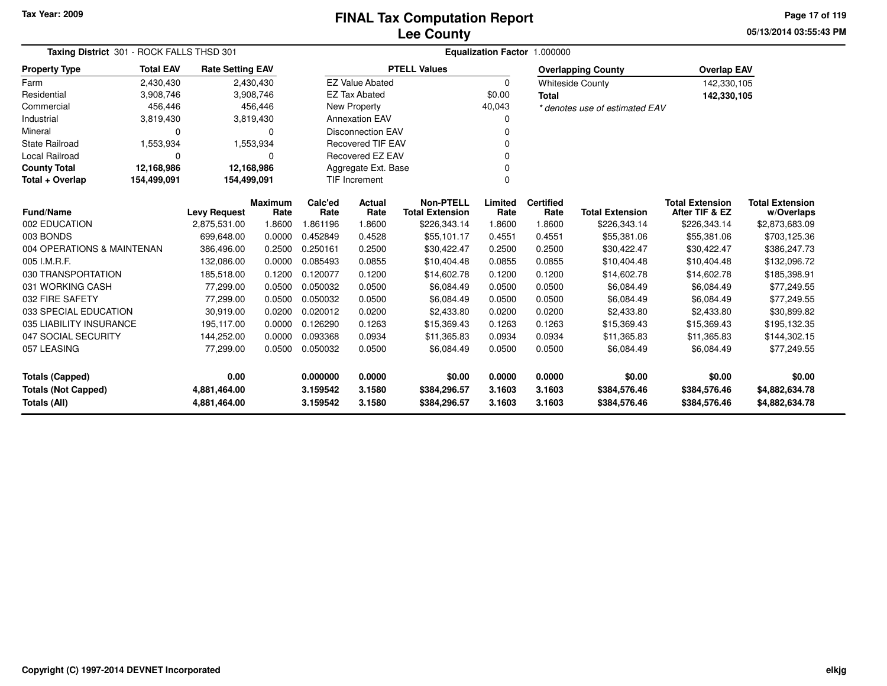Tax Year: 2009

# FINAL Tax Computation Report
## Lee County

**Taxing District** 301 - ROCK FALLS THSD 301 | **Equalization Factor** 1.000000

| Property Type | Total EAV | Rate Setting EAV |
|---|---|---|
| Farm | 2,430,430 | 2,430,430 |
| Residential | 3,908,746 | 3,908,746 |
| Commercial | 456,446 | 456,446 |
| Industrial | 3,819,430 | 3,819,430 |
| Mineral | 0 | 0 |
| State Railroad | 1,553,934 | 1,553,934 |
| Local Railroad | 0 | 0 |
| **County Total** | **12,168,986** | **12,168,986** |
| **Total + Overlap** | **154,499,091** | **154,499,091** |

| PTELL Values | |
|---|---|
| EZ Value Abated | 0 |
| EZ Tax Abated | $0.00 |
| New Property | 40,043 |
| Annexation EAV | 0 |
| Disconnection EAV | 0 |
| Recovered TIF EAV | 0 |
| Recovered EZ EAV | 0 |
| Aggregate Ext. Base | 0 |
| TIF Increment | 0 |

| Overlapping County | Overlap EAV |
|---|---|
| Whiteside County | 142,330,105 |
| **Total** | **142,330,105** |

*\* denotes use of estimated EAV*

| Fund/Name | Levy Request | Maximum Rate | Calc'ed Rate | Actual Rate | Non-PTELL Total Extension | Limited Rate | Certified Rate | Total Extension | Total Extension After TIF & EZ | Total Extension w/Overlaps |
|---|---|---|---|---|---|---|---|---|---|---|
| 002 EDUCATION | 2,875,531.00 | 1.8600 | 1.861196 | 1.8600 | $226,343.14 | 1.8600 | 1.8600 | $226,343.14 | $226,343.14 | $2,873,683.09 |
| 003 BONDS | 699,648.00 | 0.0000 | 0.452849 | 0.4528 | $55,101.17 | 0.4551 | 0.4551 | $55,381.06 | $55,381.06 | $703,125.36 |
| 004 OPERATIONS & MAINTENAN | 386,496.00 | 0.2500 | 0.250161 | 0.2500 | $30,422.47 | 0.2500 | 0.2500 | $30,422.47 | $30,422.47 | $386,247.73 |
| 005 I.M.R.F. | 132,086.00 | 0.0000 | 0.085493 | 0.0855 | $10,404.48 | 0.0855 | 0.0855 | $10,404.48 | $10,404.48 | $132,096.72 |
| 030 TRANSPORTATION | 185,518.00 | 0.1200 | 0.120077 | 0.1200 | $14,602.78 | 0.1200 | 0.1200 | $14,602.78 | $14,602.78 | $185,398.91 |
| 031 WORKING CASH | 77,299.00 | 0.0500 | 0.050032 | 0.0500 | $6,084.49 | 0.0500 | 0.0500 | $6,084.49 | $6,084.49 | $77,249.55 |
| 032 FIRE SAFETY | 77,299.00 | 0.0500 | 0.050032 | 0.0500 | $6,084.49 | 0.0500 | 0.0500 | $6,084.49 | $6,084.49 | $77,249.55 |
| 033 SPECIAL EDUCATION | 30,919.00 | 0.0200 | 0.020012 | 0.0200 | $2,433.80 | 0.0200 | 0.0200 | $2,433.80 | $2,433.80 | $30,899.82 |
| 035 LIABILITY INSURANCE | 195,117.00 | 0.0000 | 0.126290 | 0.1263 | $15,369.43 | 0.1263 | 0.1263 | $15,369.43 | $15,369.43 | $195,132.35 |
| 047 SOCIAL SECURITY | 144,252.00 | 0.0000 | 0.093368 | 0.0934 | $11,365.83 | 0.0934 | 0.0934 | $11,365.83 | $11,365.83 | $144,302.15 |
| 057 LEASING | 77,299.00 | 0.0500 | 0.050032 | 0.0500 | $6,084.49 | 0.0500 | 0.0500 | $6,084.49 | $6,084.49 | $77,249.55 |
| **Totals (Capped)** | **0.00** | | **0.000000** | **0.0000** | **$0.00** | **0.0000** | **0.0000** | **$0.00** | **$0.00** | **$0.00** |
| **Totals (Not Capped)** | **4,881,464.00** | | **3.159542** | **3.1580** | **$384,296.57** | **3.1603** | **3.1603** | **$384,576.46** | **$384,576.46** | **$4,882,634.78** |
| **Totals (All)** | **4,881,464.00** | | **3.159542** | **3.1580** | **$384,296.57** | **3.1603** | **3.1603** | **$384,576.46** | **$384,576.46** | **$4,882,634.78** |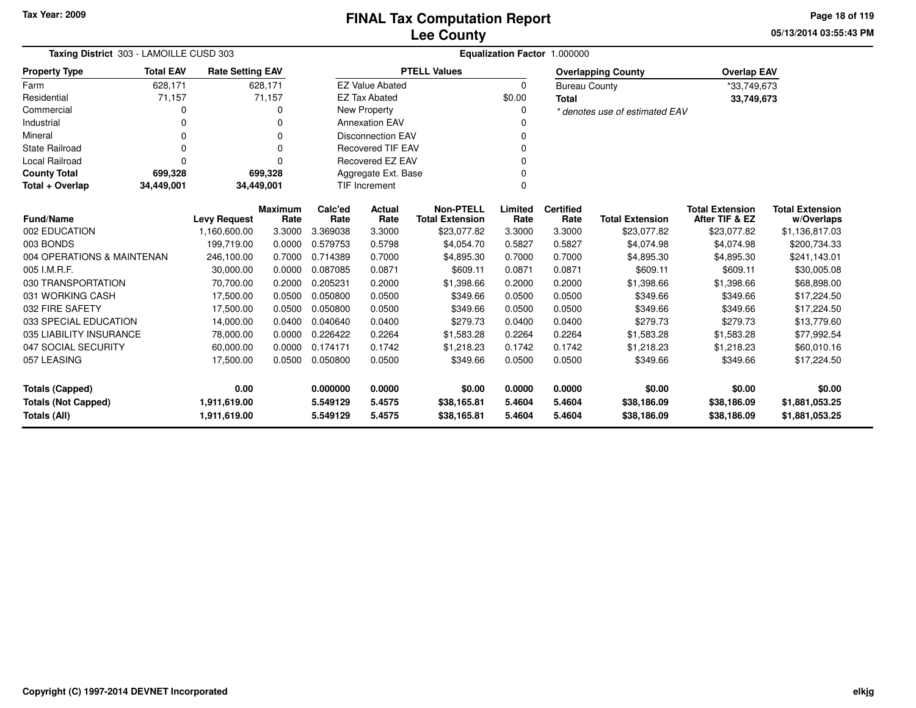Tax Year: 2009

# FINAL Tax Computation Report
## Lee County

05/13/2014 03:55:43 PM

**Taxing District** 303 - LAMOILLE CUSD 303 | **Equalization Factor** 1.000000

| Property Type | Total EAV | Rate Setting EAV |
|---|---|---|
| Farm | 628,171 | 628,171 |
| Residential | 71,157 | 71,157 |
| Commercial | 0 | 0 |
| Industrial | 0 | 0 |
| Mineral | 0 | 0 |
| State Railroad | 0 | 0 |
| Local Railroad | 0 | 0 |
| **County Total** | **699,328** | **699,328** |
| **Total + Overlap** | **34,449,001** | **34,449,001** |

| PTELL Values | |
|---|---|
| EZ Value Abated | 0 |
| EZ Tax Abated | $0.00 |
| New Property | 0 |
| Annexation EAV | 0 |
| Disconnection EAV | 0 |
| Recovered TIF EAV | 0 |
| Recovered EZ EAV | 0 |
| Aggregate Ext. Base | 0 |
| TIF Increment | 0 |

| Overlapping County | Overlap EAV |
|---|---|
| Bureau County | *33,749,673 |
| **Total** | **33,749,673** |

*\* denotes use of estimated EAV*

| Fund/Name | Levy Request | Maximum Rate | Calc'ed Rate | Actual Rate | Non-PTELL Total Extension | Limited Rate | Certified Rate | Total Extension | Total Extension After TIF & EZ | Total Extension w/Overlaps |
|---|---|---|---|---|---|---|---|---|---|---|
| 002 EDUCATION | 1,160,600.00 | 3.3000 | 3.369038 | 3.3000 | $23,077.82 | 3.3000 | 3.3000 | $23,077.82 | $23,077.82 | $1,136,817.03 |
| 003 BONDS | 199,719.00 | 0.0000 | 0.579753 | 0.5798 | $4,054.70 | 0.5827 | 0.5827 | $4,074.98 | $4,074.98 | $200,734.33 |
| 004 OPERATIONS & MAINTENAN | 246,100.00 | 0.7000 | 0.714389 | 0.7000 | $4,895.30 | 0.7000 | 0.7000 | $4,895.30 | $4,895.30 | $241,143.01 |
| 005 I.M.R.F. | 30,000.00 | 0.0000 | 0.087085 | 0.0871 | $609.11 | 0.0871 | 0.0871 | $609.11 | $609.11 | $30,005.08 |
| 030 TRANSPORTATION | 70,700.00 | 0.2000 | 0.205231 | 0.2000 | $1,398.66 | 0.2000 | 0.2000 | $1,398.66 | $1,398.66 | $68,898.00 |
| 031 WORKING CASH | 17,500.00 | 0.0500 | 0.050800 | 0.0500 | $349.66 | 0.0500 | 0.0500 | $349.66 | $349.66 | $17,224.50 |
| 032 FIRE SAFETY | 17,500.00 | 0.0500 | 0.050800 | 0.0500 | $349.66 | 0.0500 | 0.0500 | $349.66 | $349.66 | $17,224.50 |
| 033 SPECIAL EDUCATION | 14,000.00 | 0.0400 | 0.040640 | 0.0400 | $279.73 | 0.0400 | 0.0400 | $279.73 | $279.73 | $13,779.60 |
| 035 LIABILITY INSURANCE | 78,000.00 | 0.0000 | 0.226422 | 0.2264 | $1,583.28 | 0.2264 | 0.2264 | $1,583.28 | $1,583.28 | $77,992.54 |
| 047 SOCIAL SECURITY | 60,000.00 | 0.0000 | 0.174171 | 0.1742 | $1,218.23 | 0.1742 | 0.1742 | $1,218.23 | $1,218.23 | $60,010.16 |
| 057 LEASING | 17,500.00 | 0.0500 | 0.050800 | 0.0500 | $349.66 | 0.0500 | 0.0500 | $349.66 | $349.66 | $17,224.50 |
| **Totals (Capped)** | **0.00** | | **0.000000** | **0.0000** | **$0.00** | **0.0000** | **0.0000** | **$0.00** | **$0.00** | **$0.00** |
| **Totals (Not Capped)** | **1,911,619.00** | | **5.549129** | **5.4575** | **$38,165.81** | **5.4604** | **5.4604** | **$38,186.09** | **$38,186.09** | **$1,881,053.25** |
| **Totals (All)** | **1,911,619.00** | | **5.549129** | **5.4575** | **$38,165.81** | **5.4604** | **5.4604** | **$38,186.09** | **$38,186.09** | **$1,881,053.25** |

Copyright (C) 1997-2014 DEVNET Incorporated

elkjg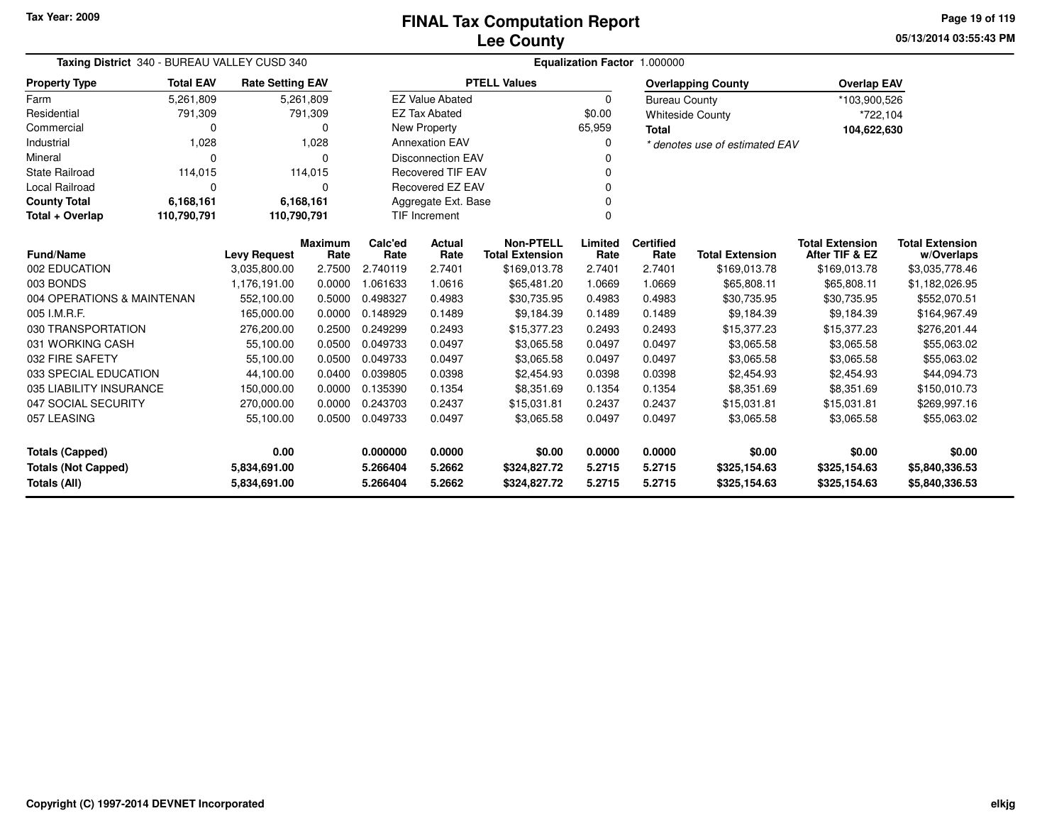Tax Year: 2009

# FINAL Tax Computation Report
## Lee County

05/13/2014 03:55:43 PM

**Taxing District** 340 - BUREAU VALLEY CUSD 340 | **Equalization Factor** 1.000000

| Property Type | Total EAV | Rate Setting EAV |
|---|---|---|
| Farm | 5,261,809 | 5,261,809 |
| Residential | 791,309 | 791,309 |
| Commercial | 0 | 0 |
| Industrial | 1,028 | 1,028 |
| Mineral | 0 | 0 |
| State Railroad | 114,015 | 114,015 |
| Local Railroad | 0 | 0 |
| **County Total** | **6,168,161** | **6,168,161** |
| **Total + Overlap** | **110,790,791** | **110,790,791** |

| PTELL Values | |
|---|---|
| EZ Value Abated | 0 |
| EZ Tax Abated | $0.00 |
| New Property | 65,959 |
| Annexation EAV | 0 |
| Disconnection EAV | 0 |
| Recovered TIF EAV | 0 |
| Recovered EZ EAV | 0 |
| Aggregate Ext. Base | 0 |
| TIF Increment | 0 |

| Overlapping County | Overlap EAV |
|---|---|
| Bureau County | *103,900,526 |
| Whiteside County | *722,104 |
| **Total** | **104,622,630** |

*\* denotes use of estimated EAV*

| Fund/Name | Levy Request | Maximum Rate | Calc'ed Rate | Actual Rate | Non-PTELL Total Extension | Limited Rate | Certified Rate | Total Extension | Total Extension After TIF & EZ | Total Extension w/Overlaps |
|---|---|---|---|---|---|---|---|---|---|---|
| 002 EDUCATION | 3,035,800.00 | 2.7500 | 2.740119 | 2.7401 | $169,013.78 | 2.7401 | 2.7401 | $169,013.78 | $169,013.78 | $3,035,778.46 |
| 003 BONDS | 1,176,191.00 | 0.0000 | 1.061633 | 1.0616 | $65,481.20 | 1.0669 | 1.0669 | $65,808.11 | $65,808.11 | $1,182,026.95 |
| 004 OPERATIONS & MAINTENAN | 552,100.00 | 0.5000 | 0.498327 | 0.4983 | $30,735.95 | 0.4983 | 0.4983 | $30,735.95 | $30,735.95 | $552,070.51 |
| 005 I.M.R.F. | 165,000.00 | 0.0000 | 0.148929 | 0.1489 | $9,184.39 | 0.1489 | 0.1489 | $9,184.39 | $9,184.39 | $164,967.49 |
| 030 TRANSPORTATION | 276,200.00 | 0.2500 | 0.249299 | 0.2493 | $15,377.23 | 0.2493 | 0.2493 | $15,377.23 | $15,377.23 | $276,201.44 |
| 031 WORKING CASH | 55,100.00 | 0.0500 | 0.049733 | 0.0497 | $3,065.58 | 0.0497 | 0.0497 | $3,065.58 | $3,065.58 | $55,063.02 |
| 032 FIRE SAFETY | 55,100.00 | 0.0500 | 0.049733 | 0.0497 | $3,065.58 | 0.0497 | 0.0497 | $3,065.58 | $3,065.58 | $55,063.02 |
| 033 SPECIAL EDUCATION | 44,100.00 | 0.0400 | 0.039805 | 0.0398 | $2,454.93 | 0.0398 | 0.0398 | $2,454.93 | $2,454.93 | $44,094.73 |
| 035 LIABILITY INSURANCE | 150,000.00 | 0.0000 | 0.135390 | 0.1354 | $8,351.69 | 0.1354 | 0.1354 | $8,351.69 | $8,351.69 | $150,010.73 |
| 047 SOCIAL SECURITY | 270,000.00 | 0.0000 | 0.243703 | 0.2437 | $15,031.81 | 0.2437 | 0.2437 | $15,031.81 | $15,031.81 | $269,997.16 |
| 057 LEASING | 55,100.00 | 0.0500 | 0.049733 | 0.0497 | $3,065.58 | 0.0497 | 0.0497 | $3,065.58 | $3,065.58 | $55,063.02 |
| **Totals (Capped)** | **0.00** | | **0.000000** | **0.0000** | **$0.00** | **0.0000** | **0.0000** | **$0.00** | **$0.00** | **$0.00** |
| **Totals (Not Capped)** | **5,834,691.00** | | **5.266404** | **5.2662** | **$324,827.72** | **5.2715** | **5.2715** | **$325,154.63** | **$325,154.63** | **$5,840,336.53** |
| **Totals (All)** | **5,834,691.00** | | **5.266404** | **5.2662** | **$324,827.72** | **5.2715** | **5.2715** | **$325,154.63** | **$325,154.63** | **$5,840,336.53** |

Copyright (C) 1997-2014 DEVNET Incorporated

elkjg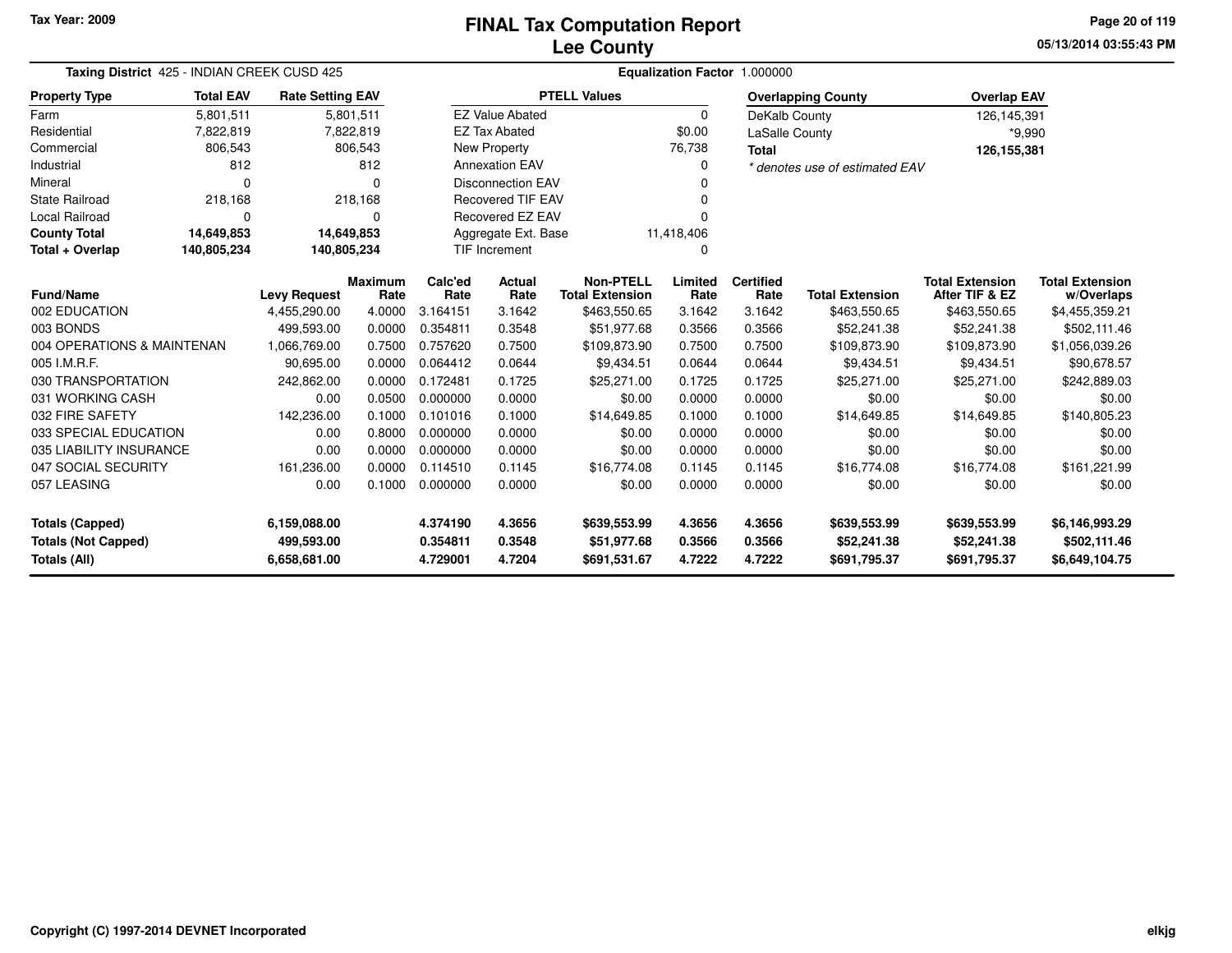# FINAL Tax Computation Report
# Lee County

Tax Year: 2009

05/13/2014 03:55:43 PM

**Taxing District** 425 - INDIAN CREEK CUSD 425

**Equalization Factor** 1.000000

| Property Type | Total EAV | Rate Setting EAV |
|---|---|---|
| Farm | 5,801,511 | 5,801,511 |
| Residential | 7,822,819 | 7,822,819 |
| Commercial | 806,543 | 806,543 |
| Industrial | 812 | 812 |
| Mineral | 0 | 0 |
| State Railroad | 218,168 | 218,168 |
| Local Railroad | 0 | 0 |
| **County Total** | **14,649,853** | **14,649,853** |
| **Total + Overlap** | **140,805,234** | **140,805,234** |

| PTELL Values | |
|---|---|
| EZ Value Abated | 0 |
| EZ Tax Abated | $0.00 |
| New Property | 76,738 |
| Annexation EAV | 0 |
| Disconnection EAV | 0 |
| Recovered TIF EAV | 0 |
| Recovered EZ EAV | 0 |
| Aggregate Ext. Base | 11,418,406 |
| TIF Increment | 0 |

| Overlapping County | Overlap EAV |
|---|---|
| DeKalb County | 126,145,391 |
| LaSalle County | *9,990 |
| **Total** | **126,155,381** |

*\* denotes use of estimated EAV*

| Fund/Name | Levy Request | Maximum Rate | Calc'ed Rate | Actual Rate | Non-PTELL Total Extension | Limited Rate | Certified Rate | Total Extension | Total Extension After TIF & EZ | Total Extension w/Overlaps |
|---|---|---|---|---|---|---|---|---|---|---|
| 002 EDUCATION | 4,455,290.00 | 4.0000 | 3.164151 | 3.1642 | $463,550.65 | 3.1642 | 3.1642 | $463,550.65 | $463,550.65 | $4,455,359.21 |
| 003 BONDS | 499,593.00 | 0.0000 | 0.354811 | 0.3548 | $51,977.68 | 0.3566 | 0.3566 | $52,241.38 | $52,241.38 | $502,111.46 |
| 004 OPERATIONS & MAINTENAN | 1,066,769.00 | 0.7500 | 0.757620 | 0.7500 | $109,873.90 | 0.7500 | 0.7500 | $109,873.90 | $109,873.90 | $1,056,039.26 |
| 005 I.M.R.F. | 90,695.00 | 0.0000 | 0.064412 | 0.0644 | $9,434.51 | 0.0644 | 0.0644 | $9,434.51 | $9,434.51 | $90,678.57 |
| 030 TRANSPORTATION | 242,862.00 | 0.0000 | 0.172481 | 0.1725 | $25,271.00 | 0.1725 | 0.1725 | $25,271.00 | $25,271.00 | $242,889.03 |
| 031 WORKING CASH | 0.00 | 0.0500 | 0.000000 | 0.0000 | $0.00 | 0.0000 | 0.0000 | $0.00 | $0.00 | $0.00 |
| 032 FIRE SAFETY | 142,236.00 | 0.1000 | 0.101016 | 0.1000 | $14,649.85 | 0.1000 | 0.1000 | $14,649.85 | $14,649.85 | $140,805.23 |
| 033 SPECIAL EDUCATION | 0.00 | 0.8000 | 0.000000 | 0.0000 | $0.00 | 0.0000 | 0.0000 | $0.00 | $0.00 | $0.00 |
| 035 LIABILITY INSURANCE | 0.00 | 0.0000 | 0.000000 | 0.0000 | $0.00 | 0.0000 | 0.0000 | $0.00 | $0.00 | $0.00 |
| 047 SOCIAL SECURITY | 161,236.00 | 0.0000 | 0.114510 | 0.1145 | $16,774.08 | 0.1145 | 0.1145 | $16,774.08 | $16,774.08 | $161,221.99 |
| 057 LEASING | 0.00 | 0.1000 | 0.000000 | 0.0000 | $0.00 | 0.0000 | 0.0000 | $0.00 | $0.00 | $0.00 |
| **Totals (Capped)** | **6,159,088.00** | | **4.374190** | **4.3656** | **$639,553.99** | **4.3656** | **4.3656** | **$639,553.99** | **$639,553.99** | **$6,146,993.29** |
| **Totals (Not Capped)** | **499,593.00** | | **0.354811** | **0.3548** | **$51,977.68** | **0.3566** | **0.3566** | **$52,241.38** | **$52,241.38** | **$502,111.46** |
| **Totals (All)** | **6,658,681.00** | | **4.729001** | **4.7204** | **$691,531.67** | **4.7222** | **4.7222** | **$691,795.37** | **$691,795.37** | **$6,649,104.75** |

Copyright (C) 1997-2014 DEVNET Incorporated

elkjg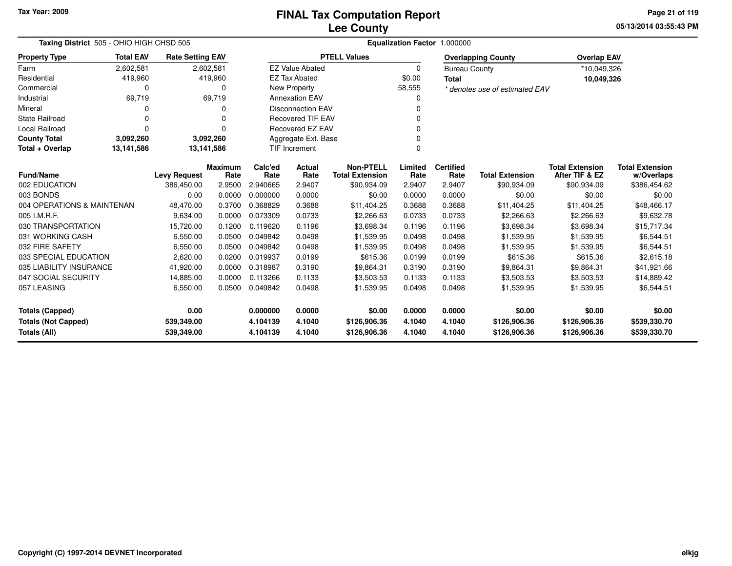# FINAL Tax Computation Report
## Lee County

Tax Year: 2009

**Taxing District** 505 - OHIO HIGH CHSD 505

**Equalization Factor** 1.000000

| Property Type | Total EAV | Rate Setting EAV |
|---|---|---|
| Farm | 2,602,581 | 2,602,581 |
| Residential | 419,960 | 419,960 |
| Commercial | 0 | 0 |
| Industrial | 69,719 | 69,719 |
| Mineral | 0 | 0 |
| State Railroad | 0 | 0 |
| Local Railroad | 0 | 0 |
| **County Total** | **3,092,260** | **3,092,260** |
| **Total + Overlap** | **13,141,586** | **13,141,586** |

| PTELL Values | |
|---|---|
| EZ Value Abated | 0 |
| EZ Tax Abated | $0.00 |
| New Property | 58,555 |
| Annexation EAV | 0 |
| Disconnection EAV | 0 |
| Recovered TIF EAV | 0 |
| Recovered EZ EAV | 0 |
| Aggregate Ext. Base | 0 |
| TIF Increment | 0 |

| Overlapping County | Overlap EAV |
|---|---|
| Bureau County | *10,049,326 |
| **Total** | **10,049,326** |

*\* denotes use of estimated EAV*

| Fund/Name | Levy Request | Maximum Rate | Calc'ed Rate | Actual Rate | Non-PTELL Total Extension | Limited Rate | Certified Rate | Total Extension | Total Extension After TIF & EZ | Total Extension w/Overlaps |
|---|---|---|---|---|---|---|---|---|---|---|
| 002 EDUCATION | 386,450.00 | 2.9500 | 2.940665 | 2.9407 | $90,934.09 | 2.9407 | 2.9407 | $90,934.09 | $90,934.09 | $386,454.62 |
| 003 BONDS | 0.00 | 0.0000 | 0.000000 | 0.0000 | $0.00 | 0.0000 | 0.0000 | $0.00 | $0.00 | $0.00 |
| 004 OPERATIONS & MAINTENAN | 48,470.00 | 0.3700 | 0.368829 | 0.3688 | $11,404.25 | 0.3688 | 0.3688 | $11,404.25 | $11,404.25 | $48,466.17 |
| 005 I.M.R.F. | 9,634.00 | 0.0000 | 0.073309 | 0.0733 | $2,266.63 | 0.0733 | 0.0733 | $2,266.63 | $2,266.63 | $9,632.78 |
| 030 TRANSPORTATION | 15,720.00 | 0.1200 | 0.119620 | 0.1196 | $3,698.34 | 0.1196 | 0.1196 | $3,698.34 | $3,698.34 | $15,717.34 |
| 031 WORKING CASH | 6,550.00 | 0.0500 | 0.049842 | 0.0498 | $1,539.95 | 0.0498 | 0.0498 | $1,539.95 | $1,539.95 | $6,544.51 |
| 032 FIRE SAFETY | 6,550.00 | 0.0500 | 0.049842 | 0.0498 | $1,539.95 | 0.0498 | 0.0498 | $1,539.95 | $1,539.95 | $6,544.51 |
| 033 SPECIAL EDUCATION | 2,620.00 | 0.0200 | 0.019937 | 0.0199 | $615.36 | 0.0199 | 0.0199 | $615.36 | $615.36 | $2,615.18 |
| 035 LIABILITY INSURANCE | 41,920.00 | 0.0000 | 0.318987 | 0.3190 | $9,864.31 | 0.3190 | 0.3190 | $9,864.31 | $9,864.31 | $41,921.66 |
| 047 SOCIAL SECURITY | 14,885.00 | 0.0000 | 0.113266 | 0.1133 | $3,503.53 | 0.1133 | 0.1133 | $3,503.53 | $3,503.53 | $14,889.42 |
| 057 LEASING | 6,550.00 | 0.0500 | 0.049842 | 0.0498 | $1,539.95 | 0.0498 | 0.0498 | $1,539.95 | $1,539.95 | $6,544.51 |
| **Totals (Capped)** | **0.00** | | **0.000000** | **0.0000** | **$0.00** | **0.0000** | **0.0000** | **$0.00** | **$0.00** | **$0.00** |
| **Totals (Not Capped)** | **539,349.00** | | **4.104139** | **4.1040** | **$126,906.36** | **4.1040** | **4.1040** | **$126,906.36** | **$126,906.36** | **$539,330.70** |
| **Totals (All)** | **539,349.00** | | **4.104139** | **4.1040** | **$126,906.36** | **4.1040** | **4.1040** | **$126,906.36** | **$126,906.36** | **$539,330.70** |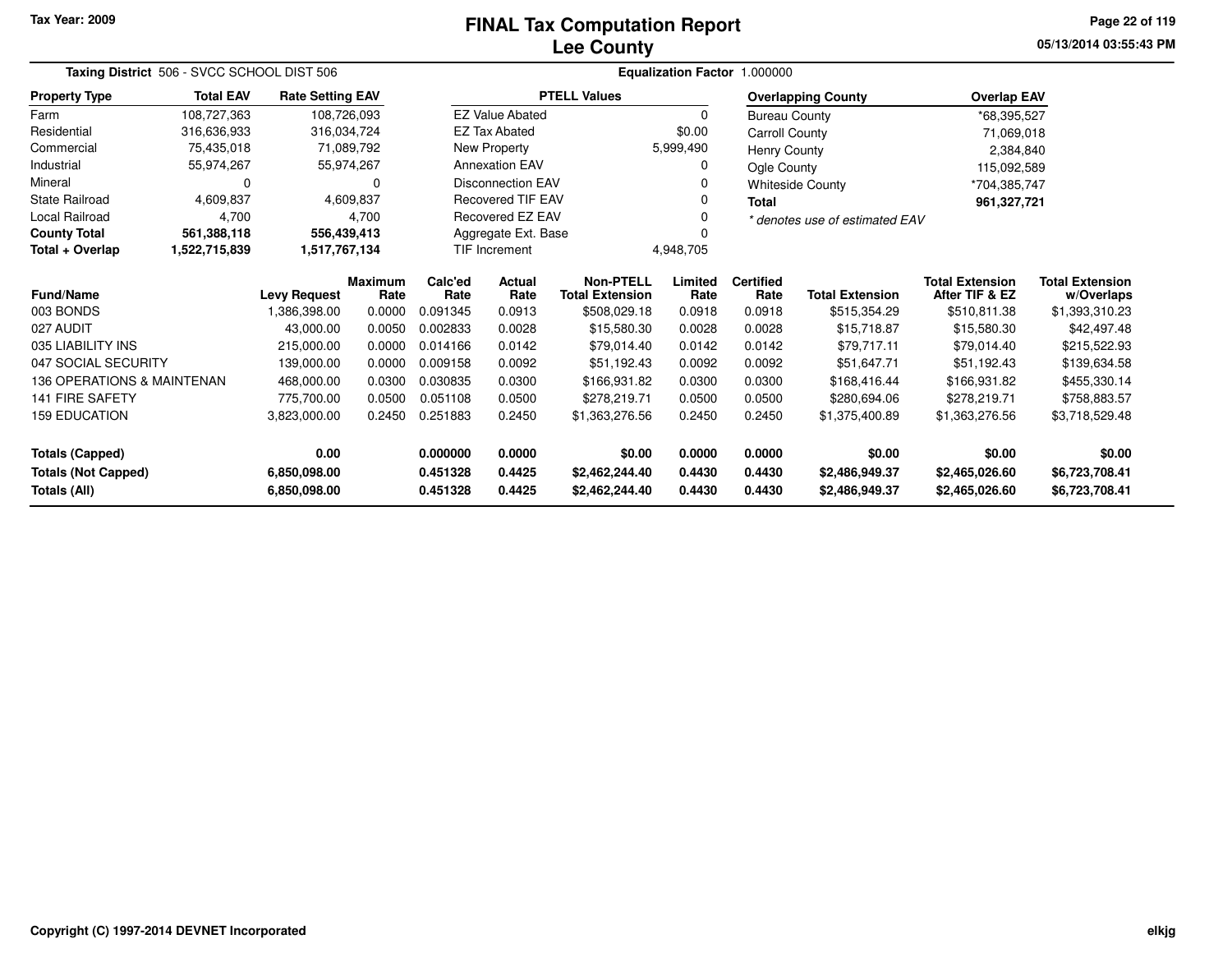Tax Year: 2009

# FINAL Tax Computation Report
## Lee County

**Taxing District** 506 - SVCC SCHOOL DIST 506 **Equalization Factor** 1.000000

| Property Type | Total EAV | Rate Setting EAV |
|---|---|---|
| Farm | 108,727,363 | 108,726,093 |
| Residential | 316,636,933 | 316,034,724 |
| Commercial | 75,435,018 | 71,089,792 |
| Industrial | 55,974,267 | 55,974,267 |
| Mineral | 0 | 0 |
| State Railroad | 4,609,837 | 4,609,837 |
| Local Railroad | 4,700 | 4,700 |
| **County Total** | **561,388,118** | **556,439,413** |
| **Total + Overlap** | **1,522,715,839** | **1,517,767,134** |

| PTELL Values | |
|---|---|
| EZ Value Abated | 0 |
| EZ Tax Abated | $0.00 |
| New Property | 5,999,490 |
| Annexation EAV | 0 |
| Disconnection EAV | 0 |
| Recovered TIF EAV | 0 |
| Recovered EZ EAV | 0 |
| Aggregate Ext. Base | 0 |
| TIF Increment | 4,948,705 |

| Overlapping County | Overlap EAV |
|---|---|
| Bureau County | *68,395,527 |
| Carroll County | 71,069,018 |
| Henry County | 2,384,840 |
| Ogle County | 115,092,589 |
| Whiteside County | *704,385,747 |
| **Total** | **961,327,721** |

*\* denotes use of estimated EAV*

| Fund/Name | Levy Request | Maximum Rate | Calc'ed Rate | Actual Rate | Non-PTELL Total Extension | Limited Rate | Certified Rate | Total Extension | Total Extension After TIF & EZ | Total Extension w/Overlaps |
|---|---|---|---|---|---|---|---|---|---|---|
| 003 BONDS | 1,386,398.00 | 0.0000 | 0.091345 | 0.0913 | $508,029.18 | 0.0918 | 0.0918 | $515,354.29 | $510,811.38 | $1,393,310.23 |
| 027 AUDIT | 43,000.00 | 0.0050 | 0.002833 | 0.0028 | $15,580.30 | 0.0028 | 0.0028 | $15,718.87 | $15,580.30 | $42,497.48 |
| 035 LIABILITY INS | 215,000.00 | 0.0000 | 0.014166 | 0.0142 | $79,014.40 | 0.0142 | 0.0142 | $79,717.11 | $79,014.40 | $215,522.93 |
| 047 SOCIAL SECURITY | 139,000.00 | 0.0000 | 0.009158 | 0.0092 | $51,192.43 | 0.0092 | 0.0092 | $51,647.71 | $51,192.43 | $139,634.58 |
| 136 OPERATIONS & MAINTENAN | 468,000.00 | 0.0300 | 0.030835 | 0.0300 | $166,931.82 | 0.0300 | 0.0300 | $168,416.44 | $166,931.82 | $455,330.14 |
| 141 FIRE SAFETY | 775,700.00 | 0.0500 | 0.051108 | 0.0500 | $278,219.71 | 0.0500 | 0.0500 | $280,694.06 | $278,219.71 | $758,883.57 |
| 159 EDUCATION | 3,823,000.00 | 0.2450 | 0.251883 | 0.2450 | $1,363,276.56 | 0.2450 | 0.2450 | $1,375,400.89 | $1,363,276.56 | $3,718,529.48 |
| **Totals (Capped)** | **0.00** | | **0.000000** | **0.0000** | **$0.00** | **0.0000** | **0.0000** | **$0.00** | **$0.00** | **$0.00** |
| **Totals (Not Capped)** | **6,850,098.00** | | **0.451328** | **0.4425** | **$2,462,244.40** | **0.4430** | **0.4430** | **$2,486,949.37** | **$2,465,026.60** | **$6,723,708.41** |
| **Totals (All)** | **6,850,098.00** | | **0.451328** | **0.4425** | **$2,462,244.40** | **0.4430** | **0.4430** | **$2,486,949.37** | **$2,465,026.60** | **$6,723,708.41** |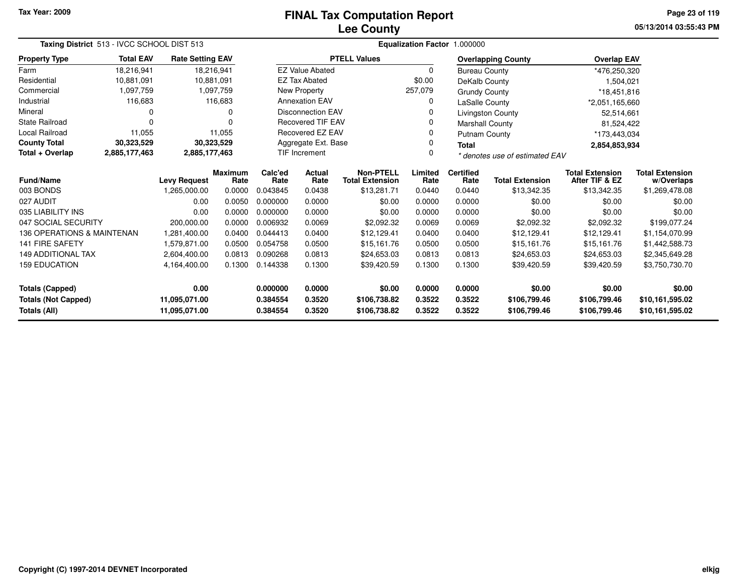Tax Year: 2009

# FINAL Tax Computation Report
## Lee County

05/13/2014 03:55:43 PM

**Taxing District** 513 - IVCC SCHOOL DIST 513 **Equalization Factor** 1.000000

| Property Type | Total EAV | Rate Setting EAV |
|---|---|---|
| Farm | 18,216,941 | 18,216,941 |
| Residential | 10,881,091 | 10,881,091 |
| Commercial | 1,097,759 | 1,097,759 |
| Industrial | 116,683 | 116,683 |
| Mineral | 0 | 0 |
| State Railroad | 0 | 0 |
| Local Railroad | 11,055 | 11,055 |
| **County Total** | **30,323,529** | **30,323,529** |
| **Total + Overlap** | **2,885,177,463** | **2,885,177,463** |

| PTELL Values | |
|---|---|
| EZ Value Abated | 0 |
| EZ Tax Abated | $0.00 |
| New Property | 257,079 |
| Annexation EAV | 0 |
| Disconnection EAV | 0 |
| Recovered TIF EAV | 0 |
| Recovered EZ EAV | 0 |
| Aggregate Ext. Base | 0 |
| TIF Increment | 0 |

| Overlapping County | Overlap EAV |
|---|---|
| Bureau County | *476,250,320 |
| DeKalb County | 1,504,021 |
| Grundy County | *18,451,816 |
| LaSalle County | *2,051,165,660 |
| Livingston County | 52,514,661 |
| Marshall County | 81,524,422 |
| Putnam County | *173,443,034 |
| **Total** | **2,854,853,934** |

*\* denotes use of estimated EAV*

| Fund/Name | Levy Request | Maximum Rate | Calc'ed Rate | Actual Rate | Non-PTELL Total Extension | Limited Rate | Certified Rate | Total Extension | Total Extension After TIF & EZ | Total Extension w/Overlaps |
|---|---|---|---|---|---|---|---|---|---|---|
| 003 BONDS | 1,265,000.00 | 0.0000 | 0.043845 | 0.0438 | $13,281.71 | 0.0440 | 0.0440 | $13,342.35 | $13,342.35 | $1,269,478.08 |
| 027 AUDIT | 0.00 | 0.0050 | 0.000000 | 0.0000 | $0.00 | 0.0000 | 0.0000 | $0.00 | $0.00 | $0.00 |
| 035 LIABILITY INS | 0.00 | 0.0000 | 0.000000 | 0.0000 | $0.00 | 0.0000 | 0.0000 | $0.00 | $0.00 | $0.00 |
| 047 SOCIAL SECURITY | 200,000.00 | 0.0000 | 0.006932 | 0.0069 | $2,092.32 | 0.0069 | 0.0069 | $2,092.32 | $2,092.32 | $199,077.24 |
| 136 OPERATIONS & MAINTENAN | 1,281,400.00 | 0.0400 | 0.044413 | 0.0400 | $12,129.41 | 0.0400 | 0.0400 | $12,129.41 | $12,129.41 | $1,154,070.99 |
| 141 FIRE SAFETY | 1,579,871.00 | 0.0500 | 0.054758 | 0.0500 | $15,161.76 | 0.0500 | 0.0500 | $15,161.76 | $15,161.76 | $1,442,588.73 |
| 149 ADDITIONAL TAX | 2,604,400.00 | 0.0813 | 0.090268 | 0.0813 | $24,653.03 | 0.0813 | 0.0813 | $24,653.03 | $24,653.03 | $2,345,649.28 |
| 159 EDUCATION | 4,164,400.00 | 0.1300 | 0.144338 | 0.1300 | $39,420.59 | 0.1300 | 0.1300 | $39,420.59 | $39,420.59 | $3,750,730.70 |
| **Totals (Capped)** | **0.00** | | **0.000000** | **0.0000** | **$0.00** | **0.0000** | **0.0000** | **$0.00** | **$0.00** | **$0.00** |
| **Totals (Not Capped)** | **11,095,071.00** | | **0.384554** | **0.3520** | **$106,738.82** | **0.3522** | **0.3522** | **$106,799.46** | **$106,799.46** | **$10,161,595.02** |
| **Totals (All)** | **11,095,071.00** | | **0.384554** | **0.3520** | **$106,738.82** | **0.3522** | **0.3522** | **$106,799.46** | **$106,799.46** | **$10,161,595.02** |

Copyright (C) 1997-2014 DEVNET Incorporated

elkjg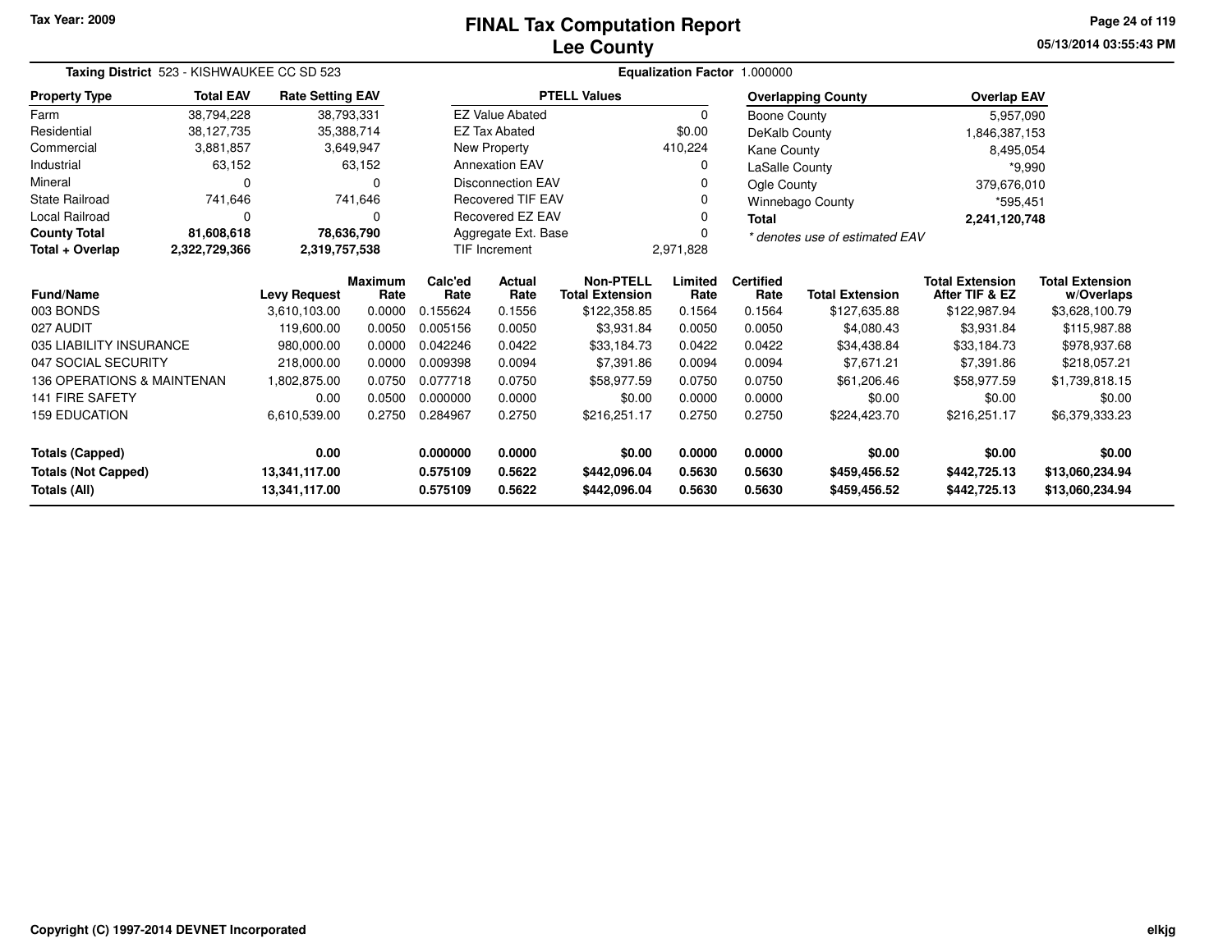Tax Year: 2009

# FINAL Tax Computation Report
## Lee County

05/13/2014 03:55:43 PM

**Taxing District** 523 - KISHWAUKEE CC SD 523 — **Equalization Factor** 1.000000

| Property Type | Total EAV | Rate Setting EAV |
|---|---|---|
| Farm | 38,794,228 | 38,793,331 |
| Residential | 38,127,735 | 35,388,714 |
| Commercial | 3,881,857 | 3,649,947 |
| Industrial | 63,152 | 63,152 |
| Mineral | 0 | 0 |
| State Railroad | 741,646 | 741,646 |
| Local Railroad | 0 | 0 |
| **County Total** | **81,608,618** | **78,636,790** |
| **Total + Overlap** | **2,322,729,366** | **2,319,757,538** |

| PTELL Values | |
|---|---|
| EZ Value Abated | 0 |
| EZ Tax Abated | $0.00 |
| New Property | 410,224 |
| Annexation EAV | 0 |
| Disconnection EAV | 0 |
| Recovered TIF EAV | 0 |
| Recovered EZ EAV | 0 |
| Aggregate Ext. Base | 0 |
| TIF Increment | 2,971,828 |

| Overlapping County | Overlap EAV |
|---|---|
| Boone County | 5,957,090 |
| DeKalb County | 1,846,387,153 |
| Kane County | 8,495,054 |
| LaSalle County | *9,990 |
| Ogle County | 379,676,010 |
| Winnebago County | *595,451 |
| **Total** | **2,241,120,748** |

*\* denotes use of estimated EAV*

| Fund/Name | Levy Request | Maximum Rate | Calc'ed Rate | Actual Rate | Non-PTELL Total Extension | Limited Rate | Certified Rate | Total Extension | Total Extension After TIF & EZ | Total Extension w/Overlaps |
|---|---|---|---|---|---|---|---|---|---|---|
| 003 BONDS | 3,610,103.00 | 0.0000 | 0.155624 | 0.1556 | $122,358.85 | 0.1564 | 0.1564 | $127,635.88 | $122,987.94 | $3,628,100.79 |
| 027 AUDIT | 119,600.00 | 0.0050 | 0.005156 | 0.0050 | $3,931.84 | 0.0050 | 0.0050 | $4,080.43 | $3,931.84 | $115,987.88 |
| 035 LIABILITY INSURANCE | 980,000.00 | 0.0000 | 0.042246 | 0.0422 | $33,184.73 | 0.0422 | 0.0422 | $34,438.84 | $33,184.73 | $978,937.68 |
| 047 SOCIAL SECURITY | 218,000.00 | 0.0000 | 0.009398 | 0.0094 | $7,391.86 | 0.0094 | 0.0094 | $7,671.21 | $7,391.86 | $218,057.21 |
| 136 OPERATIONS & MAINTENAN | 1,802,875.00 | 0.0750 | 0.077718 | 0.0750 | $58,977.59 | 0.0750 | 0.0750 | $61,206.46 | $58,977.59 | $1,739,818.15 |
| 141 FIRE SAFETY | 0.00 | 0.0500 | 0.000000 | 0.0000 | $0.00 | 0.0000 | 0.0000 | $0.00 | $0.00 | $0.00 |
| 159 EDUCATION | 6,610,539.00 | 0.2750 | 0.284967 | 0.2750 | $216,251.17 | 0.2750 | 0.2750 | $224,423.70 | $216,251.17 | $6,379,333.23 |
| **Totals (Capped)** | **0.00** | | **0.000000** | **0.0000** | **$0.00** | **0.0000** | **0.0000** | **$0.00** | **$0.00** | **$0.00** |
| **Totals (Not Capped)** | **13,341,117.00** | | **0.575109** | **0.5622** | **$442,096.04** | **0.5630** | **0.5630** | **$459,456.52** | **$442,725.13** | **$13,060,234.94** |
| **Totals (All)** | **13,341,117.00** | | **0.575109** | **0.5622** | **$442,096.04** | **0.5630** | **0.5630** | **$459,456.52** | **$442,725.13** | **$13,060,234.94** |

Copyright (C) 1997-2014 DEVNET Incorporated — elkjg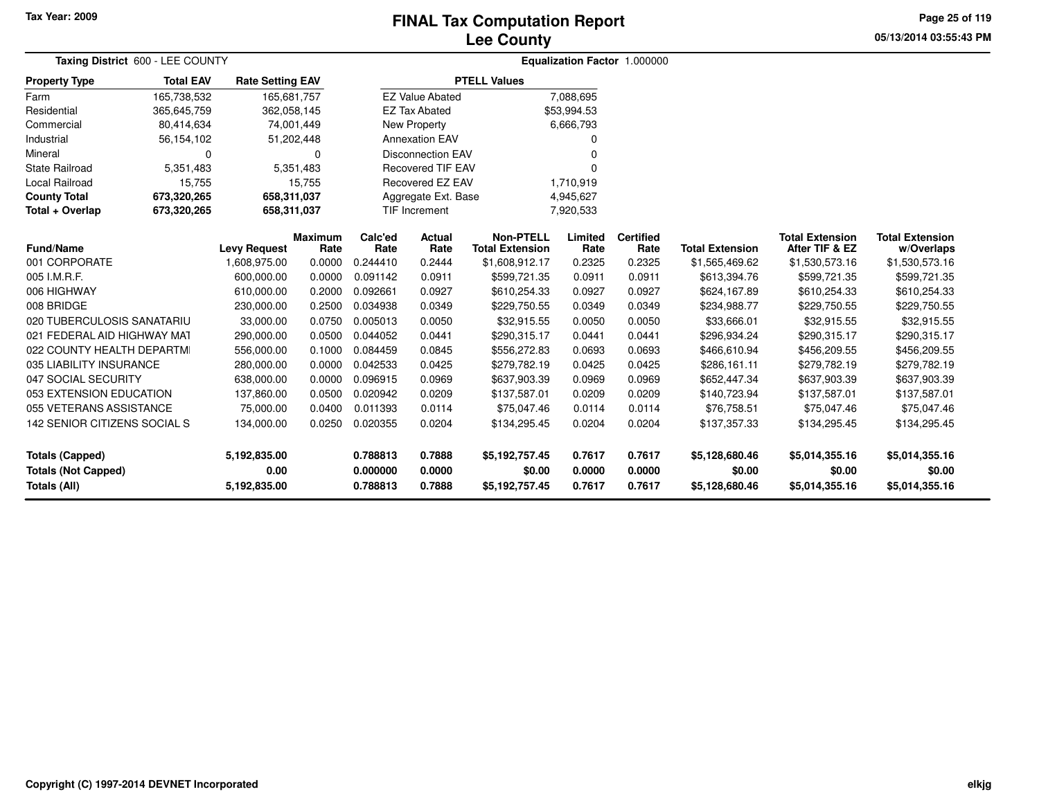# FINAL Tax Computation Report

## Lee County

Tax Year: 2009

**Taxing District** 600 - LEE COUNTY

**Equalization Factor** 1.000000

| Property Type | Total EAV | Rate Setting EAV |
|---|---|---|
| Farm | 165,738,532 | 165,681,757 |
| Residential | 365,645,759 | 362,058,145 |
| Commercial | 80,414,634 | 74,001,449 |
| Industrial | 56,154,102 | 51,202,448 |
| Mineral | 0 | 0 |
| State Railroad | 5,351,483 | 5,351,483 |
| Local Railroad | 15,755 | 15,755 |
| **County Total** | **673,320,265** | **658,311,037** |
| **Total + Overlap** | **673,320,265** | **658,311,037** |

| PTELL Values | |
|---|---|
| EZ Value Abated | 7,088,695 |
| EZ Tax Abated | $53,994.53 |
| New Property | 6,666,793 |
| Annexation EAV | 0 |
| Disconnection EAV | 0 |
| Recovered TIF EAV | 0 |
| Recovered EZ EAV | 1,710,919 |
| Aggregate Ext. Base | 4,945,627 |
| TIF Increment | 7,920,533 |

| Fund/Name | Levy Request | Maximum Rate | Calc'ed Rate | Actual Rate | Non-PTELL Total Extension | Limited Rate | Certified Rate | Total Extension | Total Extension After TIF & EZ | Total Extension w/Overlaps |
|---|---|---|---|---|---|---|---|---|---|---|
| 001 CORPORATE | 1,608,975.00 | 0.0000 | 0.244410 | 0.2444 | $1,608,912.17 | 0.2325 | 0.2325 | $1,565,469.62 | $1,530,573.16 | $1,530,573.16 |
| 005 I.M.R.F. | 600,000.00 | 0.0000 | 0.091142 | 0.0911 | $599,721.35 | 0.0911 | 0.0911 | $613,394.76 | $599,721.35 | $599,721.35 |
| 006 HIGHWAY | 610,000.00 | 0.2000 | 0.092661 | 0.0927 | $610,254.33 | 0.0927 | 0.0927 | $624,167.89 | $610,254.33 | $610,254.33 |
| 008 BRIDGE | 230,000.00 | 0.2500 | 0.034938 | 0.0349 | $229,750.55 | 0.0349 | 0.0349 | $234,988.77 | $229,750.55 | $229,750.55 |
| 020 TUBERCULOSIS SANATARIU | 33,000.00 | 0.0750 | 0.005013 | 0.0050 | $32,915.55 | 0.0050 | 0.0050 | $33,666.01 | $32,915.55 | $32,915.55 |
| 021 FEDERAL AID HIGHWAY MAT | 290,000.00 | 0.0500 | 0.044052 | 0.0441 | $290,315.17 | 0.0441 | 0.0441 | $296,934.24 | $290,315.17 | $290,315.17 |
| 022 COUNTY HEALTH DEPARTMI | 556,000.00 | 0.1000 | 0.084459 | 0.0845 | $556,272.83 | 0.0693 | 0.0693 | $466,610.94 | $456,209.55 | $456,209.55 |
| 035 LIABILITY INSURANCE | 280,000.00 | 0.0000 | 0.042533 | 0.0425 | $279,782.19 | 0.0425 | 0.0425 | $286,161.11 | $279,782.19 | $279,782.19 |
| 047 SOCIAL SECURITY | 638,000.00 | 0.0000 | 0.096915 | 0.0969 | $637,903.39 | 0.0969 | 0.0969 | $652,447.34 | $637,903.39 | $637,903.39 |
| 053 EXTENSION EDUCATION | 137,860.00 | 0.0500 | 0.020942 | 0.0209 | $137,587.01 | 0.0209 | 0.0209 | $140,723.94 | $137,587.01 | $137,587.01 |
| 055 VETERANS ASSISTANCE | 75,000.00 | 0.0400 | 0.011393 | 0.0114 | $75,047.46 | 0.0114 | 0.0114 | $76,758.51 | $75,047.46 | $75,047.46 |
| 142 SENIOR CITIZENS SOCIAL S | 134,000.00 | 0.0250 | 0.020355 | 0.0204 | $134,295.45 | 0.0204 | 0.0204 | $137,357.33 | $134,295.45 | $134,295.45 |
| **Totals (Capped)** | **5,192,835.00** | | **0.788813** | **0.7888** | **$5,192,757.45** | **0.7617** | **0.7617** | **$5,128,680.46** | **$5,014,355.16** | **$5,014,355.16** |
| **Totals (Not Capped)** | **0.00** | | **0.000000** | **0.0000** | **$0.00** | **0.0000** | **0.0000** | **$0.00** | **$0.00** | **$0.00** |
| **Totals (All)** | **5,192,835.00** | | **0.788813** | **0.7888** | **$5,192,757.45** | **0.7617** | **0.7617** | **$5,128,680.46** | **$5,014,355.16** | **$5,014,355.16** |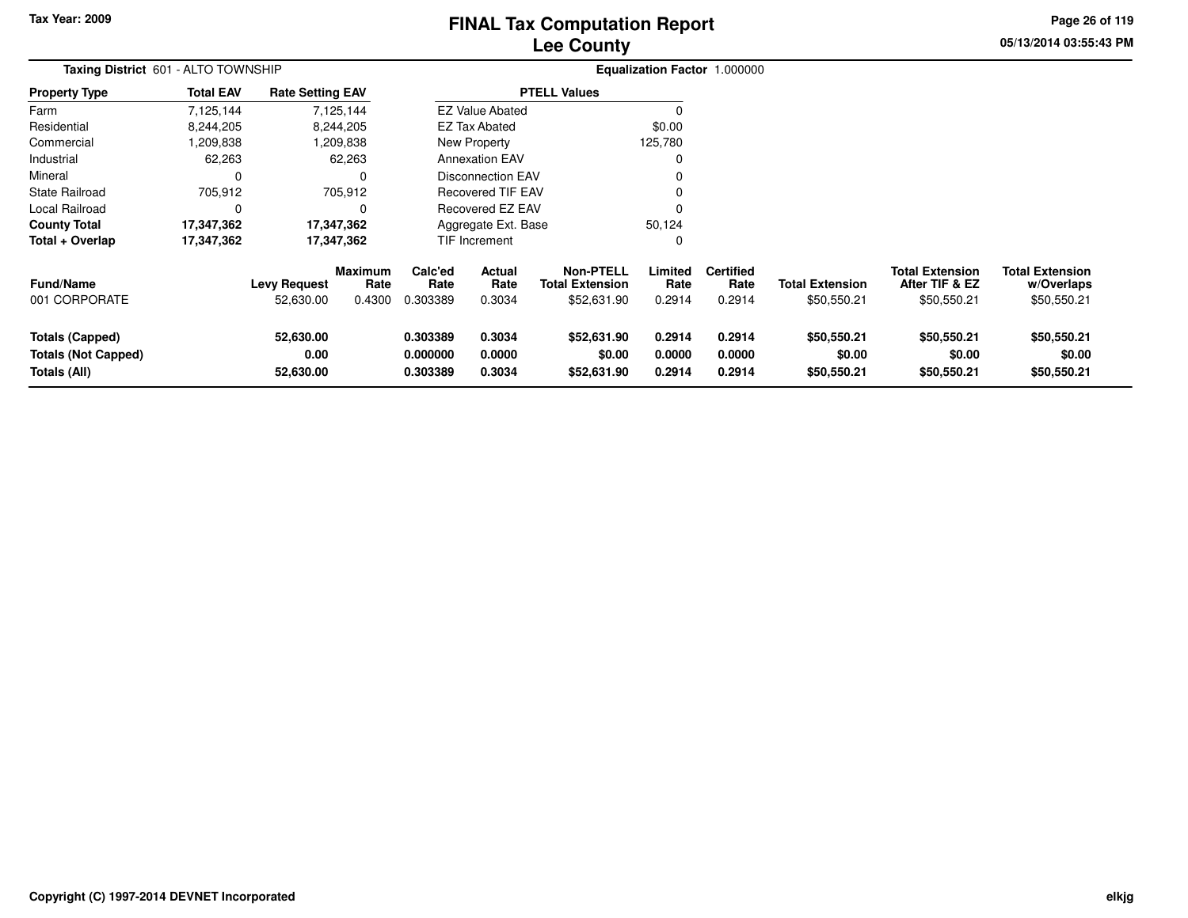Tax Year: 2009

# FINAL Tax Computation Report
## Lee County

05/13/2014 03:55:43 PM

**Taxing District** 601 - ALTO TOWNSHIP

**Equalization Factor** 1.000000

| Property Type | Total EAV | Rate Setting EAV |
|---|---|---|
| Farm | 7,125,144 | 7,125,144 |
| Residential | 8,244,205 | 8,244,205 |
| Commercial | 1,209,838 | 1,209,838 |
| Industrial | 62,263 | 62,263 |
| Mineral | 0 | 0 |
| State Railroad | 705,912 | 705,912 |
| Local Railroad | 0 | 0 |
| **County Total** | **17,347,362** | **17,347,362** |
| **Total + Overlap** | **17,347,362** | **17,347,362** |

| PTELL Values | |
|---|---|
| EZ Value Abated | 0 |
| EZ Tax Abated | $0.00 |
| New Property | 125,780 |
| Annexation EAV | 0 |
| Disconnection EAV | 0 |
| Recovered TIF EAV | 0 |
| Recovered EZ EAV | 0 |
| Aggregate Ext. Base | 50,124 |
| TIF Increment | 0 |

| Fund/Name | Levy Request | Maximum Rate | Calc'ed Rate | Actual Rate | Non-PTELL Total Extension | Limited Rate | Certified Rate | Total Extension | Total Extension After TIF & EZ | Total Extension w/Overlaps |
|---|---|---|---|---|---|---|---|---|---|---|
| 001 CORPORATE | 52,630.00 | 0.4300 | 0.303389 | 0.3034 | $52,631.90 | 0.2914 | 0.2914 | $50,550.21 | $50,550.21 | $50,550.21 |
| **Totals (Capped)** | **52,630.00** | | **0.303389** | **0.3034** | **$52,631.90** | **0.2914** | **0.2914** | **$50,550.21** | **$50,550.21** | **$50,550.21** |
| **Totals (Not Capped)** | **0.00** | | **0.000000** | **0.0000** | **$0.00** | **0.0000** | **0.0000** | **$0.00** | **$0.00** | **$0.00** |
| **Totals (All)** | **52,630.00** | | **0.303389** | **0.3034** | **$52,631.90** | **0.2914** | **0.2914** | **$50,550.21** | **$50,550.21** | **$50,550.21** |

Copyright (C) 1997-2014 DEVNET Incorporated

elkjg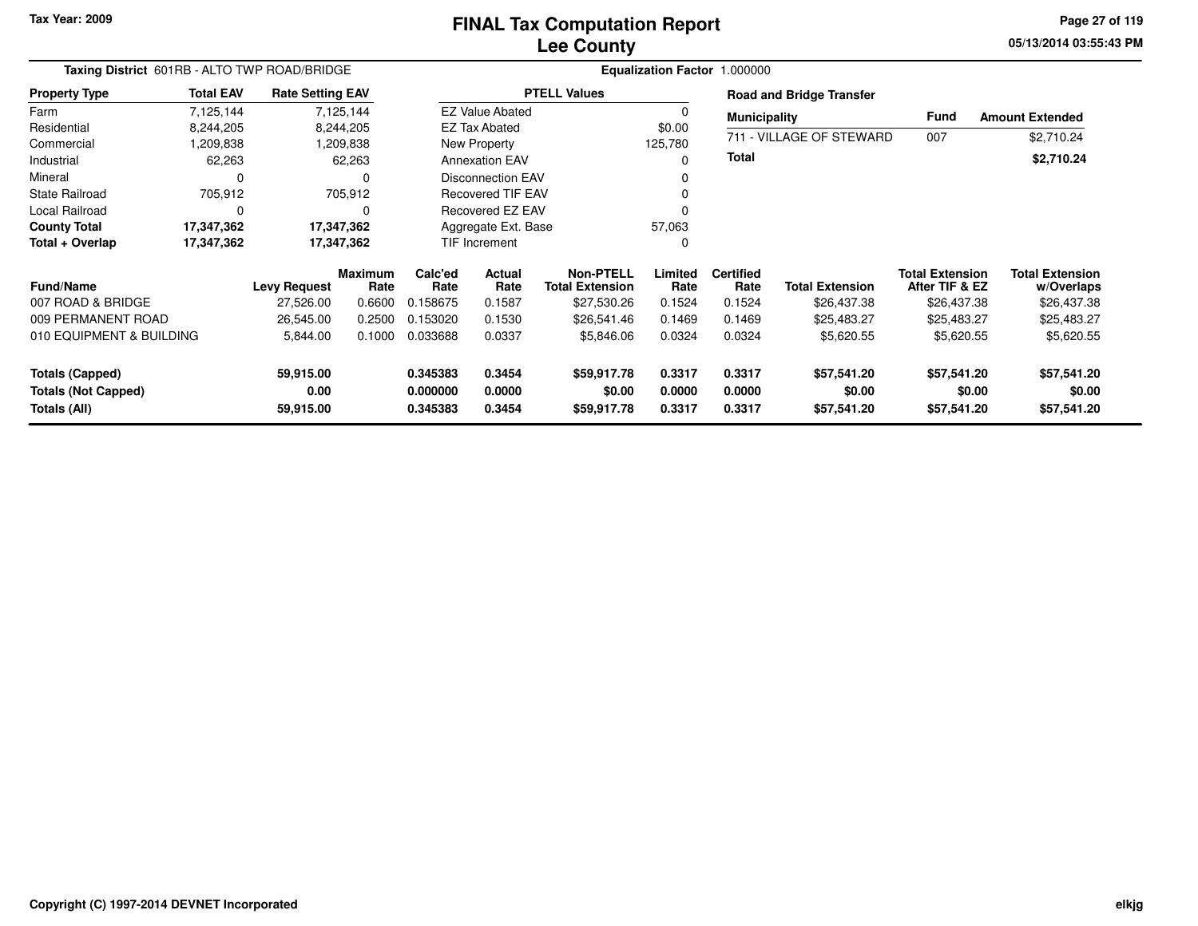Tax Year: 2009

# FINAL Tax Computation Report
# Lee County

05/13/2014 03:55:43 PM

**Taxing District** 601RB - ALTO TWP ROAD/BRIDGE **Equalization Factor** 1.000000

| Property Type | Total EAV | Rate Setting EAV |
|---|---|---|
| Farm | 7,125,144 | 7,125,144 |
| Residential | 8,244,205 | 8,244,205 |
| Commercial | 1,209,838 | 1,209,838 |
| Industrial | 62,263 | 62,263 |
| Mineral | 0 | 0 |
| State Railroad | 705,912 | 705,912 |
| Local Railroad | 0 | 0 |
| **County Total** | **17,347,362** | **17,347,362** |
| **Total + Overlap** | **17,347,362** | **17,347,362** |

| PTELL Values | |
|---|---|
| EZ Value Abated | 0 |
| EZ Tax Abated | $0.00 |
| New Property | 125,780 |
| Annexation EAV | 0 |
| Disconnection EAV | 0 |
| Recovered TIF EAV | 0 |
| Recovered EZ EAV | 0 |
| Aggregate Ext. Base | 57,063 |
| TIF Increment | 0 |

**Road and Bridge Transfer**

| Municipality | Fund | Amount Extended |
|---|---|---|
| 711 - VILLAGE OF STEWARD | 007 | $2,710.24 |
| **Total** | | **$2,710.24** |

| Fund/Name | Levy Request | Maximum Rate | Calc'ed Rate | Actual Rate | Non-PTELL Total Extension | Limited Rate | Certified Rate | Total Extension | Total Extension After TIF & EZ | Total Extension w/Overlaps |
|---|---|---|---|---|---|---|---|---|---|---|
| 007 ROAD & BRIDGE | 27,526.00 | 0.6600 | 0.158675 | 0.1587 | $27,530.26 | 0.1524 | 0.1524 | $26,437.38 | $26,437.38 | $26,437.38 |
| 009 PERMANENT ROAD | 26,545.00 | 0.2500 | 0.153020 | 0.1530 | $26,541.46 | 0.1469 | 0.1469 | $25,483.27 | $25,483.27 | $25,483.27 |
| 010 EQUIPMENT & BUILDING | 5,844.00 | 0.1000 | 0.033688 | 0.0337 | $5,846.06 | 0.0324 | 0.0324 | $5,620.55 | $5,620.55 | $5,620.55 |
| **Totals (Capped)** | **59,915.00** | | **0.345383** | **0.3454** | **$59,917.78** | **0.3317** | **0.3317** | **$57,541.20** | **$57,541.20** | **$57,541.20** |
| **Totals (Not Capped)** | **0.00** | | **0.000000** | **0.0000** | **$0.00** | **0.0000** | **0.0000** | **$0.00** | **$0.00** | **$0.00** |
| **Totals (All)** | **59,915.00** | | **0.345383** | **0.3454** | **$59,917.78** | **0.3317** | **0.3317** | **$57,541.20** | **$57,541.20** | **$57,541.20** |

Copyright (C) 1997-2014 DEVNET Incorporated

elkjg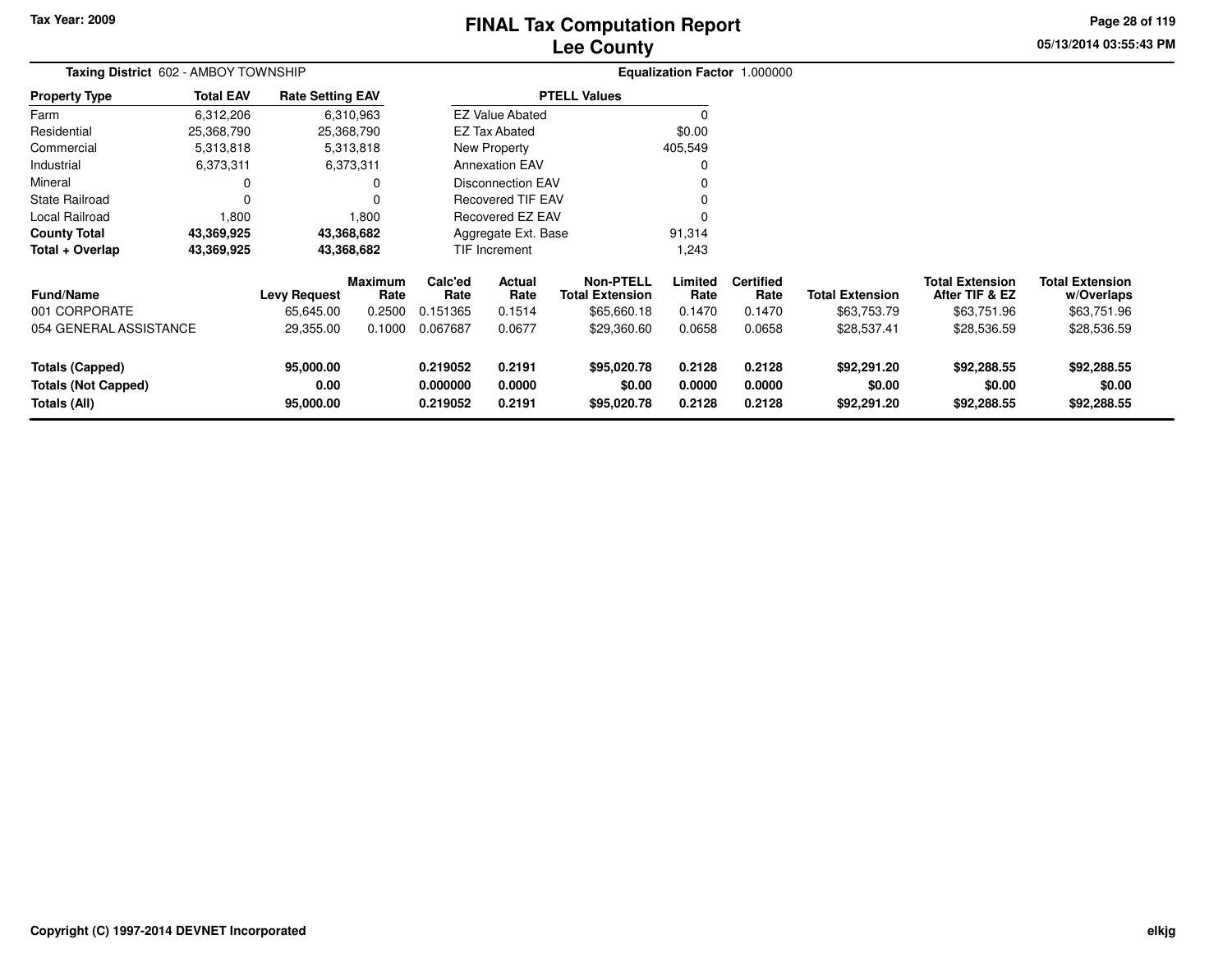Tax Year: 2009

# FINAL Tax Computation Report
## Lee County

05/13/2014 03:55:43 PM

**Taxing District** 602 - AMBOY TOWNSHIP | **Equalization Factor** 1.000000

| Property Type | Total EAV | Rate Setting EAV |
|---|---|---|
| Farm | 6,312,206 | 6,310,963 |
| Residential | 25,368,790 | 25,368,790 |
| Commercial | 5,313,818 | 5,313,818 |
| Industrial | 6,373,311 | 6,373,311 |
| Mineral | 0 | 0 |
| State Railroad | 0 | 0 |
| Local Railroad | 1,800 | 1,800 |
| **County Total** | **43,369,925** | **43,368,682** |
| **Total + Overlap** | **43,369,925** | **43,368,682** |

| PTELL Values | |
|---|---|
| EZ Value Abated | 0 |
| EZ Tax Abated | $0.00 |
| New Property | 405,549 |
| Annexation EAV | 0 |
| Disconnection EAV | 0 |
| Recovered TIF EAV | 0 |
| Recovered EZ EAV | 0 |
| Aggregate Ext. Base | 91,314 |
| TIF Increment | 1,243 |

| Fund/Name | Levy Request | Maximum Rate | Calc'ed Rate | Actual Rate | Non-PTELL Total Extension | Limited Rate | Certified Rate | Total Extension | Total Extension After TIF & EZ | Total Extension w/Overlaps |
|---|---|---|---|---|---|---|---|---|---|---|
| 001 CORPORATE | 65,645.00 | 0.2500 | 0.151365 | 0.1514 | $65,660.18 | 0.1470 | 0.1470 | $63,753.79 | $63,751.96 | $63,751.96 |
| 054 GENERAL ASSISTANCE | 29,355.00 | 0.1000 | 0.067687 | 0.0677 | $29,360.60 | 0.0658 | 0.0658 | $28,537.41 | $28,536.59 | $28,536.59 |
| **Totals (Capped)** | **95,000.00** | | **0.219052** | **0.2191** | **$95,020.78** | **0.2128** | **0.2128** | **$92,291.20** | **$92,288.55** | **$92,288.55** |
| **Totals (Not Capped)** | **0.00** | | **0.000000** | **0.0000** | **$0.00** | **0.0000** | **0.0000** | **$0.00** | **$0.00** | **$0.00** |
| **Totals (All)** | **95,000.00** | | **0.219052** | **0.2191** | **$95,020.78** | **0.2128** | **0.2128** | **$92,291.20** | **$92,288.55** | **$92,288.55** |

Copyright (C) 1997-2014 DEVNET Incorporated

elkjg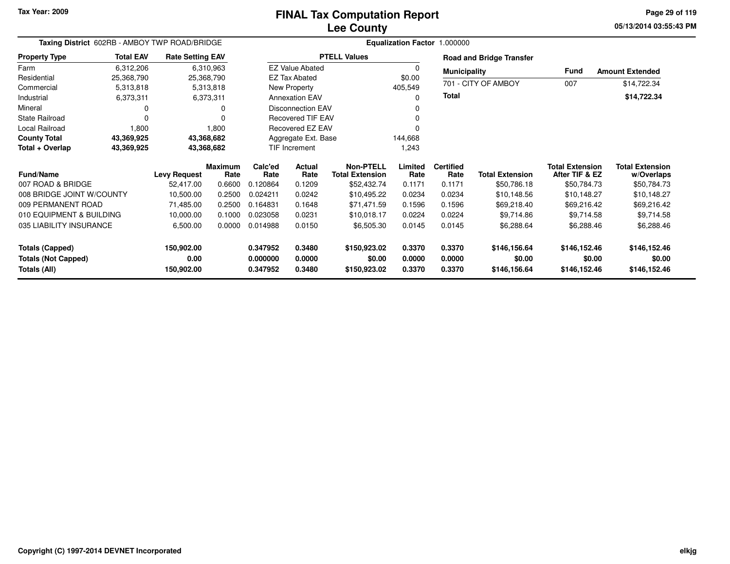Tax Year: 2009

# FINAL Tax Computation Report
## Lee County

05/13/2014 03:55:43 PM

**Taxing District** 602RB - AMBOY TWP ROAD/BRIDGE

**Equalization Factor** 1.000000

| Property Type | Total EAV | Rate Setting EAV |
|---|---|---|
| Farm | 6,312,206 | 6,310,963 |
| Residential | 25,368,790 | 25,368,790 |
| Commercial | 5,313,818 | 5,313,818 |
| Industrial | 6,373,311 | 6,373,311 |
| Mineral | 0 | 0 |
| State Railroad | 0 | 0 |
| Local Railroad | 1,800 | 1,800 |
| **County Total** | **43,369,925** | **43,368,682** |
| **Total + Overlap** | **43,369,925** | **43,368,682** |

| PTELL Values | |
|---|---|
| EZ Value Abated | 0 |
| EZ Tax Abated | $0.00 |
| New Property | 405,549 |
| Annexation EAV | 0 |
| Disconnection EAV | 0 |
| Recovered TIF EAV | 0 |
| Recovered EZ EAV | 0 |
| Aggregate Ext. Base | 144,668 |
| TIF Increment | 1,243 |

**Road and Bridge Transfer**

| Municipality | Fund | Amount Extended |
|---|---|---|
| 701 - CITY OF AMBOY | 007 | $14,722.34 |
| **Total** | | **$14,722.34** |

| Fund/Name | Levy Request | Maximum Rate | Calc'ed Rate | Actual Rate | Non-PTELL Total Extension | Limited Rate | Certified Rate | Total Extension | Total Extension After TIF & EZ | Total Extension w/Overlaps |
|---|---|---|---|---|---|---|---|---|---|---|
| 007 ROAD & BRIDGE | 52,417.00 | 0.6600 | 0.120864 | 0.1209 | $52,432.74 | 0.1171 | 0.1171 | $50,786.18 | $50,784.73 | $50,784.73 |
| 008 BRIDGE JOINT W/COUNTY | 10,500.00 | 0.2500 | 0.024211 | 0.0242 | $10,495.22 | 0.0234 | 0.0234 | $10,148.56 | $10,148.27 | $10,148.27 |
| 009 PERMANENT ROAD | 71,485.00 | 0.2500 | 0.164831 | 0.1648 | $71,471.59 | 0.1596 | 0.1596 | $69,218.40 | $69,216.42 | $69,216.42 |
| 010 EQUIPMENT & BUILDING | 10,000.00 | 0.1000 | 0.023058 | 0.0231 | $10,018.17 | 0.0224 | 0.0224 | $9,714.86 | $9,714.58 | $9,714.58 |
| 035 LIABILITY INSURANCE | 6,500.00 | 0.0000 | 0.014988 | 0.0150 | $6,505.30 | 0.0145 | 0.0145 | $6,288.64 | $6,288.46 | $6,288.46 |
| **Totals (Capped)** | **150,902.00** | | **0.347952** | **0.3480** | **$150,923.02** | **0.3370** | **0.3370** | **$146,156.64** | **$146,152.46** | **$146,152.46** |
| **Totals (Not Capped)** | **0.00** | | **0.000000** | **0.0000** | **$0.00** | **0.0000** | **0.0000** | **$0.00** | **$0.00** | **$0.00** |
| **Totals (All)** | **150,902.00** | | **0.347952** | **0.3480** | **$150,923.02** | **0.3370** | **0.3370** | **$146,156.64** | **$146,152.46** | **$146,152.46** |

Copyright (C) 1997-2014 DEVNET Incorporated

elkjg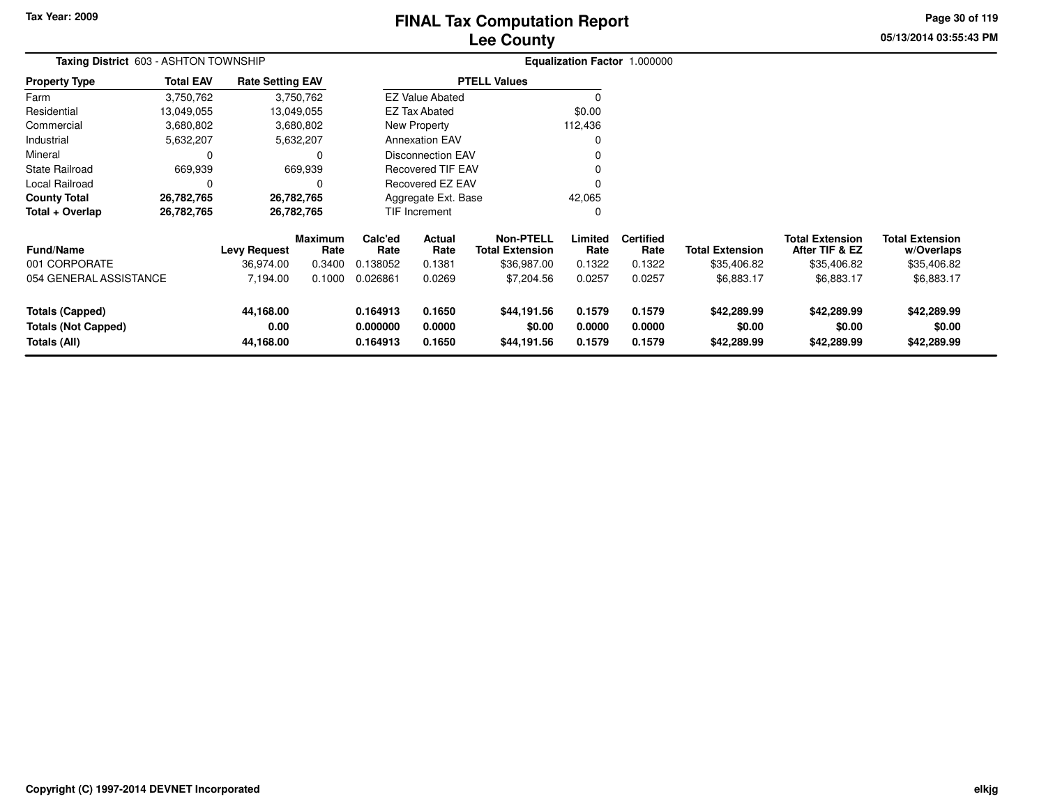# FINAL Tax Computation Report
## Lee County

Tax Year: 2009

05/13/2014 03:55:43 PM

**Taxing District** 603 - ASHTON TOWNSHIP

**Equalization Factor** 1.000000

| Property Type | Total EAV | Rate Setting EAV |
|---|---|---|
| Farm | 3,750,762 | 3,750,762 |
| Residential | 13,049,055 | 13,049,055 |
| Commercial | 3,680,802 | 3,680,802 |
| Industrial | 5,632,207 | 5,632,207 |
| Mineral | 0 | 0 |
| State Railroad | 669,939 | 669,939 |
| Local Railroad | 0 | 0 |
| **County Total** | **26,782,765** | **26,782,765** |
| **Total + Overlap** | **26,782,765** | **26,782,765** |

| PTELL Values | |
|---|---|
| EZ Value Abated | 0 |
| EZ Tax Abated | $0.00 |
| New Property | 112,436 |
| Annexation EAV | 0 |
| Disconnection EAV | 0 |
| Recovered TIF EAV | 0 |
| Recovered EZ EAV | 0 |
| Aggregate Ext. Base | 42,065 |
| TIF Increment | 0 |

| Fund/Name | Levy Request | Maximum Rate | Calc'ed Rate | Actual Rate | Non-PTELL Total Extension | Limited Rate | Certified Rate | Total Extension | Total Extension After TIF & EZ | Total Extension w/Overlaps |
|---|---|---|---|---|---|---|---|---|---|---|
| 001 CORPORATE | 36,974.00 | 0.3400 | 0.138052 | 0.1381 | $36,987.00 | 0.1322 | 0.1322 | $35,406.82 | $35,406.82 | $35,406.82 |
| 054 GENERAL ASSISTANCE | 7,194.00 | 0.1000 | 0.026861 | 0.0269 | $7,204.56 | 0.0257 | 0.0257 | $6,883.17 | $6,883.17 | $6,883.17 |
| **Totals (Capped)** | **44,168.00** | | **0.164913** | **0.1650** | **$44,191.56** | **0.1579** | **0.1579** | **$42,289.99** | **$42,289.99** | **$42,289.99** |
| **Totals (Not Capped)** | **0.00** | | **0.000000** | **0.0000** | **$0.00** | **0.0000** | **0.0000** | **$0.00** | **$0.00** | **$0.00** |
| **Totals (All)** | **44,168.00** | | **0.164913** | **0.1650** | **$44,191.56** | **0.1579** | **0.1579** | **$42,289.99** | **$42,289.99** | **$42,289.99** |

Copyright (C) 1997-2014 DEVNET Incorporated

elkjg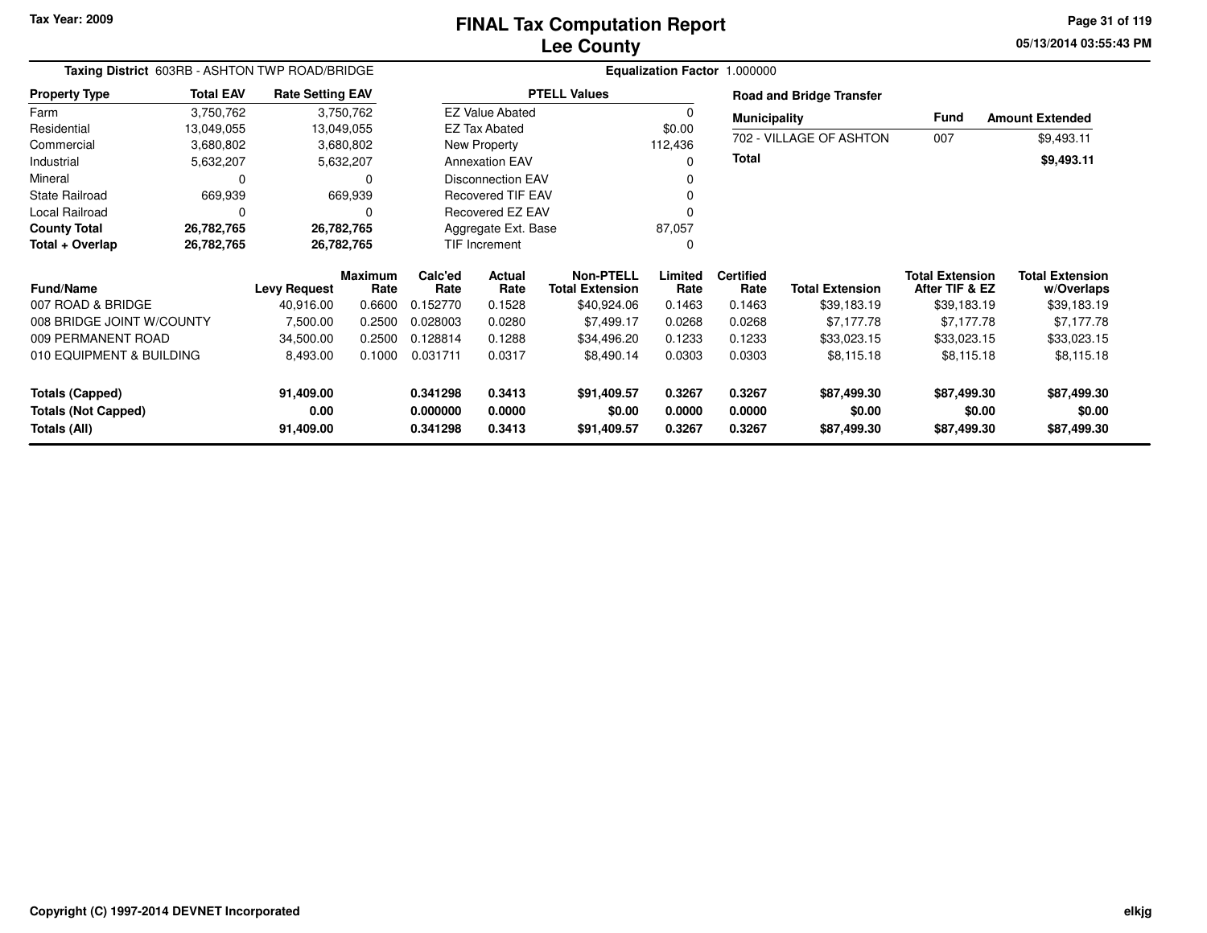Tax Year: 2009

# FINAL Tax Computation Report
## Lee County

05/13/2014 03:55:43 PM

**Taxing District** 603RB - ASHTON TWP ROAD/BRIDGE

**Equalization Factor** 1.000000

| Property Type | Total EAV | Rate Setting EAV |
|---|---|---|
| Farm | 3,750,762 | 3,750,762 |
| Residential | 13,049,055 | 13,049,055 |
| Commercial | 3,680,802 | 3,680,802 |
| Industrial | 5,632,207 | 5,632,207 |
| Mineral | 0 | 0 |
| State Railroad | 669,939 | 669,939 |
| Local Railroad | 0 | 0 |
| **County Total** | **26,782,765** | **26,782,765** |
| **Total + Overlap** | **26,782,765** | **26,782,765** |

| PTELL Values | |
|---|---|
| EZ Value Abated | 0 |
| EZ Tax Abated | $0.00 |
| New Property | 112,436 |
| Annexation EAV | 0 |
| Disconnection EAV | 0 |
| Recovered TIF EAV | 0 |
| Recovered EZ EAV | 0 |
| Aggregate Ext. Base | 87,057 |
| TIF Increment | 0 |

**Road and Bridge Transfer**

| Municipality | Fund | Amount Extended |
|---|---|---|
| 702 - VILLAGE OF ASHTON | 007 | $9,493.11 |
| **Total** | | **$9,493.11** |

| Fund/Name | Levy Request | Maximum Rate | Calc'ed Rate | Actual Rate | Non-PTELL Total Extension | Limited Rate | Certified Rate | Total Extension | Total Extension After TIF & EZ | Total Extension w/Overlaps |
|---|---|---|---|---|---|---|---|---|---|---|
| 007 ROAD & BRIDGE | 40,916.00 | 0.6600 | 0.152770 | 0.1528 | $40,924.06 | 0.1463 | 0.1463 | $39,183.19 | $39,183.19 | $39,183.19 |
| 008 BRIDGE JOINT W/COUNTY | 7,500.00 | 0.2500 | 0.028003 | 0.0280 | $7,499.17 | 0.0268 | 0.0268 | $7,177.78 | $7,177.78 | $7,177.78 |
| 009 PERMANENT ROAD | 34,500.00 | 0.2500 | 0.128814 | 0.1288 | $34,496.20 | 0.1233 | 0.1233 | $33,023.15 | $33,023.15 | $33,023.15 |
| 010 EQUIPMENT & BUILDING | 8,493.00 | 0.1000 | 0.031711 | 0.0317 | $8,490.14 | 0.0303 | 0.0303 | $8,115.18 | $8,115.18 | $8,115.18 |
| **Totals (Capped)** | **91,409.00** | | **0.341298** | **0.3413** | **$91,409.57** | **0.3267** | **0.3267** | **$87,499.30** | **$87,499.30** | **$87,499.30** |
| **Totals (Not Capped)** | **0.00** | | **0.000000** | **0.0000** | **$0.00** | **0.0000** | **0.0000** | **$0.00** | **$0.00** | **$0.00** |
| **Totals (All)** | **91,409.00** | | **0.341298** | **0.3413** | **$91,409.57** | **0.3267** | **0.3267** | **$87,499.30** | **$87,499.30** | **$87,499.30** |

Copyright (C) 1997-2014 DEVNET Incorporated

elkjg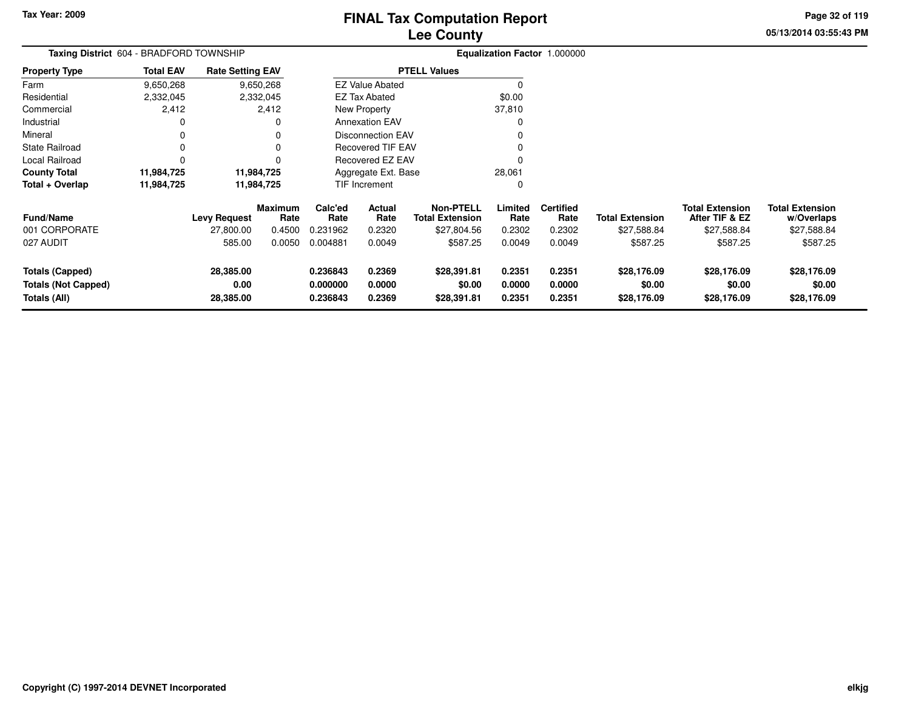Tax Year: 2009

# FINAL Tax Computation Report
## Lee County

**Taxing District** 604 - BRADFORD TOWNSHIP

**Equalization Factor** 1.000000

| Property Type | Total EAV | Rate Setting EAV |
|---|---|---|
| Farm | 9,650,268 | 9,650,268 |
| Residential | 2,332,045 | 2,332,045 |
| Commercial | 2,412 | 2,412 |
| Industrial | 0 | 0 |
| Mineral | 0 | 0 |
| State Railroad | 0 | 0 |
| Local Railroad | 0 | 0 |
| **County Total** | **11,984,725** | **11,984,725** |
| **Total + Overlap** | **11,984,725** | **11,984,725** |

| PTELL Values | |
|---|---|
| EZ Value Abated | 0 |
| EZ Tax Abated | $0.00 |
| New Property | 37,810 |
| Annexation EAV | 0 |
| Disconnection EAV | 0 |
| Recovered TIF EAV | 0 |
| Recovered EZ EAV | 0 |
| Aggregate Ext. Base | 28,061 |
| TIF Increment | 0 |

| Fund/Name | Levy Request | Maximum Rate | Calc'ed Rate | Actual Rate | Non-PTELL Total Extension | Limited Rate | Certified Rate | Total Extension | Total Extension After TIF & EZ | Total Extension w/Overlaps |
|---|---|---|---|---|---|---|---|---|---|---|
| 001 CORPORATE | 27,800.00 | 0.4500 | 0.231962 | 0.2320 | $27,804.56 | 0.2302 | 0.2302 | $27,588.84 | $27,588.84 | $27,588.84 |
| 027 AUDIT | 585.00 | 0.0050 | 0.004881 | 0.0049 | $587.25 | 0.0049 | 0.0049 | $587.25 | $587.25 | $587.25 |
| **Totals (Capped)** | **28,385.00** | | **0.236843** | **0.2369** | **$28,391.81** | **0.2351** | **0.2351** | **$28,176.09** | **$28,176.09** | **$28,176.09** |
| **Totals (Not Capped)** | **0.00** | | **0.000000** | **0.0000** | **$0.00** | **0.0000** | **0.0000** | **$0.00** | **$0.00** | **$0.00** |
| **Totals (All)** | **28,385.00** | | **0.236843** | **0.2369** | **$28,391.81** | **0.2351** | **0.2351** | **$28,176.09** | **$28,176.09** | **$28,176.09** |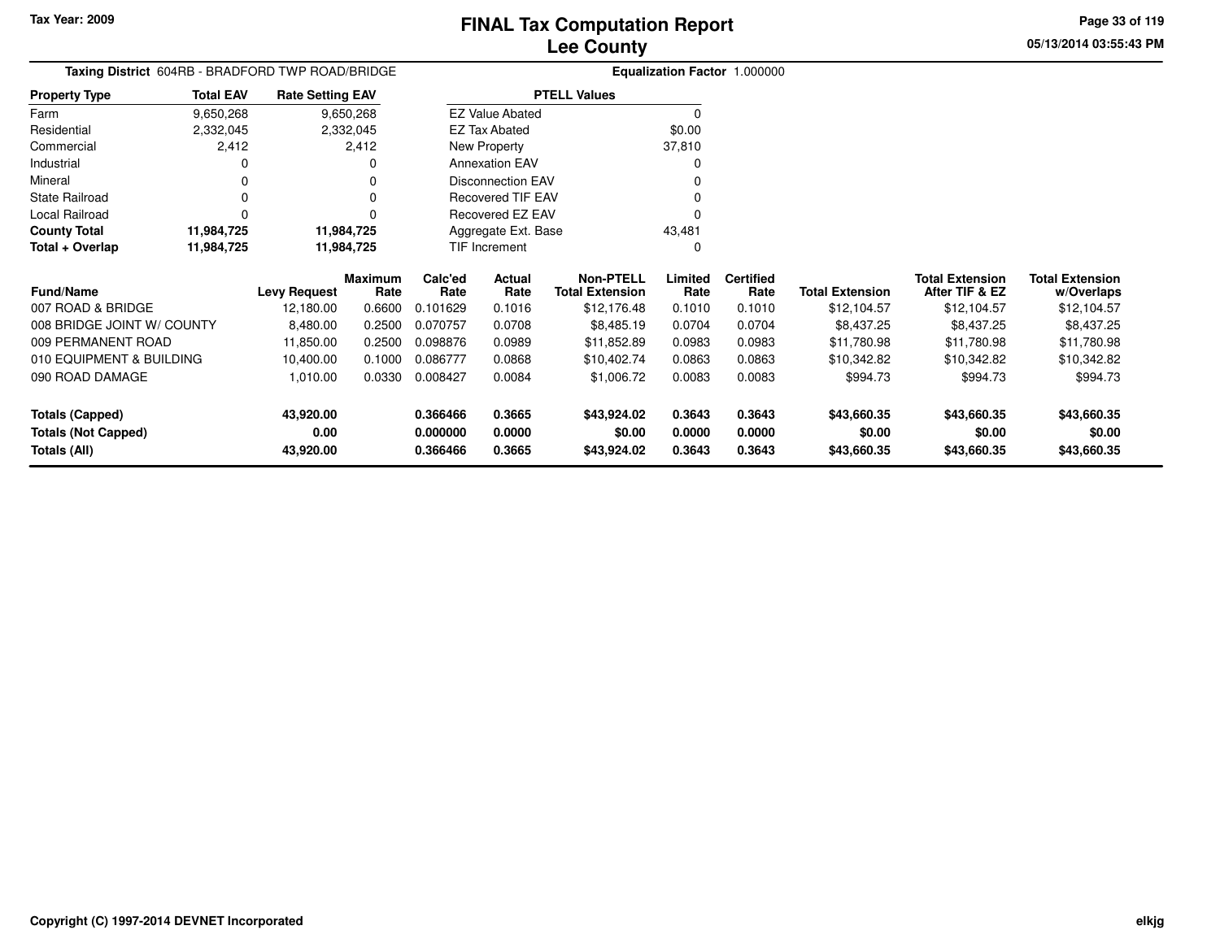Tax Year: 2009

# FINAL Tax Computation Report
## Lee County

05/13/2014 03:55:43 PM

**Taxing District** 604RB - BRADFORD TWP ROAD/BRIDGE

**Equalization Factor** 1.000000

| Property Type | Total EAV | Rate Setting EAV |
|---|---|---|
| Farm | 9,650,268 | 9,650,268 |
| Residential | 2,332,045 | 2,332,045 |
| Commercial | 2,412 | 2,412 |
| Industrial | 0 | 0 |
| Mineral | 0 | 0 |
| State Railroad | 0 | 0 |
| Local Railroad | 0 | 0 |
| **County Total** | **11,984,725** | **11,984,725** |
| **Total + Overlap** | **11,984,725** | **11,984,725** |

| PTELL Values | |
|---|---|
| EZ Value Abated | 0 |
| EZ Tax Abated | $0.00 |
| New Property | 37,810 |
| Annexation EAV | 0 |
| Disconnection EAV | 0 |
| Recovered TIF EAV | 0 |
| Recovered EZ EAV | 0 |
| Aggregate Ext. Base | 43,481 |
| TIF Increment | 0 |

| Fund/Name | Levy Request | Maximum Rate | Calc'ed Rate | Actual Rate | Non-PTELL Total Extension | Limited Rate | Certified Rate | Total Extension | Total Extension After TIF & EZ | Total Extension w/Overlaps |
|---|---|---|---|---|---|---|---|---|---|---|
| 007 ROAD & BRIDGE | 12,180.00 | 0.6600 | 0.101629 | 0.1016 | $12,176.48 | 0.1010 | 0.1010 | $12,104.57 | $12,104.57 | $12,104.57 |
| 008 BRIDGE JOINT W/ COUNTY | 8,480.00 | 0.2500 | 0.070757 | 0.0708 | $8,485.19 | 0.0704 | 0.0704 | $8,437.25 | $8,437.25 | $8,437.25 |
| 009 PERMANENT ROAD | 11,850.00 | 0.2500 | 0.098876 | 0.0989 | $11,852.89 | 0.0983 | 0.0983 | $11,780.98 | $11,780.98 | $11,780.98 |
| 010 EQUIPMENT & BUILDING | 10,400.00 | 0.1000 | 0.086777 | 0.0868 | $10,402.74 | 0.0863 | 0.0863 | $10,342.82 | $10,342.82 | $10,342.82 |
| 090 ROAD DAMAGE | 1,010.00 | 0.0330 | 0.008427 | 0.0084 | $1,006.72 | 0.0083 | 0.0083 | $994.73 | $994.73 | $994.73 |
| **Totals (Capped)** | **43,920.00** | | **0.366466** | **0.3665** | **$43,924.02** | **0.3643** | **0.3643** | **$43,660.35** | **$43,660.35** | **$43,660.35** |
| **Totals (Not Capped)** | **0.00** | | **0.000000** | **0.0000** | **$0.00** | **0.0000** | **0.0000** | **$0.00** | **$0.00** | **$0.00** |
| **Totals (All)** | **43,920.00** | | **0.366466** | **0.3665** | **$43,924.02** | **0.3643** | **0.3643** | **$43,660.35** | **$43,660.35** | **$43,660.35** |

Copyright (C) 1997-2014 DEVNET Incorporated

elkjg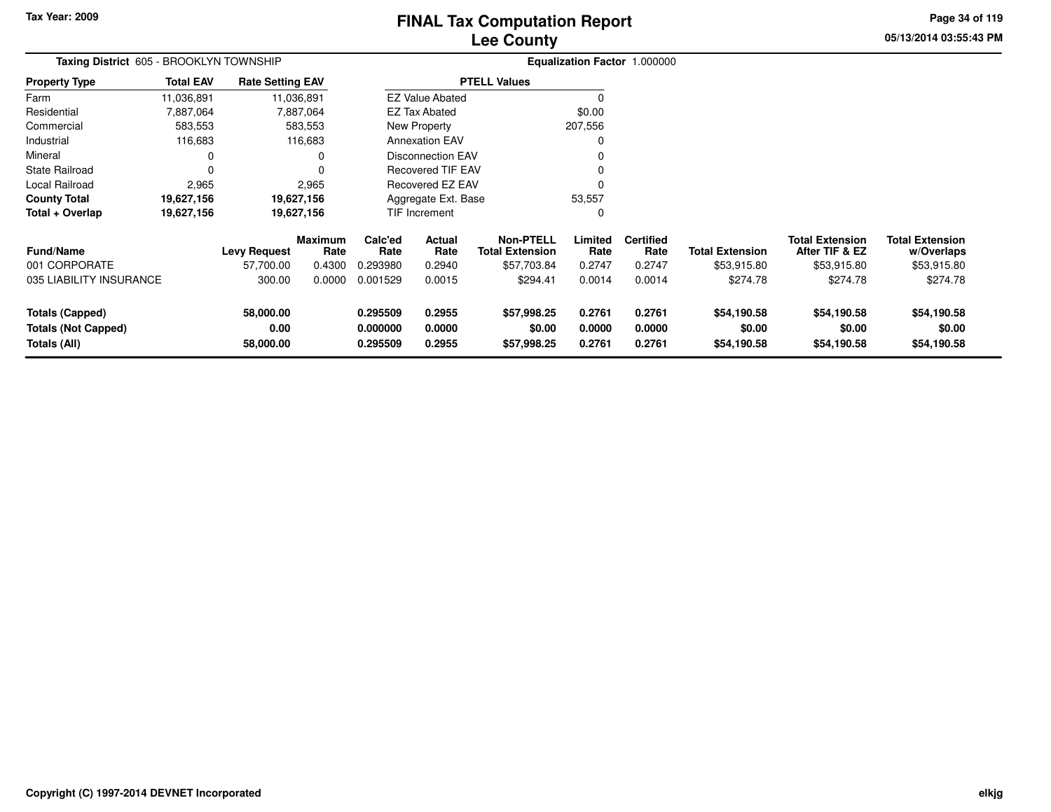# FINAL Tax Computation Report
## Lee County

Tax Year: 2009

**Taxing District** 605 - BROOKLYN TOWNSHIP

**Equalization Factor** 1.000000

| Property Type | Total EAV | Rate Setting EAV |
|---|---|---|
| Farm | 11,036,891 | 11,036,891 |
| Residential | 7,887,064 | 7,887,064 |
| Commercial | 583,553 | 583,553 |
| Industrial | 116,683 | 116,683 |
| Mineral | 0 | 0 |
| State Railroad | 0 | 0 |
| Local Railroad | 2,965 | 2,965 |
| **County Total** | **19,627,156** | **19,627,156** |
| **Total + Overlap** | **19,627,156** | **19,627,156** |

| PTELL Values | |
|---|---|
| EZ Value Abated | 0 |
| EZ Tax Abated | $0.00 |
| New Property | 207,556 |
| Annexation EAV | 0 |
| Disconnection EAV | 0 |
| Recovered TIF EAV | 0 |
| Recovered EZ EAV | 0 |
| Aggregate Ext. Base | 53,557 |
| TIF Increment | 0 |

| Fund/Name | Levy Request | Maximum Rate | Calc'ed Rate | Actual Rate | Non-PTELL Total Extension | Limited Rate | Certified Rate | Total Extension | Total Extension After TIF & EZ | Total Extension w/Overlaps |
|---|---|---|---|---|---|---|---|---|---|---|
| 001 CORPORATE | 57,700.00 | 0.4300 | 0.293980 | 0.2940 | $57,703.84 | 0.2747 | 0.2747 | $53,915.80 | $53,915.80 | $53,915.80 |
| 035 LIABILITY INSURANCE | 300.00 | 0.0000 | 0.001529 | 0.0015 | $294.41 | 0.0014 | 0.0014 | $274.78 | $274.78 | $274.78 |
| **Totals (Capped)** | **58,000.00** | | **0.295509** | **0.2955** | **$57,998.25** | **0.2761** | **0.2761** | **$54,190.58** | **$54,190.58** | **$54,190.58** |
| **Totals (Not Capped)** | **0.00** | | **0.000000** | **0.0000** | **$0.00** | **0.0000** | **0.0000** | **$0.00** | **$0.00** | **$0.00** |
| **Totals (All)** | **58,000.00** | | **0.295509** | **0.2955** | **$57,998.25** | **0.2761** | **0.2761** | **$54,190.58** | **$54,190.58** | **$54,190.58** |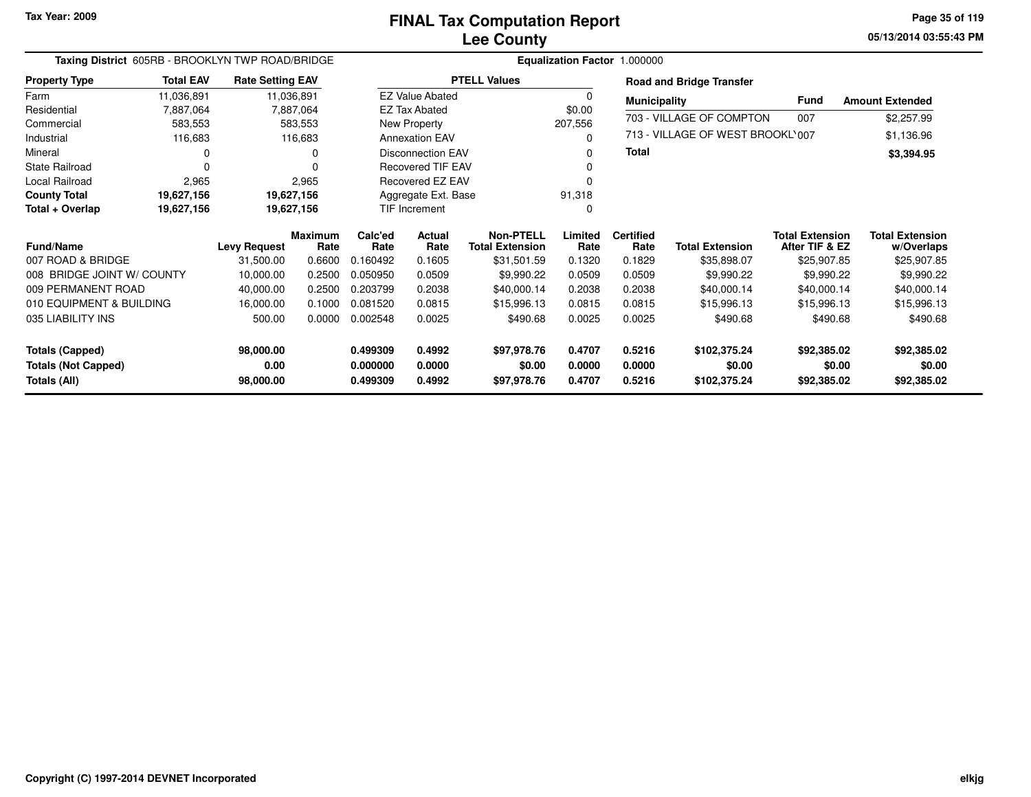Tax Year: 2009

# FINAL Tax Computation Report
## Lee County

05/13/2014 03:55:43 PM

**Taxing District** 605RB - BROOKLYN TWP ROAD/BRIDGE

**Equalization Factor** 1.000000

| Property Type | Total EAV | Rate Setting EAV |
|---|---|---|
| Farm | 11,036,891 | 11,036,891 |
| Residential | 7,887,064 | 7,887,064 |
| Commercial | 583,553 | 583,553 |
| Industrial | 116,683 | 116,683 |
| Mineral | 0 | 0 |
| State Railroad | 0 | 0 |
| Local Railroad | 2,965 | 2,965 |
| **County Total** | **19,627,156** | **19,627,156** |
| **Total + Overlap** | **19,627,156** | **19,627,156** |

| PTELL Values | |
|---|---|
| EZ Value Abated | 0 |
| EZ Tax Abated | $0.00 |
| New Property | 207,556 |
| Annexation EAV | 0 |
| Disconnection EAV | 0 |
| Recovered TIF EAV | 0 |
| Recovered EZ EAV | 0 |
| Aggregate Ext. Base | 91,318 |
| TIF Increment | 0 |

**Road and Bridge Transfer**

| Municipality | Fund | Amount Extended |
|---|---|---|
| 703 - VILLAGE OF COMPTON | 007 | $2,257.99 |
| 713 - VILLAGE OF WEST BROOKLY | 007 | $1,136.96 |
| **Total** | | **$3,394.95** |

| Fund/Name | Levy Request | Maximum Rate | Calc'ed Rate | Actual Rate | Non-PTELL Total Extension | Limited Rate | Certified Rate | Total Extension | Total Extension After TIF & EZ | Total Extension w/Overlaps |
|---|---|---|---|---|---|---|---|---|---|---|
| 007 ROAD & BRIDGE | 31,500.00 | 0.6600 | 0.160492 | 0.1605 | $31,501.59 | 0.1320 | 0.1829 | $35,898.07 | $25,907.85 | $25,907.85 |
| 008 BRIDGE JOINT W/ COUNTY | 10,000.00 | 0.2500 | 0.050950 | 0.0509 | $9,990.22 | 0.0509 | 0.0509 | $9,990.22 | $9,990.22 | $9,990.22 |
| 009 PERMANENT ROAD | 40,000.00 | 0.2500 | 0.203799 | 0.2038 | $40,000.14 | 0.2038 | 0.2038 | $40,000.14 | $40,000.14 | $40,000.14 |
| 010 EQUIPMENT & BUILDING | 16,000.00 | 0.1000 | 0.081520 | 0.0815 | $15,996.13 | 0.0815 | 0.0815 | $15,996.13 | $15,996.13 | $15,996.13 |
| 035 LIABILITY INS | 500.00 | 0.0000 | 0.002548 | 0.0025 | $490.68 | 0.0025 | 0.0025 | $490.68 | $490.68 | $490.68 |
| **Totals (Capped)** | **98,000.00** | | **0.499309** | **0.4992** | **$97,978.76** | **0.4707** | **0.5216** | **$102,375.24** | **$92,385.02** | **$92,385.02** |
| **Totals (Not Capped)** | **0.00** | | **0.000000** | **0.0000** | **$0.00** | **0.0000** | **0.0000** | **$0.00** | **$0.00** | **$0.00** |
| **Totals (All)** | **98,000.00** | | **0.499309** | **0.4992** | **$97,978.76** | **0.4707** | **0.5216** | **$102,375.24** | **$92,385.02** | **$92,385.02** |

Copyright (C) 1997-2014 DEVNET Incorporated

elkjg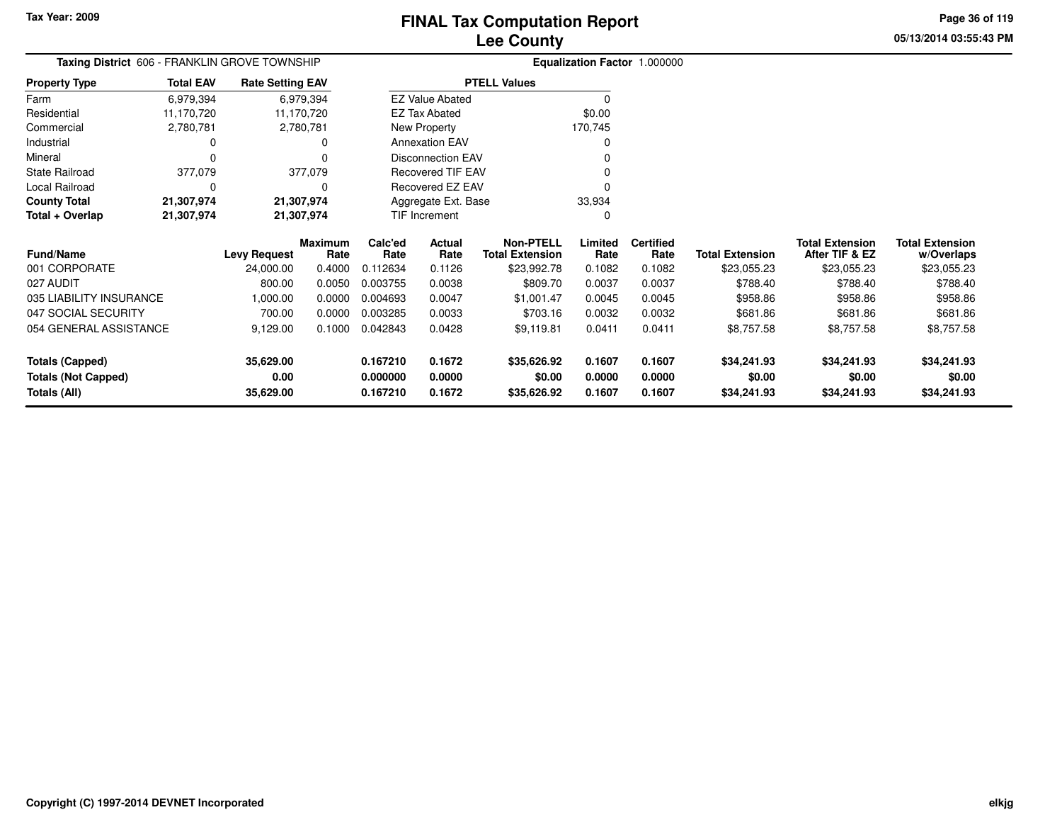Tax Year: 2009

# FINAL Tax Computation Report
## Lee County

05/13/2014 03:55:43 PM

**Taxing District** 606 - FRANKLIN GROVE TOWNSHIP

**Equalization Factor** 1.000000

| Property Type | Total EAV | Rate Setting EAV |
|---|---|---|
| Farm | 6,979,394 | 6,979,394 |
| Residential | 11,170,720 | 11,170,720 |
| Commercial | 2,780,781 | 2,780,781 |
| Industrial | 0 | 0 |
| Mineral | 0 | 0 |
| State Railroad | 377,079 | 377,079 |
| Local Railroad | 0 | 0 |
| **County Total** | **21,307,974** | **21,307,974** |
| **Total + Overlap** | **21,307,974** | **21,307,974** |

| PTELL Values | |
|---|---|
| EZ Value Abated | 0 |
| EZ Tax Abated | $0.00 |
| New Property | 170,745 |
| Annexation EAV | 0 |
| Disconnection EAV | 0 |
| Recovered TIF EAV | 0 |
| Recovered EZ EAV | 0 |
| Aggregate Ext. Base | 33,934 |
| TIF Increment | 0 |

| Fund/Name | Levy Request | Maximum Rate | Calc'ed Rate | Actual Rate | Non-PTELL Total Extension | Limited Rate | Certified Rate | Total Extension | Total Extension After TIF & EZ | Total Extension w/Overlaps |
|---|---|---|---|---|---|---|---|---|---|---|
| 001 CORPORATE | 24,000.00 | 0.4000 | 0.112634 | 0.1126 | $23,992.78 | 0.1082 | 0.1082 | $23,055.23 | $23,055.23 | $23,055.23 |
| 027 AUDIT | 800.00 | 0.0050 | 0.003755 | 0.0038 | $809.70 | 0.0037 | 0.0037 | $788.40 | $788.40 | $788.40 |
| 035 LIABILITY INSURANCE | 1,000.00 | 0.0000 | 0.004693 | 0.0047 | $1,001.47 | 0.0045 | 0.0045 | $958.86 | $958.86 | $958.86 |
| 047 SOCIAL SECURITY | 700.00 | 0.0000 | 0.003285 | 0.0033 | $703.16 | 0.0032 | 0.0032 | $681.86 | $681.86 | $681.86 |
| 054 GENERAL ASSISTANCE | 9,129.00 | 0.1000 | 0.042843 | 0.0428 | $9,119.81 | 0.0411 | 0.0411 | $8,757.58 | $8,757.58 | $8,757.58 |
| **Totals (Capped)** | **35,629.00** | | **0.167210** | **0.1672** | **$35,626.92** | **0.1607** | **0.1607** | **$34,241.93** | **$34,241.93** | **$34,241.93** |
| **Totals (Not Capped)** | **0.00** | | **0.000000** | **0.0000** | **$0.00** | **0.0000** | **0.0000** | **$0.00** | **$0.00** | **$0.00** |
| **Totals (All)** | **35,629.00** | | **0.167210** | **0.1672** | **$35,626.92** | **0.1607** | **0.1607** | **$34,241.93** | **$34,241.93** | **$34,241.93** |

Copyright (C) 1997-2014 DEVNET Incorporated

elkjg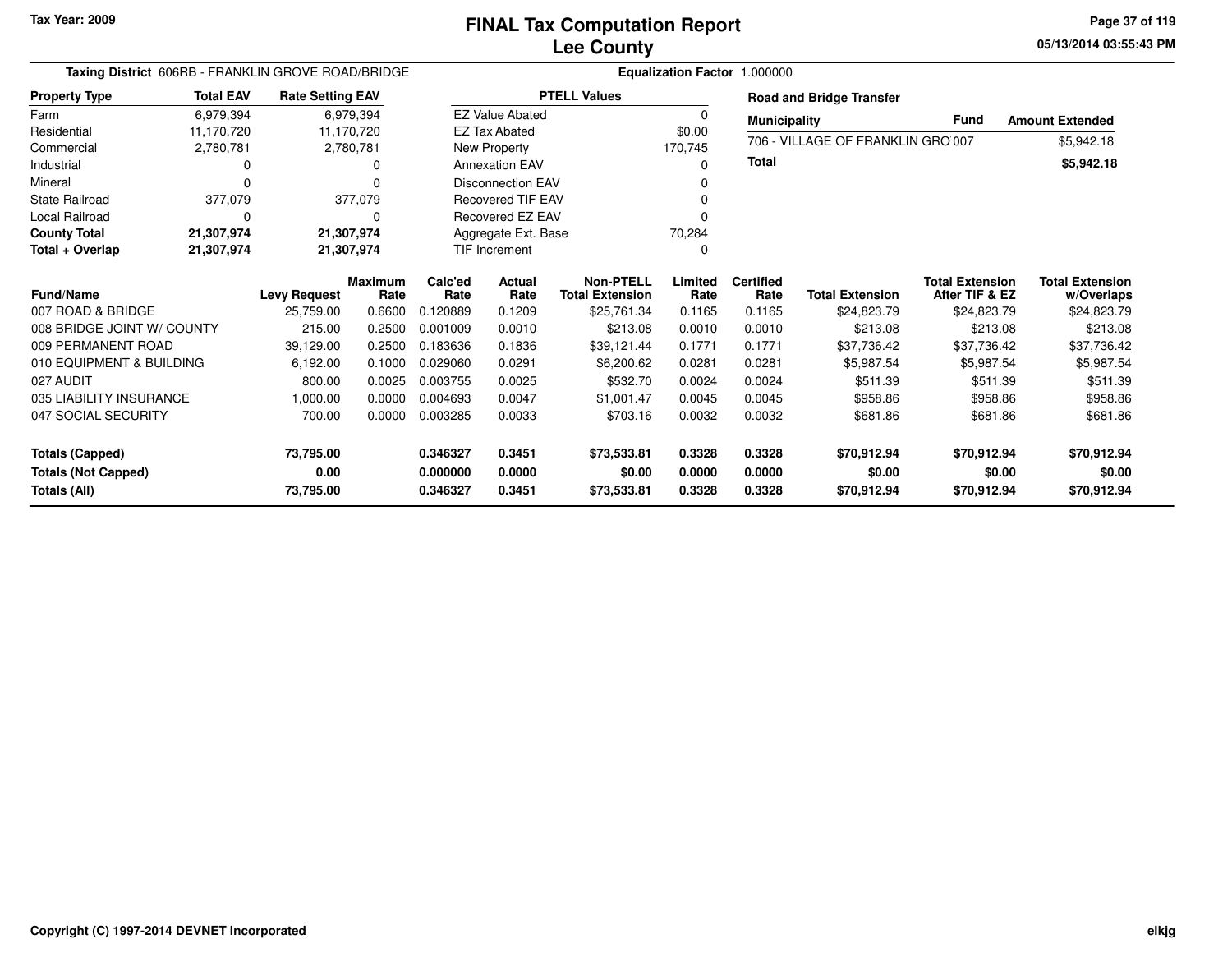Tax Year: 2009

# FINAL Tax Computation Report
## Lee County

**Taxing District** 606RB - FRANKLIN GROVE ROAD/BRIDGE

**Equalization Factor** 1.000000

| Property Type | Total EAV | Rate Setting EAV |
|---|---|---|
| Farm | 6,979,394 | 6,979,394 |
| Residential | 11,170,720 | 11,170,720 |
| Commercial | 2,780,781 | 2,780,781 |
| Industrial | 0 | 0 |
| Mineral | 0 | 0 |
| State Railroad | 377,079 | 377,079 |
| Local Railroad | 0 | 0 |
| **County Total** | **21,307,974** | **21,307,974** |
| **Total + Overlap** | **21,307,974** | **21,307,974** |

| PTELL Values | |
|---|---|
| EZ Value Abated | 0 |
| EZ Tax Abated | $0.00 |
| New Property | 170,745 |
| Annexation EAV | 0 |
| Disconnection EAV | 0 |
| Recovered TIF EAV | 0 |
| Recovered EZ EAV | 0 |
| Aggregate Ext. Base | 70,284 |
| TIF Increment | 0 |

**Road and Bridge Transfer**

| Municipality | Fund | Amount Extended |
|---|---|---|
| 706 - VILLAGE OF FRANKLIN GRO | 007 | $5,942.18 |
| **Total** | | **$5,942.18** |

| Fund/Name | Levy Request | Maximum Rate | Calc'ed Rate | Actual Rate | Non-PTELL Total Extension | Limited Rate | Certified Rate | Total Extension | Total Extension After TIF & EZ | Total Extension w/Overlaps |
|---|---|---|---|---|---|---|---|---|---|---|
| 007 ROAD & BRIDGE | 25,759.00 | 0.6600 | 0.120889 | 0.1209 | $25,761.34 | 0.1165 | 0.1165 | $24,823.79 | $24,823.79 | $24,823.79 |
| 008 BRIDGE JOINT W/ COUNTY | 215.00 | 0.2500 | 0.001009 | 0.0010 | $213.08 | 0.0010 | 0.0010 | $213.08 | $213.08 | $213.08 |
| 009 PERMANENT ROAD | 39,129.00 | 0.2500 | 0.183636 | 0.1836 | $39,121.44 | 0.1771 | 0.1771 | $37,736.42 | $37,736.42 | $37,736.42 |
| 010 EQUIPMENT & BUILDING | 6,192.00 | 0.1000 | 0.029060 | 0.0291 | $6,200.62 | 0.0281 | 0.0281 | $5,987.54 | $5,987.54 | $5,987.54 |
| 027 AUDIT | 800.00 | 0.0025 | 0.003755 | 0.0025 | $532.70 | 0.0024 | 0.0024 | $511.39 | $511.39 | $511.39 |
| 035 LIABILITY INSURANCE | 1,000.00 | 0.0000 | 0.004693 | 0.0047 | $1,001.47 | 0.0045 | 0.0045 | $958.86 | $958.86 | $958.86 |
| 047 SOCIAL SECURITY | 700.00 | 0.0000 | 0.003285 | 0.0033 | $703.16 | 0.0032 | 0.0032 | $681.86 | $681.86 | $681.86 |
| **Totals (Capped)** | **73,795.00** | | **0.346327** | **0.3451** | **$73,533.81** | **0.3328** | **0.3328** | **$70,912.94** | **$70,912.94** | **$70,912.94** |
| **Totals (Not Capped)** | **0.00** | | **0.000000** | **0.0000** | **$0.00** | **0.0000** | **0.0000** | **$0.00** | **$0.00** | **$0.00** |
| **Totals (All)** | **73,795.00** | | **0.346327** | **0.3451** | **$73,533.81** | **0.3328** | **0.3328** | **$70,912.94** | **$70,912.94** | **$70,912.94** |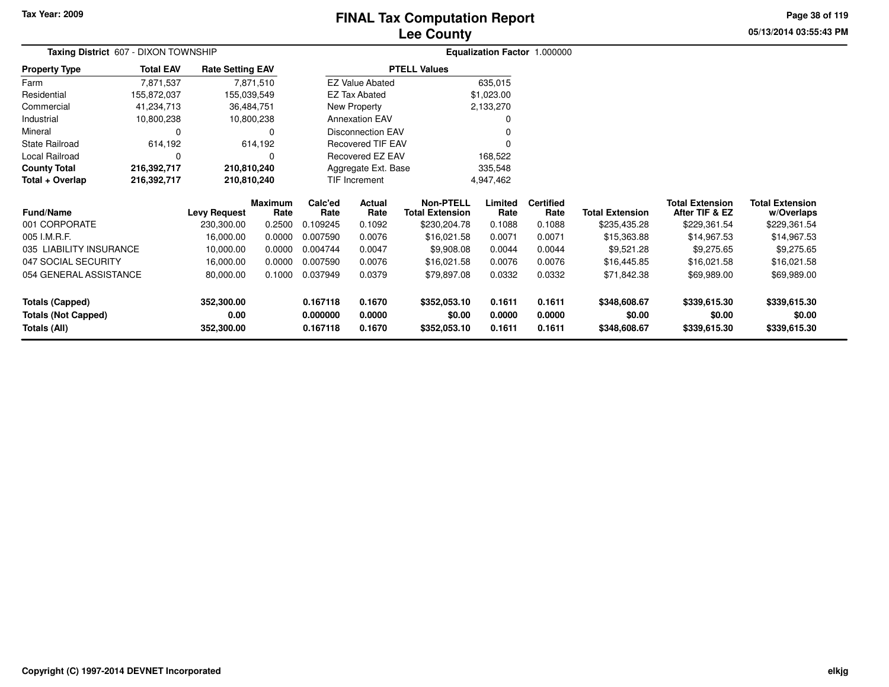Tax Year: 2009

# FINAL Tax Computation Report
## Lee County

05/13/2014 03:55:43 PM

**Taxing District** 607 - DIXON TOWNSHIP

**Equalization Factor** 1.000000

| Property Type | Total EAV | Rate Setting EAV |
|---|---|---|
| Farm | 7,871,537 | 7,871,510 |
| Residential | 155,872,037 | 155,039,549 |
| Commercial | 41,234,713 | 36,484,751 |
| Industrial | 10,800,238 | 10,800,238 |
| Mineral | 0 | 0 |
| State Railroad | 614,192 | 614,192 |
| Local Railroad | 0 | 0 |
| **County Total** | **216,392,717** | **210,810,240** |
| **Total + Overlap** | **216,392,717** | **210,810,240** |

| PTELL Values | |
|---|---|
| EZ Value Abated | 635,015 |
| EZ Tax Abated | $1,023.00 |
| New Property | 2,133,270 |
| Annexation EAV | 0 |
| Disconnection EAV | 0 |
| Recovered TIF EAV | 0 |
| Recovered EZ EAV | 168,522 |
| Aggregate Ext. Base | 335,548 |
| TIF Increment | 4,947,462 |

| Fund/Name | Levy Request | Maximum Rate | Calc'ed Rate | Actual Rate | Non-PTELL Total Extension | Limited Rate | Certified Rate | Total Extension | Total Extension After TIF & EZ | Total Extension w/Overlaps |
|---|---|---|---|---|---|---|---|---|---|---|
| 001 CORPORATE | 230,300.00 | 0.2500 | 0.109245 | 0.1092 | $230,204.78 | 0.1088 | 0.1088 | $235,435.28 | $229,361.54 | $229,361.54 |
| 005 I.M.R.F. | 16,000.00 | 0.0000 | 0.007590 | 0.0076 | $16,021.58 | 0.0071 | 0.0071 | $15,363.88 | $14,967.53 | $14,967.53 |
| 035 LIABILITY INSURANCE | 10,000.00 | 0.0000 | 0.004744 | 0.0047 | $9,908.08 | 0.0044 | 0.0044 | $9,521.28 | $9,275.65 | $9,275.65 |
| 047 SOCIAL SECURITY | 16,000.00 | 0.0000 | 0.007590 | 0.0076 | $16,021.58 | 0.0076 | 0.0076 | $16,445.85 | $16,021.58 | $16,021.58 |
| 054 GENERAL ASSISTANCE | 80,000.00 | 0.1000 | 0.037949 | 0.0379 | $79,897.08 | 0.0332 | 0.0332 | $71,842.38 | $69,989.00 | $69,989.00 |
| **Totals (Capped)** | **352,300.00** | | **0.167118** | **0.1670** | **$352,053.10** | **0.1611** | **0.1611** | **$348,608.67** | **$339,615.30** | **$339,615.30** |
| **Totals (Not Capped)** | **0.00** | | **0.000000** | **0.0000** | **$0.00** | **0.0000** | **0.0000** | **$0.00** | **$0.00** | **$0.00** |
| **Totals (All)** | **352,300.00** | | **0.167118** | **0.1670** | **$352,053.10** | **0.1611** | **0.1611** | **$348,608.67** | **$339,615.30** | **$339,615.30** |

Copyright (C) 1997-2014 DEVNET Incorporated

elkjg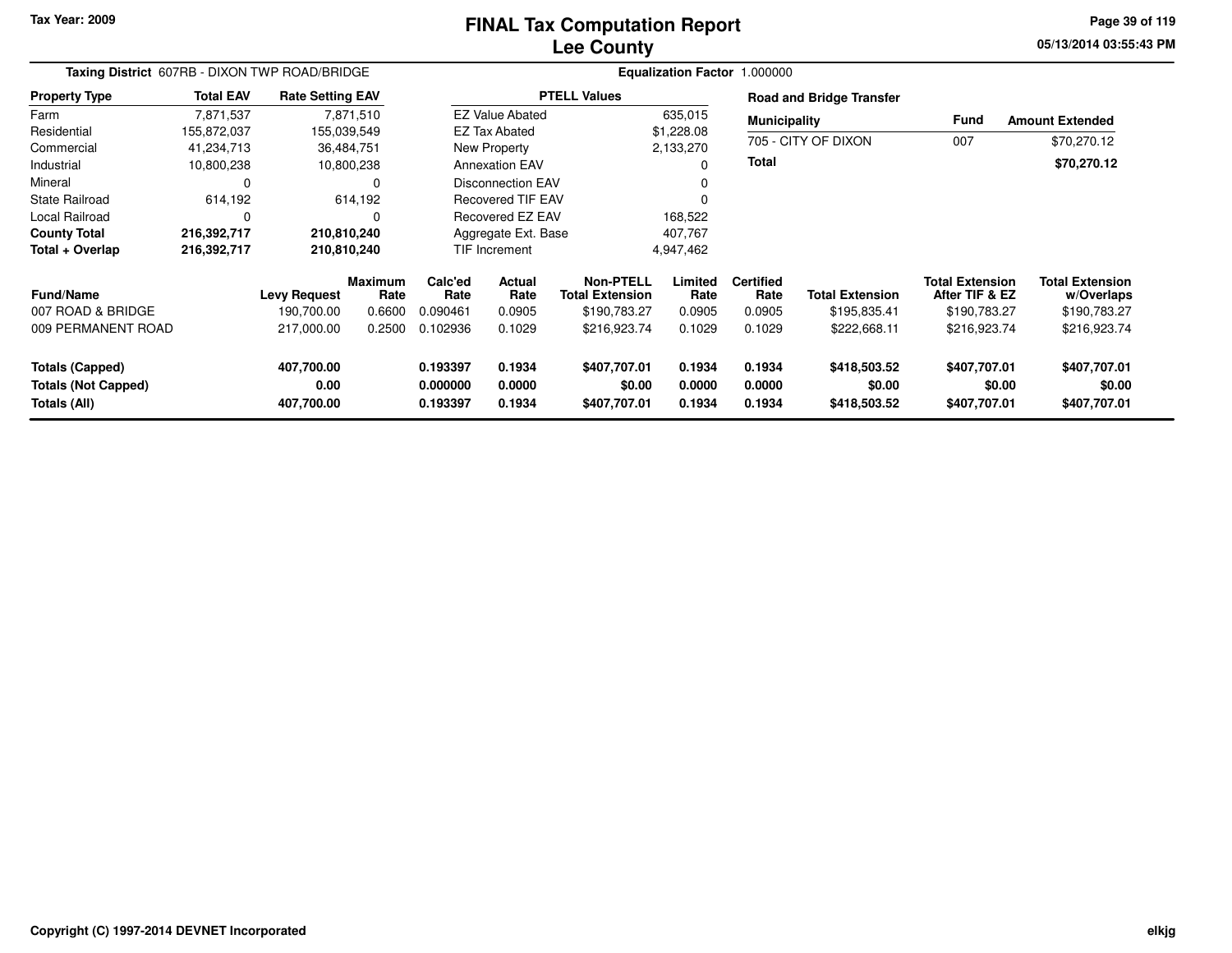# FINAL Tax Computation Report
## Lee County

Tax Year: 2009

**Taxing District** 607RB - DIXON TWP ROAD/BRIDGE

**Equalization Factor** 1.000000

| Property Type | Total EAV | Rate Setting EAV |
|---|---|---|
| Farm | 7,871,537 | 7,871,510 |
| Residential | 155,872,037 | 155,039,549 |
| Commercial | 41,234,713 | 36,484,751 |
| Industrial | 10,800,238 | 10,800,238 |
| Mineral | 0 | 0 |
| State Railroad | 614,192 | 614,192 |
| Local Railroad | 0 | 0 |
| **County Total** | **216,392,717** | **210,810,240** |
| **Total + Overlap** | **216,392,717** | **210,810,240** |

| PTELL Values | |
|---|---|
| EZ Value Abated | 635,015 |
| EZ Tax Abated | $1,228.08 |
| New Property | 2,133,270 |
| Annexation EAV | 0 |
| Disconnection EAV | 0 |
| Recovered TIF EAV | 0 |
| Recovered EZ EAV | 168,522 |
| Aggregate Ext. Base | 407,767 |
| TIF Increment | 4,947,462 |

**Road and Bridge Transfer**

| Municipality | Fund | Amount Extended |
|---|---|---|
| 705 - CITY OF DIXON | 007 | $70,270.12 |
| **Total** | | **$70,270.12** |

| Fund/Name | Levy Request | Maximum Rate | Calc'ed Rate | Actual Rate | Non-PTELL Total Extension | Limited Rate | Certified Rate | Total Extension | Total Extension After TIF & EZ | Total Extension w/Overlaps |
|---|---|---|---|---|---|---|---|---|---|---|
| 007 ROAD & BRIDGE | 190,700.00 | 0.6600 | 0.090461 | 0.0905 | $190,783.27 | 0.0905 | 0.0905 | $195,835.41 | $190,783.27 | $190,783.27 |
| 009 PERMANENT ROAD | 217,000.00 | 0.2500 | 0.102936 | 0.1029 | $216,923.74 | 0.1029 | 0.1029 | $222,668.11 | $216,923.74 | $216,923.74 |
| **Totals (Capped)** | **407,700.00** | | **0.193397** | **0.1934** | **$407,707.01** | **0.1934** | **0.1934** | **$418,503.52** | **$407,707.01** | **$407,707.01** |
| **Totals (Not Capped)** | **0.00** | | **0.000000** | **0.0000** | **$0.00** | **0.0000** | **0.0000** | **$0.00** | **$0.00** | **$0.00** |
| **Totals (All)** | **407,700.00** | | **0.193397** | **0.1934** | **$407,707.01** | **0.1934** | **0.1934** | **$418,503.52** | **$407,707.01** | **$407,707.01** |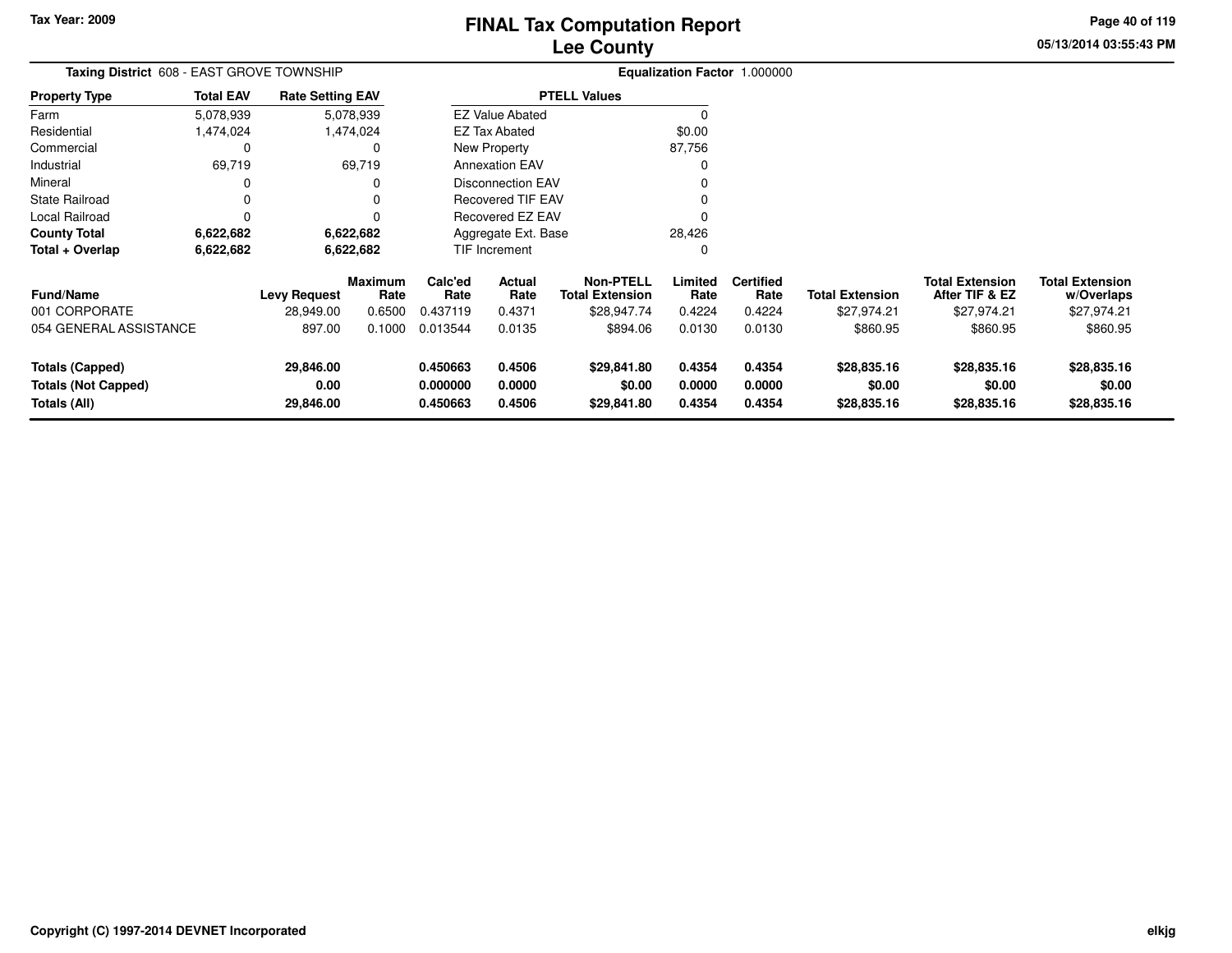Tax Year: 2009

# FINAL Tax Computation Report
## Lee County

05/13/2014 03:55:43 PM

**Taxing District** 608 - EAST GROVE TOWNSHIP

**Equalization Factor** 1.000000

| Property Type | Total EAV | Rate Setting EAV |
|---|---|---|
| Farm | 5,078,939 | 5,078,939 |
| Residential | 1,474,024 | 1,474,024 |
| Commercial | 0 | 0 |
| Industrial | 69,719 | 69,719 |
| Mineral | 0 | 0 |
| State Railroad | 0 | 0 |
| Local Railroad | 0 | 0 |
| **County Total** | **6,622,682** | **6,622,682** |
| **Total + Overlap** | **6,622,682** | **6,622,682** |

| PTELL Values | |
|---|---|
| EZ Value Abated | 0 |
| EZ Tax Abated | $0.00 |
| New Property | 87,756 |
| Annexation EAV | 0 |
| Disconnection EAV | 0 |
| Recovered TIF EAV | 0 |
| Recovered EZ EAV | 0 |
| Aggregate Ext. Base | 28,426 |
| TIF Increment | 0 |

| Fund/Name | Levy Request | Maximum Rate | Calc'ed Rate | Actual Rate | Non-PTELL Total Extension | Limited Rate | Certified Rate | Total Extension | Total Extension After TIF & EZ | Total Extension w/Overlaps |
|---|---|---|---|---|---|---|---|---|---|---|
| 001 CORPORATE | 28,949.00 | 0.6500 | 0.437119 | 0.4371 | $28,947.74 | 0.4224 | 0.4224 | $27,974.21 | $27,974.21 | $27,974.21 |
| 054 GENERAL ASSISTANCE | 897.00 | 0.1000 | 0.013544 | 0.0135 | $894.06 | 0.0130 | 0.0130 | $860.95 | $860.95 | $860.95 |
| **Totals (Capped)** | **29,846.00** | | **0.450663** | **0.4506** | **$29,841.80** | **0.4354** | **0.4354** | **$28,835.16** | **$28,835.16** | **$28,835.16** |
| **Totals (Not Capped)** | **0.00** | | **0.000000** | **0.0000** | **$0.00** | **0.0000** | **0.0000** | **$0.00** | **$0.00** | **$0.00** |
| **Totals (All)** | **29,846.00** | | **0.450663** | **0.4506** | **$29,841.80** | **0.4354** | **0.4354** | **$28,835.16** | **$28,835.16** | **$28,835.16** |

Copyright (C) 1997-2014 DEVNET Incorporated

elkjg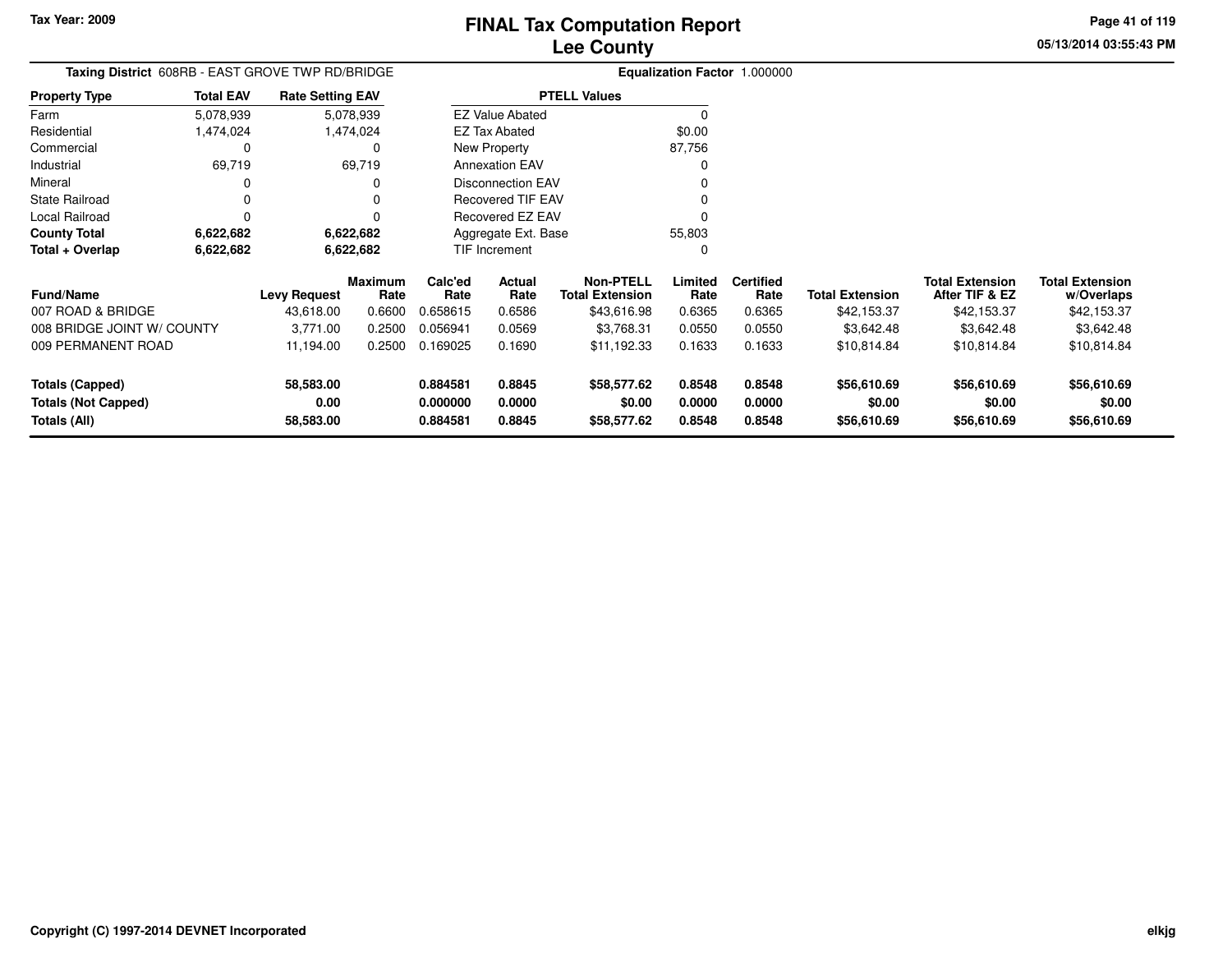Tax Year: 2009

# FINAL Tax Computation Report
## Lee County

05/13/2014 03:55:43 PM

**Taxing District** 608RB - EAST GROVE TWP RD/BRIDGE

**Equalization Factor** 1.000000

| Property Type | Total EAV | Rate Setting EAV |
|---|---|---|
| Farm | 5,078,939 | 5,078,939 |
| Residential | 1,474,024 | 1,474,024 |
| Commercial | 0 | 0 |
| Industrial | 69,719 | 69,719 |
| Mineral | 0 | 0 |
| State Railroad | 0 | 0 |
| Local Railroad | 0 | 0 |
| **County Total** | **6,622,682** | **6,622,682** |
| **Total + Overlap** | **6,622,682** | **6,622,682** |

| PTELL Values | |
|---|---|
| EZ Value Abated | 0 |
| EZ Tax Abated | $0.00 |
| New Property | 87,756 |
| Annexation EAV | 0 |
| Disconnection EAV | 0 |
| Recovered TIF EAV | 0 |
| Recovered EZ EAV | 0 |
| Aggregate Ext. Base | 55,803 |
| TIF Increment | 0 |

| Fund/Name | Levy Request | Maximum Rate | Calc'ed Rate | Actual Rate | Non-PTELL Total Extension | Limited Rate | Certified Rate | Total Extension | Total Extension After TIF & EZ | Total Extension w/Overlaps |
|---|---|---|---|---|---|---|---|---|---|---|
| 007 ROAD & BRIDGE | 43,618.00 | 0.6600 | 0.658615 | 0.6586 | $43,616.98 | 0.6365 | 0.6365 | $42,153.37 | $42,153.37 | $42,153.37 |
| 008 BRIDGE JOINT W/ COUNTY | 3,771.00 | 0.2500 | 0.056941 | 0.0569 | $3,768.31 | 0.0550 | 0.0550 | $3,642.48 | $3,642.48 | $3,642.48 |
| 009 PERMANENT ROAD | 11,194.00 | 0.2500 | 0.169025 | 0.1690 | $11,192.33 | 0.1633 | 0.1633 | $10,814.84 | $10,814.84 | $10,814.84 |
| **Totals (Capped)** | **58,583.00** | | **0.884581** | **0.8845** | **$58,577.62** | **0.8548** | **0.8548** | **$56,610.69** | **$56,610.69** | **$56,610.69** |
| **Totals (Not Capped)** | **0.00** | | **0.000000** | **0.0000** | **$0.00** | **0.0000** | **0.0000** | **$0.00** | **$0.00** | **$0.00** |
| **Totals (All)** | **58,583.00** | | **0.884581** | **0.8845** | **$58,577.62** | **0.8548** | **0.8548** | **$56,610.69** | **$56,610.69** | **$56,610.69** |

Copyright (C) 1997-2014 DEVNET Incorporated

elkjg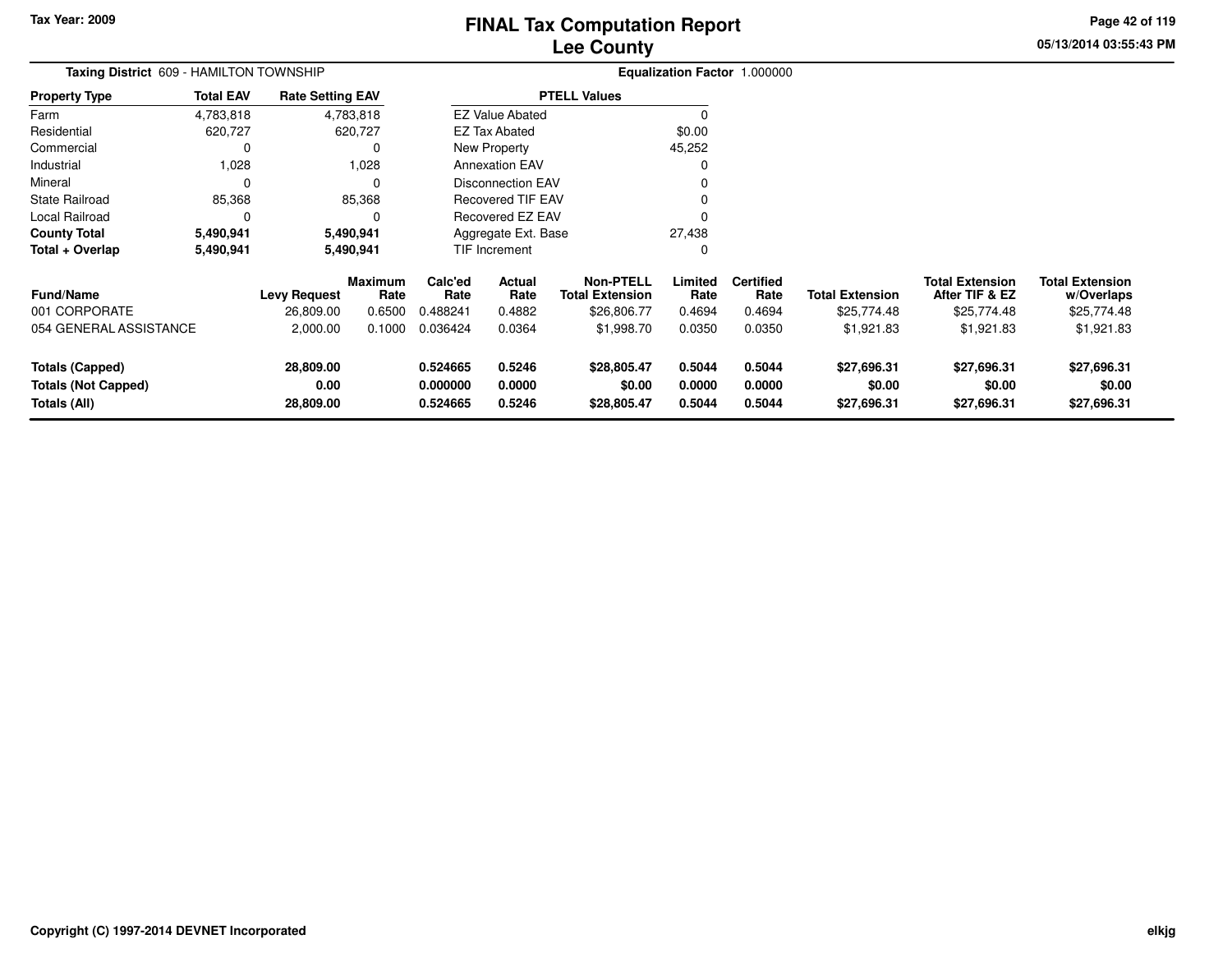# FINAL Tax Computation Report
## Lee County

Tax Year: 2009

**Taxing District** 609 - HAMILTON TOWNSHIP

**Equalization Factor** 1.000000

| Property Type | Total EAV | Rate Setting EAV |
|---|---|---|
| Farm | 4,783,818 | 4,783,818 |
| Residential | 620,727 | 620,727 |
| Commercial | 0 | 0 |
| Industrial | 1,028 | 1,028 |
| Mineral | 0 | 0 |
| State Railroad | 85,368 | 85,368 |
| Local Railroad | 0 | 0 |
| **County Total** | **5,490,941** | **5,490,941** |
| **Total + Overlap** | **5,490,941** | **5,490,941** |

| PTELL Values | |
|---|---|
| EZ Value Abated | 0 |
| EZ Tax Abated | $0.00 |
| New Property | 45,252 |
| Annexation EAV | 0 |
| Disconnection EAV | 0 |
| Recovered TIF EAV | 0 |
| Recovered EZ EAV | 0 |
| Aggregate Ext. Base | 27,438 |
| TIF Increment | 0 |

| Fund/Name | Levy Request | Maximum Rate | Calc'ed Rate | Actual Rate | Non-PTELL Total Extension | Limited Rate | Certified Rate | Total Extension | Total Extension After TIF & EZ | Total Extension w/Overlaps |
|---|---|---|---|---|---|---|---|---|---|---|
| 001 CORPORATE | 26,809.00 | 0.6500 | 0.488241 | 0.4882 | $26,806.77 | 0.4694 | 0.4694 | $25,774.48 | $25,774.48 | $25,774.48 |
| 054 GENERAL ASSISTANCE | 2,000.00 | 0.1000 | 0.036424 | 0.0364 | $1,998.70 | 0.0350 | 0.0350 | $1,921.83 | $1,921.83 | $1,921.83 |
| **Totals (Capped)** | **28,809.00** | | **0.524665** | **0.5246** | **$28,805.47** | **0.5044** | **0.5044** | **$27,696.31** | **$27,696.31** | **$27,696.31** |
| **Totals (Not Capped)** | **0.00** | | **0.000000** | **0.0000** | **$0.00** | **0.0000** | **0.0000** | **$0.00** | **$0.00** | **$0.00** |
| **Totals (All)** | **28,809.00** | | **0.524665** | **0.5246** | **$28,805.47** | **0.5044** | **0.5044** | **$27,696.31** | **$27,696.31** | **$27,696.31** |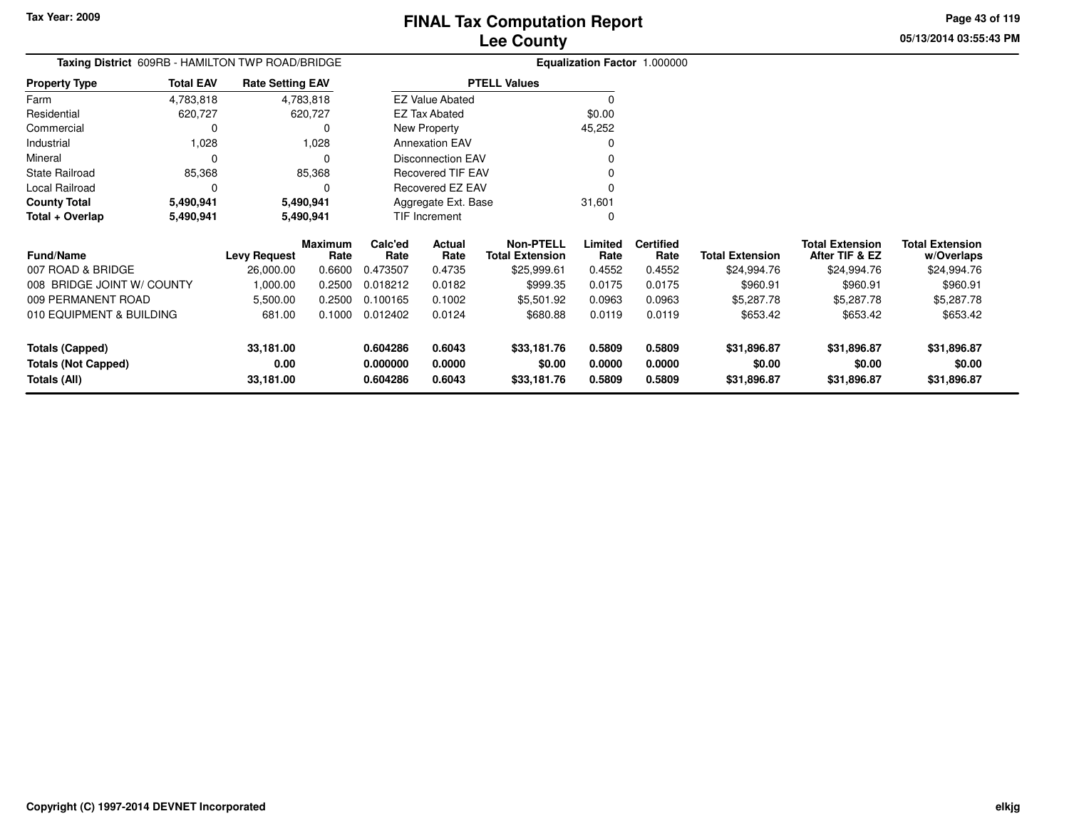Tax Year: 2009

# FINAL Tax Computation Report
## Lee County

05/13/2014 03:55:43 PM

**Taxing District** 609RB - HAMILTON TWP ROAD/BRIDGE **Equalization Factor** 1.000000

| Property Type | Total EAV | Rate Setting EAV |
|---|---|---|
| Farm | 4,783,818 | 4,783,818 |
| Residential | 620,727 | 620,727 |
| Commercial | 0 | 0 |
| Industrial | 1,028 | 1,028 |
| Mineral | 0 | 0 |
| State Railroad | 85,368 | 85,368 |
| Local Railroad | 0 | 0 |
| **County Total** | **5,490,941** | **5,490,941** |
| **Total + Overlap** | **5,490,941** | **5,490,941** |

| PTELL Values | |
|---|---|
| EZ Value Abated | 0 |
| EZ Tax Abated | $0.00 |
| New Property | 45,252 |
| Annexation EAV | 0 |
| Disconnection EAV | 0 |
| Recovered TIF EAV | 0 |
| Recovered EZ EAV | 0 |
| Aggregate Ext. Base | 31,601 |
| TIF Increment | 0 |

| Fund/Name | Levy Request | Maximum Rate | Calc'ed Rate | Actual Rate | Non-PTELL Total Extension | Limited Rate | Certified Rate | Total Extension | Total Extension After TIF & EZ | Total Extension w/Overlaps |
|---|---|---|---|---|---|---|---|---|---|---|
| 007 ROAD & BRIDGE | 26,000.00 | 0.6600 | 0.473507 | 0.4735 | $25,999.61 | 0.4552 | 0.4552 | $24,994.76 | $24,994.76 | $24,994.76 |
| 008 BRIDGE JOINT W/ COUNTY | 1,000.00 | 0.2500 | 0.018212 | 0.0182 | $999.35 | 0.0175 | 0.0175 | $960.91 | $960.91 | $960.91 |
| 009 PERMANENT ROAD | 5,500.00 | 0.2500 | 0.100165 | 0.1002 | $5,501.92 | 0.0963 | 0.0963 | $5,287.78 | $5,287.78 | $5,287.78 |
| 010 EQUIPMENT & BUILDING | 681.00 | 0.1000 | 0.012402 | 0.0124 | $680.88 | 0.0119 | 0.0119 | $653.42 | $653.42 | $653.42 |
| **Totals (Capped)** | **33,181.00** | | **0.604286** | **0.6043** | **$33,181.76** | **0.5809** | **0.5809** | **$31,896.87** | **$31,896.87** | **$31,896.87** |
| **Totals (Not Capped)** | **0.00** | | **0.000000** | **0.0000** | **$0.00** | **0.0000** | **0.0000** | **$0.00** | **$0.00** | **$0.00** |
| **Totals (All)** | **33,181.00** | | **0.604286** | **0.6043** | **$33,181.76** | **0.5809** | **0.5809** | **$31,896.87** | **$31,896.87** | **$31,896.87** |

Copyright (C) 1997-2014 DEVNET Incorporated

elkjg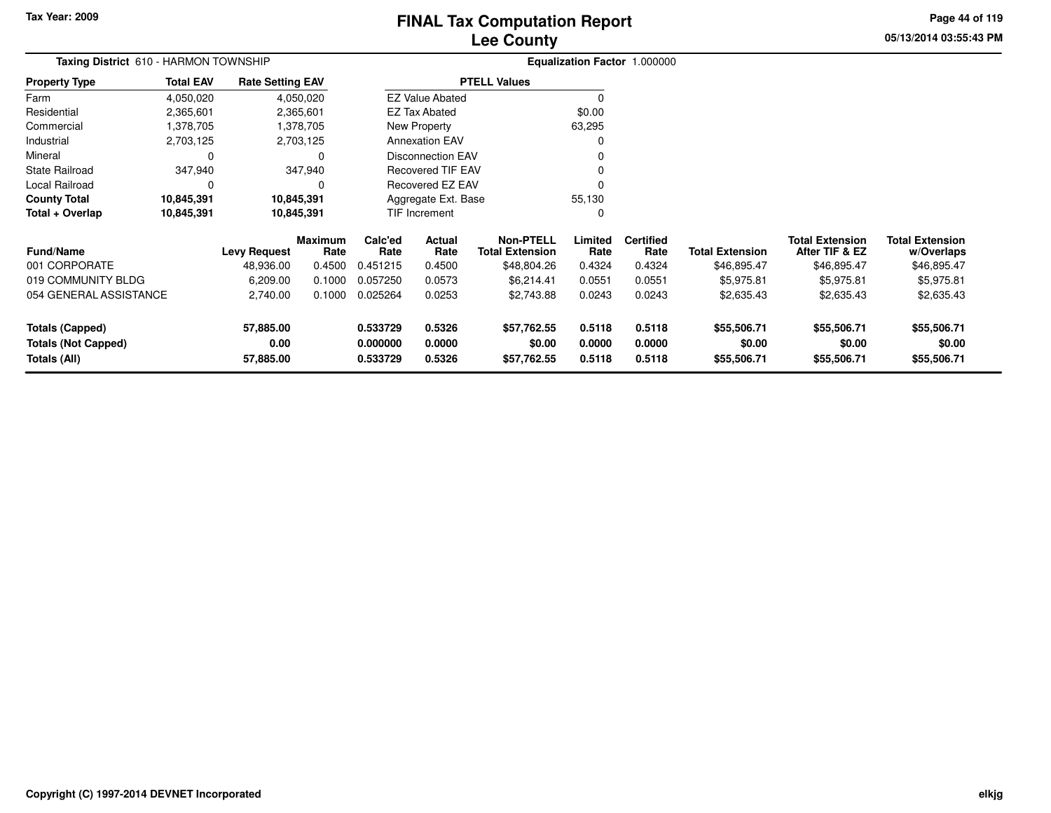Tax Year: 2009

# FINAL Tax Computation Report
# Lee County

05/13/2014 03:55:43 PM

**Taxing District** 610 - HARMON TOWNSHIP

**Equalization Factor** 1.000000

| Property Type | Total EAV | Rate Setting EAV |
|---|---|---|
| Farm | 4,050,020 | 4,050,020 |
| Residential | 2,365,601 | 2,365,601 |
| Commercial | 1,378,705 | 1,378,705 |
| Industrial | 2,703,125 | 2,703,125 |
| Mineral | 0 | 0 |
| State Railroad | 347,940 | 347,940 |
| Local Railroad | 0 | 0 |
| **County Total** | **10,845,391** | **10,845,391** |
| **Total + Overlap** | **10,845,391** | **10,845,391** |

| PTELL Values | |
|---|---|
| EZ Value Abated | 0 |
| EZ Tax Abated | $0.00 |
| New Property | 63,295 |
| Annexation EAV | 0 |
| Disconnection EAV | 0 |
| Recovered TIF EAV | 0 |
| Recovered EZ EAV | 0 |
| Aggregate Ext. Base | 55,130 |
| TIF Increment | 0 |

| Fund/Name | Levy Request | Maximum Rate | Calc'ed Rate | Actual Rate | Non-PTELL Total Extension | Limited Rate | Certified Rate | Total Extension | Total Extension After TIF & EZ | Total Extension w/Overlaps |
|---|---|---|---|---|---|---|---|---|---|---|
| 001 CORPORATE | 48,936.00 | 0.4500 | 0.451215 | 0.4500 | $48,804.26 | 0.4324 | 0.4324 | $46,895.47 | $46,895.47 | $46,895.47 |
| 019 COMMUNITY BLDG | 6,209.00 | 0.1000 | 0.057250 | 0.0573 | $6,214.41 | 0.0551 | 0.0551 | $5,975.81 | $5,975.81 | $5,975.81 |
| 054 GENERAL ASSISTANCE | 2,740.00 | 0.1000 | 0.025264 | 0.0253 | $2,743.88 | 0.0243 | 0.0243 | $2,635.43 | $2,635.43 | $2,635.43 |
| **Totals (Capped)** | **57,885.00** | | **0.533729** | **0.5326** | **$57,762.55** | **0.5118** | **0.5118** | **$55,506.71** | **$55,506.71** | **$55,506.71** |
| **Totals (Not Capped)** | **0.00** | | **0.000000** | **0.0000** | **$0.00** | **0.0000** | **0.0000** | **$0.00** | **$0.00** | **$0.00** |
| **Totals (All)** | **57,885.00** | | **0.533729** | **0.5326** | **$57,762.55** | **0.5118** | **0.5118** | **$55,506.71** | **$55,506.71** | **$55,506.71** |

Copyright (C) 1997-2014 DEVNET Incorporated

elkjg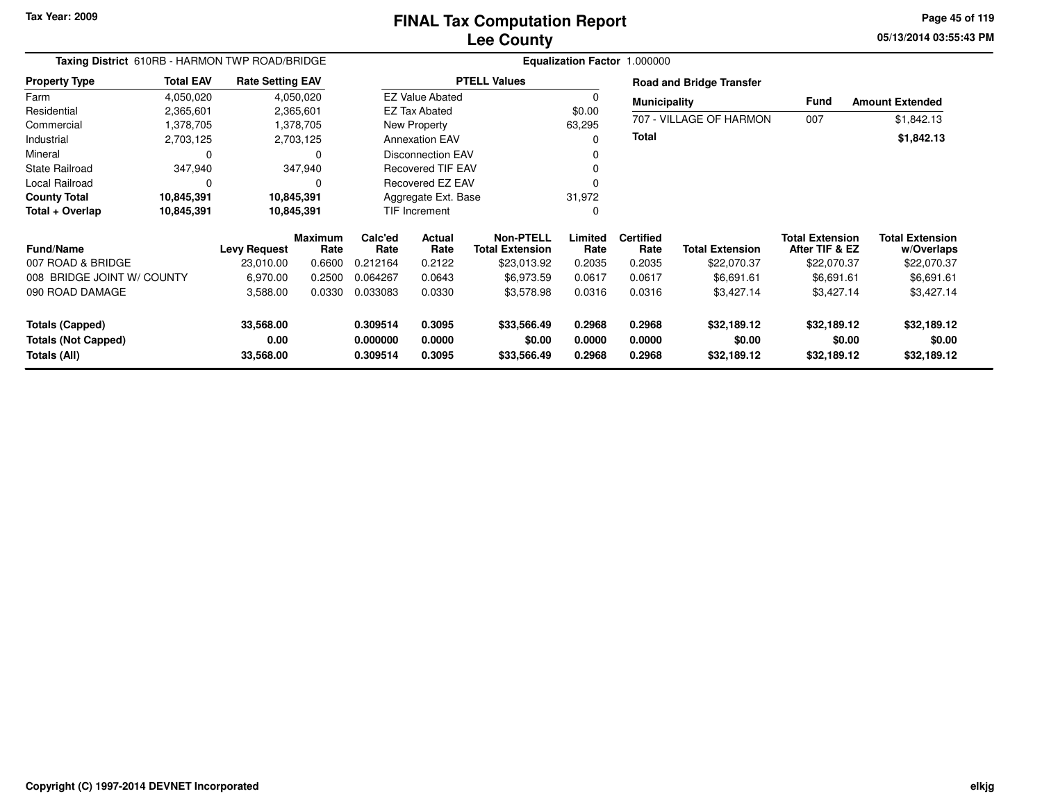Tax Year: 2009

# FINAL Tax Computation Report
## Lee County

05/13/2014 03:55:43 PM

**Taxing District** 610RB - HARMON TWP ROAD/BRIDGE **Equalization Factor** 1.000000

| Property Type | Total EAV | Rate Setting EAV |
|---|---|---|
| Farm | 4,050,020 | 4,050,020 |
| Residential | 2,365,601 | 2,365,601 |
| Commercial | 1,378,705 | 1,378,705 |
| Industrial | 2,703,125 | 2,703,125 |
| Mineral | 0 | 0 |
| State Railroad | 347,940 | 347,940 |
| Local Railroad | 0 | 0 |
| **County Total** | **10,845,391** | **10,845,391** |
| **Total + Overlap** | **10,845,391** | **10,845,391** |

| PTELL Values | |
|---|---|
| EZ Value Abated | 0 |
| EZ Tax Abated | $0.00 |
| New Property | 63,295 |
| Annexation EAV | 0 |
| Disconnection EAV | 0 |
| Recovered TIF EAV | 0 |
| Recovered EZ EAV | 0 |
| Aggregate Ext. Base | 31,972 |
| TIF Increment | 0 |

**Road and Bridge Transfer**

| Municipality | Fund | Amount Extended |
|---|---|---|
| 707 - VILLAGE OF HARMON | 007 | $1,842.13 |
| **Total** | | **$1,842.13** |

| Fund/Name | Levy Request | Maximum Rate | Calc'ed Rate | Actual Rate | Non-PTELL Total Extension | Limited Rate | Certified Rate | Total Extension | Total Extension After TIF & EZ | Total Extension w/Overlaps |
|---|---|---|---|---|---|---|---|---|---|---|
| 007 ROAD & BRIDGE | 23,010.00 | 0.6600 | 0.212164 | 0.2122 | $23,013.92 | 0.2035 | 0.2035 | $22,070.37 | $22,070.37 | $22,070.37 |
| 008 BRIDGE JOINT W/ COUNTY | 6,970.00 | 0.2500 | 0.064267 | 0.0643 | $6,973.59 | 0.0617 | 0.0617 | $6,691.61 | $6,691.61 | $6,691.61 |
| 090 ROAD DAMAGE | 3,588.00 | 0.0330 | 0.033083 | 0.0330 | $3,578.98 | 0.0316 | 0.0316 | $3,427.14 | $3,427.14 | $3,427.14 |
| **Totals (Capped)** | **33,568.00** | | **0.309514** | **0.3095** | **$33,566.49** | **0.2968** | **0.2968** | **$32,189.12** | **$32,189.12** | **$32,189.12** |
| **Totals (Not Capped)** | **0.00** | | **0.000000** | **0.0000** | **$0.00** | **0.0000** | **0.0000** | **$0.00** | **$0.00** | **$0.00** |
| **Totals (All)** | **33,568.00** | | **0.309514** | **0.3095** | **$33,566.49** | **0.2968** | **0.2968** | **$32,189.12** | **$32,189.12** | **$32,189.12** |

Copyright (C) 1997-2014 DEVNET Incorporated

elkjg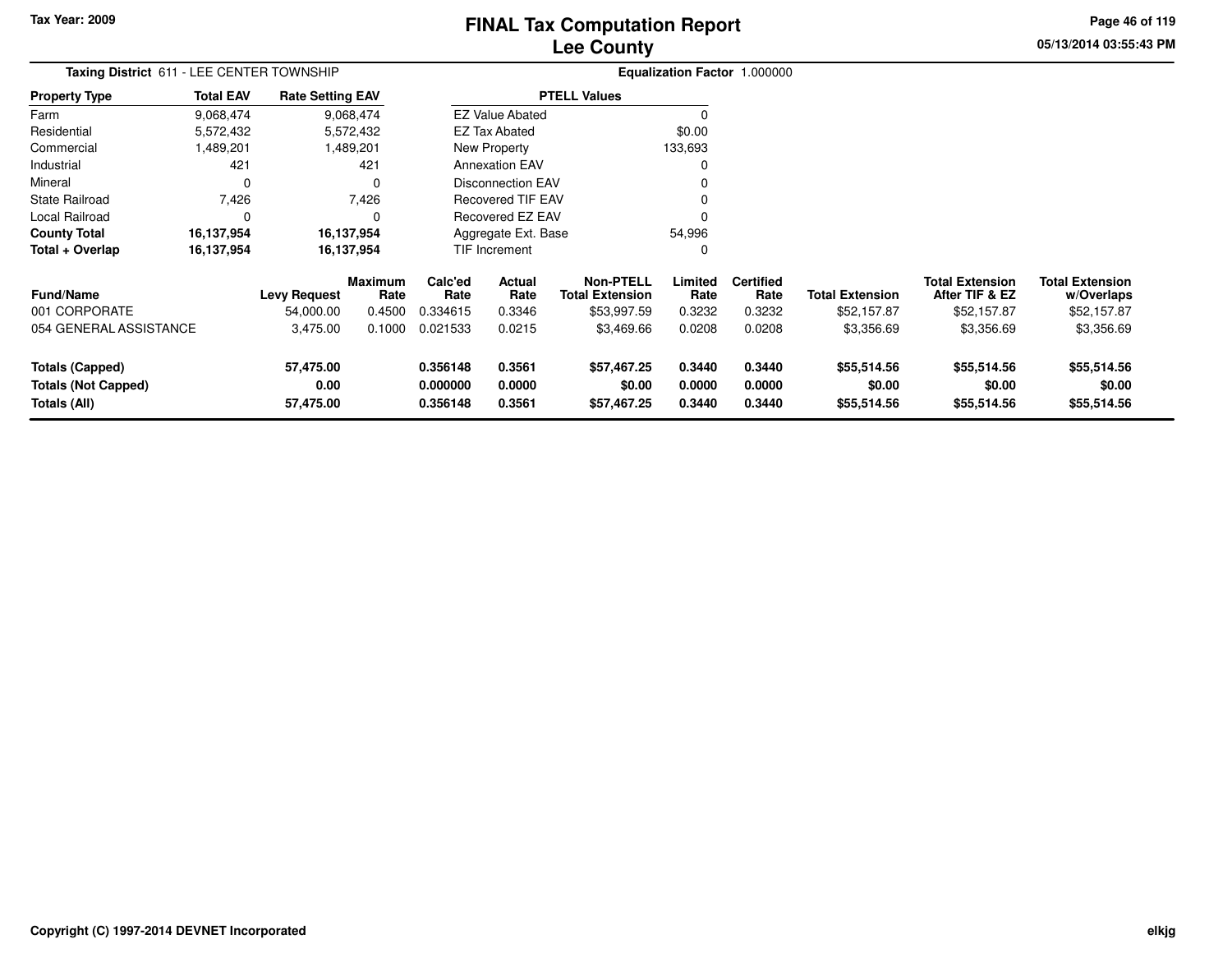Tax Year: 2009

# FINAL Tax Computation Report
## Lee County

05/13/2014 03:55:43 PM

**Taxing District** 611 - LEE CENTER TOWNSHIP **Equalization Factor** 1.000000

| Property Type | Total EAV | Rate Setting EAV |
|---|---|---|
| Farm | 9,068,474 | 9,068,474 |
| Residential | 5,572,432 | 5,572,432 |
| Commercial | 1,489,201 | 1,489,201 |
| Industrial | 421 | 421 |
| Mineral | 0 | 0 |
| State Railroad | 7,426 | 7,426 |
| Local Railroad | 0 | 0 |
| **County Total** | **16,137,954** | **16,137,954** |
| **Total + Overlap** | **16,137,954** | **16,137,954** |

| PTELL Values | |
|---|---|
| EZ Value Abated | 0 |
| EZ Tax Abated | $0.00 |
| New Property | 133,693 |
| Annexation EAV | 0 |
| Disconnection EAV | 0 |
| Recovered TIF EAV | 0 |
| Recovered EZ EAV | 0 |
| Aggregate Ext. Base | 54,996 |
| TIF Increment | 0 |

| Fund/Name | Levy Request | Maximum Rate | Calc'ed Rate | Actual Rate | Non-PTELL Total Extension | Limited Rate | Certified Rate | Total Extension | Total Extension After TIF & EZ | Total Extension w/Overlaps |
|---|---|---|---|---|---|---|---|---|---|---|
| 001 CORPORATE | 54,000.00 | 0.4500 | 0.334615 | 0.3346 | $53,997.59 | 0.3232 | 0.3232 | $52,157.87 | $52,157.87 | $52,157.87 |
| 054 GENERAL ASSISTANCE | 3,475.00 | 0.1000 | 0.021533 | 0.0215 | $3,469.66 | 0.0208 | 0.0208 | $3,356.69 | $3,356.69 | $3,356.69 |
| **Totals (Capped)** | **57,475.00** | | **0.356148** | **0.3561** | **$57,467.25** | **0.3440** | **0.3440** | **$55,514.56** | **$55,514.56** | **$55,514.56** |
| **Totals (Not Capped)** | **0.00** | | **0.000000** | **0.0000** | **$0.00** | **0.0000** | **0.0000** | **$0.00** | **$0.00** | **$0.00** |
| **Totals (All)** | **57,475.00** | | **0.356148** | **0.3561** | **$57,467.25** | **0.3440** | **0.3440** | **$55,514.56** | **$55,514.56** | **$55,514.56** |

Copyright (C) 1997-2014 DEVNET Incorporated

elkjg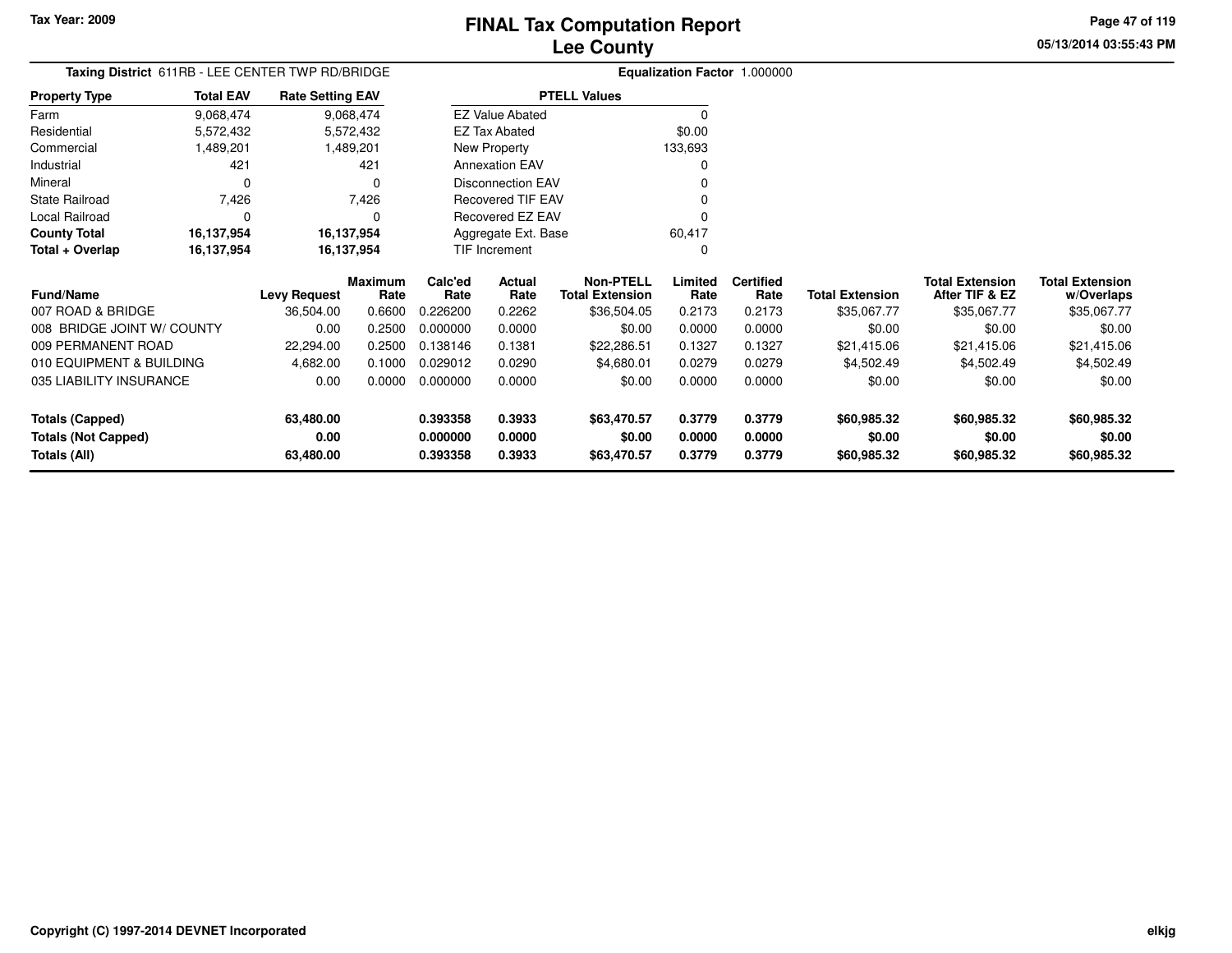# FINAL Tax Computation Report
## Lee County

Tax Year: 2009

**Taxing District** 611RB - LEE CENTER TWP RD/BRIDGE

**Equalization Factor** 1.000000

| Property Type | Total EAV | Rate Setting EAV |
|---|---|---|
| Farm | 9,068,474 | 9,068,474 |
| Residential | 5,572,432 | 5,572,432 |
| Commercial | 1,489,201 | 1,489,201 |
| Industrial | 421 | 421 |
| Mineral | 0 | 0 |
| State Railroad | 7,426 | 7,426 |
| Local Railroad | 0 | 0 |
| **County Total** | **16,137,954** | **16,137,954** |
| **Total + Overlap** | **16,137,954** | **16,137,954** |

| PTELL Values | |
|---|---|
| EZ Value Abated | 0 |
| EZ Tax Abated | $0.00 |
| New Property | 133,693 |
| Annexation EAV | 0 |
| Disconnection EAV | 0 |
| Recovered TIF EAV | 0 |
| Recovered EZ EAV | 0 |
| Aggregate Ext. Base | 60,417 |
| TIF Increment | 0 |

| Fund/Name | Levy Request | Maximum Rate | Calc'ed Rate | Actual Rate | Non-PTELL Total Extension | Limited Rate | Certified Rate | Total Extension | Total Extension After TIF & EZ | Total Extension w/Overlaps |
|---|---|---|---|---|---|---|---|---|---|---|
| 007 ROAD & BRIDGE | 36,504.00 | 0.6600 | 0.226200 | 0.2262 | $36,504.05 | 0.2173 | 0.2173 | $35,067.77 | $35,067.77 | $35,067.77 |
| 008 BRIDGE JOINT W/ COUNTY | 0.00 | 0.2500 | 0.000000 | 0.0000 | $0.00 | 0.0000 | 0.0000 | $0.00 | $0.00 | $0.00 |
| 009 PERMANENT ROAD | 22,294.00 | 0.2500 | 0.138146 | 0.1381 | $22,286.51 | 0.1327 | 0.1327 | $21,415.06 | $21,415.06 | $21,415.06 |
| 010 EQUIPMENT & BUILDING | 4,682.00 | 0.1000 | 0.029012 | 0.0290 | $4,680.01 | 0.0279 | 0.0279 | $4,502.49 | $4,502.49 | $4,502.49 |
| 035 LIABILITY INSURANCE | 0.00 | 0.0000 | 0.000000 | 0.0000 | $0.00 | 0.0000 | 0.0000 | $0.00 | $0.00 | $0.00 |
| **Totals (Capped)** | **63,480.00** | | **0.393358** | **0.3933** | **$63,470.57** | **0.3779** | **0.3779** | **$60,985.32** | **$60,985.32** | **$60,985.32** |
| **Totals (Not Capped)** | **0.00** | | **0.000000** | **0.0000** | **$0.00** | **0.0000** | **0.0000** | **$0.00** | **$0.00** | **$0.00** |
| **Totals (All)** | **63,480.00** | | **0.393358** | **0.3933** | **$63,470.57** | **0.3779** | **0.3779** | **$60,985.32** | **$60,985.32** | **$60,985.32** |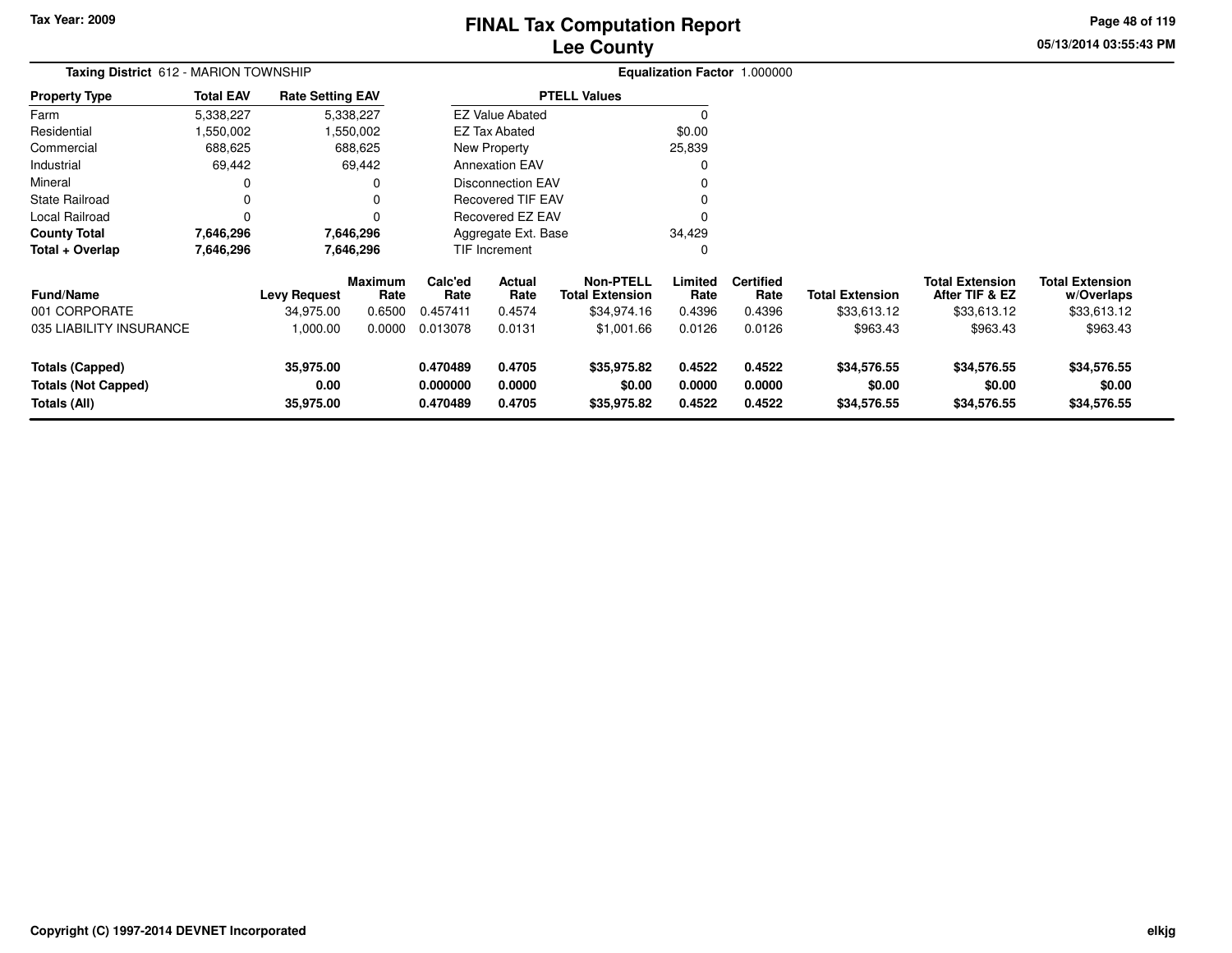Tax Year: 2009

# FINAL Tax Computation Report
## Lee County

05/13/2014 03:55:43 PM

**Taxing District** 612 - MARION TOWNSHIP

**Equalization Factor** 1.000000

| Property Type | Total EAV | Rate Setting EAV |
|---|---|---|
| Farm | 5,338,227 | 5,338,227 |
| Residential | 1,550,002 | 1,550,002 |
| Commercial | 688,625 | 688,625 |
| Industrial | 69,442 | 69,442 |
| Mineral | 0 | 0 |
| State Railroad | 0 | 0 |
| Local Railroad | 0 | 0 |
| **County Total** | **7,646,296** | **7,646,296** |
| **Total + Overlap** | **7,646,296** | **7,646,296** |

| PTELL Values | |
|---|---|
| EZ Value Abated | 0 |
| EZ Tax Abated | $0.00 |
| New Property | 25,839 |
| Annexation EAV | 0 |
| Disconnection EAV | 0 |
| Recovered TIF EAV | 0 |
| Recovered EZ EAV | 0 |
| Aggregate Ext. Base | 34,429 |
| TIF Increment | 0 |

| Fund/Name | Levy Request | Maximum Rate | Calc'ed Rate | Actual Rate | Non-PTELL Total Extension | Limited Rate | Certified Rate | Total Extension | Total Extension After TIF & EZ | Total Extension w/Overlaps |
|---|---|---|---|---|---|---|---|---|---|---|
| 001 CORPORATE | 34,975.00 | 0.6500 | 0.457411 | 0.4574 | $34,974.16 | 0.4396 | 0.4396 | $33,613.12 | $33,613.12 | $33,613.12 |
| 035 LIABILITY INSURANCE | 1,000.00 | 0.0000 | 0.013078 | 0.0131 | $1,001.66 | 0.0126 | 0.0126 | $963.43 | $963.43 | $963.43 |
| **Totals (Capped)** | **35,975.00** | | **0.470489** | **0.4705** | **$35,975.82** | **0.4522** | **0.4522** | **$34,576.55** | **$34,576.55** | **$34,576.55** |
| **Totals (Not Capped)** | **0.00** | | **0.000000** | **0.0000** | **$0.00** | **0.0000** | **0.0000** | **$0.00** | **$0.00** | **$0.00** |
| **Totals (All)** | **35,975.00** | | **0.470489** | **0.4705** | **$35,975.82** | **0.4522** | **0.4522** | **$34,576.55** | **$34,576.55** | **$34,576.55** |

Copyright (C) 1997-2014 DEVNET Incorporated

elkjg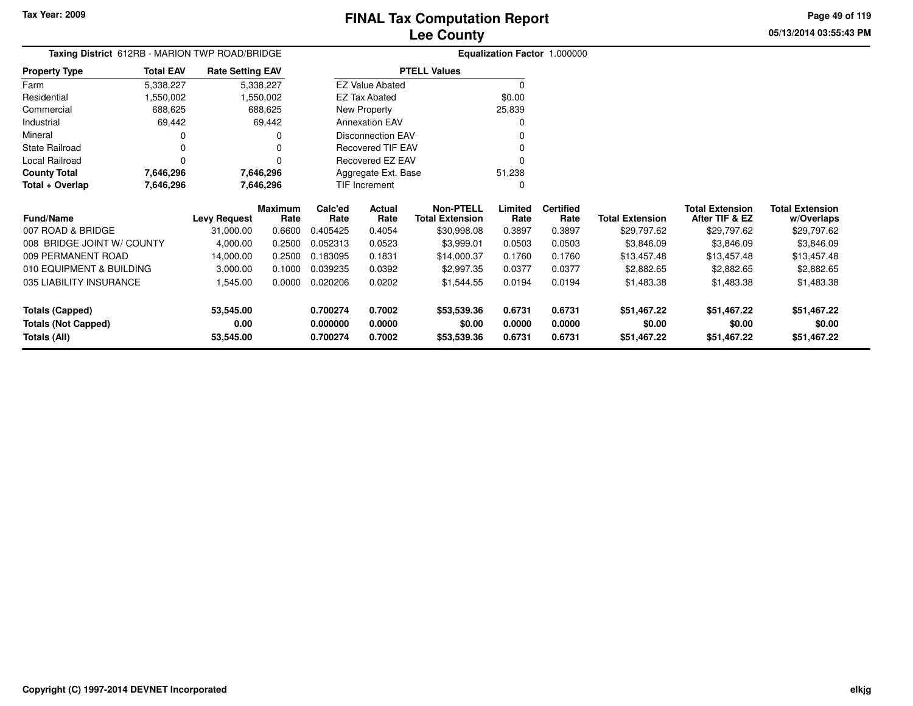Tax Year: 2009

# FINAL Tax Computation Report
## Lee County

05/13/2014 03:55:43 PM

**Taxing District** 612RB - MARION TWP ROAD/BRIDGE

**Equalization Factor** 1.000000

| Property Type | Total EAV | Rate Setting EAV |
|---|---|---|
| Farm | 5,338,227 | 5,338,227 |
| Residential | 1,550,002 | 1,550,002 |
| Commercial | 688,625 | 688,625 |
| Industrial | 69,442 | 69,442 |
| Mineral | 0 | 0 |
| State Railroad | 0 | 0 |
| Local Railroad | 0 | 0 |
| **County Total** | **7,646,296** | **7,646,296** |
| **Total + Overlap** | **7,646,296** | **7,646,296** |

| PTELL Values | |
|---|---|
| EZ Value Abated | 0 |
| EZ Tax Abated | $0.00 |
| New Property | 25,839 |
| Annexation EAV | 0 |
| Disconnection EAV | 0 |
| Recovered TIF EAV | 0 |
| Recovered EZ EAV | 0 |
| Aggregate Ext. Base | 51,238 |
| TIF Increment | 0 |

| Fund/Name | Levy Request | Maximum Rate | Calc'ed Rate | Actual Rate | Non-PTELL Total Extension | Limited Rate | Certified Rate | Total Extension | Total Extension After TIF & EZ | Total Extension w/Overlaps |
|---|---|---|---|---|---|---|---|---|---|---|
| 007 ROAD & BRIDGE | 31,000.00 | 0.6600 | 0.405425 | 0.4054 | $30,998.08 | 0.3897 | 0.3897 | $29,797.62 | $29,797.62 | $29,797.62 |
| 008 BRIDGE JOINT W/ COUNTY | 4,000.00 | 0.2500 | 0.052313 | 0.0523 | $3,999.01 | 0.0503 | 0.0503 | $3,846.09 | $3,846.09 | $3,846.09 |
| 009 PERMANENT ROAD | 14,000.00 | 0.2500 | 0.183095 | 0.1831 | $14,000.37 | 0.1760 | 0.1760 | $13,457.48 | $13,457.48 | $13,457.48 |
| 010 EQUIPMENT & BUILDING | 3,000.00 | 0.1000 | 0.039235 | 0.0392 | $2,997.35 | 0.0377 | 0.0377 | $2,882.65 | $2,882.65 | $2,882.65 |
| 035 LIABILITY INSURANCE | 1,545.00 | 0.0000 | 0.020206 | 0.0202 | $1,544.55 | 0.0194 | 0.0194 | $1,483.38 | $1,483.38 | $1,483.38 |
| **Totals (Capped)** | **53,545.00** | | **0.700274** | **0.7002** | **$53,539.36** | **0.6731** | **0.6731** | **$51,467.22** | **$51,467.22** | **$51,467.22** |
| **Totals (Not Capped)** | **0.00** | | **0.000000** | **0.0000** | **$0.00** | **0.0000** | **0.0000** | **$0.00** | **$0.00** | **$0.00** |
| **Totals (All)** | **53,545.00** | | **0.700274** | **0.7002** | **$53,539.36** | **0.6731** | **0.6731** | **$51,467.22** | **$51,467.22** | **$51,467.22** |

Copyright (C) 1997-2014 DEVNET Incorporated

elkjg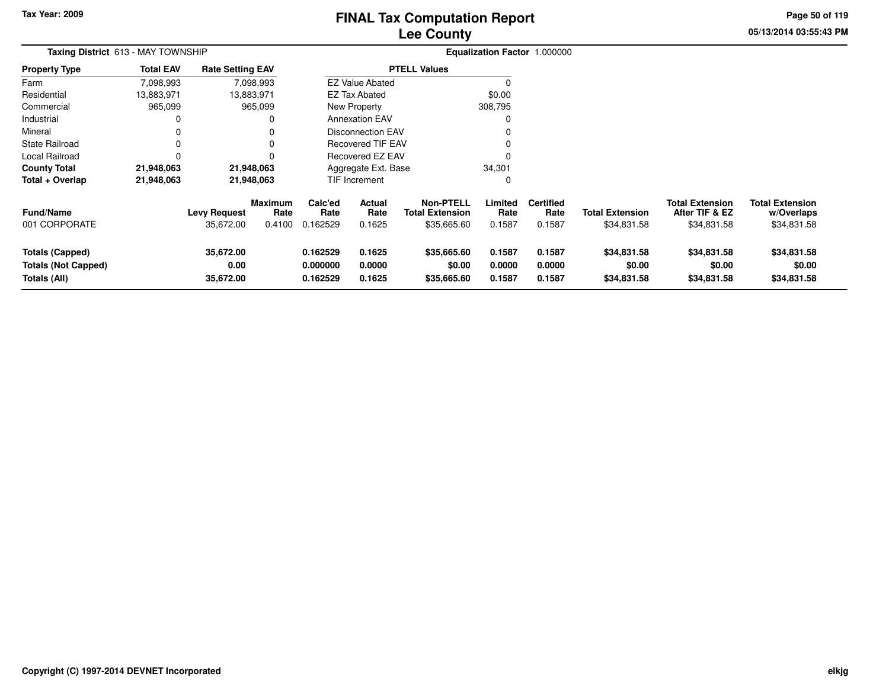Tax Year: 2009

# FINAL Tax Computation Report
## Lee County

05/13/2014 03:55:43 PM

**Taxing District** 613 - MAY TOWNSHIP  **Equalization Factor** 1.000000

| Property Type | Total EAV | Rate Setting EAV |
|---|---|---|
| Farm | 7,098,993 | 7,098,993 |
| Residential | 13,883,971 | 13,883,971 |
| Commercial | 965,099 | 965,099 |
| Industrial | 0 | 0 |
| Mineral | 0 | 0 |
| State Railroad | 0 | 0 |
| Local Railroad | 0 | 0 |
| **County Total** | **21,948,063** | **21,948,063** |
| **Total + Overlap** | **21,948,063** | **21,948,063** |

| PTELL Values | |
|---|---|
| EZ Value Abated | 0 |
| EZ Tax Abated | $0.00 |
| New Property | 308,795 |
| Annexation EAV | 0 |
| Disconnection EAV | 0 |
| Recovered TIF EAV | 0 |
| Recovered EZ EAV | 0 |
| Aggregate Ext. Base | 34,301 |
| TIF Increment | 0 |

| Fund/Name | Levy Request | Maximum Rate | Calc'ed Rate | Actual Rate | Non-PTELL Total Extension | Limited Rate | Certified Rate | Total Extension | Total Extension After TIF & EZ | Total Extension w/Overlaps |
|---|---|---|---|---|---|---|---|---|---|---|
| 001 CORPORATE | 35,672.00 | 0.4100 | 0.162529 | 0.1625 | $35,665.60 | 0.1587 | 0.1587 | $34,831.58 | $34,831.58 | $34,831.58 |
| **Totals (Capped)** | **35,672.00** | | **0.162529** | **0.1625** | **$35,665.60** | **0.1587** | **0.1587** | **$34,831.58** | **$34,831.58** | **$34,831.58** |
| **Totals (Not Capped)** | **0.00** | | **0.000000** | **0.0000** | **$0.00** | **0.0000** | **0.0000** | **$0.00** | **$0.00** | **$0.00** |
| **Totals (All)** | **35,672.00** | | **0.162529** | **0.1625** | **$35,665.60** | **0.1587** | **0.1587** | **$34,831.58** | **$34,831.58** | **$34,831.58** |

Copyright (C) 1997-2014 DEVNET Incorporated

elkjg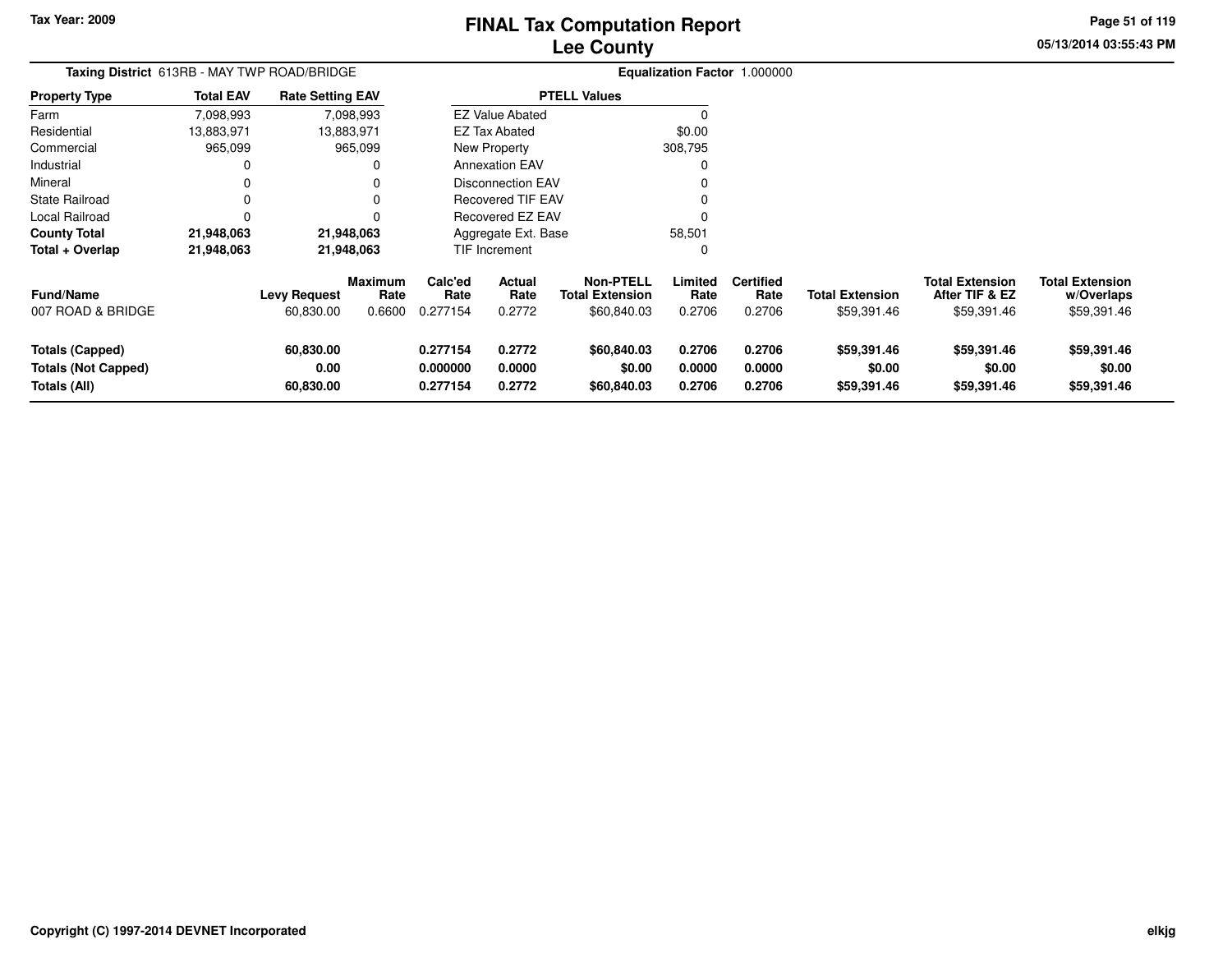Tax Year: 2009

# FINAL Tax Computation Report
## Lee County

05/13/2014 03:55:43 PM

**Taxing District** 613RB - MAY TWP ROAD/BRIDGE

**Equalization Factor** 1.000000

| Property Type | Total EAV | Rate Setting EAV |
|---|---|---|
| Farm | 7,098,993 | 7,098,993 |
| Residential | 13,883,971 | 13,883,971 |
| Commercial | 965,099 | 965,099 |
| Industrial | 0 | 0 |
| Mineral | 0 | 0 |
| State Railroad | 0 | 0 |
| Local Railroad | 0 | 0 |
| **County Total** | **21,948,063** | **21,948,063** |
| **Total + Overlap** | **21,948,063** | **21,948,063** |

| PTELL Values | |
|---|---|
| EZ Value Abated | 0 |
| EZ Tax Abated | $0.00 |
| New Property | 308,795 |
| Annexation EAV | 0 |
| Disconnection EAV | 0 |
| Recovered TIF EAV | 0 |
| Recovered EZ EAV | 0 |
| Aggregate Ext. Base | 58,501 |
| TIF Increment | 0 |

| Fund/Name | Levy Request | Maximum Rate | Calc'ed Rate | Actual Rate | Non-PTELL Total Extension | Limited Rate | Certified Rate | Total Extension | Total Extension After TIF & EZ | Total Extension w/Overlaps |
|---|---|---|---|---|---|---|---|---|---|---|
| 007 ROAD & BRIDGE | 60,830.00 | 0.6600 | 0.277154 | 0.2772 | $60,840.03 | 0.2706 | 0.2706 | $59,391.46 | $59,391.46 | $59,391.46 |
| **Totals (Capped)** | **60,830.00** | | **0.277154** | **0.2772** | **$60,840.03** | **0.2706** | **0.2706** | **$59,391.46** | **$59,391.46** | **$59,391.46** |
| **Totals (Not Capped)** | **0.00** | | **0.000000** | **0.0000** | **$0.00** | **0.0000** | **0.0000** | **$0.00** | **$0.00** | **$0.00** |
| **Totals (All)** | **60,830.00** | | **0.277154** | **0.2772** | **$60,840.03** | **0.2706** | **0.2706** | **$59,391.46** | **$59,391.46** | **$59,391.46** |

Copyright (C) 1997-2014 DEVNET Incorporated

elkjg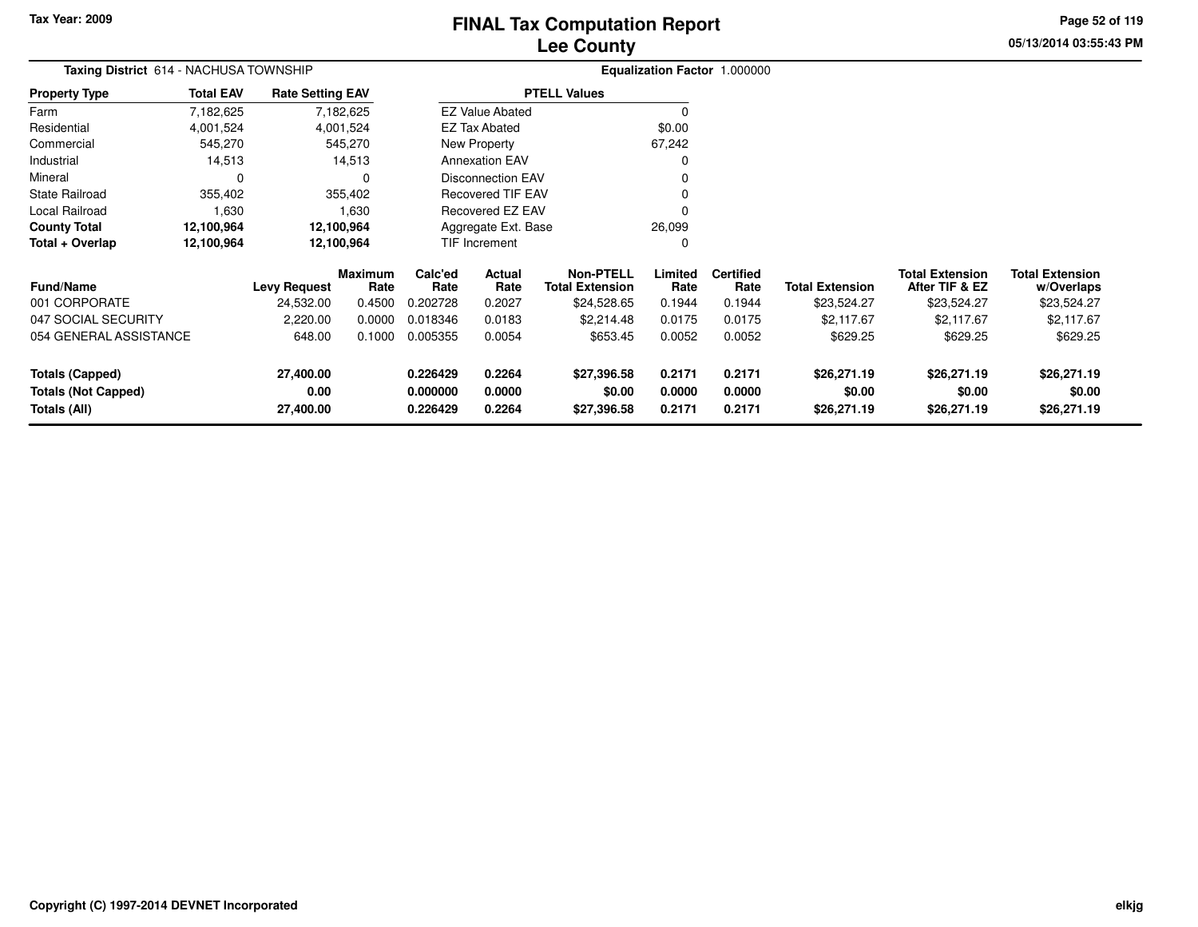Tax Year: 2009

# FINAL Tax Computation Report
## Lee County

05/13/2014 03:55:43 PM

**Taxing District** 614 - NACHUSA TOWNSHIP

**Equalization Factor** 1.000000

| Property Type | Total EAV | Rate Setting EAV |
|---|---|---|
| Farm | 7,182,625 | 7,182,625 |
| Residential | 4,001,524 | 4,001,524 |
| Commercial | 545,270 | 545,270 |
| Industrial | 14,513 | 14,513 |
| Mineral | 0 | 0 |
| State Railroad | 355,402 | 355,402 |
| Local Railroad | 1,630 | 1,630 |
| **County Total** | **12,100,964** | **12,100,964** |
| **Total + Overlap** | **12,100,964** | **12,100,964** |

| PTELL Values | |
|---|---|
| EZ Value Abated | 0 |
| EZ Tax Abated | $0.00 |
| New Property | 67,242 |
| Annexation EAV | 0 |
| Disconnection EAV | 0 |
| Recovered TIF EAV | 0 |
| Recovered EZ EAV | 0 |
| Aggregate Ext. Base | 26,099 |
| TIF Increment | 0 |

| Fund/Name | Levy Request | Maximum Rate | Calc'ed Rate | Actual Rate | Non-PTELL Total Extension | Limited Rate | Certified Rate | Total Extension | Total Extension After TIF & EZ | Total Extension w/Overlaps |
|---|---|---|---|---|---|---|---|---|---|---|
| 001 CORPORATE | 24,532.00 | 0.4500 | 0.202728 | 0.2027 | $24,528.65 | 0.1944 | 0.1944 | $23,524.27 | $23,524.27 | $23,524.27 |
| 047 SOCIAL SECURITY | 2,220.00 | 0.0000 | 0.018346 | 0.0183 | $2,214.48 | 0.0175 | 0.0175 | $2,117.67 | $2,117.67 | $2,117.67 |
| 054 GENERAL ASSISTANCE | 648.00 | 0.1000 | 0.005355 | 0.0054 | $653.45 | 0.0052 | 0.0052 | $629.25 | $629.25 | $629.25 |
| **Totals (Capped)** | **27,400.00** | | **0.226429** | **0.2264** | **$27,396.58** | **0.2171** | **0.2171** | **$26,271.19** | **$26,271.19** | **$26,271.19** |
| **Totals (Not Capped)** | **0.00** | | **0.000000** | **0.0000** | **$0.00** | **0.0000** | **0.0000** | **$0.00** | **$0.00** | **$0.00** |
| **Totals (All)** | **27,400.00** | | **0.226429** | **0.2264** | **$27,396.58** | **0.2171** | **0.2171** | **$26,271.19** | **$26,271.19** | **$26,271.19** |

Copyright (C) 1997-2014 DEVNET Incorporated

elkjg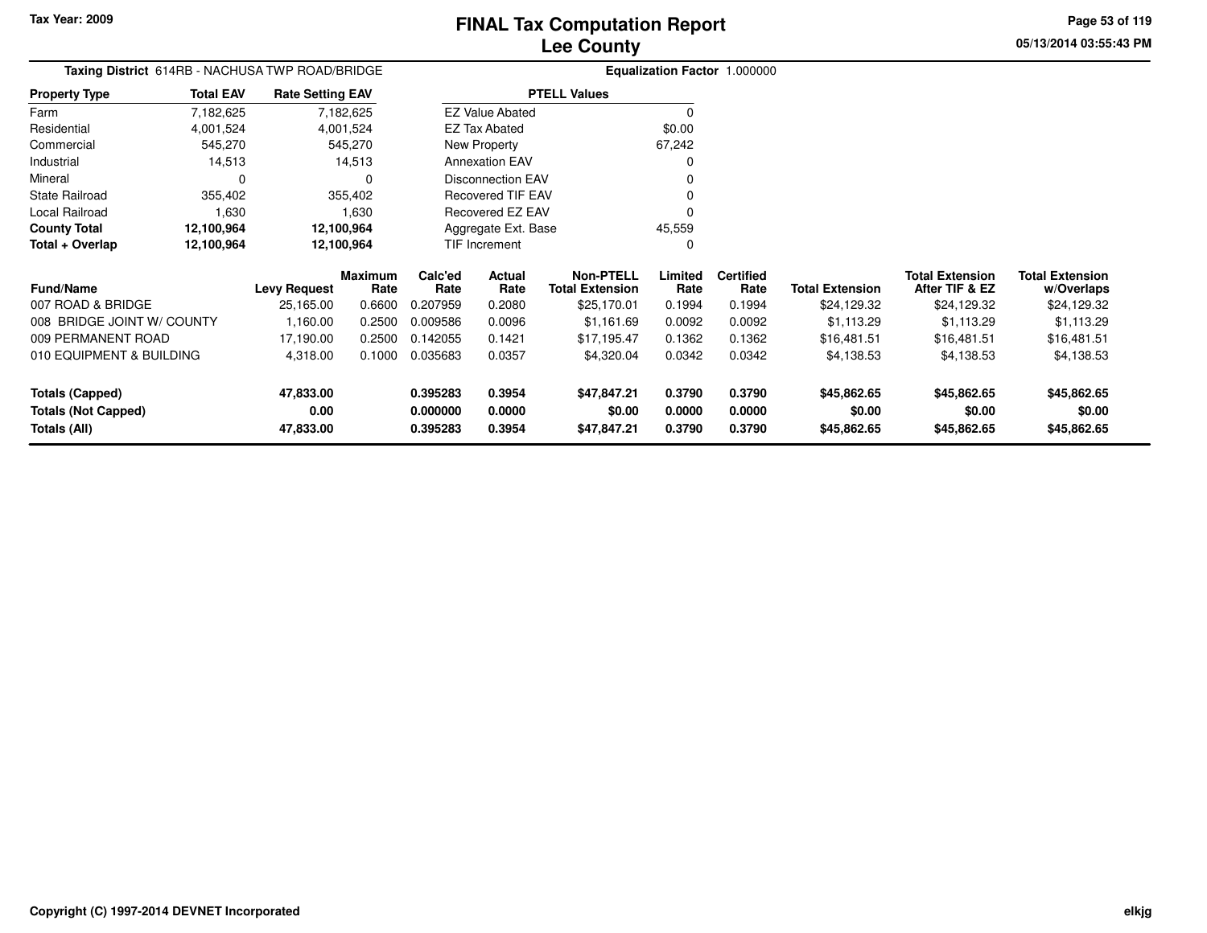Tax Year: 2009

# FINAL Tax Computation Report
## Lee County

05/13/2014 03:55:43 PM

**Taxing District** 614RB - NACHUSA TWP ROAD/BRIDGE

**Equalization Factor** 1.000000

| Property Type | Total EAV | Rate Setting EAV |
|---|---|---|
| Farm | 7,182,625 | 7,182,625 |
| Residential | 4,001,524 | 4,001,524 |
| Commercial | 545,270 | 545,270 |
| Industrial | 14,513 | 14,513 |
| Mineral | 0 | 0 |
| State Railroad | 355,402 | 355,402 |
| Local Railroad | 1,630 | 1,630 |
| **County Total** | **12,100,964** | **12,100,964** |
| **Total + Overlap** | **12,100,964** | **12,100,964** |

| PTELL Values | |
|---|---|
| EZ Value Abated | 0 |
| EZ Tax Abated | $0.00 |
| New Property | 67,242 |
| Annexation EAV | 0 |
| Disconnection EAV | 0 |
| Recovered TIF EAV | 0 |
| Recovered EZ EAV | 0 |
| Aggregate Ext. Base | 45,559 |
| TIF Increment | 0 |

| Fund/Name | Levy Request | Maximum Rate | Calc'ed Rate | Actual Rate | Non-PTELL Total Extension | Limited Rate | Certified Rate | Total Extension | Total Extension After TIF & EZ | Total Extension w/Overlaps |
|---|---|---|---|---|---|---|---|---|---|---|
| 007 ROAD & BRIDGE | 25,165.00 | 0.6600 | 0.207959 | 0.2080 | $25,170.01 | 0.1994 | 0.1994 | $24,129.32 | $24,129.32 | $24,129.32 |
| 008 BRIDGE JOINT W/ COUNTY | 1,160.00 | 0.2500 | 0.009586 | 0.0096 | $1,161.69 | 0.0092 | 0.0092 | $1,113.29 | $1,113.29 | $1,113.29 |
| 009 PERMANENT ROAD | 17,190.00 | 0.2500 | 0.142055 | 0.1421 | $17,195.47 | 0.1362 | 0.1362 | $16,481.51 | $16,481.51 | $16,481.51 |
| 010 EQUIPMENT & BUILDING | 4,318.00 | 0.1000 | 0.035683 | 0.0357 | $4,320.04 | 0.0342 | 0.0342 | $4,138.53 | $4,138.53 | $4,138.53 |
| **Totals (Capped)** | **47,833.00** | | **0.395283** | **0.3954** | **$47,847.21** | **0.3790** | **0.3790** | **$45,862.65** | **$45,862.65** | **$45,862.65** |
| **Totals (Not Capped)** | **0.00** | | **0.000000** | **0.0000** | **$0.00** | **0.0000** | **0.0000** | **$0.00** | **$0.00** | **$0.00** |
| **Totals (All)** | **47,833.00** | | **0.395283** | **0.3954** | **$47,847.21** | **0.3790** | **0.3790** | **$45,862.65** | **$45,862.65** | **$45,862.65** |

Copyright (C) 1997-2014 DEVNET Incorporated

elkjg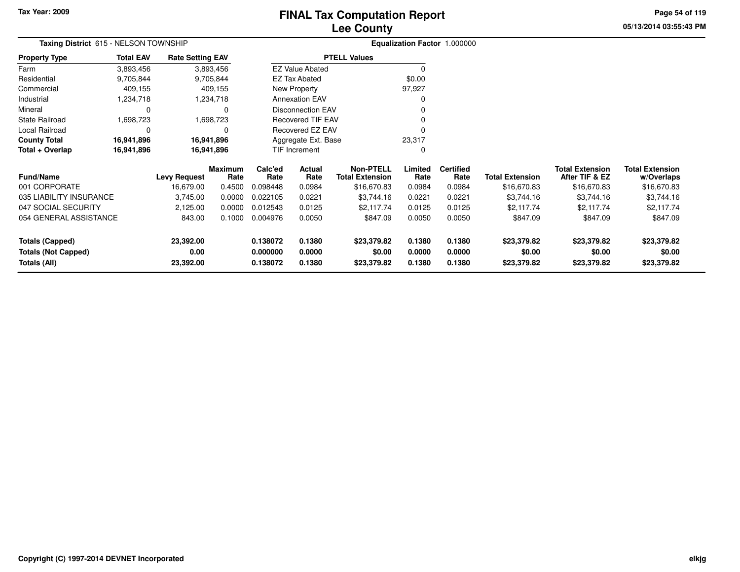# FINAL Tax Computation Report
## Lee County

Tax Year: 2009

05/13/2014 03:55:43 PM

**Taxing District** 615 - NELSON TOWNSHIP

**Equalization Factor** 1.000000

| Property Type | Total EAV | Rate Setting EAV |
|---|---|---|
| Farm | 3,893,456 | 3,893,456 |
| Residential | 9,705,844 | 9,705,844 |
| Commercial | 409,155 | 409,155 |
| Industrial | 1,234,718 | 1,234,718 |
| Mineral | 0 | 0 |
| State Railroad | 1,698,723 | 1,698,723 |
| Local Railroad | 0 | 0 |
| **County Total** | **16,941,896** | **16,941,896** |
| **Total + Overlap** | **16,941,896** | **16,941,896** |

| PTELL Values | |
|---|---|
| EZ Value Abated | 0 |
| EZ Tax Abated | $0.00 |
| New Property | 97,927 |
| Annexation EAV | 0 |
| Disconnection EAV | 0 |
| Recovered TIF EAV | 0 |
| Recovered EZ EAV | 0 |
| Aggregate Ext. Base | 23,317 |
| TIF Increment | 0 |

| Fund/Name | Levy Request | Maximum Rate | Calc'ed Rate | Actual Rate | Non-PTELL Total Extension | Limited Rate | Certified Rate | Total Extension | Total Extension After TIF & EZ | Total Extension w/Overlaps |
|---|---|---|---|---|---|---|---|---|---|---|
| 001 CORPORATE | 16,679.00 | 0.4500 | 0.098448 | 0.0984 | $16,670.83 | 0.0984 | 0.0984 | $16,670.83 | $16,670.83 | $16,670.83 |
| 035 LIABILITY INSURANCE | 3,745.00 | 0.0000 | 0.022105 | 0.0221 | $3,744.16 | 0.0221 | 0.0221 | $3,744.16 | $3,744.16 | $3,744.16 |
| 047 SOCIAL SECURITY | 2,125.00 | 0.0000 | 0.012543 | 0.0125 | $2,117.74 | 0.0125 | 0.0125 | $2,117.74 | $2,117.74 | $2,117.74 |
| 054 GENERAL ASSISTANCE | 843.00 | 0.1000 | 0.004976 | 0.0050 | $847.09 | 0.0050 | 0.0050 | $847.09 | $847.09 | $847.09 |
| **Totals (Capped)** | **23,392.00** | | **0.138072** | **0.1380** | **$23,379.82** | **0.1380** | **0.1380** | **$23,379.82** | **$23,379.82** | **$23,379.82** |
| **Totals (Not Capped)** | **0.00** | | **0.000000** | **0.0000** | **$0.00** | **0.0000** | **0.0000** | **$0.00** | **$0.00** | **$0.00** |
| **Totals (All)** | **23,392.00** | | **0.138072** | **0.1380** | **$23,379.82** | **0.1380** | **0.1380** | **$23,379.82** | **$23,379.82** | **$23,379.82** |

Copyright (C) 1997-2014 DEVNET Incorporated

elkjg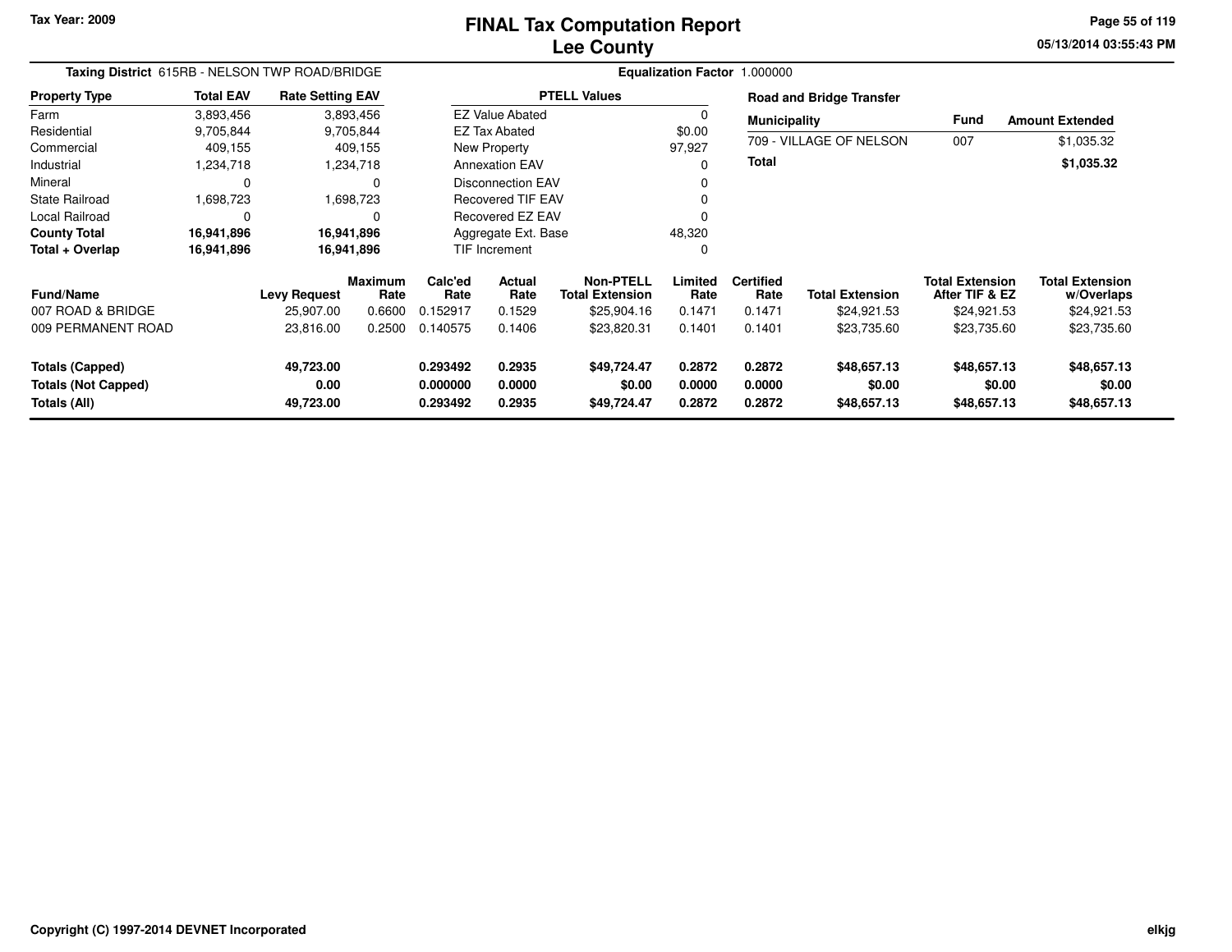# FINAL Tax Computation Report
## Lee County

Tax Year: 2009

05/13/2014 03:55:43 PM

**Taxing District** 615RB - NELSON TWP ROAD/BRIDGE

**Equalization Factor** 1.000000

| Property Type | Total EAV | Rate Setting EAV |
|---|---|---|
| Farm | 3,893,456 | 3,893,456 |
| Residential | 9,705,844 | 9,705,844 |
| Commercial | 409,155 | 409,155 |
| Industrial | 1,234,718 | 1,234,718 |
| Mineral | 0 | 0 |
| State Railroad | 1,698,723 | 1,698,723 |
| Local Railroad | 0 | 0 |
| **County Total** | **16,941,896** | **16,941,896** |
| **Total + Overlap** | **16,941,896** | **16,941,896** |

| PTELL Values | |
|---|---|
| EZ Value Abated | 0 |
| EZ Tax Abated | $0.00 |
| New Property | 97,927 |
| Annexation EAV | 0 |
| Disconnection EAV | 0 |
| Recovered TIF EAV | 0 |
| Recovered EZ EAV | 0 |
| Aggregate Ext. Base | 48,320 |
| TIF Increment | 0 |

**Road and Bridge Transfer**

| Municipality | Fund | Amount Extended |
|---|---|---|
| 709 - VILLAGE OF NELSON | 007 | $1,035.32 |
| **Total** | | **$1,035.32** |

| Fund/Name | Levy Request | Maximum Rate | Calc'ed Rate | Actual Rate | Non-PTELL Total Extension | Limited Rate | Certified Rate | Total Extension | Total Extension After TIF & EZ | Total Extension w/Overlaps |
|---|---|---|---|---|---|---|---|---|---|---|
| 007 ROAD & BRIDGE | 25,907.00 | 0.6600 | 0.152917 | 0.1529 | $25,904.16 | 0.1471 | 0.1471 | $24,921.53 | $24,921.53 | $24,921.53 |
| 009 PERMANENT ROAD | 23,816.00 | 0.2500 | 0.140575 | 0.1406 | $23,820.31 | 0.1401 | 0.1401 | $23,735.60 | $23,735.60 | $23,735.60 |
| **Totals (Capped)** | **49,723.00** | | **0.293492** | **0.2935** | **$49,724.47** | **0.2872** | **0.2872** | **$48,657.13** | **$48,657.13** | **$48,657.13** |
| **Totals (Not Capped)** | **0.00** | | **0.000000** | **0.0000** | **$0.00** | **0.0000** | **0.0000** | **$0.00** | **$0.00** | **$0.00** |
| **Totals (All)** | **49,723.00** | | **0.293492** | **0.2935** | **$49,724.47** | **0.2872** | **0.2872** | **$48,657.13** | **$48,657.13** | **$48,657.13** |

Copyright (C) 1997-2014 DEVNET Incorporated

elkjg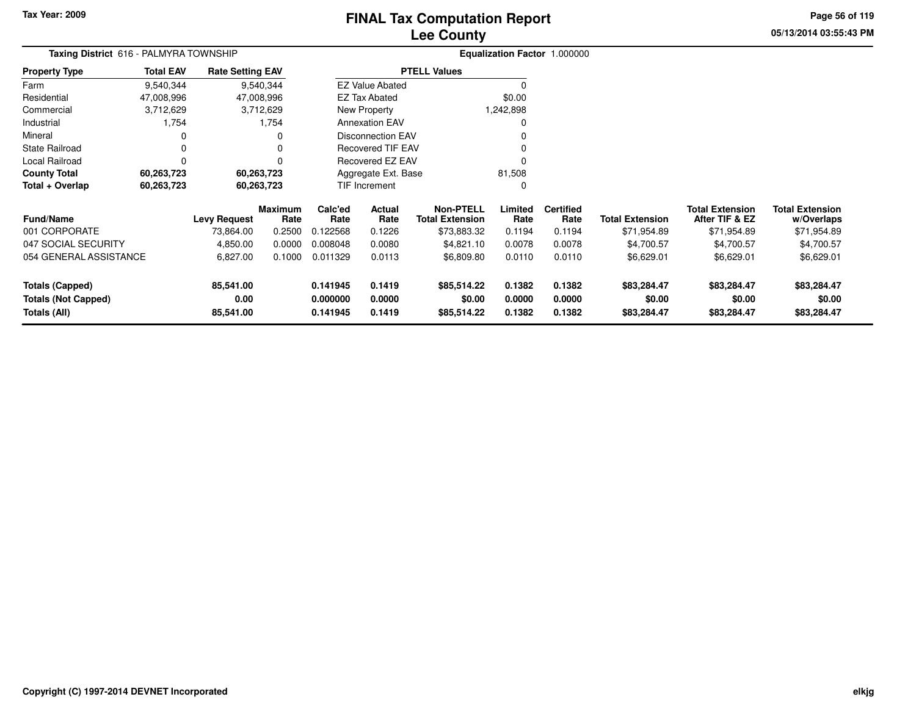Tax Year: 2009

# FINAL Tax Computation Report
## Lee County

**Taxing District** 616 - PALMYRA TOWNSHIP

**Equalization Factor** 1.000000

| Property Type | Total EAV | Rate Setting EAV |
|---|---|---|
| Farm | 9,540,344 | 9,540,344 |
| Residential | 47,008,996 | 47,008,996 |
| Commercial | 3,712,629 | 3,712,629 |
| Industrial | 1,754 | 1,754 |
| Mineral | 0 | 0 |
| State Railroad | 0 | 0 |
| Local Railroad | 0 | 0 |
| **County Total** | **60,263,723** | **60,263,723** |
| **Total + Overlap** | **60,263,723** | **60,263,723** |

| PTELL Values | |
|---|---|
| EZ Value Abated | 0 |
| EZ Tax Abated | $0.00 |
| New Property | 1,242,898 |
| Annexation EAV | 0 |
| Disconnection EAV | 0 |
| Recovered TIF EAV | 0 |
| Recovered EZ EAV | 0 |
| Aggregate Ext. Base | 81,508 |
| TIF Increment | 0 |

| Fund/Name | Levy Request | Maximum Rate | Calc'ed Rate | Actual Rate | Non-PTELL Total Extension | Limited Rate | Certified Rate | Total Extension | Total Extension After TIF & EZ | Total Extension w/Overlaps |
|---|---|---|---|---|---|---|---|---|---|---|
| 001 CORPORATE | 73,864.00 | 0.2500 | 0.122568 | 0.1226 | $73,883.32 | 0.1194 | 0.1194 | $71,954.89 | $71,954.89 | $71,954.89 |
| 047 SOCIAL SECURITY | 4,850.00 | 0.0000 | 0.008048 | 0.0080 | $4,821.10 | 0.0078 | 0.0078 | $4,700.57 | $4,700.57 | $4,700.57 |
| 054 GENERAL ASSISTANCE | 6,827.00 | 0.1000 | 0.011329 | 0.0113 | $6,809.80 | 0.0110 | 0.0110 | $6,629.01 | $6,629.01 | $6,629.01 |
| **Totals (Capped)** | **85,541.00** | | **0.141945** | **0.1419** | **$85,514.22** | **0.1382** | **0.1382** | **$83,284.47** | **$83,284.47** | **$83,284.47** |
| **Totals (Not Capped)** | **0.00** | | **0.000000** | **0.0000** | **$0.00** | **0.0000** | **0.0000** | **$0.00** | **$0.00** | **$0.00** |
| **Totals (All)** | **85,541.00** | | **0.141945** | **0.1419** | **$85,514.22** | **0.1382** | **0.1382** | **$83,284.47** | **$83,284.47** | **$83,284.47** |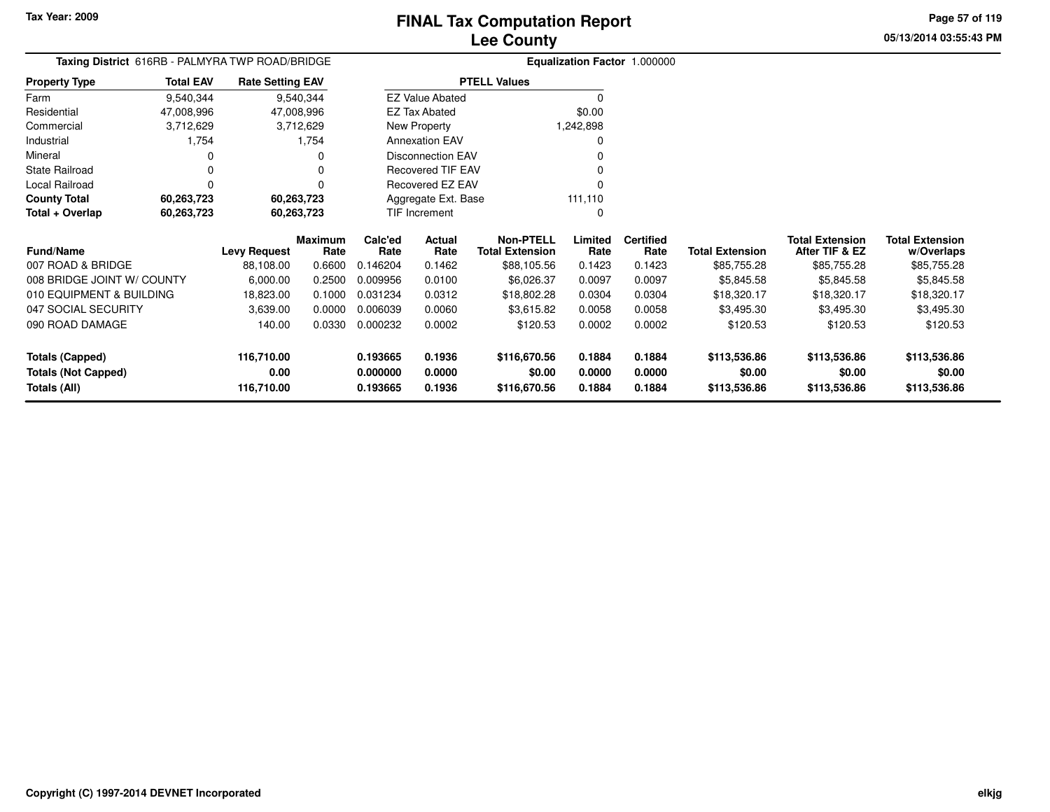Tax Year: 2009

# FINAL Tax Computation Report
## Lee County

05/13/2014 03:55:43 PM

**Taxing District** 616RB - PALMYRA TWP ROAD/BRIDGE

**Equalization Factor** 1.000000

| Property Type | Total EAV | Rate Setting EAV |
|---|---|---|
| Farm | 9,540,344 | 9,540,344 |
| Residential | 47,008,996 | 47,008,996 |
| Commercial | 3,712,629 | 3,712,629 |
| Industrial | 1,754 | 1,754 |
| Mineral | 0 | 0 |
| State Railroad | 0 | 0 |
| Local Railroad | 0 | 0 |
| **County Total** | **60,263,723** | **60,263,723** |
| **Total + Overlap** | **60,263,723** | **60,263,723** |

| PTELL Values | |
|---|---|
| EZ Value Abated | 0 |
| EZ Tax Abated | $0.00 |
| New Property | 1,242,898 |
| Annexation EAV | 0 |
| Disconnection EAV | 0 |
| Recovered TIF EAV | 0 |
| Recovered EZ EAV | 0 |
| Aggregate Ext. Base | 111,110 |
| TIF Increment | 0 |

| Fund/Name | Levy Request | Maximum Rate | Calc'ed Rate | Actual Rate | Non-PTELL Total Extension | Limited Rate | Certified Rate | Total Extension | Total Extension After TIF & EZ | Total Extension w/Overlaps |
|---|---|---|---|---|---|---|---|---|---|---|
| 007 ROAD & BRIDGE | 88,108.00 | 0.6600 | 0.146204 | 0.1462 | $88,105.56 | 0.1423 | 0.1423 | $85,755.28 | $85,755.28 | $85,755.28 |
| 008 BRIDGE JOINT W/ COUNTY | 6,000.00 | 0.2500 | 0.009956 | 0.0100 | $6,026.37 | 0.0097 | 0.0097 | $5,845.58 | $5,845.58 | $5,845.58 |
| 010 EQUIPMENT & BUILDING | 18,823.00 | 0.1000 | 0.031234 | 0.0312 | $18,802.28 | 0.0304 | 0.0304 | $18,320.17 | $18,320.17 | $18,320.17 |
| 047 SOCIAL SECURITY | 3,639.00 | 0.0000 | 0.006039 | 0.0060 | $3,615.82 | 0.0058 | 0.0058 | $3,495.30 | $3,495.30 | $3,495.30 |
| 090 ROAD DAMAGE | 140.00 | 0.0330 | 0.000232 | 0.0002 | $120.53 | 0.0002 | 0.0002 | $120.53 | $120.53 | $120.53 |
| **Totals (Capped)** | **116,710.00** | | **0.193665** | **0.1936** | **$116,670.56** | **0.1884** | **0.1884** | **$113,536.86** | **$113,536.86** | **$113,536.86** |
| **Totals (Not Capped)** | **0.00** | | **0.000000** | **0.0000** | **$0.00** | **0.0000** | **0.0000** | **$0.00** | **$0.00** | **$0.00** |
| **Totals (All)** | **116,710.00** | | **0.193665** | **0.1936** | **$116,670.56** | **0.1884** | **0.1884** | **$113,536.86** | **$113,536.86** | **$113,536.86** |

Copyright (C) 1997-2014 DEVNET Incorporated

elkjg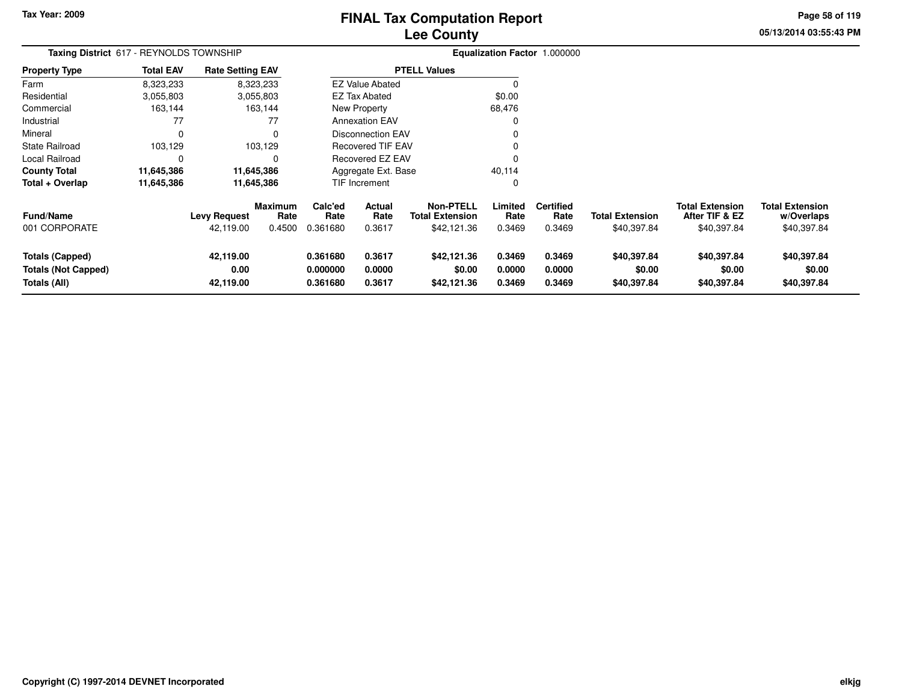Tax Year: 2009

# FINAL Tax Computation Report
## Lee County

05/13/2014 03:55:43 PM

**Taxing District** 617 - REYNOLDS TOWNSHIP

**Equalization Factor** 1.000000

| Property Type | Total EAV | Rate Setting EAV |
|---|---|---|
| Farm | 8,323,233 | 8,323,233 |
| Residential | 3,055,803 | 3,055,803 |
| Commercial | 163,144 | 163,144 |
| Industrial | 77 | 77 |
| Mineral | 0 | 0 |
| State Railroad | 103,129 | 103,129 |
| Local Railroad | 0 | 0 |
| **County Total** | **11,645,386** | **11,645,386** |
| **Total + Overlap** | **11,645,386** | **11,645,386** |

| PTELL Values | |
|---|---|
| EZ Value Abated | 0 |
| EZ Tax Abated | $0.00 |
| New Property | 68,476 |
| Annexation EAV | 0 |
| Disconnection EAV | 0 |
| Recovered TIF EAV | 0 |
| Recovered EZ EAV | 0 |
| Aggregate Ext. Base | 40,114 |
| TIF Increment | 0 |

| Fund/Name | Levy Request | Maximum Rate | Calc'ed Rate | Actual Rate | Non-PTELL Total Extension | Limited Rate | Certified Rate | Total Extension | Total Extension After TIF & EZ | Total Extension w/Overlaps |
|---|---|---|---|---|---|---|---|---|---|---|
| 001 CORPORATE | 42,119.00 | 0.4500 | 0.361680 | 0.3617 | $42,121.36 | 0.3469 | 0.3469 | $40,397.84 | $40,397.84 | $40,397.84 |
| **Totals (Capped)** | **42,119.00** | | **0.361680** | **0.3617** | **$42,121.36** | **0.3469** | **0.3469** | **$40,397.84** | **$40,397.84** | **$40,397.84** |
| **Totals (Not Capped)** | **0.00** | | **0.000000** | **0.0000** | **$0.00** | **0.0000** | **0.0000** | **$0.00** | **$0.00** | **$0.00** |
| **Totals (All)** | **42,119.00** | | **0.361680** | **0.3617** | **$42,121.36** | **0.3469** | **0.3469** | **$40,397.84** | **$40,397.84** | **$40,397.84** |

Copyright (C) 1997-2014 DEVNET Incorporated

elkjg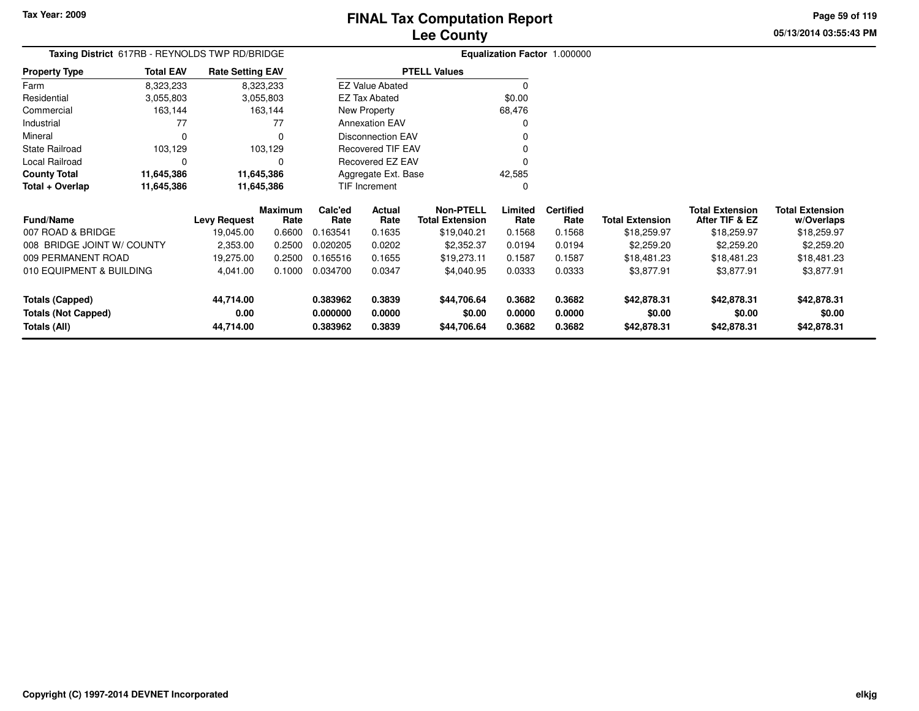Tax Year: 2009

# FINAL Tax Computation Report
## Lee County

05/13/2014 03:55:43 PM

**Taxing District** 617RB - REYNOLDS TWP RD/BRIDGE

**Equalization Factor** 1.000000

| Property Type | Total EAV | Rate Setting EAV |
|---|---|---|
| Farm | 8,323,233 | 8,323,233 |
| Residential | 3,055,803 | 3,055,803 |
| Commercial | 163,144 | 163,144 |
| Industrial | 77 | 77 |
| Mineral | 0 | 0 |
| State Railroad | 103,129 | 103,129 |
| Local Railroad | 0 | 0 |
| **County Total** | **11,645,386** | **11,645,386** |
| **Total + Overlap** | **11,645,386** | **11,645,386** |

| PTELL Values | |
|---|---|
| EZ Value Abated | 0 |
| EZ Tax Abated | $0.00 |
| New Property | 68,476 |
| Annexation EAV | 0 |
| Disconnection EAV | 0 |
| Recovered TIF EAV | 0 |
| Recovered EZ EAV | 0 |
| Aggregate Ext. Base | 42,585 |
| TIF Increment | 0 |

| Fund/Name | Levy Request | Maximum Rate | Calc'ed Rate | Actual Rate | Non-PTELL Total Extension | Limited Rate | Certified Rate | Total Extension | Total Extension After TIF & EZ | Total Extension w/Overlaps |
|---|---|---|---|---|---|---|---|---|---|---|
| 007 ROAD & BRIDGE | 19,045.00 | 0.6600 | 0.163541 | 0.1635 | $19,040.21 | 0.1568 | 0.1568 | $18,259.97 | $18,259.97 | $18,259.97 |
| 008 BRIDGE JOINT W/ COUNTY | 2,353.00 | 0.2500 | 0.020205 | 0.0202 | $2,352.37 | 0.0194 | 0.0194 | $2,259.20 | $2,259.20 | $2,259.20 |
| 009 PERMANENT ROAD | 19,275.00 | 0.2500 | 0.165516 | 0.1655 | $19,273.11 | 0.1587 | 0.1587 | $18,481.23 | $18,481.23 | $18,481.23 |
| 010 EQUIPMENT & BUILDING | 4,041.00 | 0.1000 | 0.034700 | 0.0347 | $4,040.95 | 0.0333 | 0.0333 | $3,877.91 | $3,877.91 | $3,877.91 |
| **Totals (Capped)** | **44,714.00** | | **0.383962** | **0.3839** | **$44,706.64** | **0.3682** | **0.3682** | **$42,878.31** | **$42,878.31** | **$42,878.31** |
| **Totals (Not Capped)** | **0.00** | | **0.000000** | **0.0000** | **$0.00** | **0.0000** | **0.0000** | **$0.00** | **$0.00** | **$0.00** |
| **Totals (All)** | **44,714.00** | | **0.383962** | **0.3839** | **$44,706.64** | **0.3682** | **0.3682** | **$42,878.31** | **$42,878.31** | **$42,878.31** |

Copyright (C) 1997-2014 DEVNET Incorporated

elkjg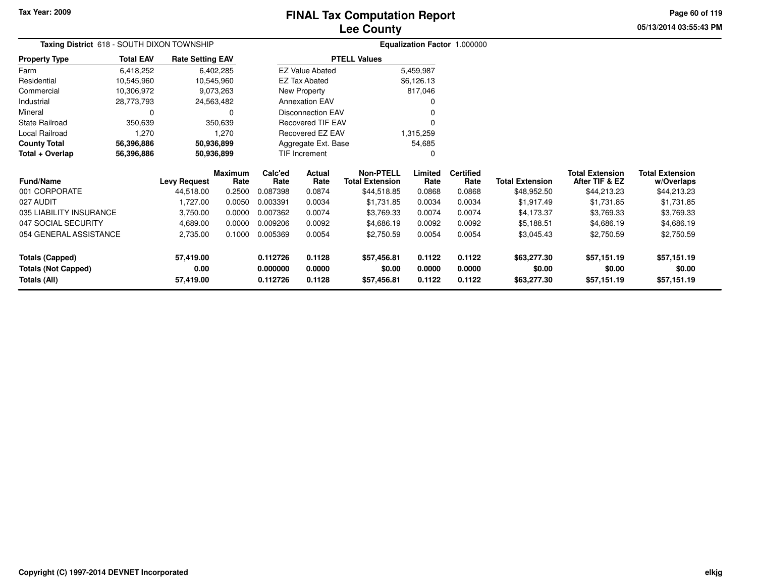Tax Year: 2009

# FINAL Tax Computation Report
## Lee County

05/13/2014 03:55:43 PM

**Taxing District** 618 - SOUTH DIXON TOWNSHIP

**Equalization Factor** 1.000000

| Property Type | Total EAV | Rate Setting EAV |
|---|---|---|
| Farm | 6,418,252 | 6,402,285 |
| Residential | 10,545,960 | 10,545,960 |
| Commercial | 10,306,972 | 9,073,263 |
| Industrial | 28,773,793 | 24,563,482 |
| Mineral | 0 | 0 |
| State Railroad | 350,639 | 350,639 |
| Local Railroad | 1,270 | 1,270 |
| **County Total** | **56,396,886** | **50,936,899** |
| **Total + Overlap** | **56,396,886** | **50,936,899** |

| PTELL Values | |
|---|---|
| EZ Value Abated | 5,459,987 |
| EZ Tax Abated | $6,126.13 |
| New Property | 817,046 |
| Annexation EAV | 0 |
| Disconnection EAV | 0 |
| Recovered TIF EAV | 0 |
| Recovered EZ EAV | 1,315,259 |
| Aggregate Ext. Base | 54,685 |
| TIF Increment | 0 |

| Fund/Name | Levy Request | Maximum Rate | Calc'ed Rate | Actual Rate | Non-PTELL Total Extension | Limited Rate | Certified Rate | Total Extension | Total Extension After TIF & EZ | Total Extension w/Overlaps |
|---|---|---|---|---|---|---|---|---|---|---|
| 001 CORPORATE | 44,518.00 | 0.2500 | 0.087398 | 0.0874 | $44,518.85 | 0.0868 | 0.0868 | $48,952.50 | $44,213.23 | $44,213.23 |
| 027 AUDIT | 1,727.00 | 0.0050 | 0.003391 | 0.0034 | $1,731.85 | 0.0034 | 0.0034 | $1,917.49 | $1,731.85 | $1,731.85 |
| 035 LIABILITY INSURANCE | 3,750.00 | 0.0000 | 0.007362 | 0.0074 | $3,769.33 | 0.0074 | 0.0074 | $4,173.37 | $3,769.33 | $3,769.33 |
| 047 SOCIAL SECURITY | 4,689.00 | 0.0000 | 0.009206 | 0.0092 | $4,686.19 | 0.0092 | 0.0092 | $5,188.51 | $4,686.19 | $4,686.19 |
| 054 GENERAL ASSISTANCE | 2,735.00 | 0.1000 | 0.005369 | 0.0054 | $2,750.59 | 0.0054 | 0.0054 | $3,045.43 | $2,750.59 | $2,750.59 |
| **Totals (Capped)** | **57,419.00** | | **0.112726** | **0.1128** | **$57,456.81** | **0.1122** | **0.1122** | **$63,277.30** | **$57,151.19** | **$57,151.19** |
| **Totals (Not Capped)** | **0.00** | | **0.000000** | **0.0000** | **$0.00** | **0.0000** | **0.0000** | **$0.00** | **$0.00** | **$0.00** |
| **Totals (All)** | **57,419.00** | | **0.112726** | **0.1128** | **$57,456.81** | **0.1122** | **0.1122** | **$63,277.30** | **$57,151.19** | **$57,151.19** |

Copyright (C) 1997-2014 DEVNET Incorporated

elkjg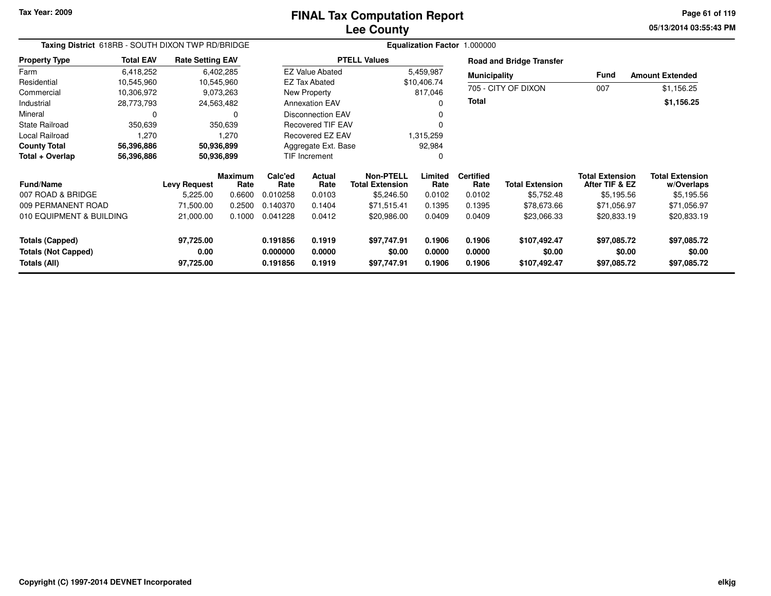Tax Year: 2009

# FINAL Tax Computation Report
## Lee County

05/13/2014 03:55:43 PM

**Taxing District** 618RB - SOUTH DIXON TWP RD/BRIDGE    **Equalization Factor** 1.000000

| Property Type | Total EAV | Rate Setting EAV |
|---|---|---|
| Farm | 6,418,252 | 6,402,285 |
| Residential | 10,545,960 | 10,545,960 |
| Commercial | 10,306,972 | 9,073,263 |
| Industrial | 28,773,793 | 24,563,482 |
| Mineral | 0 | 0 |
| State Railroad | 350,639 | 350,639 |
| Local Railroad | 1,270 | 1,270 |
| **County Total** | **56,396,886** | **50,936,899** |
| **Total + Overlap** | **56,396,886** | **50,936,899** |

| PTELL Values | |
|---|---|
| EZ Value Abated | 5,459,987 |
| EZ Tax Abated | $10,406.74 |
| New Property | 817,046 |
| Annexation EAV | 0 |
| Disconnection EAV | 0 |
| Recovered TIF EAV | 0 |
| Recovered EZ EAV | 1,315,259 |
| Aggregate Ext. Base | 92,984 |
| TIF Increment | 0 |

**Road and Bridge Transfer**

| Municipality | Fund | Amount Extended |
|---|---|---|
| 705 - CITY OF DIXON | 007 | $1,156.25 |
| **Total** | | **$1,156.25** |

| Fund/Name | Levy Request | Maximum Rate | Calc'ed Rate | Actual Rate | Non-PTELL Total Extension | Limited Rate | Certified Rate | Total Extension | Total Extension After TIF & EZ | Total Extension w/Overlaps |
|---|---|---|---|---|---|---|---|---|---|---|
| 007 ROAD & BRIDGE | 5,225.00 | 0.6600 | 0.010258 | 0.0103 | $5,246.50 | 0.0102 | 0.0102 | $5,752.48 | $5,195.56 | $5,195.56 |
| 009 PERMANENT ROAD | 71,500.00 | 0.2500 | 0.140370 | 0.1404 | $71,515.41 | 0.1395 | 0.1395 | $78,673.66 | $71,056.97 | $71,056.97 |
| 010 EQUIPMENT & BUILDING | 21,000.00 | 0.1000 | 0.041228 | 0.0412 | $20,986.00 | 0.0409 | 0.0409 | $23,066.33 | $20,833.19 | $20,833.19 |
| **Totals (Capped)** | **97,725.00** | | **0.191856** | **0.1919** | **$97,747.91** | **0.1906** | **0.1906** | **$107,492.47** | **$97,085.72** | **$97,085.72** |
| **Totals (Not Capped)** | **0.00** | | **0.000000** | **0.0000** | **$0.00** | **0.0000** | **0.0000** | **$0.00** | **$0.00** | **$0.00** |
| **Totals (All)** | **97,725.00** | | **0.191856** | **0.1919** | **$97,747.91** | **0.1906** | **0.1906** | **$107,492.47** | **$97,085.72** | **$97,085.72** |

Copyright (C) 1997-2014 DEVNET Incorporated    elkjg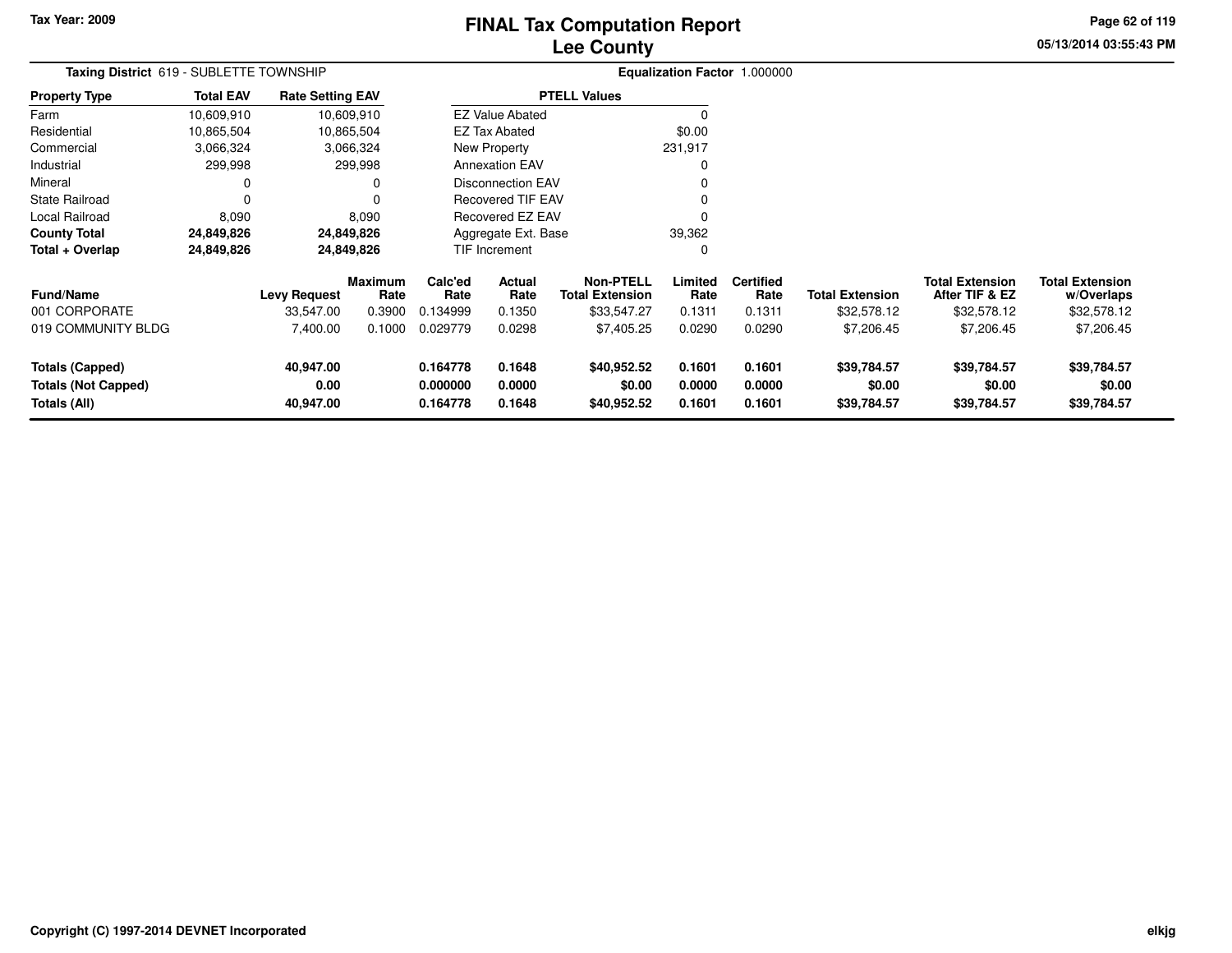Tax Year: 2009

# FINAL Tax Computation Report
## Lee County

05/13/2014 03:55:43 PM

**Taxing District** 619 - SUBLETTE TOWNSHIP

**Equalization Factor** 1.000000

| Property Type | Total EAV | Rate Setting EAV |
|---|---|---|
| Farm | 10,609,910 | 10,609,910 |
| Residential | 10,865,504 | 10,865,504 |
| Commercial | 3,066,324 | 3,066,324 |
| Industrial | 299,998 | 299,998 |
| Mineral | 0 | 0 |
| State Railroad | 0 | 0 |
| Local Railroad | 8,090 | 8,090 |
| **County Total** | **24,849,826** | **24,849,826** |
| **Total + Overlap** | **24,849,826** | **24,849,826** |

| PTELL Values | |
|---|---|
| EZ Value Abated | 0 |
| EZ Tax Abated | $0.00 |
| New Property | 231,917 |
| Annexation EAV | 0 |
| Disconnection EAV | 0 |
| Recovered TIF EAV | 0 |
| Recovered EZ EAV | 0 |
| Aggregate Ext. Base | 39,362 |
| TIF Increment | 0 |

| Fund/Name | Levy Request | Maximum Rate | Calc'ed Rate | Actual Rate | Non-PTELL Total Extension | Limited Rate | Certified Rate | Total Extension | Total Extension After TIF & EZ | Total Extension w/Overlaps |
|---|---|---|---|---|---|---|---|---|---|---|
| 001 CORPORATE | 33,547.00 | 0.3900 | 0.134999 | 0.1350 | $33,547.27 | 0.1311 | 0.1311 | $32,578.12 | $32,578.12 | $32,578.12 |
| 019 COMMUNITY BLDG | 7,400.00 | 0.1000 | 0.029779 | 0.0298 | $7,405.25 | 0.0290 | 0.0290 | $7,206.45 | $7,206.45 | $7,206.45 |
| **Totals (Capped)** | **40,947.00** | | **0.164778** | **0.1648** | **$40,952.52** | **0.1601** | **0.1601** | **$39,784.57** | **$39,784.57** | **$39,784.57** |
| **Totals (Not Capped)** | **0.00** | | **0.000000** | **0.0000** | **$0.00** | **0.0000** | **0.0000** | **$0.00** | **$0.00** | **$0.00** |
| **Totals (All)** | **40,947.00** | | **0.164778** | **0.1648** | **$40,952.52** | **0.1601** | **0.1601** | **$39,784.57** | **$39,784.57** | **$39,784.57** |

Copyright (C) 1997-2014 DEVNET Incorporated

elkjg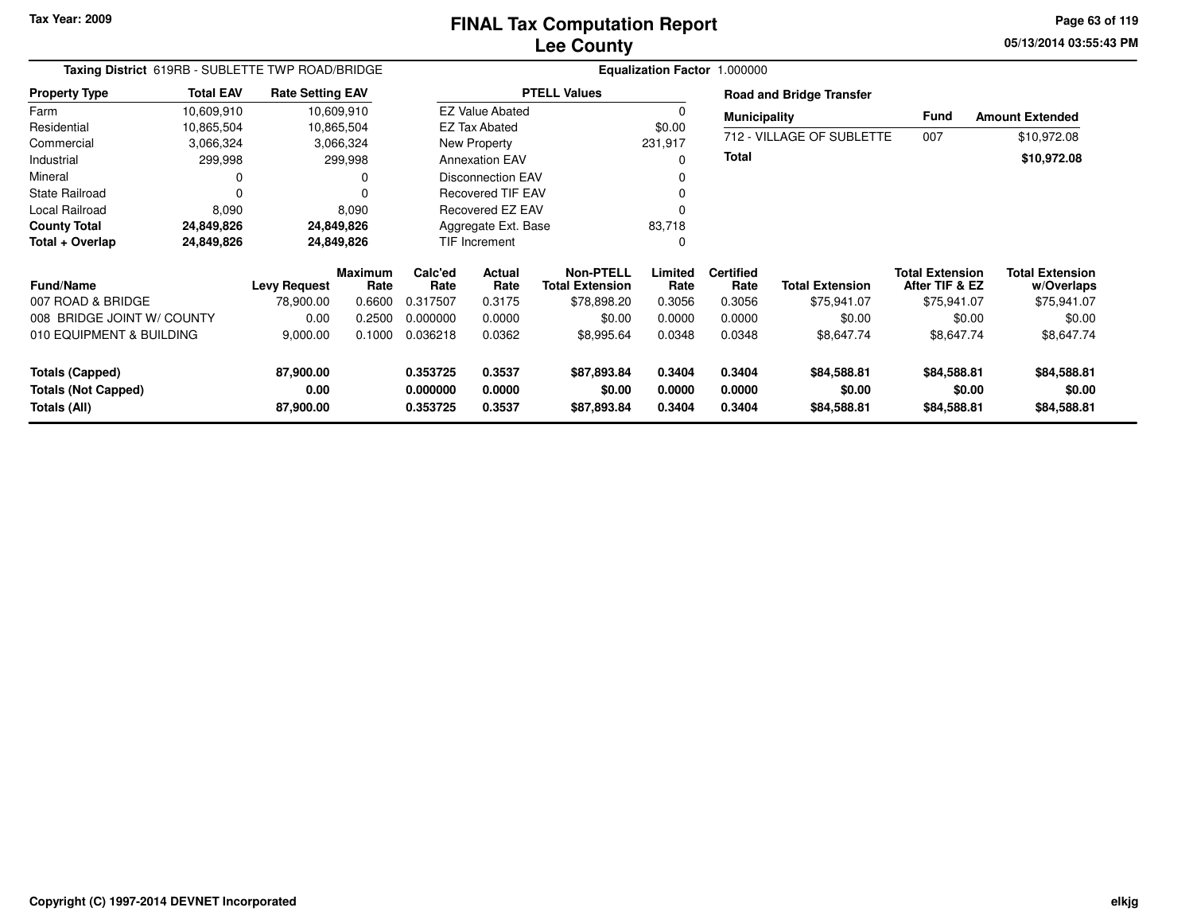Tax Year: 2009

# FINAL Tax Computation Report
## Lee County

05/13/2014 03:55:43 PM

**Taxing District** 619RB - SUBLETTE TWP ROAD/BRIDGE

**Equalization Factor** 1.000000

| Property Type | Total EAV | Rate Setting EAV |
|---|---|---|
| Farm | 10,609,910 | 10,609,910 |
| Residential | 10,865,504 | 10,865,504 |
| Commercial | 3,066,324 | 3,066,324 |
| Industrial | 299,998 | 299,998 |
| Mineral | 0 | 0 |
| State Railroad | 0 | 0 |
| Local Railroad | 8,090 | 8,090 |
| **County Total** | **24,849,826** | **24,849,826** |
| **Total + Overlap** | **24,849,826** | **24,849,826** |

| PTELL Values | |
|---|---|
| EZ Value Abated | 0 |
| EZ Tax Abated | $0.00 |
| New Property | 231,917 |
| Annexation EAV | 0 |
| Disconnection EAV | 0 |
| Recovered TIF EAV | 0 |
| Recovered EZ EAV | 0 |
| Aggregate Ext. Base | 83,718 |
| TIF Increment | 0 |

**Road and Bridge Transfer**

| Municipality | Fund | Amount Extended |
|---|---|---|
| 712 - VILLAGE OF SUBLETTE | 007 | $10,972.08 |
| **Total** | | **$10,972.08** |

| Fund/Name | Levy Request | Maximum Rate | Calc'ed Rate | Actual Rate | Non-PTELL Total Extension | Limited Rate | Certified Rate | Total Extension | Total Extension After TIF & EZ | Total Extension w/Overlaps |
|---|---|---|---|---|---|---|---|---|---|---|
| 007 ROAD & BRIDGE | 78,900.00 | 0.6600 | 0.317507 | 0.3175 | $78,898.20 | 0.3056 | 0.3056 | $75,941.07 | $75,941.07 | $75,941.07 |
| 008 BRIDGE JOINT W/ COUNTY | 0.00 | 0.2500 | 0.000000 | 0.0000 | $0.00 | 0.0000 | 0.0000 | $0.00 | $0.00 | $0.00 |
| 010 EQUIPMENT & BUILDING | 9,000.00 | 0.1000 | 0.036218 | 0.0362 | $8,995.64 | 0.0348 | 0.0348 | $8,647.74 | $8,647.74 | $8,647.74 |
| **Totals (Capped)** | **87,900.00** | | **0.353725** | **0.3537** | **$87,893.84** | **0.3404** | **0.3404** | **$84,588.81** | **$84,588.81** | **$84,588.81** |
| **Totals (Not Capped)** | **0.00** | | **0.000000** | **0.0000** | **$0.00** | **0.0000** | **0.0000** | **$0.00** | **$0.00** | **$0.00** |
| **Totals (All)** | **87,900.00** | | **0.353725** | **0.3537** | **$87,893.84** | **0.3404** | **0.3404** | **$84,588.81** | **$84,588.81** | **$84,588.81** |

Copyright (C) 1997-2014 DEVNET Incorporated

elkjg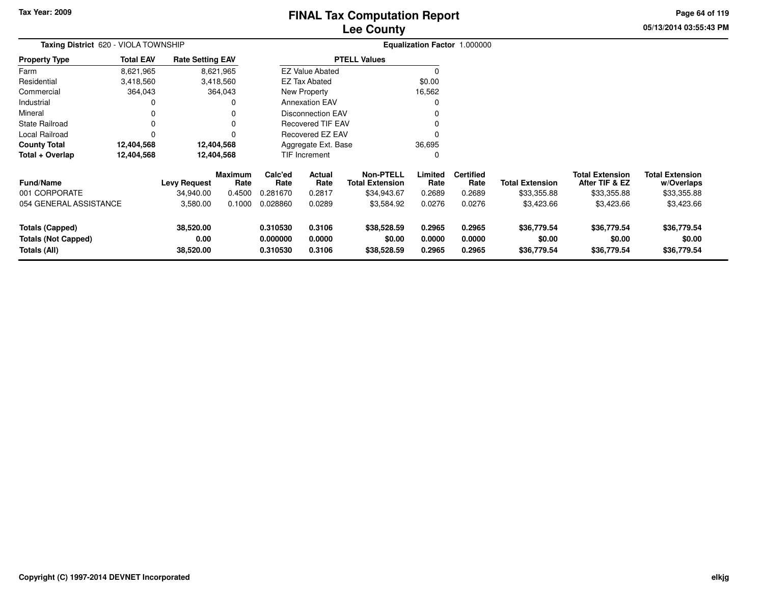Tax Year: 2009

# FINAL Tax Computation Report
# Lee County

05/13/2014 03:55:43 PM

**Taxing District** 620 - VIOLA TOWNSHIP

**Equalization Factor** 1.000000

| Property Type | Total EAV | Rate Setting EAV |
|---|---|---|
| Farm | 8,621,965 | 8,621,965 |
| Residential | 3,418,560 | 3,418,560 |
| Commercial | 364,043 | 364,043 |
| Industrial | 0 | 0 |
| Mineral | 0 | 0 |
| State Railroad | 0 | 0 |
| Local Railroad | 0 | 0 |
| **County Total** | **12,404,568** | **12,404,568** |
| **Total + Overlap** | **12,404,568** | **12,404,568** |

| PTELL Values | |
|---|---|
| EZ Value Abated | 0 |
| EZ Tax Abated | $0.00 |
| New Property | 16,562 |
| Annexation EAV | 0 |
| Disconnection EAV | 0 |
| Recovered TIF EAV | 0 |
| Recovered EZ EAV | 0 |
| Aggregate Ext. Base | 36,695 |
| TIF Increment | 0 |

| Fund/Name | Levy Request | Maximum Rate | Calc'ed Rate | Actual Rate | Non-PTELL Total Extension | Limited Rate | Certified Rate | Total Extension | Total Extension After TIF & EZ | Total Extension w/Overlaps |
|---|---|---|---|---|---|---|---|---|---|---|
| 001 CORPORATE | 34,940.00 | 0.4500 | 0.281670 | 0.2817 | $34,943.67 | 0.2689 | 0.2689 | $33,355.88 | $33,355.88 | $33,355.88 |
| 054 GENERAL ASSISTANCE | 3,580.00 | 0.1000 | 0.028860 | 0.0289 | $3,584.92 | 0.0276 | 0.0276 | $3,423.66 | $3,423.66 | $3,423.66 |
| **Totals (Capped)** | **38,520.00** | | **0.310530** | **0.3106** | **$38,528.59** | **0.2965** | **0.2965** | **$36,779.54** | **$36,779.54** | **$36,779.54** |
| **Totals (Not Capped)** | **0.00** | | **0.000000** | **0.0000** | **$0.00** | **0.0000** | **0.0000** | **$0.00** | **$0.00** | **$0.00** |
| **Totals (All)** | **38,520.00** | | **0.310530** | **0.3106** | **$38,528.59** | **0.2965** | **0.2965** | **$36,779.54** | **$36,779.54** | **$36,779.54** |

Copyright (C) 1997-2014 DEVNET Incorporated

elkjg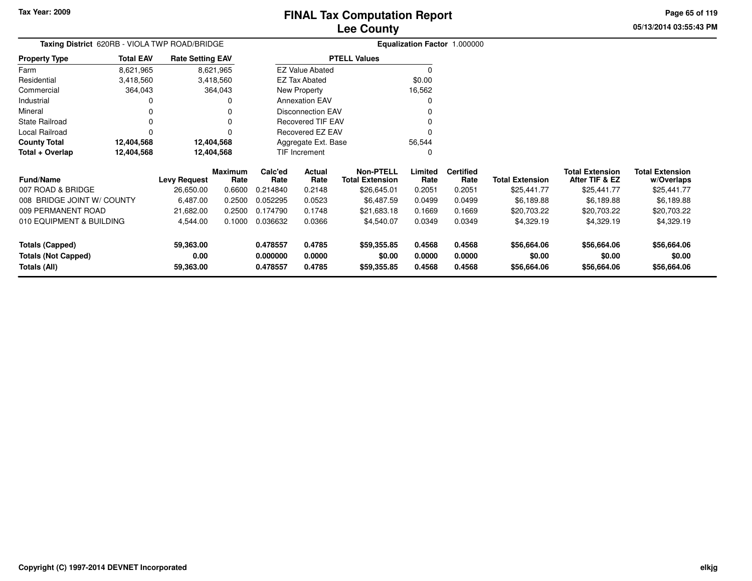# FINAL Tax Computation Report
## Lee County

Tax Year: 2009

**Taxing District** 620RB - VIOLA TWP ROAD/BRIDGE

**Equalization Factor** 1.000000

| Property Type | Total EAV | Rate Setting EAV |
|---|---|---|
| Farm | 8,621,965 | 8,621,965 |
| Residential | 3,418,560 | 3,418,560 |
| Commercial | 364,043 | 364,043 |
| Industrial | 0 | 0 |
| Mineral | 0 | 0 |
| State Railroad | 0 | 0 |
| Local Railroad | 0 | 0 |
| **County Total** | **12,404,568** | **12,404,568** |
| **Total + Overlap** | **12,404,568** | **12,404,568** |

| PTELL Values | |
|---|---|
| EZ Value Abated | 0 |
| EZ Tax Abated | $0.00 |
| New Property | 16,562 |
| Annexation EAV | 0 |
| Disconnection EAV | 0 |
| Recovered TIF EAV | 0 |
| Recovered EZ EAV | 0 |
| Aggregate Ext. Base | 56,544 |
| TIF Increment | 0 |

| Fund/Name | Levy Request | Maximum Rate | Calc'ed Rate | Actual Rate | Non-PTELL Total Extension | Limited Rate | Certified Rate | Total Extension | Total Extension After TIF & EZ | Total Extension w/Overlaps |
|---|---|---|---|---|---|---|---|---|---|---|
| 007 ROAD & BRIDGE | 26,650.00 | 0.6600 | 0.214840 | 0.2148 | $26,645.01 | 0.2051 | 0.2051 | $25,441.77 | $25,441.77 | $25,441.77 |
| 008 BRIDGE JOINT W/ COUNTY | 6,487.00 | 0.2500 | 0.052295 | 0.0523 | $6,487.59 | 0.0499 | 0.0499 | $6,189.88 | $6,189.88 | $6,189.88 |
| 009 PERMANENT ROAD | 21,682.00 | 0.2500 | 0.174790 | 0.1748 | $21,683.18 | 0.1669 | 0.1669 | $20,703.22 | $20,703.22 | $20,703.22 |
| 010 EQUIPMENT & BUILDING | 4,544.00 | 0.1000 | 0.036632 | 0.0366 | $4,540.07 | 0.0349 | 0.0349 | $4,329.19 | $4,329.19 | $4,329.19 |
| **Totals (Capped)** | **59,363.00** | | **0.478557** | **0.4785** | **$59,355.85** | **0.4568** | **0.4568** | **$56,664.06** | **$56,664.06** | **$56,664.06** |
| **Totals (Not Capped)** | **0.00** | | **0.000000** | **0.0000** | **$0.00** | **0.0000** | **0.0000** | **$0.00** | **$0.00** | **$0.00** |
| **Totals (All)** | **59,363.00** | | **0.478557** | **0.4785** | **$59,355.85** | **0.4568** | **0.4568** | **$56,664.06** | **$56,664.06** | **$56,664.06** |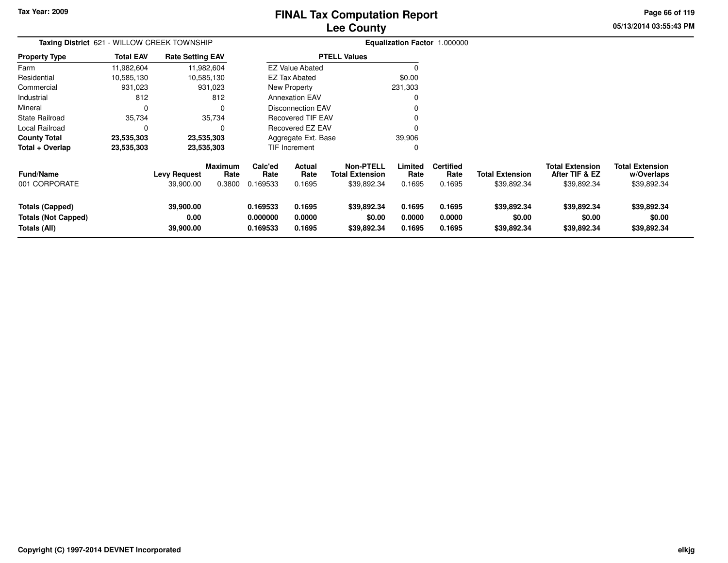Tax Year: 2009

# FINAL Tax Computation Report
## Lee County

05/13/2014 03:55:43 PM

**Taxing District** 621 - WILLOW CREEK TOWNSHIP

**Equalization Factor** 1.000000

| Property Type | Total EAV | Rate Setting EAV |
|---|---|---|
| Farm | 11,982,604 | 11,982,604 |
| Residential | 10,585,130 | 10,585,130 |
| Commercial | 931,023 | 931,023 |
| Industrial | 812 | 812 |
| Mineral | 0 | 0 |
| State Railroad | 35,734 | 35,734 |
| Local Railroad | 0 | 0 |
| **County Total** | **23,535,303** | **23,535,303** |
| **Total + Overlap** | **23,535,303** | **23,535,303** |

| PTELL Values | |
|---|---|
| EZ Value Abated | 0 |
| EZ Tax Abated | $0.00 |
| New Property | 231,303 |
| Annexation EAV | 0 |
| Disconnection EAV | 0 |
| Recovered TIF EAV | 0 |
| Recovered EZ EAV | 0 |
| Aggregate Ext. Base | 39,906 |
| TIF Increment | 0 |

| Fund/Name | Levy Request | Maximum Rate | Calc'ed Rate | Actual Rate | Non-PTELL Total Extension | Limited Rate | Certified Rate | Total Extension | Total Extension After TIF & EZ | Total Extension w/Overlaps |
|---|---|---|---|---|---|---|---|---|---|---|
| 001 CORPORATE | 39,900.00 | 0.3800 | 0.169533 | 0.1695 | $39,892.34 | 0.1695 | 0.1695 | $39,892.34 | $39,892.34 | $39,892.34 |
| **Totals (Capped)** | **39,900.00** | | **0.169533** | **0.1695** | **$39,892.34** | **0.1695** | **0.1695** | **$39,892.34** | **$39,892.34** | **$39,892.34** |
| **Totals (Not Capped)** | **0.00** | | **0.000000** | **0.0000** | **$0.00** | **0.0000** | **0.0000** | **$0.00** | **$0.00** | **$0.00** |
| **Totals (All)** | **39,900.00** | | **0.169533** | **0.1695** | **$39,892.34** | **0.1695** | **0.1695** | **$39,892.34** | **$39,892.34** | **$39,892.34** |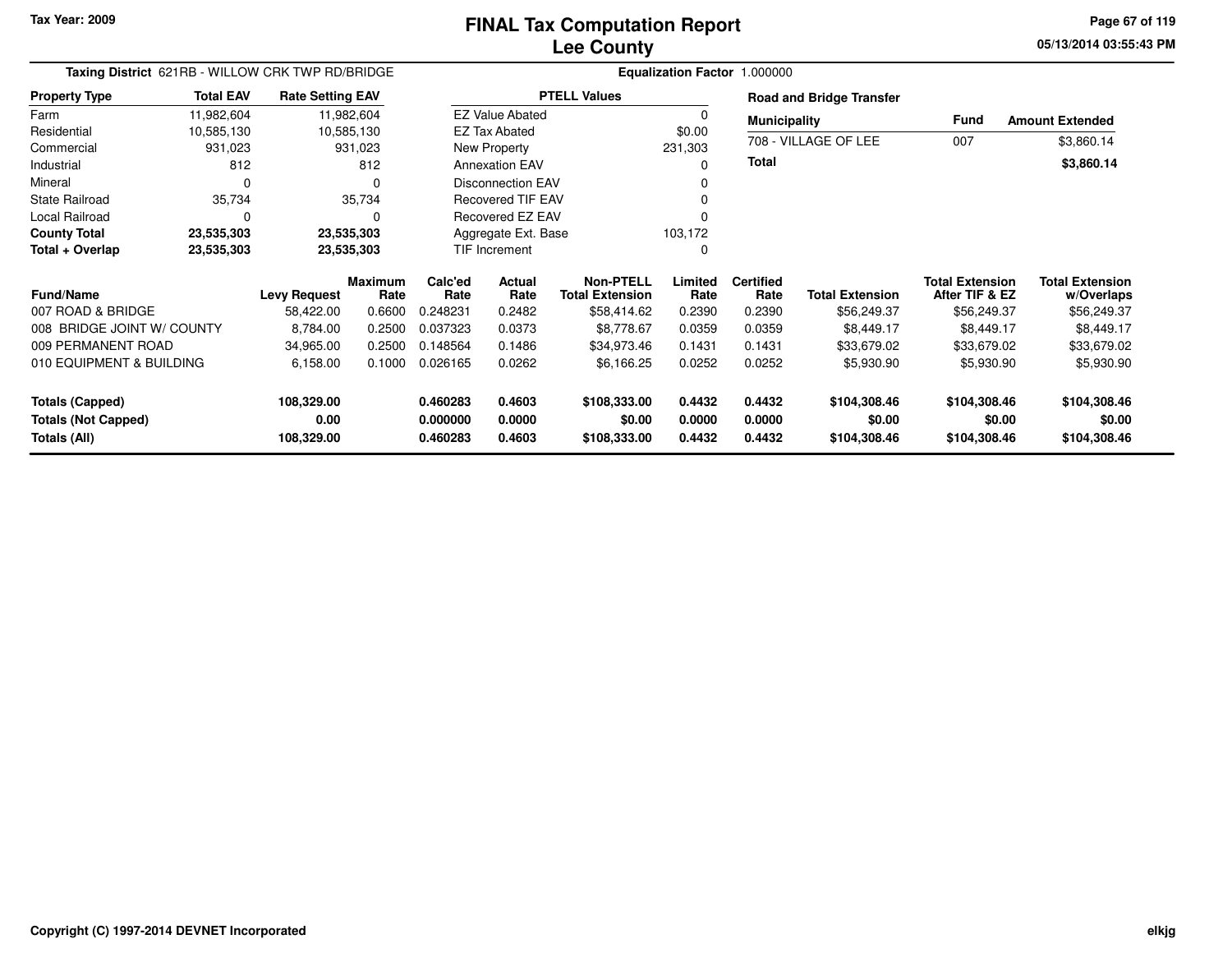Tax Year: 2009

# FINAL Tax Computation Report
## Lee County

05/13/2014 03:55:43 PM

**Taxing District** 621RB - WILLOW CRK TWP RD/BRIDGE

**Equalization Factor** 1.000000

| Property Type | Total EAV | Rate Setting EAV |
|---|---|---|
| Farm | 11,982,604 | 11,982,604 |
| Residential | 10,585,130 | 10,585,130 |
| Commercial | 931,023 | 931,023 |
| Industrial | 812 | 812 |
| Mineral | 0 | 0 |
| State Railroad | 35,734 | 35,734 |
| Local Railroad | 0 | 0 |
| **County Total** | **23,535,303** | **23,535,303** |
| **Total + Overlap** | **23,535,303** | **23,535,303** |

| PTELL Values | |
|---|---|
| EZ Value Abated | 0 |
| EZ Tax Abated | $0.00 |
| New Property | 231,303 |
| Annexation EAV | 0 |
| Disconnection EAV | 0 |
| Recovered TIF EAV | 0 |
| Recovered EZ EAV | 0 |
| Aggregate Ext. Base | 103,172 |
| TIF Increment | 0 |

**Road and Bridge Transfer**

| Municipality | Fund | Amount Extended |
|---|---|---|
| 708 - VILLAGE OF LEE | 007 | $3,860.14 |
| **Total** | | **$3,860.14** |

| Fund/Name | Levy Request | Maximum Rate | Calc'ed Rate | Actual Rate | Non-PTELL Total Extension | Limited Rate | Certified Rate | Total Extension | Total Extension After TIF & EZ | Total Extension w/Overlaps |
|---|---|---|---|---|---|---|---|---|---|---|
| 007 ROAD & BRIDGE | 58,422.00 | 0.6600 | 0.248231 | 0.2482 | $58,414.62 | 0.2390 | 0.2390 | $56,249.37 | $56,249.37 | $56,249.37 |
| 008 BRIDGE JOINT W/ COUNTY | 8,784.00 | 0.2500 | 0.037323 | 0.0373 | $8,778.67 | 0.0359 | 0.0359 | $8,449.17 | $8,449.17 | $8,449.17 |
| 009 PERMANENT ROAD | 34,965.00 | 0.2500 | 0.148564 | 0.1486 | $34,973.46 | 0.1431 | 0.1431 | $33,679.02 | $33,679.02 | $33,679.02 |
| 010 EQUIPMENT & BUILDING | 6,158.00 | 0.1000 | 0.026165 | 0.0262 | $6,166.25 | 0.0252 | 0.0252 | $5,930.90 | $5,930.90 | $5,930.90 |
| **Totals (Capped)** | **108,329.00** | | **0.460283** | **0.4603** | **$108,333.00** | **0.4432** | **0.4432** | **$104,308.46** | **$104,308.46** | **$104,308.46** |
| **Totals (Not Capped)** | **0.00** | | **0.000000** | **0.0000** | **$0.00** | **0.0000** | **0.0000** | **$0.00** | **$0.00** | **$0.00** |
| **Totals (All)** | **108,329.00** | | **0.460283** | **0.4603** | **$108,333.00** | **0.4432** | **0.4432** | **$104,308.46** | **$104,308.46** | **$104,308.46** |

Copyright (C) 1997-2014 DEVNET Incorporated

elkjg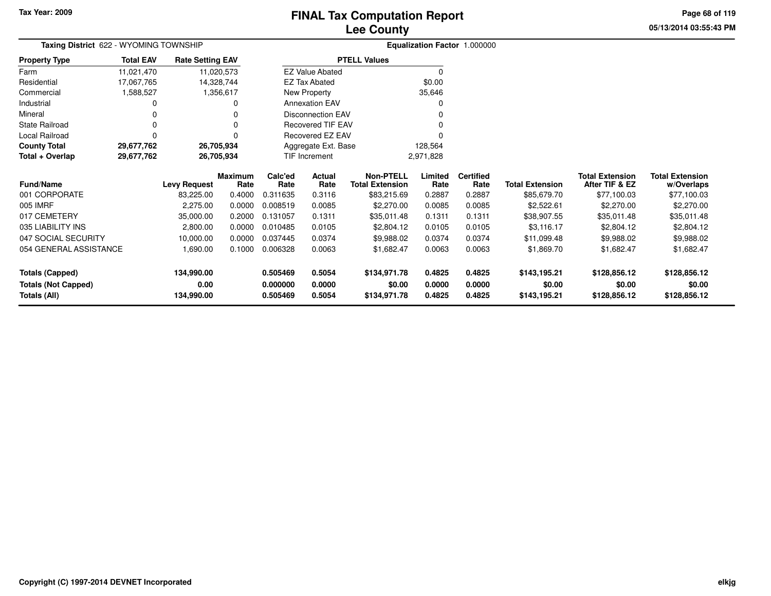# FINAL Tax Computation Report
## Lee County

Tax Year: 2009

**Taxing District** 622 - WYOMING TOWNSHIP

**Equalization Factor** 1.000000

| Property Type | Total EAV | Rate Setting EAV |
|---|---|---|
| Farm | 11,021,470 | 11,020,573 |
| Residential | 17,067,765 | 14,328,744 |
| Commercial | 1,588,527 | 1,356,617 |
| Industrial | 0 | 0 |
| Mineral | 0 | 0 |
| State Railroad | 0 | 0 |
| Local Railroad | 0 | 0 |
| **County Total** | **29,677,762** | **26,705,934** |
| **Total + Overlap** | **29,677,762** | **26,705,934** |

| PTELL Values | |
|---|---|
| EZ Value Abated | 0 |
| EZ Tax Abated | $0.00 |
| New Property | 35,646 |
| Annexation EAV | 0 |
| Disconnection EAV | 0 |
| Recovered TIF EAV | 0 |
| Recovered EZ EAV | 0 |
| Aggregate Ext. Base | 128,564 |
| TIF Increment | 2,971,828 |

| Fund/Name | Levy Request | Maximum Rate | Calc'ed Rate | Actual Rate | Non-PTELL Total Extension | Limited Rate | Certified Rate | Total Extension | Total Extension After TIF & EZ | Total Extension w/Overlaps |
|---|---|---|---|---|---|---|---|---|---|---|
| 001 CORPORATE | 83,225.00 | 0.4000 | 0.311635 | 0.3116 | $83,215.69 | 0.2887 | 0.2887 | $85,679.70 | $77,100.03 | $77,100.03 |
| 005 IMRF | 2,275.00 | 0.0000 | 0.008519 | 0.0085 | $2,270.00 | 0.0085 | 0.0085 | $2,522.61 | $2,270.00 | $2,270.00 |
| 017 CEMETERY | 35,000.00 | 0.2000 | 0.131057 | 0.1311 | $35,011.48 | 0.1311 | 0.1311 | $38,907.55 | $35,011.48 | $35,011.48 |
| 035 LIABILITY INS | 2,800.00 | 0.0000 | 0.010485 | 0.0105 | $2,804.12 | 0.0105 | 0.0105 | $3,116.17 | $2,804.12 | $2,804.12 |
| 047 SOCIAL SECURITY | 10,000.00 | 0.0000 | 0.037445 | 0.0374 | $9,988.02 | 0.0374 | 0.0374 | $11,099.48 | $9,988.02 | $9,988.02 |
| 054 GENERAL ASSISTANCE | 1,690.00 | 0.1000 | 0.006328 | 0.0063 | $1,682.47 | 0.0063 | 0.0063 | $1,869.70 | $1,682.47 | $1,682.47 |
| **Totals (Capped)** | **134,990.00** | | **0.505469** | **0.5054** | **$134,971.78** | **0.4825** | **0.4825** | **$143,195.21** | **$128,856.12** | **$128,856.12** |
| **Totals (Not Capped)** | **0.00** | | **0.000000** | **0.0000** | **$0.00** | **0.0000** | **0.0000** | **$0.00** | **$0.00** | **$0.00** |
| **Totals (All)** | **134,990.00** | | **0.505469** | **0.5054** | **$134,971.78** | **0.4825** | **0.4825** | **$143,195.21** | **$128,856.12** | **$128,856.12** |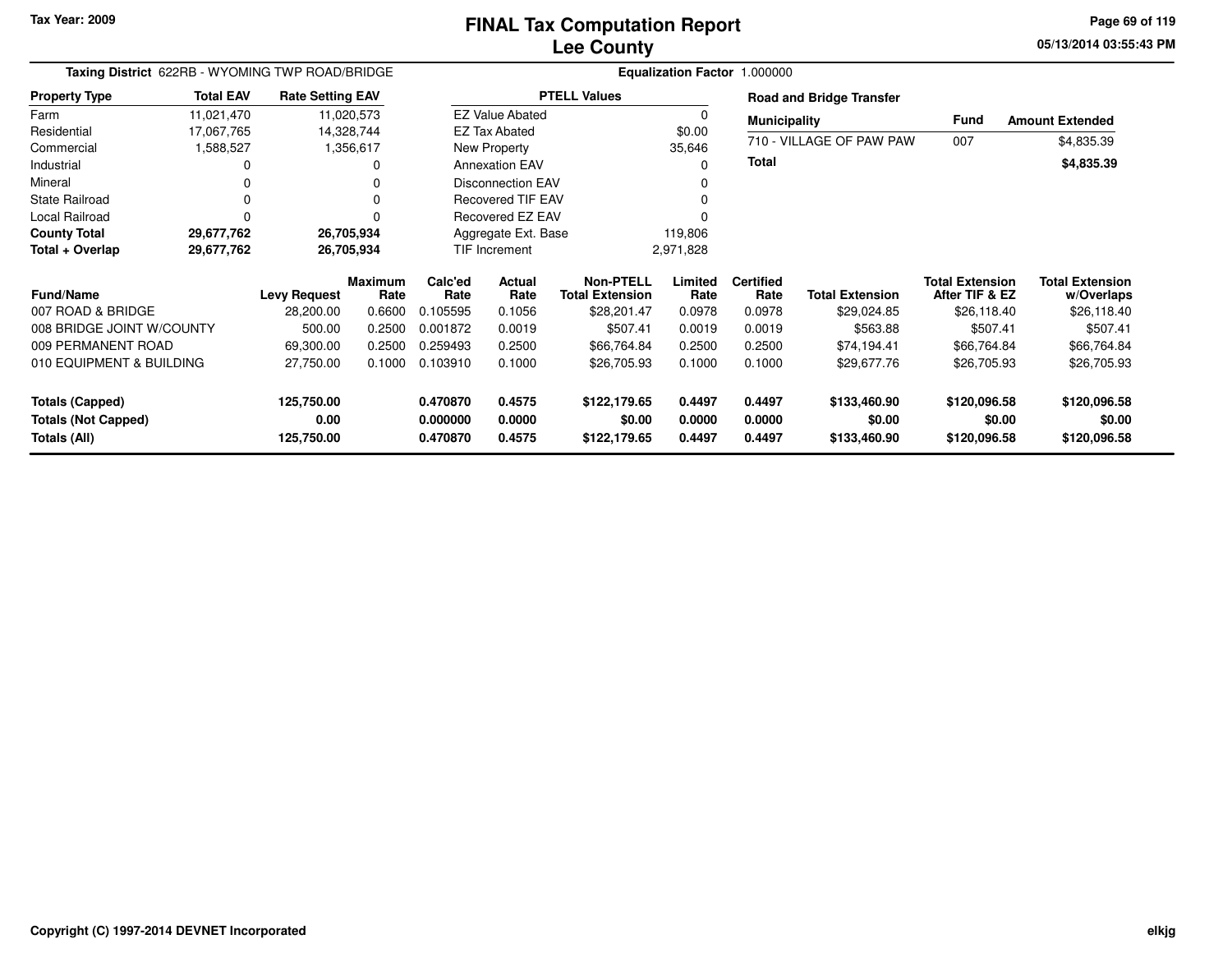Tax Year: 2009

# FINAL Tax Computation Report
## Lee County

**Taxing District** 622RB - WYOMING TWP ROAD/BRIDGE

**Equalization Factor** 1.000000

| Property Type | Total EAV | Rate Setting EAV |
|---|---|---|
| Farm | 11,021,470 | 11,020,573 |
| Residential | 17,067,765 | 14,328,744 |
| Commercial | 1,588,527 | 1,356,617 |
| Industrial | 0 | 0 |
| Mineral | 0 | 0 |
| State Railroad | 0 | 0 |
| Local Railroad | 0 | 0 |
| **County Total** | **29,677,762** | **26,705,934** |
| **Total + Overlap** | **29,677,762** | **26,705,934** |

| PTELL Values | |
|---|---|
| EZ Value Abated | 0 |
| EZ Tax Abated | $0.00 |
| New Property | 35,646 |
| Annexation EAV | 0 |
| Disconnection EAV | 0 |
| Recovered TIF EAV | 0 |
| Recovered EZ EAV | 0 |
| Aggregate Ext. Base | 119,806 |
| TIF Increment | 2,971,828 |

**Road and Bridge Transfer**

| Municipality | Fund | Amount Extended |
|---|---|---|
| 710 - VILLAGE OF PAW PAW | 007 | $4,835.39 |
| **Total** | | **$4,835.39** |

| Fund/Name | Levy Request | Maximum Rate | Calc'ed Rate | Actual Rate | Non-PTELL Total Extension | Limited Rate | Certified Rate | Total Extension | Total Extension After TIF & EZ | Total Extension w/Overlaps |
|---|---|---|---|---|---|---|---|---|---|---|
| 007 ROAD & BRIDGE | 28,200.00 | 0.6600 | 0.105595 | 0.1056 | $28,201.47 | 0.0978 | 0.0978 | $29,024.85 | $26,118.40 | $26,118.40 |
| 008 BRIDGE JOINT W/COUNTY | 500.00 | 0.2500 | 0.001872 | 0.0019 | $507.41 | 0.0019 | 0.0019 | $563.88 | $507.41 | $507.41 |
| 009 PERMANENT ROAD | 69,300.00 | 0.2500 | 0.259493 | 0.2500 | $66,764.84 | 0.2500 | 0.2500 | $74,194.41 | $66,764.84 | $66,764.84 |
| 010 EQUIPMENT & BUILDING | 27,750.00 | 0.1000 | 0.103910 | 0.1000 | $26,705.93 | 0.1000 | 0.1000 | $29,677.76 | $26,705.93 | $26,705.93 |
| **Totals (Capped)** | **125,750.00** | | **0.470870** | **0.4575** | **$122,179.65** | **0.4497** | **0.4497** | **$133,460.90** | **$120,096.58** | **$120,096.58** |
| **Totals (Not Capped)** | **0.00** | | **0.000000** | **0.0000** | **$0.00** | **0.0000** | **0.0000** | **$0.00** | **$0.00** | **$0.00** |
| **Totals (All)** | **125,750.00** | | **0.470870** | **0.4575** | **$122,179.65** | **0.4497** | **0.4497** | **$133,460.90** | **$120,096.58** | **$120,096.58** |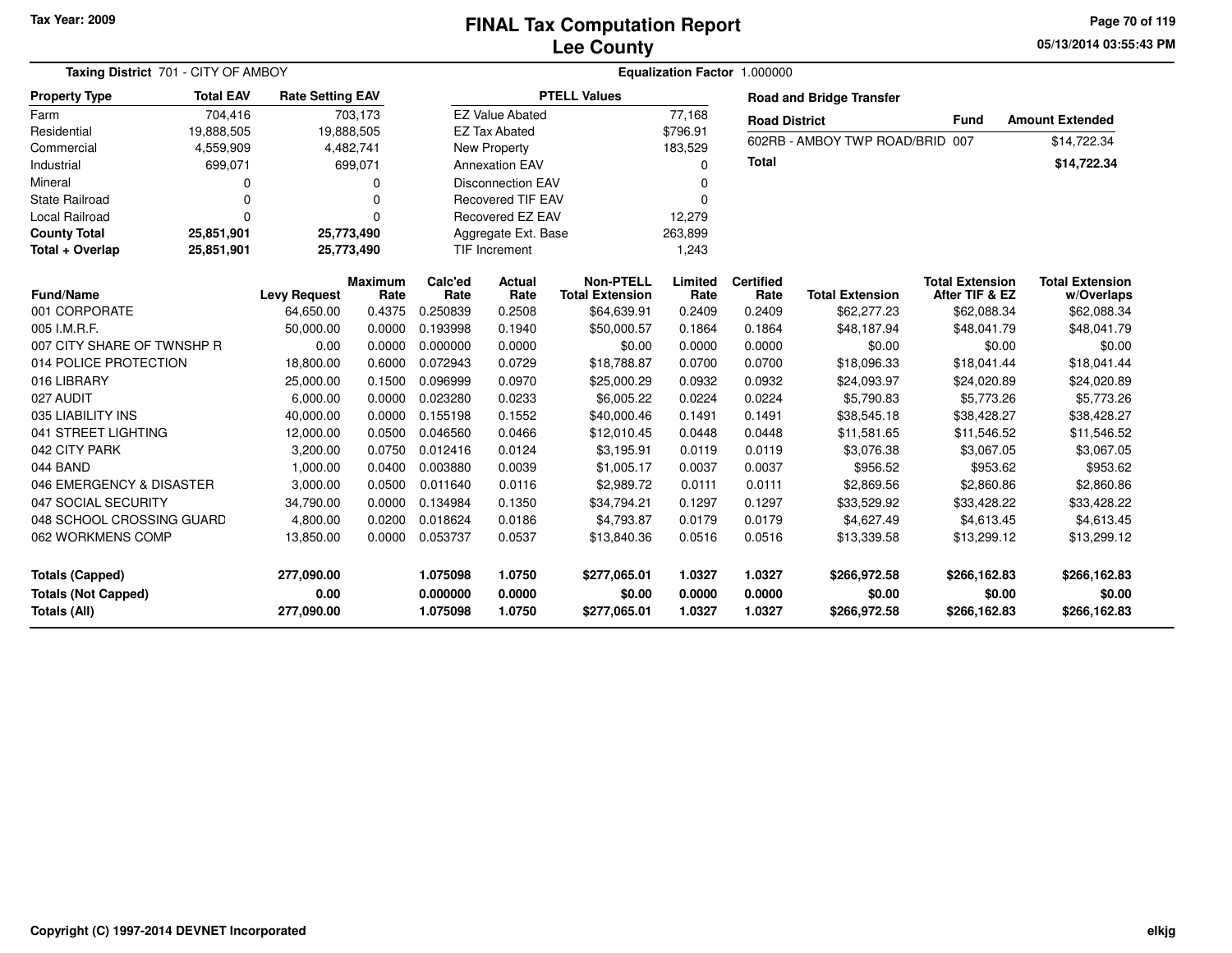Tax Year: 2009

# FINAL Tax Computation Report
## Lee County

05/13/2014 03:55:43 PM

**Taxing District** 701 - CITY OF AMBOY | **Equalization Factor** 1.000000

| Property Type | Total EAV | Rate Setting EAV |
|---|---|---|
| Farm | 704,416 | 703,173 |
| Residential | 19,888,505 | 19,888,505 |
| Commercial | 4,559,909 | 4,482,741 |
| Industrial | 699,071 | 699,071 |
| Mineral | 0 | 0 |
| State Railroad | 0 | 0 |
| Local Railroad | 0 | 0 |
| **County Total** | **25,851,901** | **25,773,490** |
| **Total + Overlap** | **25,851,901** | **25,773,490** |

| PTELL Values | |
|---|---|
| EZ Value Abated | 77,168 |
| EZ Tax Abated | $796.91 |
| New Property | 183,529 |
| Annexation EAV | 0 |
| Disconnection EAV | 0 |
| Recovered TIF EAV | 0 |
| Recovered EZ EAV | 12,279 |
| Aggregate Ext. Base | 263,899 |
| TIF Increment | 1,243 |

**Road and Bridge Transfer**

| Road District | Fund | Amount Extended |
|---|---|---|
| 602RB - AMBOY TWP ROAD/BRID | 007 | $14,722.34 |
| **Total** | | **$14,722.34** |

| Fund/Name | Levy Request | Maximum Rate | Calc'ed Rate | Actual Rate | Non-PTELL Total Extension | Limited Rate | Certified Rate | Total Extension | Total Extension After TIF & EZ | Total Extension w/Overlaps |
|---|---|---|---|---|---|---|---|---|---|---|
| 001 CORPORATE | 64,650.00 | 0.4375 | 0.250839 | 0.2508 | $64,639.91 | 0.2409 | 0.2409 | $62,277.23 | $62,088.34 | $62,088.34 |
| 005 I.M.R.F. | 50,000.00 | 0.0000 | 0.193998 | 0.1940 | $50,000.57 | 0.1864 | 0.1864 | $48,187.94 | $48,041.79 | $48,041.79 |
| 007 CITY SHARE OF TWNSHP R | 0.00 | 0.0000 | 0.000000 | 0.0000 | $0.00 | 0.0000 | 0.0000 | $0.00 | $0.00 | $0.00 |
| 014 POLICE PROTECTION | 18,800.00 | 0.6000 | 0.072943 | 0.0729 | $18,788.87 | 0.0700 | 0.0700 | $18,096.33 | $18,041.44 | $18,041.44 |
| 016 LIBRARY | 25,000.00 | 0.1500 | 0.096999 | 0.0970 | $25,000.29 | 0.0932 | 0.0932 | $24,093.97 | $24,020.89 | $24,020.89 |
| 027 AUDIT | 6,000.00 | 0.0000 | 0.023280 | 0.0233 | $6,005.22 | 0.0224 | 0.0224 | $5,790.83 | $5,773.26 | $5,773.26 |
| 035 LIABILITY INS | 40,000.00 | 0.0000 | 0.155198 | 0.1552 | $40,000.46 | 0.1491 | 0.1491 | $38,545.18 | $38,428.27 | $38,428.27 |
| 041 STREET LIGHTING | 12,000.00 | 0.0500 | 0.046560 | 0.0466 | $12,010.45 | 0.0448 | 0.0448 | $11,581.65 | $11,546.52 | $11,546.52 |
| 042 CITY PARK | 3,200.00 | 0.0750 | 0.012416 | 0.0124 | $3,195.91 | 0.0119 | 0.0119 | $3,076.38 | $3,067.05 | $3,067.05 |
| 044 BAND | 1,000.00 | 0.0400 | 0.003880 | 0.0039 | $1,005.17 | 0.0037 | 0.0037 | $956.52 | $953.62 | $953.62 |
| 046 EMERGENCY & DISASTER | 3,000.00 | 0.0500 | 0.011640 | 0.0116 | $2,989.72 | 0.0111 | 0.0111 | $2,869.56 | $2,860.86 | $2,860.86 |
| 047 SOCIAL SECURITY | 34,790.00 | 0.0000 | 0.134984 | 0.1350 | $34,794.21 | 0.1297 | 0.1297 | $33,529.92 | $33,428.22 | $33,428.22 |
| 048 SCHOOL CROSSING GUARD | 4,800.00 | 0.0200 | 0.018624 | 0.0186 | $4,793.87 | 0.0179 | 0.0179 | $4,627.49 | $4,613.45 | $4,613.45 |
| 062 WORKMENS COMP | 13,850.00 | 0.0000 | 0.053737 | 0.0537 | $13,840.36 | 0.0516 | 0.0516 | $13,339.58 | $13,299.12 | $13,299.12 |
| **Totals (Capped)** | **277,090.00** | | **1.075098** | **1.0750** | **$277,065.01** | **1.0327** | **1.0327** | **$266,972.58** | **$266,162.83** | **$266,162.83** |
| **Totals (Not Capped)** | **0.00** | | **0.000000** | **0.0000** | **$0.00** | **0.0000** | **0.0000** | **$0.00** | **$0.00** | **$0.00** |
| **Totals (All)** | **277,090.00** | | **1.075098** | **1.0750** | **$277,065.01** | **1.0327** | **1.0327** | **$266,972.58** | **$266,162.83** | **$266,162.83** |

Copyright (C) 1997-2014 DEVNET Incorporated

elkjg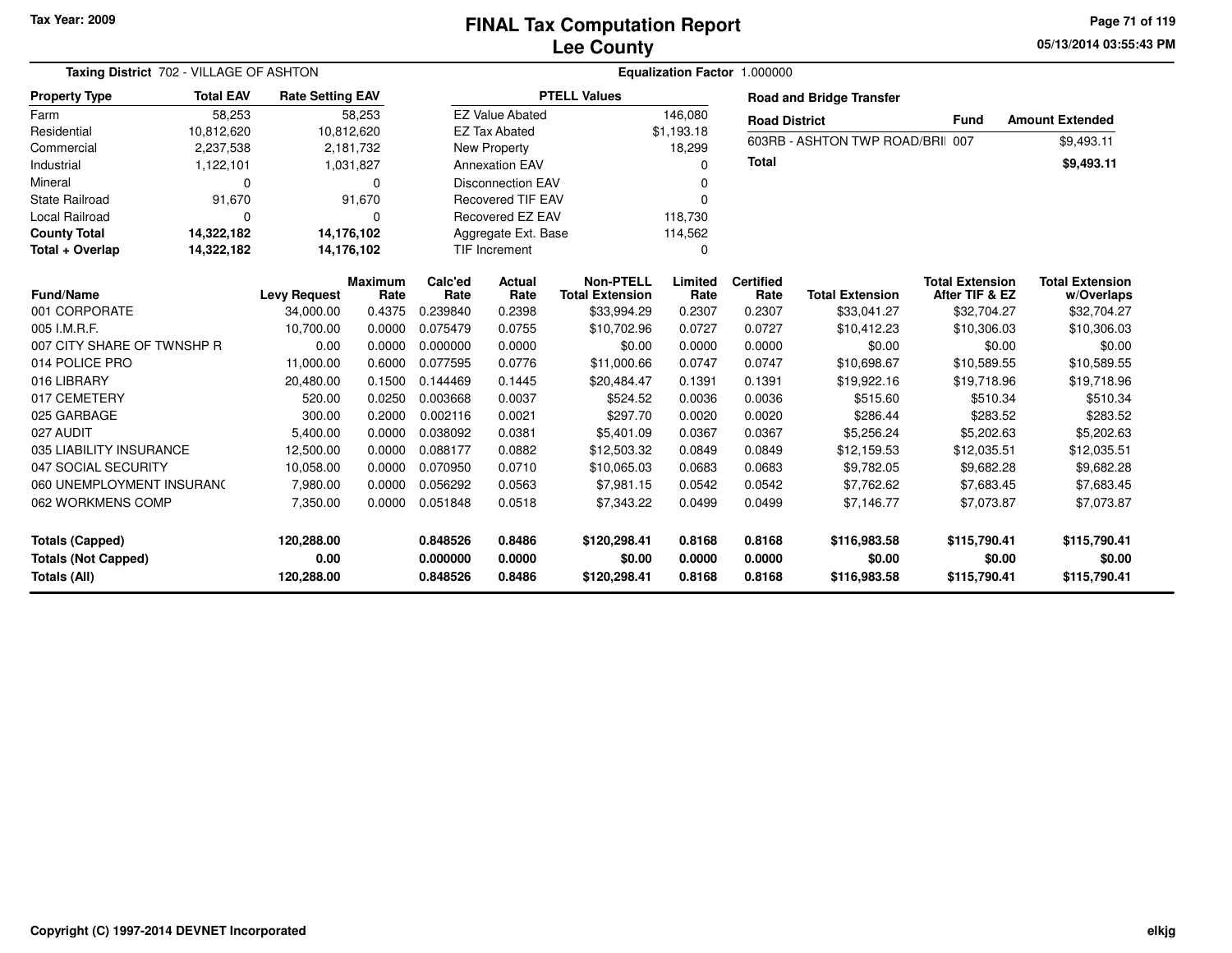Tax Year: 2009

# FINAL Tax Computation Report
## Lee County

05/13/2014 03:55:43 PM

**Taxing District** 702 - VILLAGE OF ASHTON

**Equalization Factor** 1.000000

| Property Type | Total EAV | Rate Setting EAV |
|---|---|---|
| Farm | 58,253 | 58,253 |
| Residential | 10,812,620 | 10,812,620 |
| Commercial | 2,237,538 | 2,181,732 |
| Industrial | 1,122,101 | 1,031,827 |
| Mineral | 0 | 0 |
| State Railroad | 91,670 | 91,670 |
| Local Railroad | 0 | 0 |
| **County Total** | **14,322,182** | **14,176,102** |
| **Total + Overlap** | **14,322,182** | **14,176,102** |

| PTELL Values | |
|---|---|
| EZ Value Abated | 146,080 |
| EZ Tax Abated | $1,193.18 |
| New Property | 18,299 |
| Annexation EAV | 0 |
| Disconnection EAV | 0 |
| Recovered TIF EAV | 0 |
| Recovered EZ EAV | 118,730 |
| Aggregate Ext. Base | 114,562 |
| TIF Increment | 0 |

**Road and Bridge Transfer**

| Road District | Fund | Amount Extended |
|---|---|---|
| 603RB - ASHTON TWP ROAD/BRI | 007 | $9,493.11 |
| **Total** | | **$9,493.11** |

| Fund/Name | Levy Request | Maximum Rate | Calc'ed Rate | Actual Rate | Non-PTELL Total Extension | Limited Rate | Certified Rate | Total Extension | Total Extension After TIF & EZ | Total Extension w/Overlaps |
|---|---|---|---|---|---|---|---|---|---|---|
| 001 CORPORATE | 34,000.00 | 0.4375 | 0.239840 | 0.2398 | $33,994.29 | 0.2307 | 0.2307 | $33,041.27 | $32,704.27 | $32,704.27 |
| 005 I.M.R.F. | 10,700.00 | 0.0000 | 0.075479 | 0.0755 | $10,702.96 | 0.0727 | 0.0727 | $10,412.23 | $10,306.03 | $10,306.03 |
| 007 CITY SHARE OF TWNSHP R | 0.00 | 0.0000 | 0.000000 | 0.0000 | $0.00 | 0.0000 | 0.0000 | $0.00 | $0.00 | $0.00 |
| 014 POLICE PRO | 11,000.00 | 0.6000 | 0.077595 | 0.0776 | $11,000.66 | 0.0747 | 0.0747 | $10,698.67 | $10,589.55 | $10,589.55 |
| 016 LIBRARY | 20,480.00 | 0.1500 | 0.144469 | 0.1445 | $20,484.47 | 0.1391 | 0.1391 | $19,922.16 | $19,718.96 | $19,718.96 |
| 017 CEMETERY | 520.00 | 0.0250 | 0.003668 | 0.0037 | $524.52 | 0.0036 | 0.0036 | $515.60 | $510.34 | $510.34 |
| 025 GARBAGE | 300.00 | 0.2000 | 0.002116 | 0.0021 | $297.70 | 0.0020 | 0.0020 | $286.44 | $283.52 | $283.52 |
| 027 AUDIT | 5,400.00 | 0.0000 | 0.038092 | 0.0381 | $5,401.09 | 0.0367 | 0.0367 | $5,256.24 | $5,202.63 | $5,202.63 |
| 035 LIABILITY INSURANCE | 12,500.00 | 0.0000 | 0.088177 | 0.0882 | $12,503.32 | 0.0849 | 0.0849 | $12,159.53 | $12,035.51 | $12,035.51 |
| 047 SOCIAL SECURITY | 10,058.00 | 0.0000 | 0.070950 | 0.0710 | $10,065.03 | 0.0683 | 0.0683 | $9,782.05 | $9,682.28 | $9,682.28 |
| 060 UNEMPLOYMENT INSURANC | 7,980.00 | 0.0000 | 0.056292 | 0.0563 | $7,981.15 | 0.0542 | 0.0542 | $7,762.62 | $7,683.45 | $7,683.45 |
| 062 WORKMENS COMP | 7,350.00 | 0.0000 | 0.051848 | 0.0518 | $7,343.22 | 0.0499 | 0.0499 | $7,146.77 | $7,073.87 | $7,073.87 |
| **Totals (Capped)** | **120,288.00** | | **0.848526** | **0.8486** | **$120,298.41** | **0.8168** | **0.8168** | **$116,983.58** | **$115,790.41** | **$115,790.41** |
| **Totals (Not Capped)** | **0.00** | | **0.000000** | **0.0000** | **$0.00** | **0.0000** | **0.0000** | **$0.00** | **$0.00** | **$0.00** |
| **Totals (All)** | **120,288.00** | | **0.848526** | **0.8486** | **$120,298.41** | **0.8168** | **0.8168** | **$116,983.58** | **$115,790.41** | **$115,790.41** |

Copyright (C) 1997-2014 DEVNET Incorporated

elkjg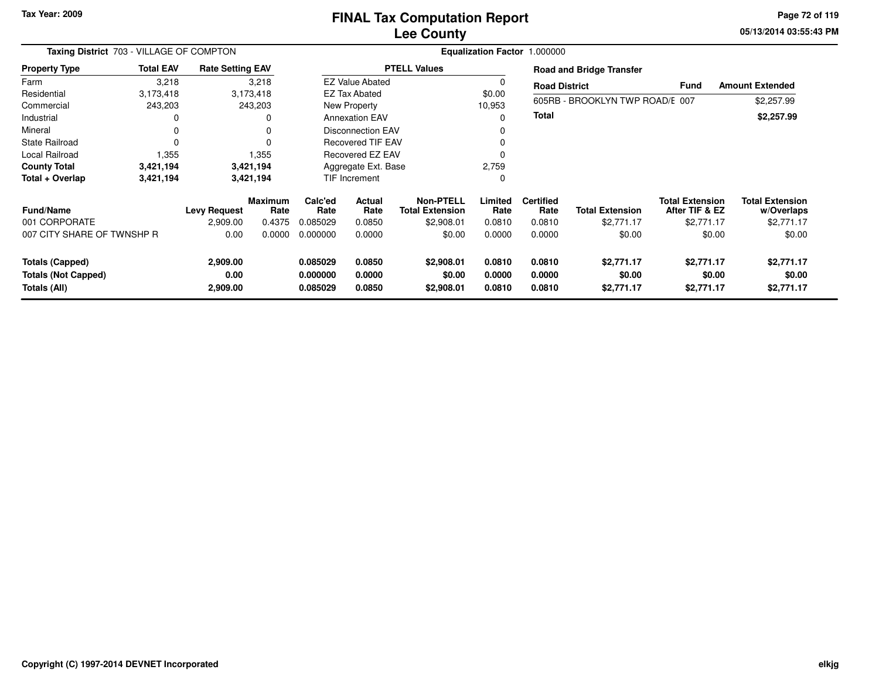# FINAL Tax Computation Report
## Lee County

Tax Year: 2009

05/13/2014 03:55:43 PM

**Taxing District** 703 - VILLAGE OF COMPTON

**Equalization Factor** 1.000000

| Property Type | Total EAV | Rate Setting EAV |
|---|---|---|
| Farm | 3,218 | 3,218 |
| Residential | 3,173,418 | 3,173,418 |
| Commercial | 243,203 | 243,203 |
| Industrial | 0 | 0 |
| Mineral | 0 | 0 |
| State Railroad | 0 | 0 |
| Local Railroad | 1,355 | 1,355 |
| **County Total** | **3,421,194** | **3,421,194** |
| **Total + Overlap** | **3,421,194** | **3,421,194** |

| PTELL Values | |
|---|---|
| EZ Value Abated | 0 |
| EZ Tax Abated | $0.00 |
| New Property | 10,953 |
| Annexation EAV | 0 |
| Disconnection EAV | 0 |
| Recovered TIF EAV | 0 |
| Recovered EZ EAV | 0 |
| Aggregate Ext. Base | 2,759 |
| TIF Increment | 0 |

**Road and Bridge Transfer**

| Road District | Fund | Amount Extended |
|---|---|---|
| 605RB - BROOKLYN TWP ROAD/E | 007 | $2,257.99 |
| **Total** | | **$2,257.99** |

| Fund/Name | Levy Request | Maximum Rate | Calc'ed Rate | Actual Rate | Non-PTELL Total Extension | Limited Rate | Certified Rate | Total Extension | Total Extension After TIF & EZ | Total Extension w/Overlaps |
|---|---|---|---|---|---|---|---|---|---|---|
| 001 CORPORATE | 2,909.00 | 0.4375 | 0.085029 | 0.0850 | $2,908.01 | 0.0810 | 0.0810 | $2,771.17 | $2,771.17 | $2,771.17 |
| 007 CITY SHARE OF TWNSHP R | 0.00 | 0.0000 | 0.000000 | 0.0000 | $0.00 | 0.0000 | 0.0000 | $0.00 | $0.00 | $0.00 |
| **Totals (Capped)** | **2,909.00** | | **0.085029** | **0.0850** | **$2,908.01** | **0.0810** | **0.0810** | **$2,771.17** | **$2,771.17** | **$2,771.17** |
| **Totals (Not Capped)** | **0.00** | | **0.000000** | **0.0000** | **$0.00** | **0.0000** | **0.0000** | **$0.00** | **$0.00** | **$0.00** |
| **Totals (All)** | **2,909.00** | | **0.085029** | **0.0850** | **$2,908.01** | **0.0810** | **0.0810** | **$2,771.17** | **$2,771.17** | **$2,771.17** |

Copyright (C) 1997-2014 DEVNET Incorporated

elkjg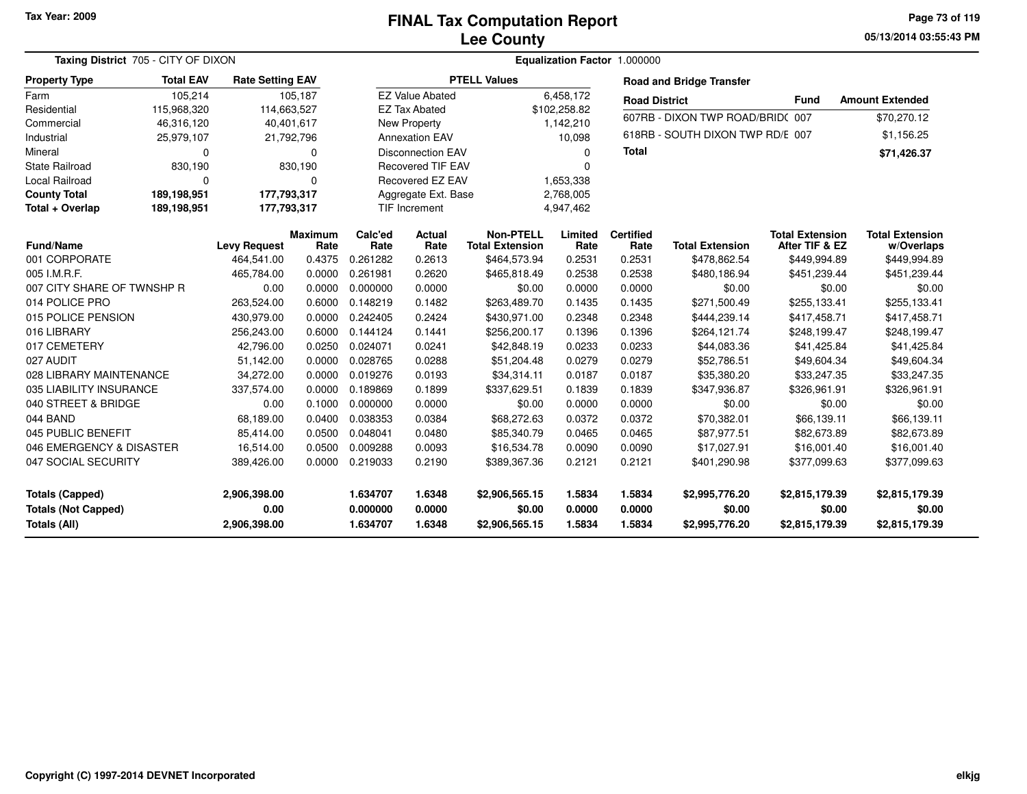Tax Year: 2009

# FINAL Tax Computation Report
## Lee County

05/13/2014 03:55:43 PM

**Taxing District** 705 - CITY OF DIXON

**Equalization Factor** 1.000000

| Property Type | Total EAV | Rate Setting EAV |
|---|---|---|
| Farm | 105,214 | 105,187 |
| Residential | 115,968,320 | 114,663,527 |
| Commercial | 46,316,120 | 40,401,617 |
| Industrial | 25,979,107 | 21,792,796 |
| Mineral | 0 | 0 |
| State Railroad | 830,190 | 830,190 |
| Local Railroad | 0 | 0 |
| **County Total** | **189,198,951** | **177,793,317** |
| **Total + Overlap** | **189,198,951** | **177,793,317** |

| PTELL Values | |
|---|---|
| EZ Value Abated | 6,458,172 |
| EZ Tax Abated | $102,258.82 |
| New Property | 1,142,210 |
| Annexation EAV | 10,098 |
| Disconnection EAV | 0 |
| Recovered TIF EAV | 0 |
| Recovered EZ EAV | 1,653,338 |
| Aggregate Ext. Base | 2,768,005 |
| TIF Increment | 4,947,462 |

**Road and Bridge Transfer**

| Road District | Fund | Amount Extended |
|---|---|---|
| 607RB - DIXON TWP ROAD/BRID( | 007 | $70,270.12 |
| 618RB - SOUTH DIXON TWP RD/E | 007 | $1,156.25 |
| **Total** | | **$71,426.37** |

| Fund/Name | Levy Request | Maximum Rate | Calc'ed Rate | Actual Rate | Non-PTELL Total Extension | Limited Rate | Certified Rate | Total Extension | Total Extension After TIF & EZ | Total Extension w/Overlaps |
|---|---|---|---|---|---|---|---|---|---|---|
| 001 CORPORATE | 464,541.00 | 0.4375 | 0.261282 | 0.2613 | $464,573.94 | 0.2531 | 0.2531 | $478,862.54 | $449,994.89 | $449,994.89 |
| 005 I.M.R.F. | 465,784.00 | 0.0000 | 0.261981 | 0.2620 | $465,818.49 | 0.2538 | 0.2538 | $480,186.94 | $451,239.44 | $451,239.44 |
| 007 CITY SHARE OF TWNSHP R | 0.00 | 0.0000 | 0.000000 | 0.0000 | $0.00 | 0.0000 | 0.0000 | $0.00 | $0.00 | $0.00 |
| 014 POLICE PRO | 263,524.00 | 0.6000 | 0.148219 | 0.1482 | $263,489.70 | 0.1435 | 0.1435 | $271,500.49 | $255,133.41 | $255,133.41 |
| 015 POLICE PENSION | 430,979.00 | 0.0000 | 0.242405 | 0.2424 | $430,971.00 | 0.2348 | 0.2348 | $444,239.14 | $417,458.71 | $417,458.71 |
| 016 LIBRARY | 256,243.00 | 0.6000 | 0.144124 | 0.1441 | $256,200.17 | 0.1396 | 0.1396 | $264,121.74 | $248,199.47 | $248,199.47 |
| 017 CEMETERY | 42,796.00 | 0.0250 | 0.024071 | 0.0241 | $42,848.19 | 0.0233 | 0.0233 | $44,083.36 | $41,425.84 | $41,425.84 |
| 027 AUDIT | 51,142.00 | 0.0000 | 0.028765 | 0.0288 | $51,204.48 | 0.0279 | 0.0279 | $52,786.51 | $49,604.34 | $49,604.34 |
| 028 LIBRARY MAINTENANCE | 34,272.00 | 0.0000 | 0.019276 | 0.0193 | $34,314.11 | 0.0187 | 0.0187 | $35,380.20 | $33,247.35 | $33,247.35 |
| 035 LIABILITY INSURANCE | 337,574.00 | 0.0000 | 0.189869 | 0.1899 | $337,629.51 | 0.1839 | 0.1839 | $347,936.87 | $326,961.91 | $326,961.91 |
| 040 STREET & BRIDGE | 0.00 | 0.1000 | 0.000000 | 0.0000 | $0.00 | 0.0000 | 0.0000 | $0.00 | $0.00 | $0.00 |
| 044 BAND | 68,189.00 | 0.0400 | 0.038353 | 0.0384 | $68,272.63 | 0.0372 | 0.0372 | $70,382.01 | $66,139.11 | $66,139.11 |
| 045 PUBLIC BENEFIT | 85,414.00 | 0.0500 | 0.048041 | 0.0480 | $85,340.79 | 0.0465 | 0.0465 | $87,977.51 | $82,673.89 | $82,673.89 |
| 046 EMERGENCY & DISASTER | 16,514.00 | 0.0500 | 0.009288 | 0.0093 | $16,534.78 | 0.0090 | 0.0090 | $17,027.91 | $16,001.40 | $16,001.40 |
| 047 SOCIAL SECURITY | 389,426.00 | 0.0000 | 0.219033 | 0.2190 | $389,367.36 | 0.2121 | 0.2121 | $401,290.98 | $377,099.63 | $377,099.63 |
| **Totals (Capped)** | **2,906,398.00** | | **1.634707** | **1.6348** | **$2,906,565.15** | **1.5834** | **1.5834** | **$2,995,776.20** | **$2,815,179.39** | **$2,815,179.39** |
| **Totals (Not Capped)** | **0.00** | | **0.000000** | **0.0000** | **$0.00** | **0.0000** | **0.0000** | **$0.00** | **$0.00** | **$0.00** |
| **Totals (All)** | **2,906,398.00** | | **1.634707** | **1.6348** | **$2,906,565.15** | **1.5834** | **1.5834** | **$2,995,776.20** | **$2,815,179.39** | **$2,815,179.39** |

Copyright (C) 1997-2014 DEVNET Incorporated

elkjg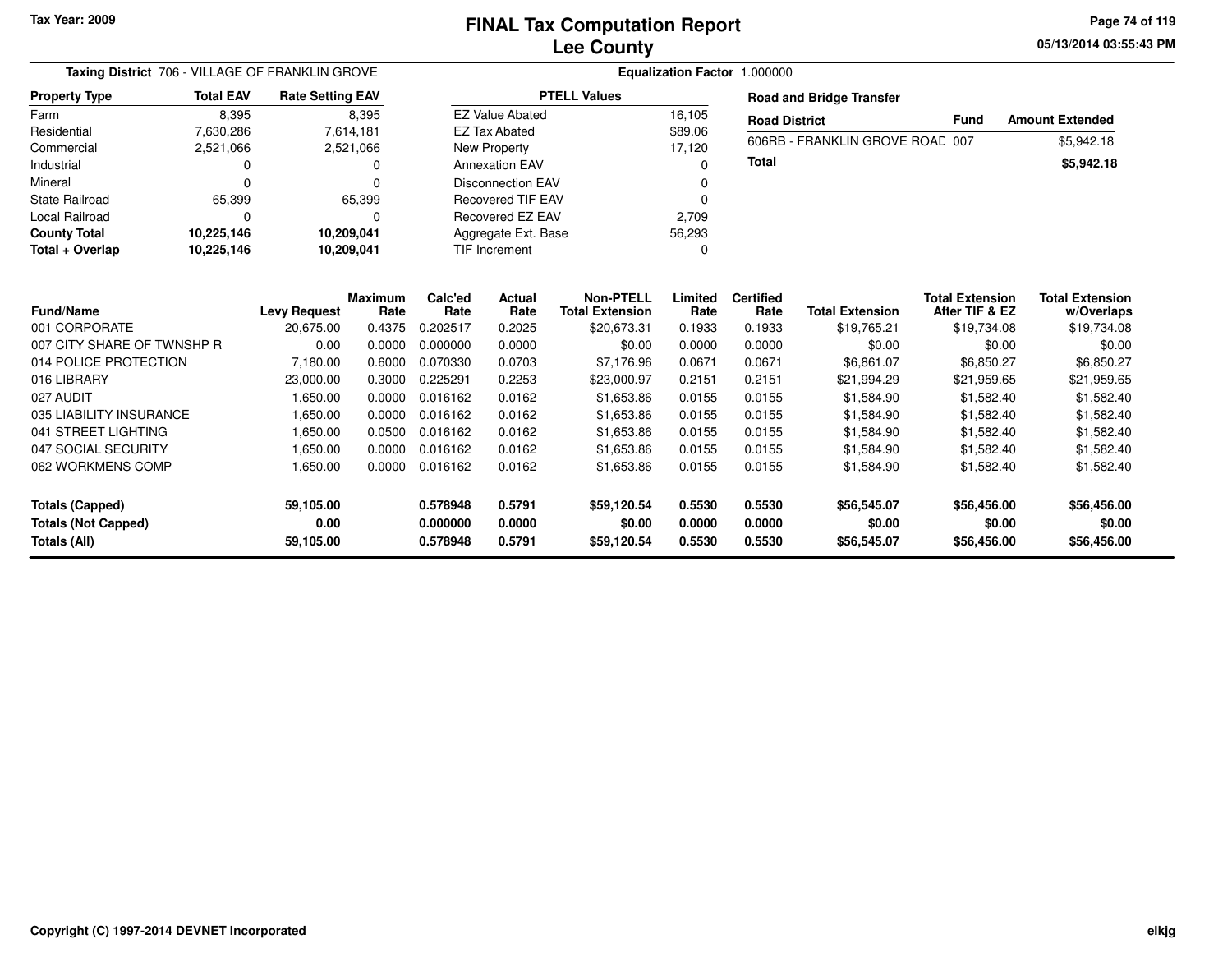# FINAL Tax Computation Report
## Lee County

Tax Year: 2009

05/13/2014 03:55:43 PM

**Taxing District** 706 - VILLAGE OF FRANKLIN GROVE

**Equalization Factor** 1.000000

| Property Type | Total EAV | Rate Setting EAV |
|---|---|---|
| Farm | 8,395 | 8,395 |
| Residential | 7,630,286 | 7,614,181 |
| Commercial | 2,521,066 | 2,521,066 |
| Industrial | 0 | 0 |
| Mineral | 0 | 0 |
| State Railroad | 65,399 | 65,399 |
| Local Railroad | 0 | 0 |
| **County Total** | **10,225,146** | **10,209,041** |
| **Total + Overlap** | **10,225,146** | **10,209,041** |

| PTELL Values | |
|---|---|
| EZ Value Abated | 16,105 |
| EZ Tax Abated | $89.06 |
| New Property | 17,120 |
| Annexation EAV | 0 |
| Disconnection EAV | 0 |
| Recovered TIF EAV | 0 |
| Recovered EZ EAV | 2,709 |
| Aggregate Ext. Base | 56,293 |
| TIF Increment | 0 |

**Road and Bridge Transfer**

| Road District | Fund | Amount Extended |
|---|---|---|
| 606RB - FRANKLIN GROVE ROAD | 007 | $5,942.18 |
| **Total** | | **$5,942.18** |

| Fund/Name | Levy Request | Maximum Rate | Calc'ed Rate | Actual Rate | Non-PTELL Total Extension | Limited Rate | Certified Rate | Total Extension | Total Extension After TIF & EZ | Total Extension w/Overlaps |
|---|---|---|---|---|---|---|---|---|---|---|
| 001 CORPORATE | 20,675.00 | 0.4375 | 0.202517 | 0.2025 | $20,673.31 | 0.1933 | 0.1933 | $19,765.21 | $19,734.08 | $19,734.08 |
| 007 CITY SHARE OF TWNSHP R | 0.00 | 0.0000 | 0.000000 | 0.0000 | $0.00 | 0.0000 | 0.0000 | $0.00 | $0.00 | $0.00 |
| 014 POLICE PROTECTION | 7,180.00 | 0.6000 | 0.070330 | 0.0703 | $7,176.96 | 0.0671 | 0.0671 | $6,861.07 | $6,850.27 | $6,850.27 |
| 016 LIBRARY | 23,000.00 | 0.3000 | 0.225291 | 0.2253 | $23,000.97 | 0.2151 | 0.2151 | $21,994.29 | $21,959.65 | $21,959.65 |
| 027 AUDIT | 1,650.00 | 0.0000 | 0.016162 | 0.0162 | $1,653.86 | 0.0155 | 0.0155 | $1,584.90 | $1,582.40 | $1,582.40 |
| 035 LIABILITY INSURANCE | 1,650.00 | 0.0000 | 0.016162 | 0.0162 | $1,653.86 | 0.0155 | 0.0155 | $1,584.90 | $1,582.40 | $1,582.40 |
| 041 STREET LIGHTING | 1,650.00 | 0.0500 | 0.016162 | 0.0162 | $1,653.86 | 0.0155 | 0.0155 | $1,584.90 | $1,582.40 | $1,582.40 |
| 047 SOCIAL SECURITY | 1,650.00 | 0.0000 | 0.016162 | 0.0162 | $1,653.86 | 0.0155 | 0.0155 | $1,584.90 | $1,582.40 | $1,582.40 |
| 062 WORKMENS COMP | 1,650.00 | 0.0000 | 0.016162 | 0.0162 | $1,653.86 | 0.0155 | 0.0155 | $1,584.90 | $1,582.40 | $1,582.40 |
| **Totals (Capped)** | **59,105.00** | | **0.578948** | **0.5791** | **$59,120.54** | **0.5530** | **0.5530** | **$56,545.07** | **$56,456.00** | **$56,456.00** |
| **Totals (Not Capped)** | **0.00** | | **0.000000** | **0.0000** | **$0.00** | **0.0000** | **0.0000** | **$0.00** | **$0.00** | **$0.00** |
| **Totals (All)** | **59,105.00** | | **0.578948** | **0.5791** | **$59,120.54** | **0.5530** | **0.5530** | **$56,545.07** | **$56,456.00** | **$56,456.00** |

Copyright (C) 1997-2014 DEVNET Incorporated

elkjg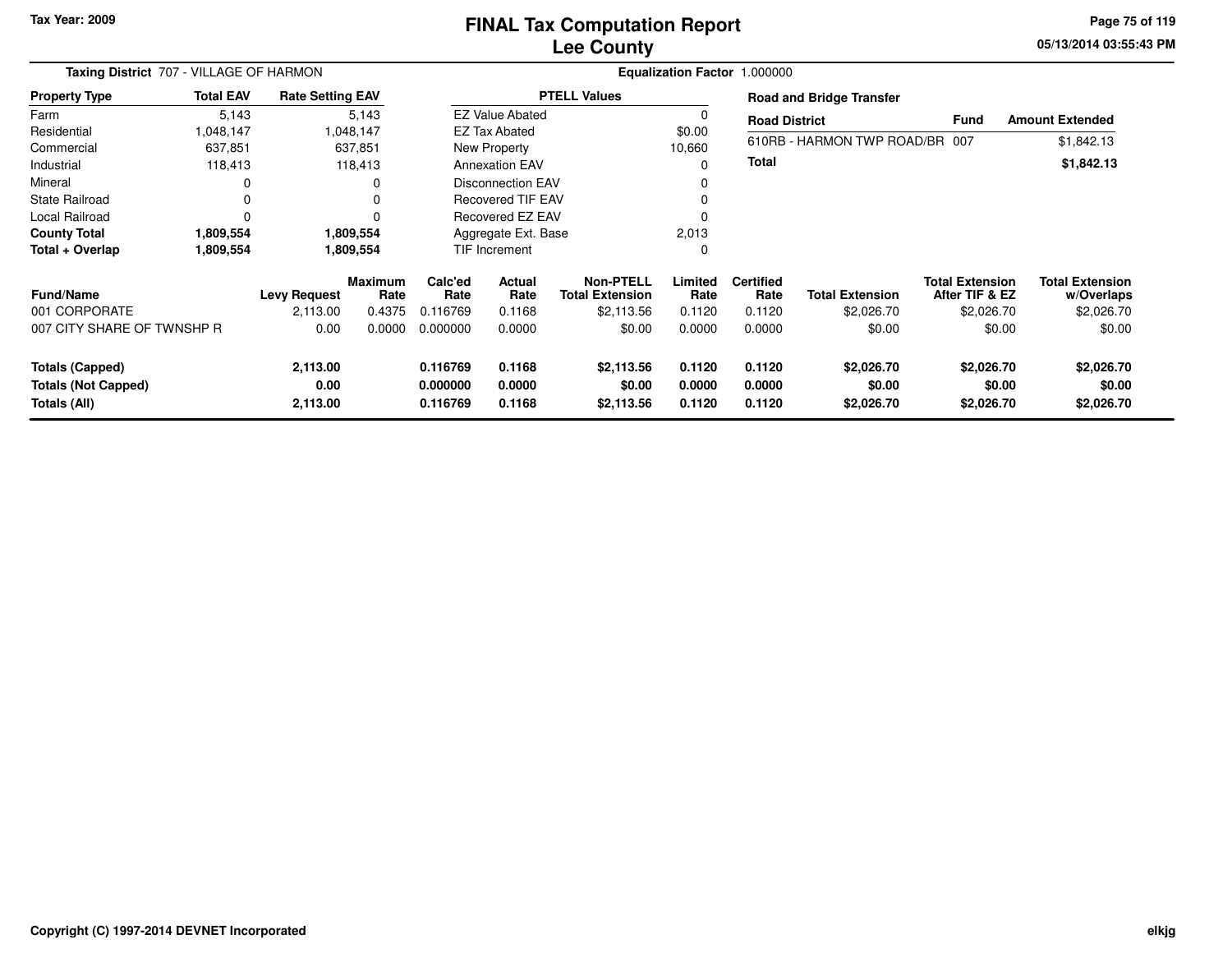Tax Year: 2009

# FINAL Tax Computation Report
## Lee County

05/13/2014 03:55:43 PM

**Taxing District** 707 - VILLAGE OF HARMON

**Equalization Factor** 1.000000

| Property Type | Total EAV | Rate Setting EAV |
|---|---|---|
| Farm | 5,143 | 5,143 |
| Residential | 1,048,147 | 1,048,147 |
| Commercial | 637,851 | 637,851 |
| Industrial | 118,413 | 118,413 |
| Mineral | 0 | 0 |
| State Railroad | 0 | 0 |
| Local Railroad | 0 | 0 |
| **County Total** | **1,809,554** | **1,809,554** |
| **Total + Overlap** | **1,809,554** | **1,809,554** |

| PTELL Values | |
|---|---|
| EZ Value Abated | 0 |
| EZ Tax Abated | $0.00 |
| New Property | 10,660 |
| Annexation EAV | 0 |
| Disconnection EAV | 0 |
| Recovered TIF EAV | 0 |
| Recovered EZ EAV | 0 |
| Aggregate Ext. Base | 2,013 |
| TIF Increment | 0 |

**Road and Bridge Transfer**

| Road District | Fund | Amount Extended |
|---|---|---|
| 610RB - HARMON TWP ROAD/BR | 007 | $1,842.13 |
| **Total** | | **$1,842.13** |

| Fund/Name | Levy Request | Maximum Rate | Calc'ed Rate | Actual Rate | Non-PTELL Total Extension | Limited Rate | Certified Rate | Total Extension | Total Extension After TIF & EZ | Total Extension w/Overlaps |
|---|---|---|---|---|---|---|---|---|---|---|
| 001 CORPORATE | 2,113.00 | 0.4375 | 0.116769 | 0.1168 | $2,113.56 | 0.1120 | 0.1120 | $2,026.70 | $2,026.70 | $2,026.70 |
| 007 CITY SHARE OF TWNSHP R | 0.00 | 0.0000 | 0.000000 | 0.0000 | $0.00 | 0.0000 | 0.0000 | $0.00 | $0.00 | $0.00 |
| **Totals (Capped)** | **2,113.00** | | **0.116769** | **0.1168** | **$2,113.56** | **0.1120** | **0.1120** | **$2,026.70** | **$2,026.70** | **$2,026.70** |
| **Totals (Not Capped)** | **0.00** | | **0.000000** | **0.0000** | **$0.00** | **0.0000** | **0.0000** | **$0.00** | **$0.00** | **$0.00** |
| **Totals (All)** | **2,113.00** | | **0.116769** | **0.1168** | **$2,113.56** | **0.1120** | **0.1120** | **$2,026.70** | **$2,026.70** | **$2,026.70** |

Copyright (C) 1997-2014 DEVNET Incorporated

elkjg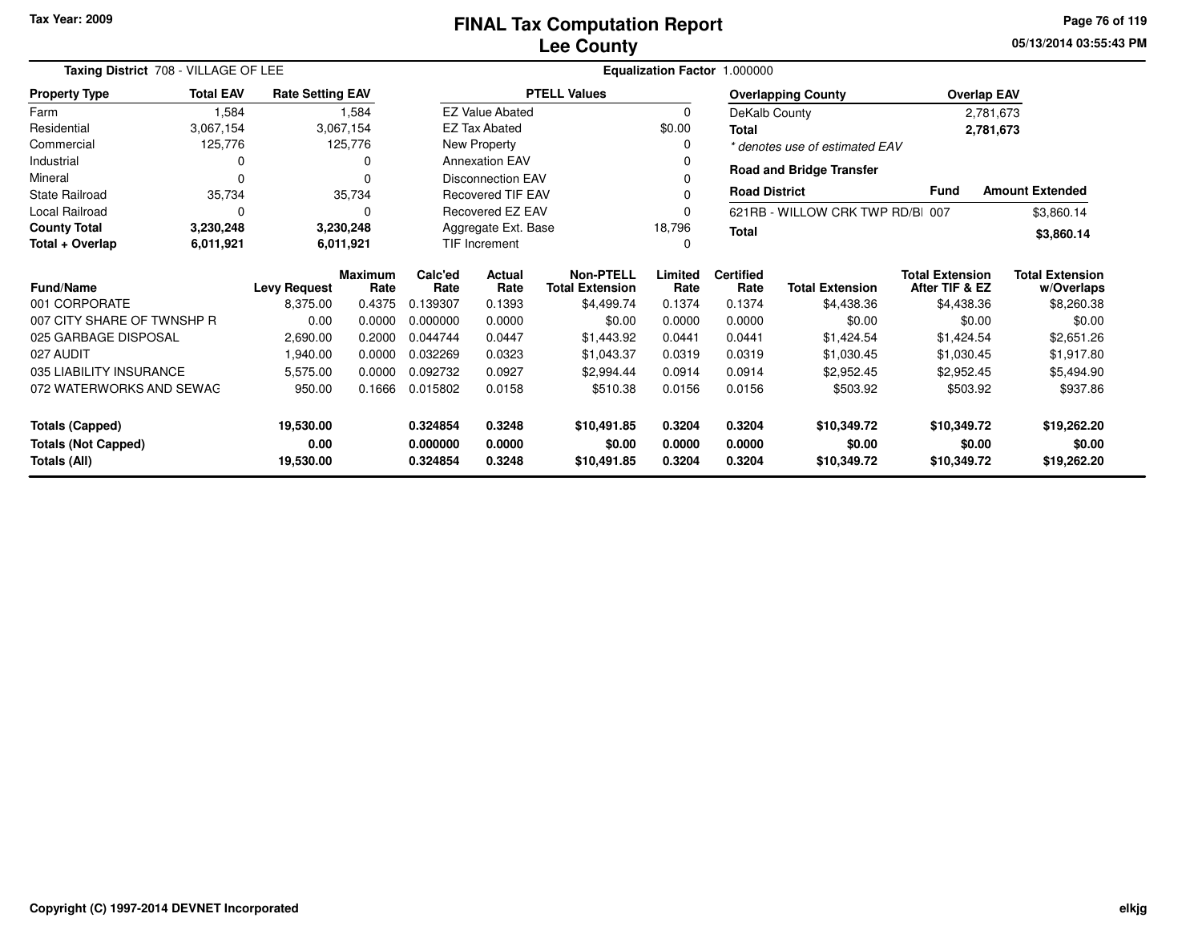Tax Year: 2009

# FINAL Tax Computation Report
## Lee County

05/13/2014 03:55:43 PM

**Taxing District** 708 - VILLAGE OF LEE

**Equalization Factor** 1.000000

| Property Type | Total EAV | Rate Setting EAV |
|---|---|---|
| Farm | 1,584 | 1,584 |
| Residential | 3,067,154 | 3,067,154 |
| Commercial | 125,776 | 125,776 |
| Industrial | 0 | 0 |
| Mineral | 0 | 0 |
| State Railroad | 35,734 | 35,734 |
| Local Railroad | 0 | 0 |
| **County Total** | **3,230,248** | **3,230,248** |
| **Total + Overlap** | **6,011,921** | **6,011,921** |

| PTELL Values | |
|---|---|
| EZ Value Abated | 0 |
| EZ Tax Abated | $0.00 |
| New Property | 0 |
| Annexation EAV | 0 |
| Disconnection EAV | 0 |
| Recovered TIF EAV | 0 |
| Recovered EZ EAV | 0 |
| Aggregate Ext. Base | 18,796 |
| TIF Increment | 0 |

| Overlapping County | Overlap EAV |
|---|---|
| DeKalb County | 2,781,673 |
| **Total** | **2,781,673** |

*\* denotes use of estimated EAV*

**Road and Bridge Transfer**

| Road District | Fund | Amount Extended |
|---|---|---|
| 621RB - WILLOW CRK TWP RD/BI | 007 | $3,860.14 |
| **Total** | | **$3,860.14** |

| Fund/Name | Levy Request | Maximum Rate | Calc'ed Rate | Actual Rate | Non-PTELL Total Extension | Limited Rate | Certified Rate | Total Extension | Total Extension After TIF & EZ | Total Extension w/Overlaps |
|---|---|---|---|---|---|---|---|---|---|---|
| 001 CORPORATE | 8,375.00 | 0.4375 | 0.139307 | 0.1393 | $4,499.74 | 0.1374 | 0.1374 | $4,438.36 | $4,438.36 | $8,260.38 |
| 007 CITY SHARE OF TWNSHP R | 0.00 | 0.0000 | 0.000000 | 0.0000 | $0.00 | 0.0000 | 0.0000 | $0.00 | $0.00 | $0.00 |
| 025 GARBAGE DISPOSAL | 2,690.00 | 0.2000 | 0.044744 | 0.0447 | $1,443.92 | 0.0441 | 0.0441 | $1,424.54 | $1,424.54 | $2,651.26 |
| 027 AUDIT | 1,940.00 | 0.0000 | 0.032269 | 0.0323 | $1,043.37 | 0.0319 | 0.0319 | $1,030.45 | $1,030.45 | $1,917.80 |
| 035 LIABILITY INSURANCE | 5,575.00 | 0.0000 | 0.092732 | 0.0927 | $2,994.44 | 0.0914 | 0.0914 | $2,952.45 | $2,952.45 | $5,494.90 |
| 072 WATERWORKS AND SEWAG | 950.00 | 0.1666 | 0.015802 | 0.0158 | $510.38 | 0.0156 | 0.0156 | $503.92 | $503.92 | $937.86 |
| **Totals (Capped)** | **19,530.00** | | **0.324854** | **0.3248** | **$10,491.85** | **0.3204** | **0.3204** | **$10,349.72** | **$10,349.72** | **$19,262.20** |
| **Totals (Not Capped)** | **0.00** | | **0.000000** | **0.0000** | **$0.00** | **0.0000** | **0.0000** | **$0.00** | **$0.00** | **$0.00** |
| **Totals (All)** | **19,530.00** | | **0.324854** | **0.3248** | **$10,491.85** | **0.3204** | **0.3204** | **$10,349.72** | **$10,349.72** | **$19,262.20** |

Copyright (C) 1997-2014 DEVNET Incorporated

elkjg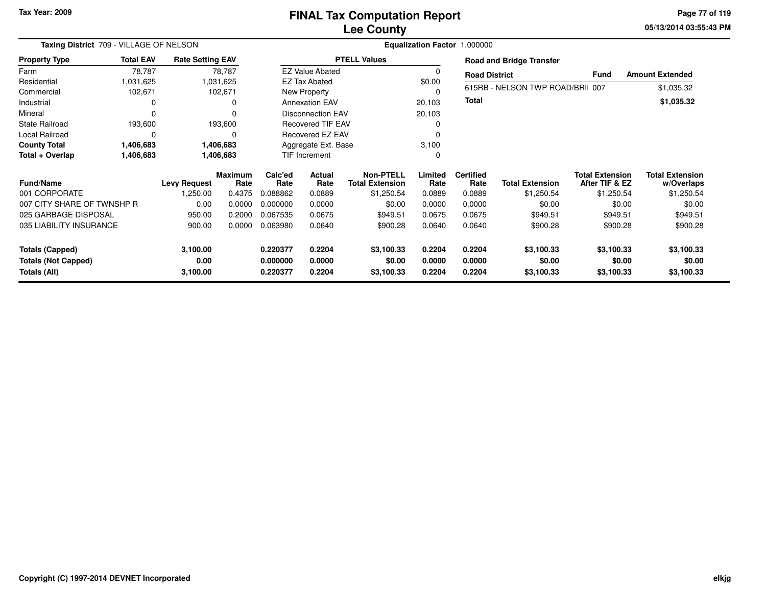Tax Year: 2009

# FINAL Tax Computation Report
## Lee County

05/13/2014 03:55:43 PM

**Taxing District** 709 - VILLAGE OF NELSON

**Equalization Factor** 1.000000

| Property Type | Total EAV | Rate Setting EAV |
|---|---|---|
| Farm | 78,787 | 78,787 |
| Residential | 1,031,625 | 1,031,625 |
| Commercial | 102,671 | 102,671 |
| Industrial | 0 | 0 |
| Mineral | 0 | 0 |
| State Railroad | 193,600 | 193,600 |
| Local Railroad | 0 | 0 |
| **County Total** | **1,406,683** | **1,406,683** |
| **Total + Overlap** | **1,406,683** | **1,406,683** |

| PTELL Values | |
|---|---|
| EZ Value Abated | 0 |
| EZ Tax Abated | $0.00 |
| New Property | 0 |
| Annexation EAV | 20,103 |
| Disconnection EAV | 20,103 |
| Recovered TIF EAV | 0 |
| Recovered EZ EAV | 0 |
| Aggregate Ext. Base | 3,100 |
| TIF Increment | 0 |

**Road and Bridge Transfer**

| Road District | Fund | Amount Extended |
|---|---|---|
| 615RB - NELSON TWP ROAD/BRI | 007 | $1,035.32 |
| **Total** | | **$1,035.32** |

| Fund/Name | Levy Request | Maximum Rate | Calc'ed Rate | Actual Rate | Non-PTELL Total Extension | Limited Rate | Certified Rate | Total Extension | Total Extension After TIF & EZ | Total Extension w/Overlaps |
|---|---|---|---|---|---|---|---|---|---|---|
| 001 CORPORATE | 1,250.00 | 0.4375 | 0.088862 | 0.0889 | $1,250.54 | 0.0889 | 0.0889 | $1,250.54 | $1,250.54 | $1,250.54 |
| 007 CITY SHARE OF TWNSHP R | 0.00 | 0.0000 | 0.000000 | 0.0000 | $0.00 | 0.0000 | 0.0000 | $0.00 | $0.00 | $0.00 |
| 025 GARBAGE DISPOSAL | 950.00 | 0.2000 | 0.067535 | 0.0675 | $949.51 | 0.0675 | 0.0675 | $949.51 | $949.51 | $949.51 |
| 035 LIABILITY INSURANCE | 900.00 | 0.0000 | 0.063980 | 0.0640 | $900.28 | 0.0640 | 0.0640 | $900.28 | $900.28 | $900.28 |
| **Totals (Capped)** | **3,100.00** | | **0.220377** | **0.2204** | **$3,100.33** | **0.2204** | **0.2204** | **$3,100.33** | **$3,100.33** | **$3,100.33** |
| **Totals (Not Capped)** | **0.00** | | **0.000000** | **0.0000** | **$0.00** | **0.0000** | **0.0000** | **$0.00** | **$0.00** | **$0.00** |
| **Totals (All)** | **3,100.00** | | **0.220377** | **0.2204** | **$3,100.33** | **0.2204** | **0.2204** | **$3,100.33** | **$3,100.33** | **$3,100.33** |

Copyright (C) 1997-2014 DEVNET Incorporated

elkjg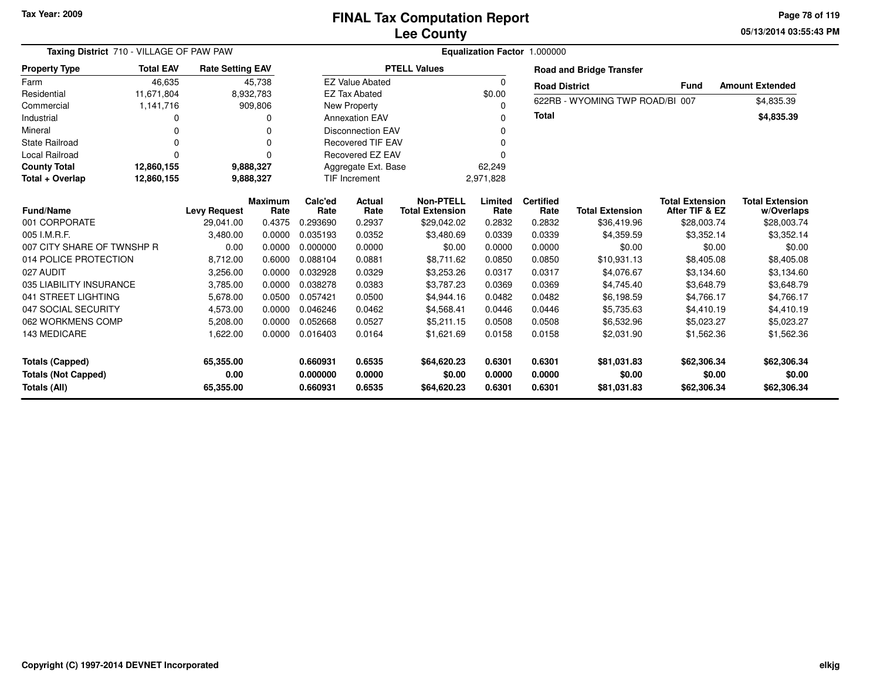Tax Year: 2009

# FINAL Tax Computation Report
## Lee County

**Taxing District** 710 - VILLAGE OF PAW PAW

**Equalization Factor** 1.000000

| Property Type | Total EAV | Rate Setting EAV |
|---|---|---|
| Farm | 46,635 | 45,738 |
| Residential | 11,671,804 | 8,932,783 |
| Commercial | 1,141,716 | 909,806 |
| Industrial | 0 | 0 |
| Mineral | 0 | 0 |
| State Railroad | 0 | 0 |
| Local Railroad | 0 | 0 |
| **County Total** | **12,860,155** | **9,888,327** |
| **Total + Overlap** | **12,860,155** | **9,888,327** |

| PTELL Values | |
|---|---|
| EZ Value Abated | 0 |
| EZ Tax Abated | $0.00 |
| New Property | 0 |
| Annexation EAV | 0 |
| Disconnection EAV | 0 |
| Recovered TIF EAV | 0 |
| Recovered EZ EAV | 0 |
| Aggregate Ext. Base | 62,249 |
| TIF Increment | 2,971,828 |

**Road and Bridge Transfer**

| Road District | Fund | Amount Extended |
|---|---|---|
| 622RB - WYOMING TWP ROAD/BI | 007 | $4,835.39 |
| **Total** | | **$4,835.39** |

| Fund/Name | Levy Request | Maximum Rate | Calc'ed Rate | Actual Rate | Non-PTELL Total Extension | Limited Rate | Certified Rate | Total Extension | Total Extension After TIF & EZ | Total Extension w/Overlaps |
|---|---|---|---|---|---|---|---|---|---|---|
| 001 CORPORATE | 29,041.00 | 0.4375 | 0.293690 | 0.2937 | $29,042.02 | 0.2832 | 0.2832 | $36,419.96 | $28,003.74 | $28,003.74 |
| 005 I.M.R.F. | 3,480.00 | 0.0000 | 0.035193 | 0.0352 | $3,480.69 | 0.0339 | 0.0339 | $4,359.59 | $3,352.14 | $3,352.14 |
| 007 CITY SHARE OF TWNSHP R | 0.00 | 0.0000 | 0.000000 | 0.0000 | $0.00 | 0.0000 | 0.0000 | $0.00 | $0.00 | $0.00 |
| 014 POLICE PROTECTION | 8,712.00 | 0.6000 | 0.088104 | 0.0881 | $8,711.62 | 0.0850 | 0.0850 | $10,931.13 | $8,405.08 | $8,405.08 |
| 027 AUDIT | 3,256.00 | 0.0000 | 0.032928 | 0.0329 | $3,253.26 | 0.0317 | 0.0317 | $4,076.67 | $3,134.60 | $3,134.60 |
| 035 LIABILITY INSURANCE | 3,785.00 | 0.0000 | 0.038278 | 0.0383 | $3,787.23 | 0.0369 | 0.0369 | $4,745.40 | $3,648.79 | $3,648.79 |
| 041 STREET LIGHTING | 5,678.00 | 0.0500 | 0.057421 | 0.0500 | $4,944.16 | 0.0482 | 0.0482 | $6,198.59 | $4,766.17 | $4,766.17 |
| 047 SOCIAL SECURITY | 4,573.00 | 0.0000 | 0.046246 | 0.0462 | $4,568.41 | 0.0446 | 0.0446 | $5,735.63 | $4,410.19 | $4,410.19 |
| 062 WORKMENS COMP | 5,208.00 | 0.0000 | 0.052668 | 0.0527 | $5,211.15 | 0.0508 | 0.0508 | $6,532.96 | $5,023.27 | $5,023.27 |
| 143 MEDICARE | 1,622.00 | 0.0000 | 0.016403 | 0.0164 | $1,621.69 | 0.0158 | 0.0158 | $2,031.90 | $1,562.36 | $1,562.36 |
| **Totals (Capped)** | **65,355.00** | | **0.660931** | **0.6535** | **$64,620.23** | **0.6301** | **0.6301** | **$81,031.83** | **$62,306.34** | **$62,306.34** |
| **Totals (Not Capped)** | **0.00** | | **0.000000** | **0.0000** | **$0.00** | **0.0000** | **0.0000** | **$0.00** | **$0.00** | **$0.00** |
| **Totals (All)** | **65,355.00** | | **0.660931** | **0.6535** | **$64,620.23** | **0.6301** | **0.6301** | **$81,031.83** | **$62,306.34** | **$62,306.34** |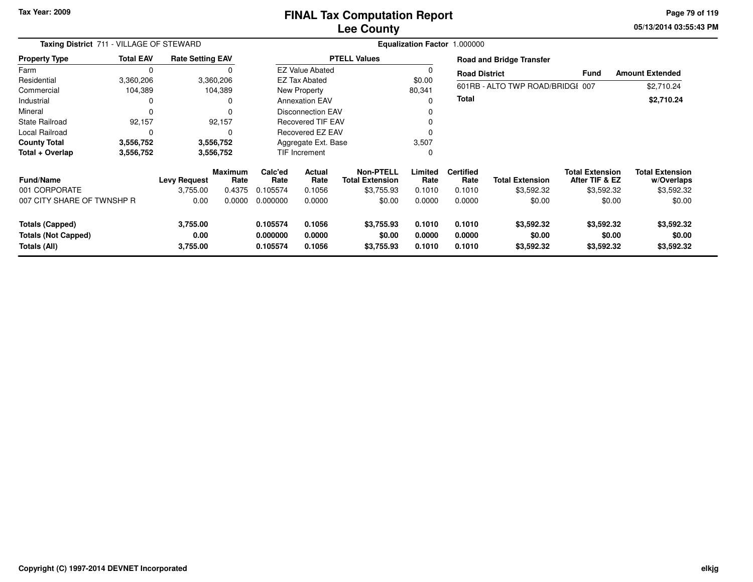Tax Year: 2009

# FINAL Tax Computation Report
## Lee County

05/13/2014 03:55:43 PM

**Taxing District** 711 - VILLAGE OF STEWARD **Equalization Factor** 1.000000

| Property Type | Total EAV | Rate Setting EAV |
|---|---|---|
| Farm | 0 | 0 |
| Residential | 3,360,206 | 3,360,206 |
| Commercial | 104,389 | 104,389 |
| Industrial | 0 | 0 |
| Mineral | 0 | 0 |
| State Railroad | 92,157 | 92,157 |
| Local Railroad | 0 | 0 |
| **County Total** | **3,556,752** | **3,556,752** |
| **Total + Overlap** | **3,556,752** | **3,556,752** |

| PTELL Values | |
|---|---|
| EZ Value Abated | 0 |
| EZ Tax Abated | $0.00 |
| New Property | 80,341 |
| Annexation EAV | 0 |
| Disconnection EAV | 0 |
| Recovered TIF EAV | 0 |
| Recovered EZ EAV | 0 |
| Aggregate Ext. Base | 3,507 |
| TIF Increment | 0 |

**Road and Bridge Transfer**

| Road District | Fund | Amount Extended |
|---|---|---|
| 601RB - ALTO TWP ROAD/BRIDGE | 007 | $2,710.24 |
| **Total** | | **$2,710.24** |

| Fund/Name | Levy Request | Maximum Rate | Calc'ed Rate | Actual Rate | Non-PTELL Total Extension | Limited Rate | Certified Rate | Total Extension | Total Extension After TIF & EZ | Total Extension w/Overlaps |
|---|---|---|---|---|---|---|---|---|---|---|
| 001 CORPORATE | 3,755.00 | 0.4375 | 0.105574 | 0.1056 | $3,755.93 | 0.1010 | 0.1010 | $3,592.32 | $3,592.32 | $3,592.32 |
| 007 CITY SHARE OF TWNSHP R | 0.00 | 0.0000 | 0.000000 | 0.0000 | $0.00 | 0.0000 | 0.0000 | $0.00 | $0.00 | $0.00 |
| **Totals (Capped)** | **3,755.00** | | **0.105574** | **0.1056** | **$3,755.93** | **0.1010** | **0.1010** | **$3,592.32** | **$3,592.32** | **$3,592.32** |
| **Totals (Not Capped)** | **0.00** | | **0.000000** | **0.0000** | **$0.00** | **0.0000** | **0.0000** | **$0.00** | **$0.00** | **$0.00** |
| **Totals (All)** | **3,755.00** | | **0.105574** | **0.1056** | **$3,755.93** | **0.1010** | **0.1010** | **$3,592.32** | **$3,592.32** | **$3,592.32** |

Copyright (C) 1997-2014 DEVNET Incorporated

elkjg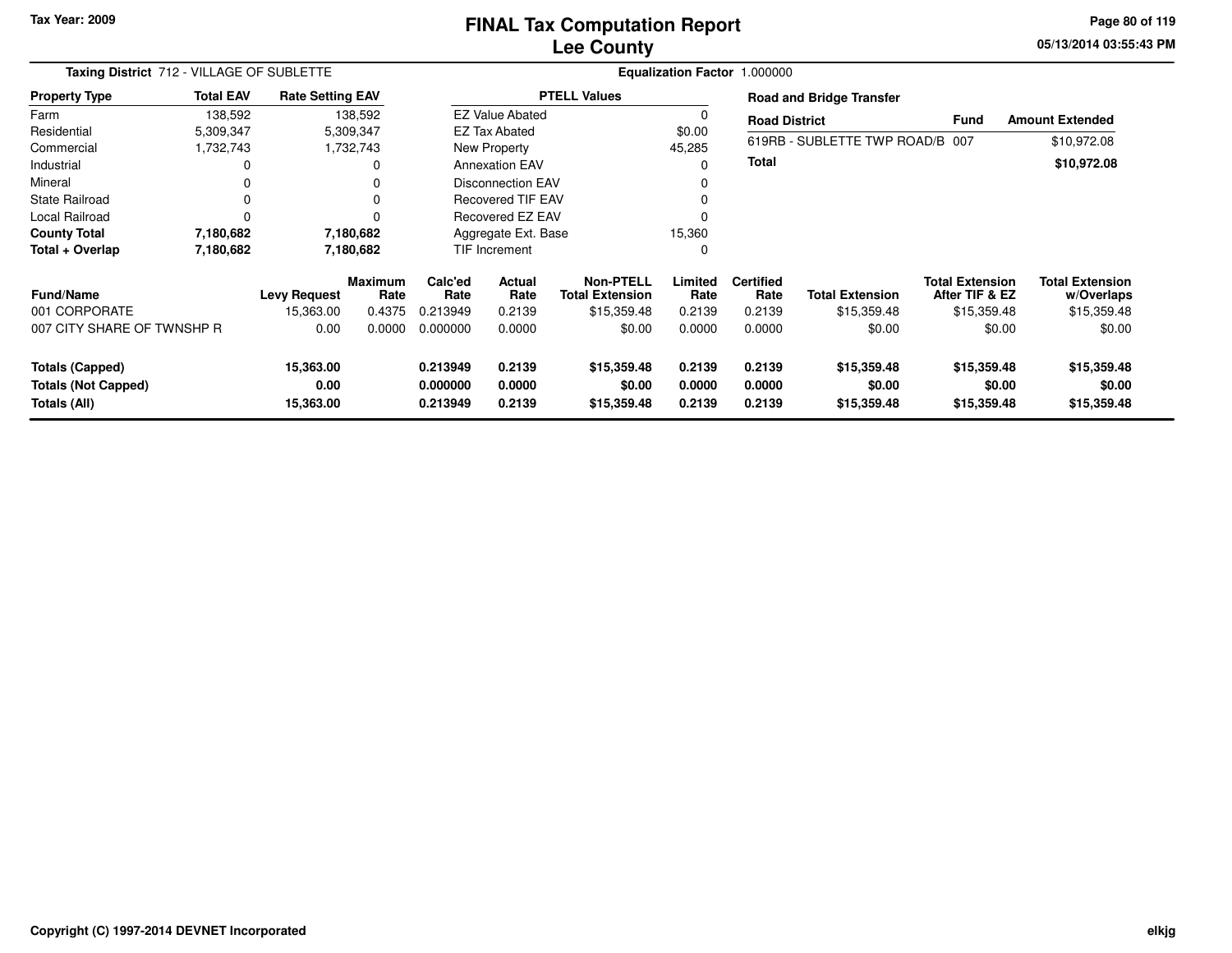Tax Year: 2009

# FINAL Tax Computation Report
## Lee County

05/13/2014 03:55:43 PM

**Taxing District** 712 - VILLAGE OF SUBLETTE

**Equalization Factor** 1.000000

| Property Type | Total EAV | Rate Setting EAV |
|---|---|---|
| Farm | 138,592 | 138,592 |
| Residential | 5,309,347 | 5,309,347 |
| Commercial | 1,732,743 | 1,732,743 |
| Industrial | 0 | 0 |
| Mineral | 0 | 0 |
| State Railroad | 0 | 0 |
| Local Railroad | 0 | 0 |
| **County Total** | **7,180,682** | **7,180,682** |
| **Total + Overlap** | **7,180,682** | **7,180,682** |

| PTELL Values | |
|---|---|
| EZ Value Abated | 0 |
| EZ Tax Abated | $0.00 |
| New Property | 45,285 |
| Annexation EAV | 0 |
| Disconnection EAV | 0 |
| Recovered TIF EAV | 0 |
| Recovered EZ EAV | 0 |
| Aggregate Ext. Base | 15,360 |
| TIF Increment | 0 |

**Road and Bridge Transfer**

| Road District | Fund | Amount Extended |
|---|---|---|
| 619RB - SUBLETTE TWP ROAD/B | 007 | $10,972.08 |
| **Total** | | **$10,972.08** |

| Fund/Name | Levy Request | Maximum Rate | Calc'ed Rate | Actual Rate | Non-PTELL Total Extension | Limited Rate | Certified Rate | Total Extension | Total Extension After TIF & EZ | Total Extension w/Overlaps |
|---|---|---|---|---|---|---|---|---|---|---|
| 001 CORPORATE | 15,363.00 | 0.4375 | 0.213949 | 0.2139 | $15,359.48 | 0.2139 | 0.2139 | $15,359.48 | $15,359.48 | $15,359.48 |
| 007 CITY SHARE OF TWNSHP R | 0.00 | 0.0000 | 0.000000 | 0.0000 | $0.00 | 0.0000 | 0.0000 | $0.00 | $0.00 | $0.00 |
| **Totals (Capped)** | **15,363.00** | | **0.213949** | **0.2139** | **$15,359.48** | **0.2139** | **0.2139** | **$15,359.48** | **$15,359.48** | **$15,359.48** |
| **Totals (Not Capped)** | **0.00** | | **0.000000** | **0.0000** | **$0.00** | **0.0000** | **0.0000** | **$0.00** | **$0.00** | **$0.00** |
| **Totals (All)** | **15,363.00** | | **0.213949** | **0.2139** | **$15,359.48** | **0.2139** | **0.2139** | **$15,359.48** | **$15,359.48** | **$15,359.48** |

Copyright (C) 1997-2014 DEVNET Incorporated

elkjg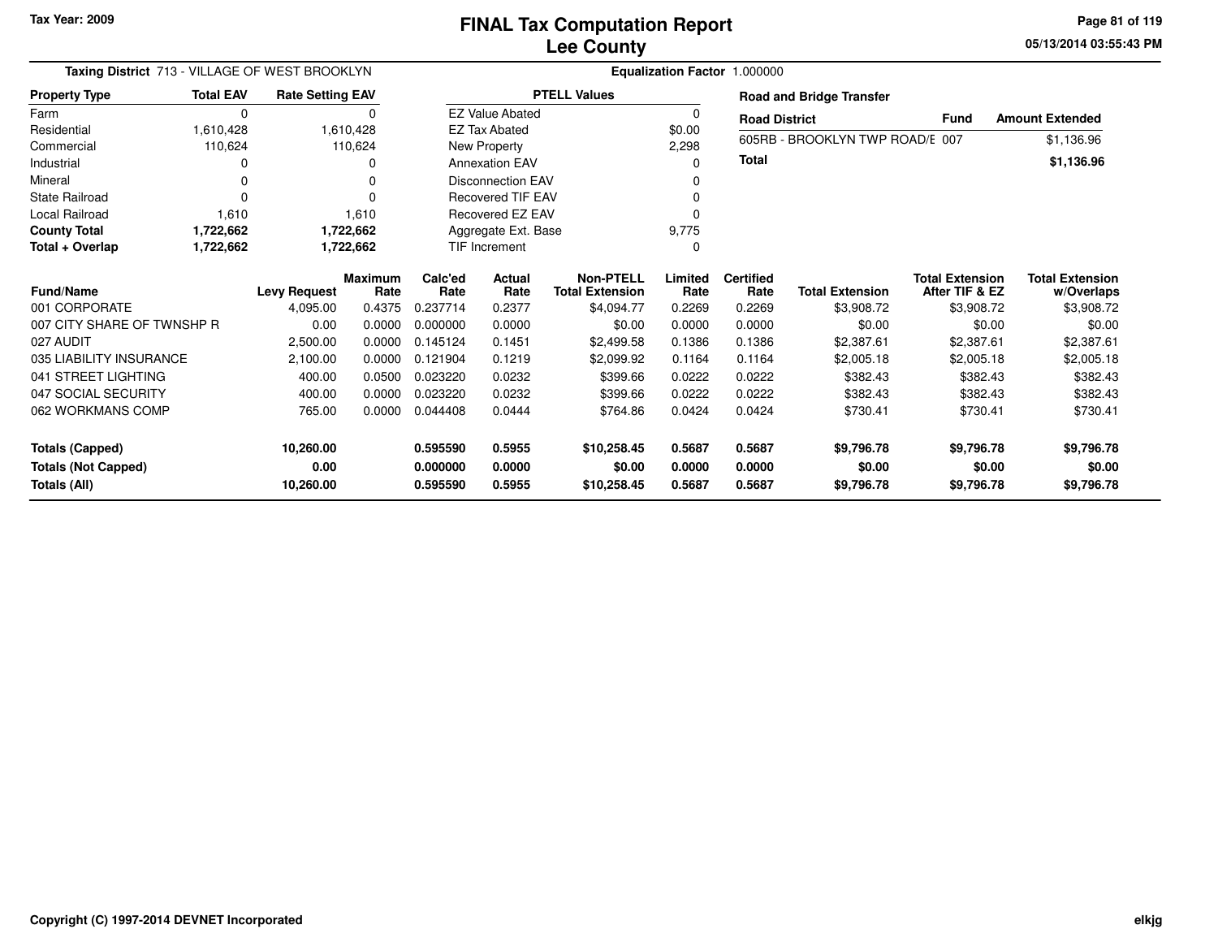Tax Year: 2009

# FINAL Tax Computation Report
## Lee County

05/13/2014 03:55:43 PM

**Taxing District** 713 - VILLAGE OF WEST BROOKLYN

**Equalization Factor** 1.000000

| Property Type | Total EAV | Rate Setting EAV |
|---|---|---|
| Farm | 0 | 0 |
| Residential | 1,610,428 | 1,610,428 |
| Commercial | 110,624 | 110,624 |
| Industrial | 0 | 0 |
| Mineral | 0 | 0 |
| State Railroad | 0 | 0 |
| Local Railroad | 1,610 | 1,610 |
| **County Total** | **1,722,662** | **1,722,662** |
| **Total + Overlap** | **1,722,662** | **1,722,662** |

| PTELL Values | |
|---|---|
| EZ Value Abated | 0 |
| EZ Tax Abated | $0.00 |
| New Property | 2,298 |
| Annexation EAV | 0 |
| Disconnection EAV | 0 |
| Recovered TIF EAV | 0 |
| Recovered EZ EAV | 0 |
| Aggregate Ext. Base | 9,775 |
| TIF Increment | 0 |

**Road and Bridge Transfer**

| Road District | Fund | Amount Extended |
|---|---|---|
| 605RB - BROOKLYN TWP ROAD/E | 007 | $1,136.96 |
| **Total** | | **$1,136.96** |

| Fund/Name | Levy Request | Maximum Rate | Calc'ed Rate | Actual Rate | Non-PTELL Total Extension | Limited Rate | Certified Rate | Total Extension | Total Extension After TIF & EZ | Total Extension w/Overlaps |
|---|---|---|---|---|---|---|---|---|---|---|
| 001 CORPORATE | 4,095.00 | 0.4375 | 0.237714 | 0.2377 | $4,094.77 | 0.2269 | 0.2269 | $3,908.72 | $3,908.72 | $3,908.72 |
| 007 CITY SHARE OF TWNSHP R | 0.00 | 0.0000 | 0.000000 | 0.0000 | $0.00 | 0.0000 | 0.0000 | $0.00 | $0.00 | $0.00 |
| 027 AUDIT | 2,500.00 | 0.0000 | 0.145124 | 0.1451 | $2,499.58 | 0.1386 | 0.1386 | $2,387.61 | $2,387.61 | $2,387.61 |
| 035 LIABILITY INSURANCE | 2,100.00 | 0.0000 | 0.121904 | 0.1219 | $2,099.92 | 0.1164 | 0.1164 | $2,005.18 | $2,005.18 | $2,005.18 |
| 041 STREET LIGHTING | 400.00 | 0.0500 | 0.023220 | 0.0232 | $399.66 | 0.0222 | 0.0222 | $382.43 | $382.43 | $382.43 |
| 047 SOCIAL SECURITY | 400.00 | 0.0000 | 0.023220 | 0.0232 | $399.66 | 0.0222 | 0.0222 | $382.43 | $382.43 | $382.43 |
| 062 WORKMANS COMP | 765.00 | 0.0000 | 0.044408 | 0.0444 | $764.86 | 0.0424 | 0.0424 | $730.41 | $730.41 | $730.41 |
| **Totals (Capped)** | **10,260.00** | | **0.595590** | **0.5955** | **$10,258.45** | **0.5687** | **0.5687** | **$9,796.78** | **$9,796.78** | **$9,796.78** |
| **Totals (Not Capped)** | **0.00** | | **0.000000** | **0.0000** | **$0.00** | **0.0000** | **0.0000** | **$0.00** | **$0.00** | **$0.00** |
| **Totals (All)** | **10,260.00** | | **0.595590** | **0.5955** | **$10,258.45** | **0.5687** | **0.5687** | **$9,796.78** | **$9,796.78** | **$9,796.78** |

Copyright (C) 1997-2014 DEVNET Incorporated

elkjg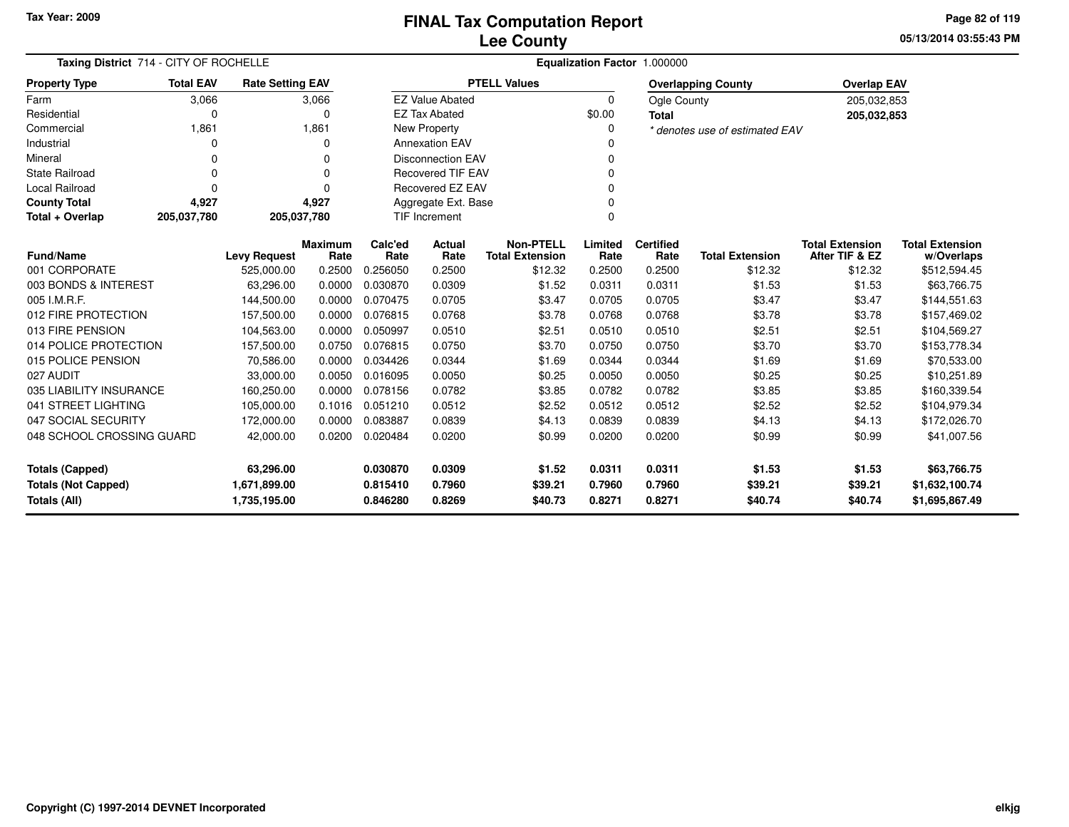Tax Year: 2009

# FINAL Tax Computation Report
## Lee County

05/13/2014 03:55:43 PM

**Taxing District** 714 - CITY OF ROCHELLE

**Equalization Factor** 1.000000

| Property Type | Total EAV | Rate Setting EAV |
|---|---|---|
| Farm | 3,066 | 3,066 |
| Residential | 0 | 0 |
| Commercial | 1,861 | 1,861 |
| Industrial | 0 | 0 |
| Mineral | 0 | 0 |
| State Railroad | 0 | 0 |
| Local Railroad | 0 | 0 |
| **County Total** | **4,927** | **4,927** |
| **Total + Overlap** | **205,037,780** | **205,037,780** |

| PTELL Values | |
|---|---|
| EZ Value Abated | 0 |
| EZ Tax Abated | $0.00 |
| New Property | 0 |
| Annexation EAV | 0 |
| Disconnection EAV | 0 |
| Recovered TIF EAV | 0 |
| Recovered EZ EAV | 0 |
| Aggregate Ext. Base | 0 |
| TIF Increment | 0 |

| Overlapping County | Overlap EAV |
|---|---|
| Ogle County | 205,032,853 |
| **Total** | **205,032,853** |

*\* denotes use of estimated EAV*

| Fund/Name | Levy Request | Maximum Rate | Calc'ed Rate | Actual Rate | Non-PTELL Total Extension | Limited Rate | Certified Rate | Total Extension | Total Extension After TIF & EZ | Total Extension w/Overlaps |
|---|---|---|---|---|---|---|---|---|---|---|
| 001 CORPORATE | 525,000.00 | 0.2500 | 0.256050 | 0.2500 | $12.32 | 0.2500 | 0.2500 | $12.32 | $12.32 | $512,594.45 |
| 003 BONDS & INTEREST | 63,296.00 | 0.0000 | 0.030870 | 0.0309 | $1.52 | 0.0311 | 0.0311 | $1.53 | $1.53 | $63,766.75 |
| 005 I.M.R.F. | 144,500.00 | 0.0000 | 0.070475 | 0.0705 | $3.47 | 0.0705 | 0.0705 | $3.47 | $3.47 | $144,551.63 |
| 012 FIRE PROTECTION | 157,500.00 | 0.0000 | 0.076815 | 0.0768 | $3.78 | 0.0768 | 0.0768 | $3.78 | $3.78 | $157,469.02 |
| 013 FIRE PENSION | 104,563.00 | 0.0000 | 0.050997 | 0.0510 | $2.51 | 0.0510 | 0.0510 | $2.51 | $2.51 | $104,569.27 |
| 014 POLICE PROTECTION | 157,500.00 | 0.0750 | 0.076815 | 0.0750 | $3.70 | 0.0750 | 0.0750 | $3.70 | $3.70 | $153,778.34 |
| 015 POLICE PENSION | 70,586.00 | 0.0000 | 0.034426 | 0.0344 | $1.69 | 0.0344 | 0.0344 | $1.69 | $1.69 | $70,533.00 |
| 027 AUDIT | 33,000.00 | 0.0050 | 0.016095 | 0.0050 | $0.25 | 0.0050 | 0.0050 | $0.25 | $0.25 | $10,251.89 |
| 035 LIABILITY INSURANCE | 160,250.00 | 0.0000 | 0.078156 | 0.0782 | $3.85 | 0.0782 | 0.0782 | $3.85 | $3.85 | $160,339.54 |
| 041 STREET LIGHTING | 105,000.00 | 0.1016 | 0.051210 | 0.0512 | $2.52 | 0.0512 | 0.0512 | $2.52 | $2.52 | $104,979.34 |
| 047 SOCIAL SECURITY | 172,000.00 | 0.0000 | 0.083887 | 0.0839 | $4.13 | 0.0839 | 0.0839 | $4.13 | $4.13 | $172,026.70 |
| 048 SCHOOL CROSSING GUARD | 42,000.00 | 0.0200 | 0.020484 | 0.0200 | $0.99 | 0.0200 | 0.0200 | $0.99 | $0.99 | $41,007.56 |
| **Totals (Capped)** | **63,296.00** | | **0.030870** | **0.0309** | **$1.52** | **0.0311** | **0.0311** | **$1.53** | **$1.53** | **$63,766.75** |
| **Totals (Not Capped)** | **1,671,899.00** | | **0.815410** | **0.7960** | **$39.21** | **0.7960** | **0.7960** | **$39.21** | **$39.21** | **$1,632,100.74** |
| **Totals (All)** | **1,735,195.00** | | **0.846280** | **0.8269** | **$40.73** | **0.8271** | **0.8271** | **$40.74** | **$40.74** | **$1,695,867.49** |

Copyright (C) 1997-2014 DEVNET Incorporated

elkjg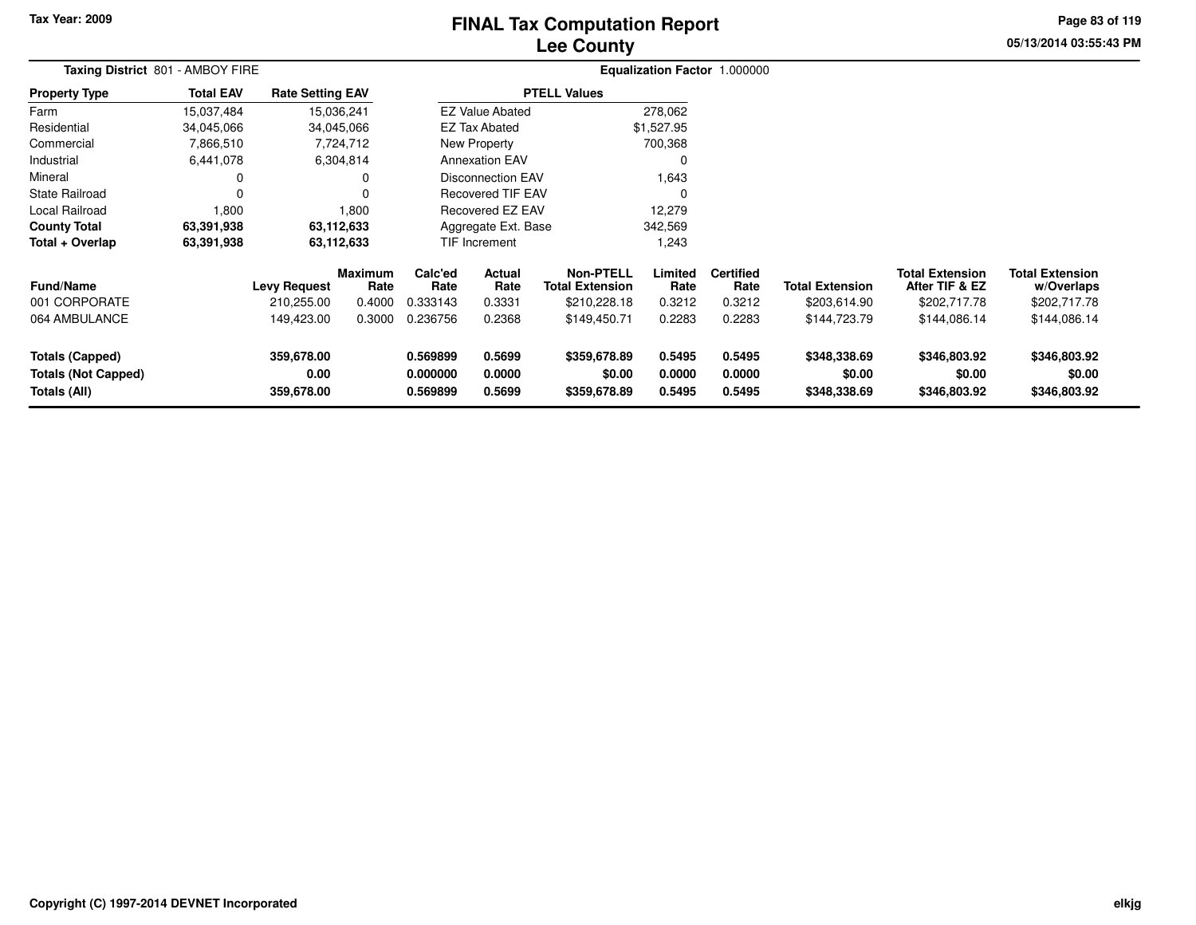# FINAL Tax Computation Report
# Lee County

Tax Year: 2009

05/13/2014 03:55:43 PM

**Taxing District** 801 - AMBOY FIRE

**Equalization Factor** 1.000000

| Property Type | Total EAV | Rate Setting EAV |
|---|---|---|
| Farm | 15,037,484 | 15,036,241 |
| Residential | 34,045,066 | 34,045,066 |
| Commercial | 7,866,510 | 7,724,712 |
| Industrial | 6,441,078 | 6,304,814 |
| Mineral | 0 | 0 |
| State Railroad | 0 | 0 |
| Local Railroad | 1,800 | 1,800 |
| **County Total** | **63,391,938** | **63,112,633** |
| **Total + Overlap** | **63,391,938** | **63,112,633** |

| PTELL Values | |
|---|---|
| EZ Value Abated | 278,062 |
| EZ Tax Abated | $1,527.95 |
| New Property | 700,368 |
| Annexation EAV | 0 |
| Disconnection EAV | 1,643 |
| Recovered TIF EAV | 0 |
| Recovered EZ EAV | 12,279 |
| Aggregate Ext. Base | 342,569 |
| TIF Increment | 1,243 |

| Fund/Name | Levy Request | Maximum Rate | Calc'ed Rate | Actual Rate | Non-PTELL Total Extension | Limited Rate | Certified Rate | Total Extension | Total Extension After TIF & EZ | Total Extension w/Overlaps |
|---|---|---|---|---|---|---|---|---|---|---|
| 001 CORPORATE | 210,255.00 | 0.4000 | 0.333143 | 0.3331 | $210,228.18 | 0.3212 | 0.3212 | $203,614.90 | $202,717.78 | $202,717.78 |
| 064 AMBULANCE | 149,423.00 | 0.3000 | 0.236756 | 0.2368 | $149,450.71 | 0.2283 | 0.2283 | $144,723.79 | $144,086.14 | $144,086.14 |
| **Totals (Capped)** | **359,678.00** | | **0.569899** | **0.5699** | **$359,678.89** | **0.5495** | **0.5495** | **$348,338.69** | **$346,803.92** | **$346,803.92** |
| **Totals (Not Capped)** | **0.00** | | **0.000000** | **0.0000** | **$0.00** | **0.0000** | **0.0000** | **$0.00** | **$0.00** | **$0.00** |
| **Totals (All)** | **359,678.00** | | **0.569899** | **0.5699** | **$359,678.89** | **0.5495** | **0.5495** | **$348,338.69** | **$346,803.92** | **$346,803.92** |

Copyright (C) 1997-2014 DEVNET Incorporated

elkjg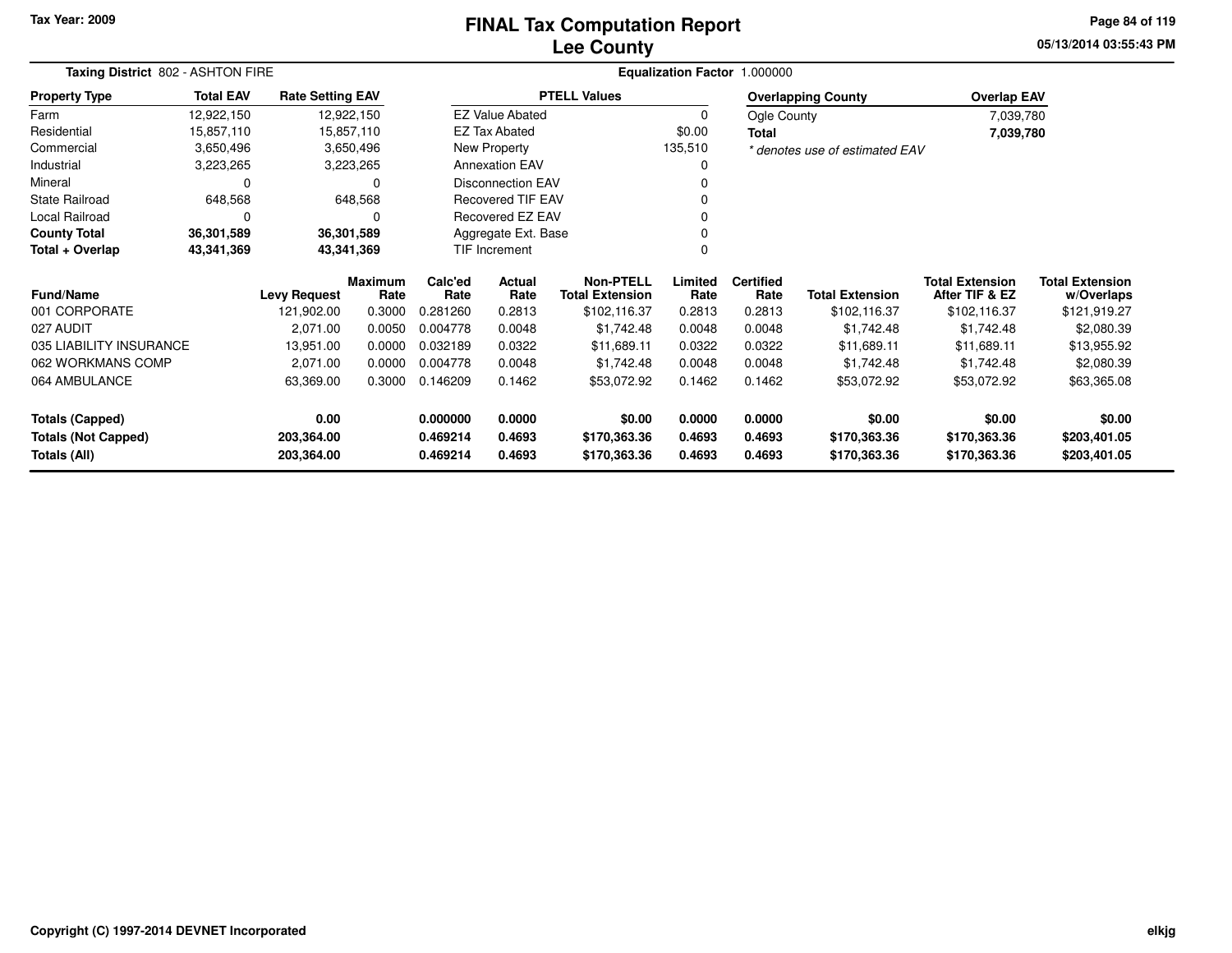**Tax Year: 2009**

# FINAL Tax Computation Report
## Lee County

**05/13/2014 03:55:43 PM**

**Taxing District** 802 - ASHTON FIRE

**Equalization Factor** 1.000000

| Property Type | Total EAV | Rate Setting EAV |
|---|---|---|
| Farm | 12,922,150 | 12,922,150 |
| Residential | 15,857,110 | 15,857,110 |
| Commercial | 3,650,496 | 3,650,496 |
| Industrial | 3,223,265 | 3,223,265 |
| Mineral | 0 | 0 |
| State Railroad | 648,568 | 648,568 |
| Local Railroad | 0 | 0 |
| **County Total** | **36,301,589** | **36,301,589** |
| **Total + Overlap** | **43,341,369** | **43,341,369** |

| PTELL Values | |
|---|---|
| EZ Value Abated | 0 |
| EZ Tax Abated | $0.00 |
| New Property | 135,510 |
| Annexation EAV | 0 |
| Disconnection EAV | 0 |
| Recovered TIF EAV | 0 |
| Recovered EZ EAV | 0 |
| Aggregate Ext. Base | 0 |
| TIF Increment | 0 |

| Overlapping County | Overlap EAV |
|---|---|
| Ogle County | 7,039,780 |
| **Total** | **7,039,780** |

*\* denotes use of estimated EAV*

| Fund/Name | Levy Request | Maximum Rate | Calc'ed Rate | Actual Rate | Non-PTELL Total Extension | Limited Rate | Certified Rate | Total Extension | Total Extension After TIF & EZ | Total Extension w/Overlaps |
|---|---|---|---|---|---|---|---|---|---|---|
| 001 CORPORATE | 121,902.00 | 0.3000 | 0.281260 | 0.2813 | $102,116.37 | 0.2813 | 0.2813 | $102,116.37 | $102,116.37 | $121,919.27 |
| 027 AUDIT | 2,071.00 | 0.0050 | 0.004778 | 0.0048 | $1,742.48 | 0.0048 | 0.0048 | $1,742.48 | $1,742.48 | $2,080.39 |
| 035 LIABILITY INSURANCE | 13,951.00 | 0.0000 | 0.032189 | 0.0322 | $11,689.11 | 0.0322 | 0.0322 | $11,689.11 | $11,689.11 | $13,955.92 |
| 062 WORKMANS COMP | 2,071.00 | 0.0000 | 0.004778 | 0.0048 | $1,742.48 | 0.0048 | 0.0048 | $1,742.48 | $1,742.48 | $2,080.39 |
| 064 AMBULANCE | 63,369.00 | 0.3000 | 0.146209 | 0.1462 | $53,072.92 | 0.1462 | 0.1462 | $53,072.92 | $53,072.92 | $63,365.08 |
| **Totals (Capped)** | **0.00** | | **0.000000** | **0.0000** | **$0.00** | **0.0000** | **0.0000** | **$0.00** | **$0.00** | **$0.00** |
| **Totals (Not Capped)** | **203,364.00** | | **0.469214** | **0.4693** | **$170,363.36** | **0.4693** | **0.4693** | **$170,363.36** | **$170,363.36** | **$203,401.05** |
| **Totals (All)** | **203,364.00** | | **0.469214** | **0.4693** | **$170,363.36** | **0.4693** | **0.4693** | **$170,363.36** | **$170,363.36** | **$203,401.05** |

**Copyright (C) 1997-2014 DEVNET Incorporated**

**elkjg**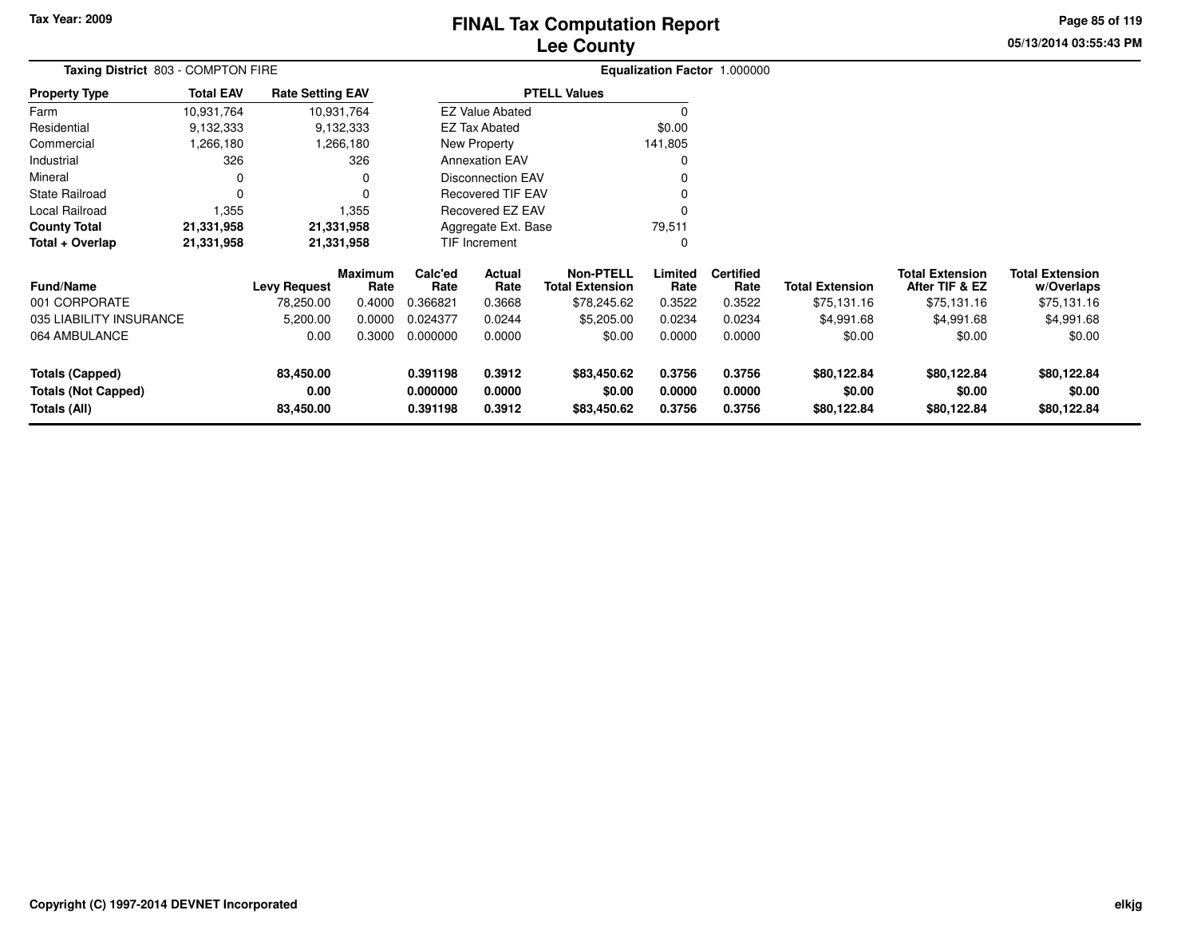Tax Year: 2009

# FINAL Tax Computation Report
## Lee County

05/13/2014 03:55:43 PM

**Taxing District** 803 - COMPTON FIRE

**Equalization Factor** 1.000000

| Property Type | Total EAV | Rate Setting EAV |
|---|---|---|
| Farm | 10,931,764 | 10,931,764 |
| Residential | 9,132,333 | 9,132,333 |
| Commercial | 1,266,180 | 1,266,180 |
| Industrial | 326 | 326 |
| Mineral | 0 | 0 |
| State Railroad | 0 | 0 |
| Local Railroad | 1,355 | 1,355 |
| **County Total** | **21,331,958** | **21,331,958** |
| **Total + Overlap** | **21,331,958** | **21,331,958** |

| PTELL Values | |
|---|---|
| EZ Value Abated | 0 |
| EZ Tax Abated | $0.00 |
| New Property | 141,805 |
| Annexation EAV | 0 |
| Disconnection EAV | 0 |
| Recovered TIF EAV | 0 |
| Recovered EZ EAV | 0 |
| Aggregate Ext. Base | 79,511 |
| TIF Increment | 0 |

| Fund/Name | Levy Request | Maximum Rate | Calc'ed Rate | Actual Rate | Non-PTELL Total Extension | Limited Rate | Certified Rate | Total Extension | Total Extension After TIF & EZ | Total Extension w/Overlaps |
|---|---|---|---|---|---|---|---|---|---|---|
| 001 CORPORATE | 78,250.00 | 0.4000 | 0.366821 | 0.3668 | $78,245.62 | 0.3522 | 0.3522 | $75,131.16 | $75,131.16 | $75,131.16 |
| 035 LIABILITY INSURANCE | 5,200.00 | 0.0000 | 0.024377 | 0.0244 | $5,205.00 | 0.0234 | 0.0234 | $4,991.68 | $4,991.68 | $4,991.68 |
| 064 AMBULANCE | 0.00 | 0.3000 | 0.000000 | 0.0000 | $0.00 | 0.0000 | 0.0000 | $0.00 | $0.00 | $0.00 |
| **Totals (Capped)** | **83,450.00** | | **0.391198** | **0.3912** | **$83,450.62** | **0.3756** | **0.3756** | **$80,122.84** | **$80,122.84** | **$80,122.84** |
| **Totals (Not Capped)** | **0.00** | | **0.000000** | **0.0000** | **$0.00** | **0.0000** | **0.0000** | **$0.00** | **$0.00** | **$0.00** |
| **Totals (All)** | **83,450.00** | | **0.391198** | **0.3912** | **$83,450.62** | **0.3756** | **0.3756** | **$80,122.84** | **$80,122.84** | **$80,122.84** |

Copyright (C) 1997-2014 DEVNET Incorporated

elkjg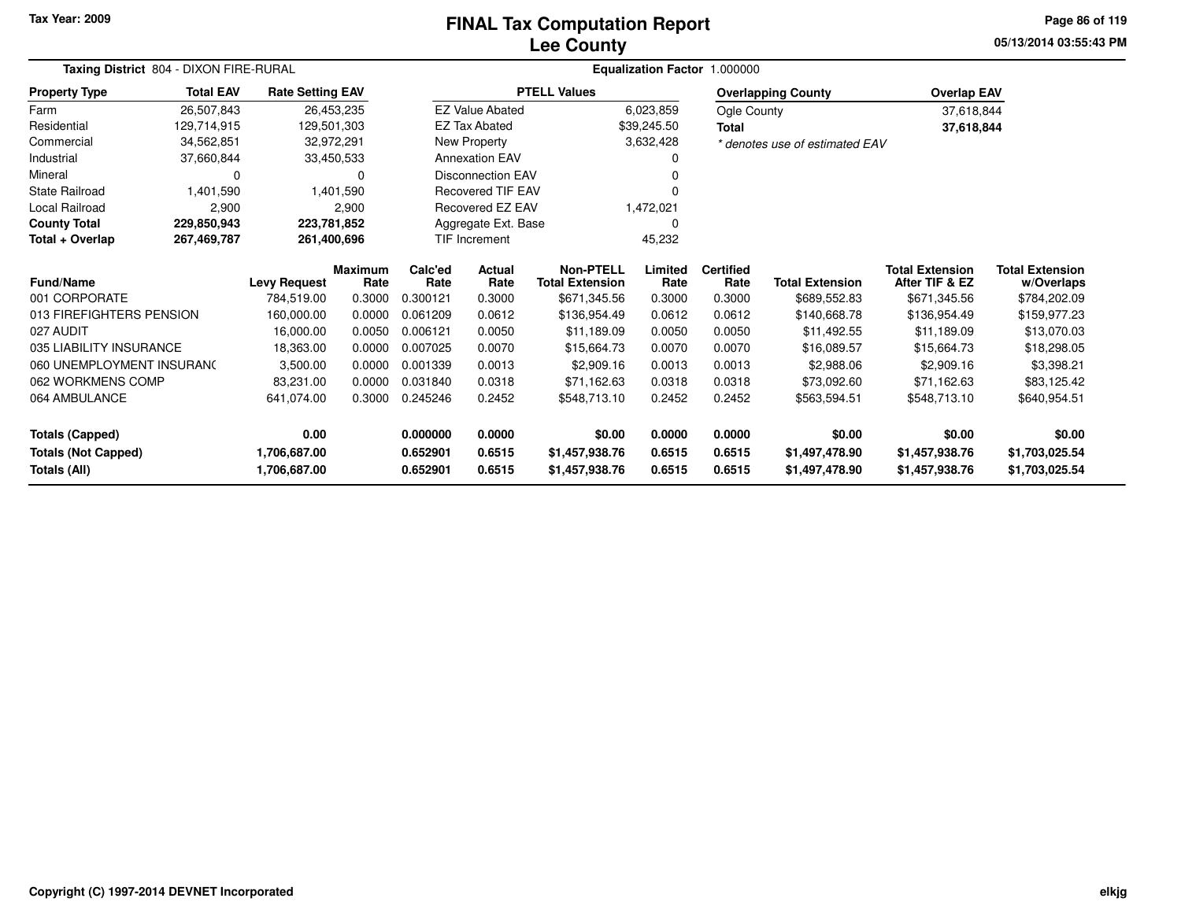Tax Year: 2009

# FINAL Tax Computation Report
# Lee County

05/13/2014 03:55:43 PM

**Taxing District** 804 - DIXON FIRE-RURAL

**Equalization Factor** 1.000000

| Property Type | Total EAV | Rate Setting EAV |
|---|---|---|
| Farm | 26,507,843 | 26,453,235 |
| Residential | 129,714,915 | 129,501,303 |
| Commercial | 34,562,851 | 32,972,291 |
| Industrial | 37,660,844 | 33,450,533 |
| Mineral | 0 | 0 |
| State Railroad | 1,401,590 | 1,401,590 |
| Local Railroad | 2,900 | 2,900 |
| **County Total** | **229,850,943** | **223,781,852** |
| **Total + Overlap** | **267,469,787** | **261,400,696** |

| PTELL Values | |
|---|---|
| EZ Value Abated | 6,023,859 |
| EZ Tax Abated | $39,245.50 |
| New Property | 3,632,428 |
| Annexation EAV | 0 |
| Disconnection EAV | 0 |
| Recovered TIF EAV | 0 |
| Recovered EZ EAV | 1,472,021 |
| Aggregate Ext. Base | 0 |
| TIF Increment | 45,232 |

| Overlapping County | Overlap EAV |
|---|---|
| Ogle County | 37,618,844 |
| **Total** | **37,618,844** |

*\* denotes use of estimated EAV*

| Fund/Name | Levy Request | Maximum Rate | Calc'ed Rate | Actual Rate | Non-PTELL Total Extension | Limited Rate | Certified Rate | Total Extension | Total Extension After TIF & EZ | Total Extension w/Overlaps |
|---|---|---|---|---|---|---|---|---|---|---|
| 001 CORPORATE | 784,519.00 | 0.3000 | 0.300121 | 0.3000 | $671,345.56 | 0.3000 | 0.3000 | $689,552.83 | $671,345.56 | $784,202.09 |
| 013 FIREFIGHTERS PENSION | 160,000.00 | 0.0000 | 0.061209 | 0.0612 | $136,954.49 | 0.0612 | 0.0612 | $140,668.78 | $136,954.49 | $159,977.23 |
| 027 AUDIT | 16,000.00 | 0.0050 | 0.006121 | 0.0050 | $11,189.09 | 0.0050 | 0.0050 | $11,492.55 | $11,189.09 | $13,070.03 |
| 035 LIABILITY INSURANCE | 18,363.00 | 0.0000 | 0.007025 | 0.0070 | $15,664.73 | 0.0070 | 0.0070 | $16,089.57 | $15,664.73 | $18,298.05 |
| 060 UNEMPLOYMENT INSURANC | 3,500.00 | 0.0000 | 0.001339 | 0.0013 | $2,909.16 | 0.0013 | 0.0013 | $2,988.06 | $2,909.16 | $3,398.21 |
| 062 WORKMENS COMP | 83,231.00 | 0.0000 | 0.031840 | 0.0318 | $71,162.63 | 0.0318 | 0.0318 | $73,092.60 | $71,162.63 | $83,125.42 |
| 064 AMBULANCE | 641,074.00 | 0.3000 | 0.245246 | 0.2452 | $548,713.10 | 0.2452 | 0.2452 | $563,594.51 | $548,713.10 | $640,954.51 |
| **Totals (Capped)** | **0.00** | | **0.000000** | **0.0000** | **$0.00** | **0.0000** | **0.0000** | **$0.00** | **$0.00** | **$0.00** |
| **Totals (Not Capped)** | **1,706,687.00** | | **0.652901** | **0.6515** | **$1,457,938.76** | **0.6515** | **0.6515** | **$1,497,478.90** | **$1,457,938.76** | **$1,703,025.54** |
| **Totals (All)** | **1,706,687.00** | | **0.652901** | **0.6515** | **$1,457,938.76** | **0.6515** | **0.6515** | **$1,497,478.90** | **$1,457,938.76** | **$1,703,025.54** |

Copyright (C) 1997-2014 DEVNET Incorporated

elkjg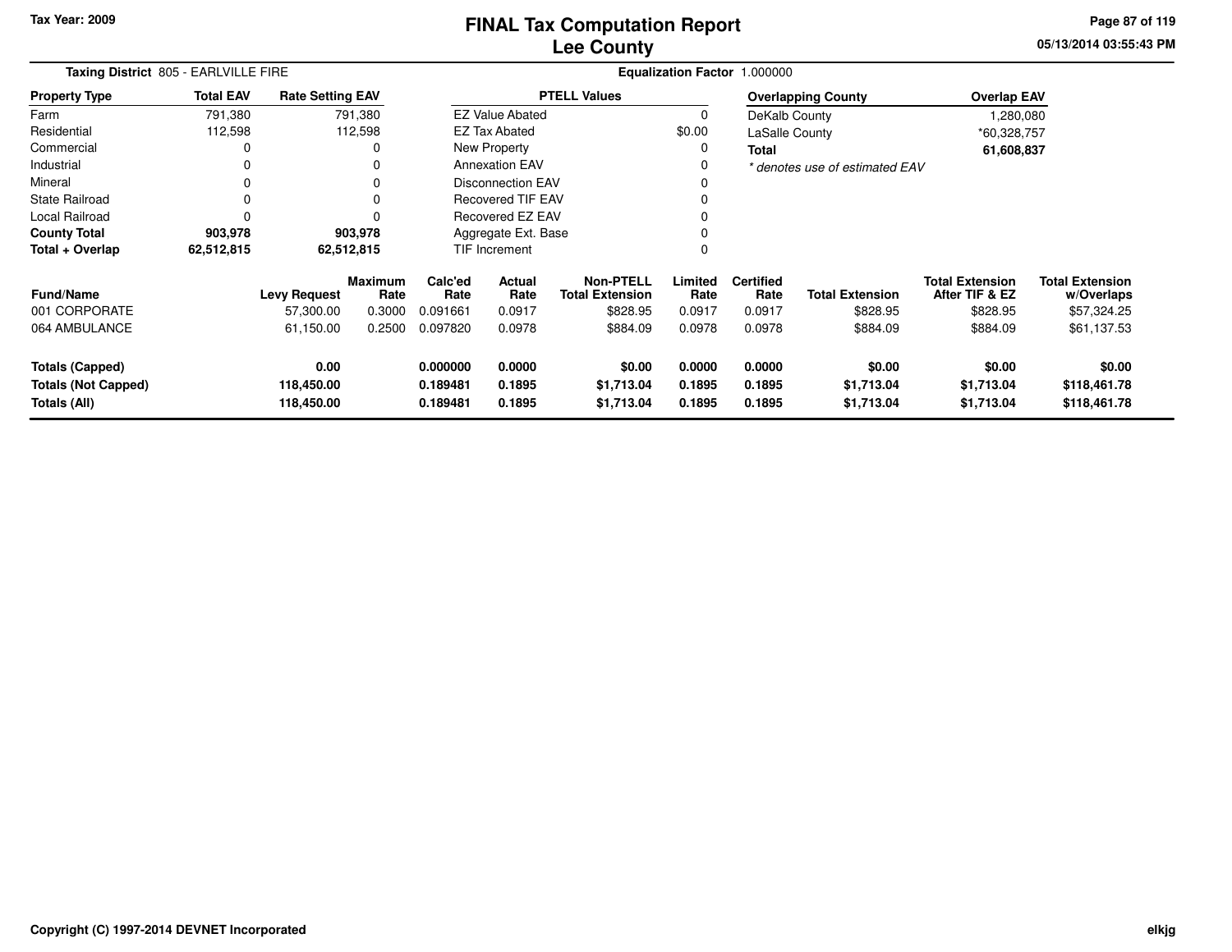Tax Year: 2009

# FINAL Tax Computation Report
## Lee County

05/13/2014 03:55:43 PM

**Taxing District** 805 - EARLVILLE FIRE

**Equalization Factor** 1.000000

| Property Type | Total EAV | Rate Setting EAV |
|---|---|---|
| Farm | 791,380 | 791,380 |
| Residential | 112,598 | 112,598 |
| Commercial | 0 | 0 |
| Industrial | 0 | 0 |
| Mineral | 0 | 0 |
| State Railroad | 0 | 0 |
| Local Railroad | 0 | 0 |
| **County Total** | **903,978** | **903,978** |
| **Total + Overlap** | **62,512,815** | **62,512,815** |

| PTELL Values | |
|---|---|
| EZ Value Abated | 0 |
| EZ Tax Abated | $0.00 |
| New Property | 0 |
| Annexation EAV | 0 |
| Disconnection EAV | 0 |
| Recovered TIF EAV | 0 |
| Recovered EZ EAV | 0 |
| Aggregate Ext. Base | 0 |
| TIF Increment | 0 |

| Overlapping County | Overlap EAV |
|---|---|
| DeKalb County | 1,280,080 |
| LaSalle County | *60,328,757 |
| **Total** | **61,608,837** |

*\* denotes use of estimated EAV*

| Fund/Name | Levy Request | Maximum Rate | Calc'ed Rate | Actual Rate | Non-PTELL Total Extension | Limited Rate | Certified Rate | Total Extension | Total Extension After TIF & EZ | Total Extension w/Overlaps |
|---|---|---|---|---|---|---|---|---|---|---|
| 001 CORPORATE | 57,300.00 | 0.3000 | 0.091661 | 0.0917 | $828.95 | 0.0917 | 0.0917 | $828.95 | $828.95 | $57,324.25 |
| 064 AMBULANCE | 61,150.00 | 0.2500 | 0.097820 | 0.0978 | $884.09 | 0.0978 | 0.0978 | $884.09 | $884.09 | $61,137.53 |
| **Totals (Capped)** | **0.00** | | **0.000000** | **0.0000** | **$0.00** | **0.0000** | **0.0000** | **$0.00** | **$0.00** | **$0.00** |
| **Totals (Not Capped)** | **118,450.00** | | **0.189481** | **0.1895** | **$1,713.04** | **0.1895** | **0.1895** | **$1,713.04** | **$1,713.04** | **$118,461.78** |
| **Totals (All)** | **118,450.00** | | **0.189481** | **0.1895** | **$1,713.04** | **0.1895** | **0.1895** | **$1,713.04** | **$1,713.04** | **$118,461.78** |

Copyright (C) 1997-2014 DEVNET Incorporated

elkjg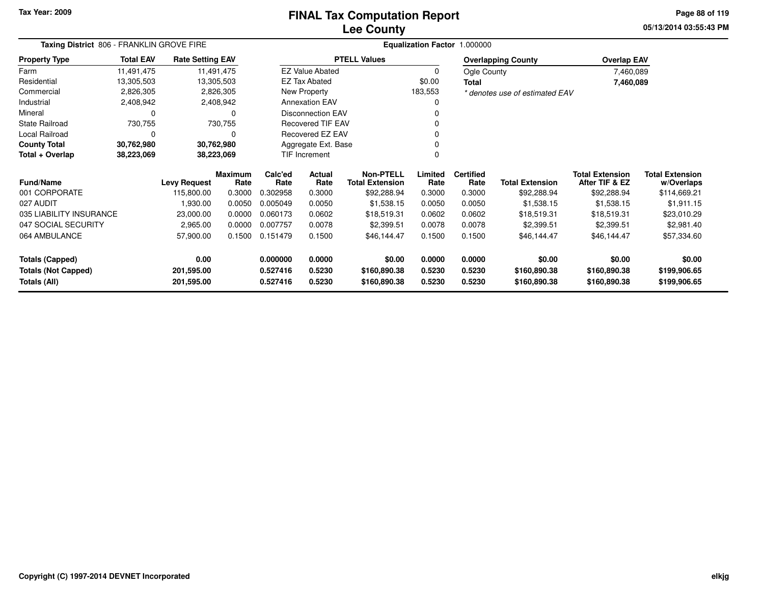**Tax Year: 2009**

# FINAL Tax Computation Report
# Lee County

05/13/2014 03:55:43 PM

**Taxing District** 806 - FRANKLIN GROVE FIRE

**Equalization Factor** 1.000000

| Property Type | Total EAV | Rate Setting EAV |
|---|---|---|
| Farm | 11,491,475 | 11,491,475 |
| Residential | 13,305,503 | 13,305,503 |
| Commercial | 2,826,305 | 2,826,305 |
| Industrial | 2,408,942 | 2,408,942 |
| Mineral | 0 | 0 |
| State Railroad | 730,755 | 730,755 |
| Local Railroad | 0 | 0 |
| **County Total** | **30,762,980** | **30,762,980** |
| **Total + Overlap** | **38,223,069** | **38,223,069** |

| PTELL Values | |
|---|---|
| EZ Value Abated | 0 |
| EZ Tax Abated | $0.00 |
| New Property | 183,553 |
| Annexation EAV | 0 |
| Disconnection EAV | 0 |
| Recovered TIF EAV | 0 |
| Recovered EZ EAV | 0 |
| Aggregate Ext. Base | 0 |
| TIF Increment | 0 |

| Overlapping County | Overlap EAV |
|---|---|
| Ogle County | 7,460,089 |
| **Total** | **7,460,089** |

*\* denotes use of estimated EAV*

| Fund/Name | Levy Request | Maximum Rate | Calc'ed Rate | Actual Rate | Non-PTELL Total Extension | Limited Rate | Certified Rate | Total Extension | Total Extension After TIF & EZ | Total Extension w/Overlaps |
|---|---|---|---|---|---|---|---|---|---|---|
| 001 CORPORATE | 115,800.00 | 0.3000 | 0.302958 | 0.3000 | $92,288.94 | 0.3000 | 0.3000 | $92,288.94 | $92,288.94 | $114,669.21 |
| 027 AUDIT | 1,930.00 | 0.0050 | 0.005049 | 0.0050 | $1,538.15 | 0.0050 | 0.0050 | $1,538.15 | $1,538.15 | $1,911.15 |
| 035 LIABILITY INSURANCE | 23,000.00 | 0.0000 | 0.060173 | 0.0602 | $18,519.31 | 0.0602 | 0.0602 | $18,519.31 | $18,519.31 | $23,010.29 |
| 047 SOCIAL SECURITY | 2,965.00 | 0.0000 | 0.007757 | 0.0078 | $2,399.51 | 0.0078 | 0.0078 | $2,399.51 | $2,399.51 | $2,981.40 |
| 064 AMBULANCE | 57,900.00 | 0.1500 | 0.151479 | 0.1500 | $46,144.47 | 0.1500 | 0.1500 | $46,144.47 | $46,144.47 | $57,334.60 |
| **Totals (Capped)** | **0.00** | | **0.000000** | **0.0000** | **$0.00** | **0.0000** | **0.0000** | **$0.00** | **$0.00** | **$0.00** |
| **Totals (Not Capped)** | **201,595.00** | | **0.527416** | **0.5230** | **$160,890.38** | **0.5230** | **0.5230** | **$160,890.38** | **$160,890.38** | **$199,906.65** |
| **Totals (All)** | **201,595.00** | | **0.527416** | **0.5230** | **$160,890.38** | **0.5230** | **0.5230** | **$160,890.38** | **$160,890.38** | **$199,906.65** |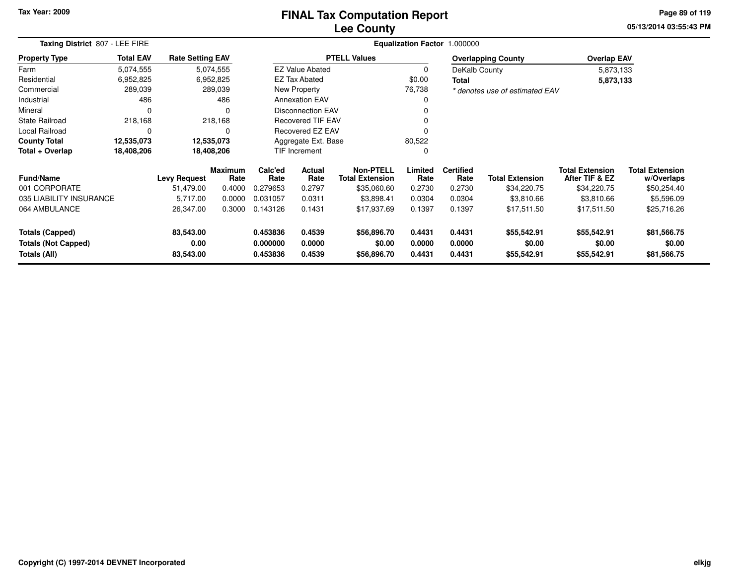Tax Year: 2009

# FINAL Tax Computation Report
## Lee County

05/13/2014 03:55:43 PM

**Taxing District** 807 - LEE FIRE

**Equalization Factor** 1.000000

| Property Type | Total EAV | Rate Setting EAV |
|---|---|---|
| Farm | 5,074,555 | 5,074,555 |
| Residential | 6,952,825 | 6,952,825 |
| Commercial | 289,039 | 289,039 |
| Industrial | 486 | 486 |
| Mineral | 0 | 0 |
| State Railroad | 218,168 | 218,168 |
| Local Railroad | 0 | 0 |
| **County Total** | **12,535,073** | **12,535,073** |
| **Total + Overlap** | **18,408,206** | **18,408,206** |

| PTELL Values | |
|---|---|
| EZ Value Abated | 0 |
| EZ Tax Abated | $0.00 |
| New Property | 76,738 |
| Annexation EAV | 0 |
| Disconnection EAV | 0 |
| Recovered TIF EAV | 0 |
| Recovered EZ EAV | 0 |
| Aggregate Ext. Base | 80,522 |
| TIF Increment | 0 |

| Overlapping County | Overlap EAV |
|---|---|
| DeKalb County | 5,873,133 |
| **Total** | **5,873,133** |

*\* denotes use of estimated EAV*

| Fund/Name | Levy Request | Maximum Rate | Calc'ed Rate | Actual Rate | Non-PTELL Total Extension | Limited Rate | Certified Rate | Total Extension | Total Extension After TIF & EZ | Total Extension w/Overlaps |
|---|---|---|---|---|---|---|---|---|---|---|
| 001 CORPORATE | 51,479.00 | 0.4000 | 0.279653 | 0.2797 | $35,060.60 | 0.2730 | 0.2730 | $34,220.75 | $34,220.75 | $50,254.40 |
| 035 LIABILITY INSURANCE | 5,717.00 | 0.0000 | 0.031057 | 0.0311 | $3,898.41 | 0.0304 | 0.0304 | $3,810.66 | $3,810.66 | $5,596.09 |
| 064 AMBULANCE | 26,347.00 | 0.3000 | 0.143126 | 0.1431 | $17,937.69 | 0.1397 | 0.1397 | $17,511.50 | $17,511.50 | $25,716.26 |
| **Totals (Capped)** | **83,543.00** | | **0.453836** | **0.4539** | **$56,896.70** | **0.4431** | **0.4431** | **$55,542.91** | **$55,542.91** | **$81,566.75** |
| **Totals (Not Capped)** | **0.00** | | **0.000000** | **0.0000** | **$0.00** | **0.0000** | **0.0000** | **$0.00** | **$0.00** | **$0.00** |
| **Totals (All)** | **83,543.00** | | **0.453836** | **0.4539** | **$56,896.70** | **0.4431** | **0.4431** | **$55,542.91** | **$55,542.91** | **$81,566.75** |

Copyright (C) 1997-2014 DEVNET Incorporated

elkjg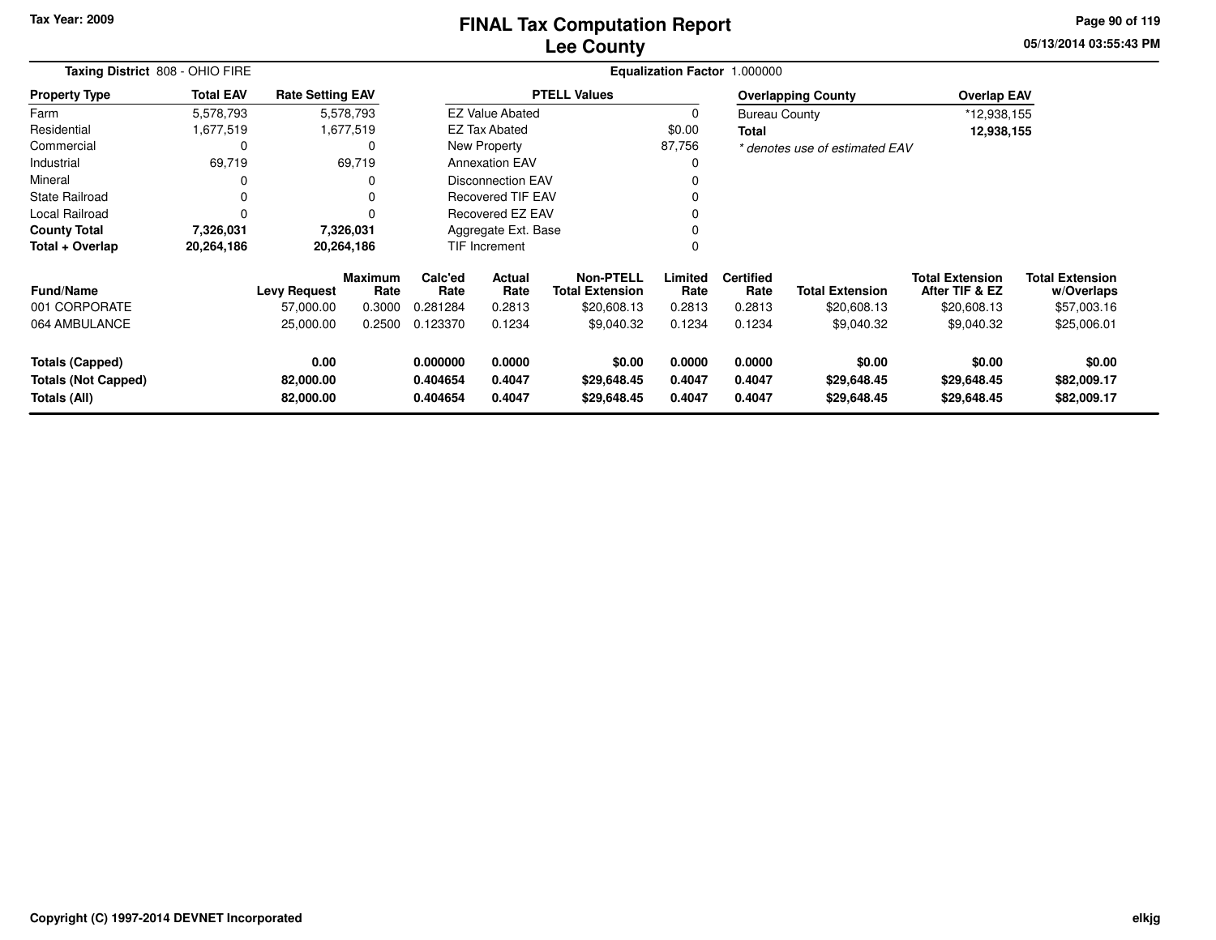Tax Year: 2009

# FINAL Tax Computation Report
## Lee County

05/13/2014 03:55:43 PM

**Taxing District** 808 - OHIO FIRE

**Equalization Factor** 1.000000

| Property Type | Total EAV | Rate Setting EAV |
|---|---|---|
| Farm | 5,578,793 | 5,578,793 |
| Residential | 1,677,519 | 1,677,519 |
| Commercial | 0 | 0 |
| Industrial | 69,719 | 69,719 |
| Mineral | 0 | 0 |
| State Railroad | 0 | 0 |
| Local Railroad | 0 | 0 |
| **County Total** | **7,326,031** | **7,326,031** |
| **Total + Overlap** | **20,264,186** | **20,264,186** |

| PTELL Values | |
|---|---|
| EZ Value Abated | 0 |
| EZ Tax Abated | $0.00 |
| New Property | 87,756 |
| Annexation EAV | 0 |
| Disconnection EAV | 0 |
| Recovered TIF EAV | 0 |
| Recovered EZ EAV | 0 |
| Aggregate Ext. Base | 0 |
| TIF Increment | 0 |

| Overlapping County | Overlap EAV |
|---|---|
| Bureau County | *12,938,155 |
| **Total** | **12,938,155** |

*\* denotes use of estimated EAV*

| Fund/Name | Levy Request | Maximum Rate | Calc'ed Rate | Actual Rate | Non-PTELL Total Extension | Limited Rate | Certified Rate | Total Extension | Total Extension After TIF & EZ | Total Extension w/Overlaps |
|---|---|---|---|---|---|---|---|---|---|---|
| 001 CORPORATE | 57,000.00 | 0.3000 | 0.281284 | 0.2813 | $20,608.13 | 0.2813 | 0.2813 | $20,608.13 | $20,608.13 | $57,003.16 |
| 064 AMBULANCE | 25,000.00 | 0.2500 | 0.123370 | 0.1234 | $9,040.32 | 0.1234 | 0.1234 | $9,040.32 | $9,040.32 | $25,006.01 |
| **Totals (Capped)** | **0.00** | | **0.000000** | **0.0000** | **$0.00** | **0.0000** | **0.0000** | **$0.00** | **$0.00** | **$0.00** |
| **Totals (Not Capped)** | **82,000.00** | | **0.404654** | **0.4047** | **$29,648.45** | **0.4047** | **0.4047** | **$29,648.45** | **$29,648.45** | **$82,009.17** |
| **Totals (All)** | **82,000.00** | | **0.404654** | **0.4047** | **$29,648.45** | **0.4047** | **0.4047** | **$29,648.45** | **$29,648.45** | **$82,009.17** |

Copyright (C) 1997-2014 DEVNET Incorporated

elkjg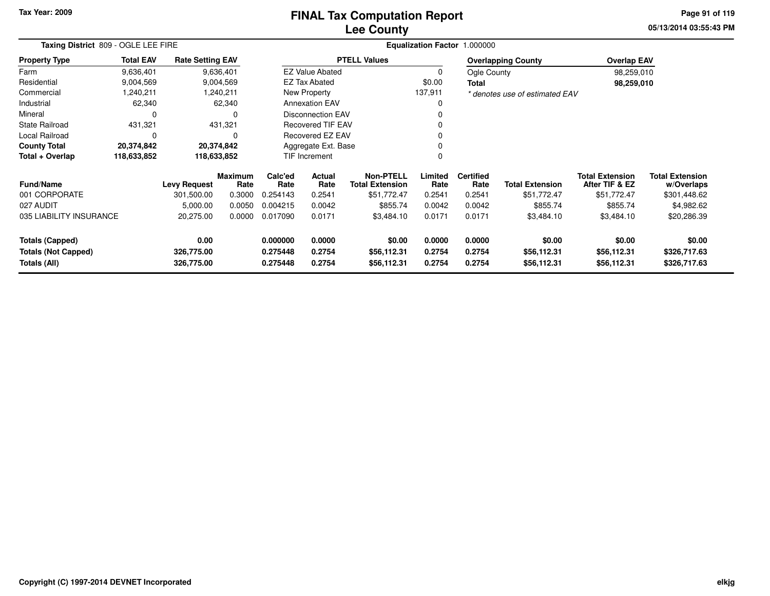Tax Year: 2009

# FINAL Tax Computation Report
## Lee County

05/13/2014 03:55:43 PM

**Taxing District** 809 - OGLE LEE FIRE

**Equalization Factor** 1.000000

| Property Type | Total EAV | Rate Setting EAV |
|---|---|---|
| Farm | 9,636,401 | 9,636,401 |
| Residential | 9,004,569 | 9,004,569 |
| Commercial | 1,240,211 | 1,240,211 |
| Industrial | 62,340 | 62,340 |
| Mineral | 0 | 0 |
| State Railroad | 431,321 | 431,321 |
| Local Railroad | 0 | 0 |
| **County Total** | **20,374,842** | **20,374,842** |
| **Total + Overlap** | **118,633,852** | **118,633,852** |

| PTELL Values | |
|---|---|
| EZ Value Abated | 0 |
| EZ Tax Abated | $0.00 |
| New Property | 137,911 |
| Annexation EAV | 0 |
| Disconnection EAV | 0 |
| Recovered TIF EAV | 0 |
| Recovered EZ EAV | 0 |
| Aggregate Ext. Base | 0 |
| TIF Increment | 0 |

| Overlapping County | Overlap EAV |
|---|---|
| Ogle County | 98,259,010 |
| **Total** | **98,259,010** |

*\* denotes use of estimated EAV*

| Fund/Name | Levy Request | Maximum Rate | Calc'ed Rate | Actual Rate | Non-PTELL Total Extension | Limited Rate | Certified Rate | Total Extension | Total Extension After TIF & EZ | Total Extension w/Overlaps |
|---|---|---|---|---|---|---|---|---|---|---|
| 001 CORPORATE | 301,500.00 | 0.3000 | 0.254143 | 0.2541 | $51,772.47 | 0.2541 | 0.2541 | $51,772.47 | $51,772.47 | $301,448.62 |
| 027 AUDIT | 5,000.00 | 0.0050 | 0.004215 | 0.0042 | $855.74 | 0.0042 | 0.0042 | $855.74 | $855.74 | $4,982.62 |
| 035 LIABILITY INSURANCE | 20,275.00 | 0.0000 | 0.017090 | 0.0171 | $3,484.10 | 0.0171 | 0.0171 | $3,484.10 | $3,484.10 | $20,286.39 |
| **Totals (Capped)** | **0.00** | | **0.000000** | **0.0000** | **$0.00** | **0.0000** | **0.0000** | **$0.00** | **$0.00** | **$0.00** |
| **Totals (Not Capped)** | **326,775.00** | | **0.275448** | **0.2754** | **$56,112.31** | **0.2754** | **0.2754** | **$56,112.31** | **$56,112.31** | **$326,717.63** |
| **Totals (All)** | **326,775.00** | | **0.275448** | **0.2754** | **$56,112.31** | **0.2754** | **0.2754** | **$56,112.31** | **$56,112.31** | **$326,717.63** |

Copyright (C) 1997-2014 DEVNET Incorporated

elkjg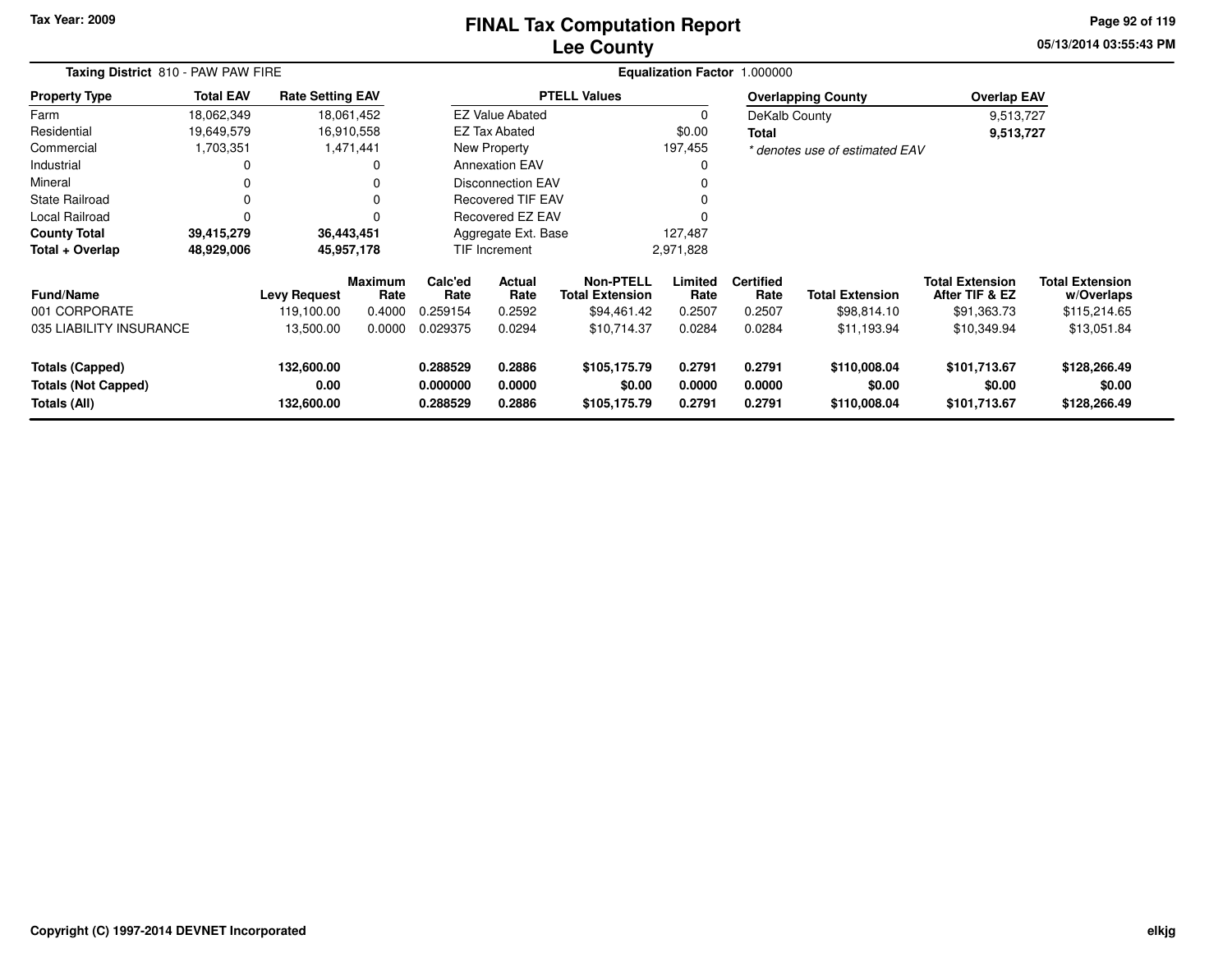Tax Year: 2009

# FINAL Tax Computation Report
# Lee County

05/13/2014 03:55:43 PM

**Taxing District** 810 - PAW PAW FIRE

**Equalization Factor** 1.000000

| Property Type | Total EAV | Rate Setting EAV |
|---|---|---|
| Farm | 18,062,349 | 18,061,452 |
| Residential | 19,649,579 | 16,910,558 |
| Commercial | 1,703,351 | 1,471,441 |
| Industrial | 0 | 0 |
| Mineral | 0 | 0 |
| State Railroad | 0 | 0 |
| Local Railroad | 0 | 0 |
| **County Total** | **39,415,279** | **36,443,451** |
| **Total + Overlap** | **48,929,006** | **45,957,178** |

| PTELL Values | |
|---|---|
| EZ Value Abated | 0 |
| EZ Tax Abated | $0.00 |
| New Property | 197,455 |
| Annexation EAV | 0 |
| Disconnection EAV | 0 |
| Recovered TIF EAV | 0 |
| Recovered EZ EAV | 0 |
| Aggregate Ext. Base | 127,487 |
| TIF Increment | 2,971,828 |

| Overlapping County | Overlap EAV |
|---|---|
| DeKalb County | 9,513,727 |
| **Total** | **9,513,727** |

*\* denotes use of estimated EAV*

| Fund/Name | Levy Request | Maximum Rate | Calc'ed Rate | Actual Rate | Non-PTELL Total Extension | Limited Rate | Certified Rate | Total Extension | Total Extension After TIF & EZ | Total Extension w/Overlaps |
|---|---|---|---|---|---|---|---|---|---|---|
| 001 CORPORATE | 119,100.00 | 0.4000 | 0.259154 | 0.2592 | $94,461.42 | 0.2507 | 0.2507 | $98,814.10 | $91,363.73 | $115,214.65 |
| 035 LIABILITY INSURANCE | 13,500.00 | 0.0000 | 0.029375 | 0.0294 | $10,714.37 | 0.0284 | 0.0284 | $11,193.94 | $10,349.94 | $13,051.84 |
| **Totals (Capped)** | **132,600.00** | | **0.288529** | **0.2886** | **$105,175.79** | **0.2791** | **0.2791** | **$110,008.04** | **$101,713.67** | **$128,266.49** |
| **Totals (Not Capped)** | **0.00** | | **0.000000** | **0.0000** | **$0.00** | **0.0000** | **0.0000** | **$0.00** | **$0.00** | **$0.00** |
| **Totals (All)** | **132,600.00** | | **0.288529** | **0.2886** | **$105,175.79** | **0.2791** | **0.2791** | **$110,008.04** | **$101,713.67** | **$128,266.49** |

Copyright (C) 1997-2014 DEVNET Incorporated

elkjg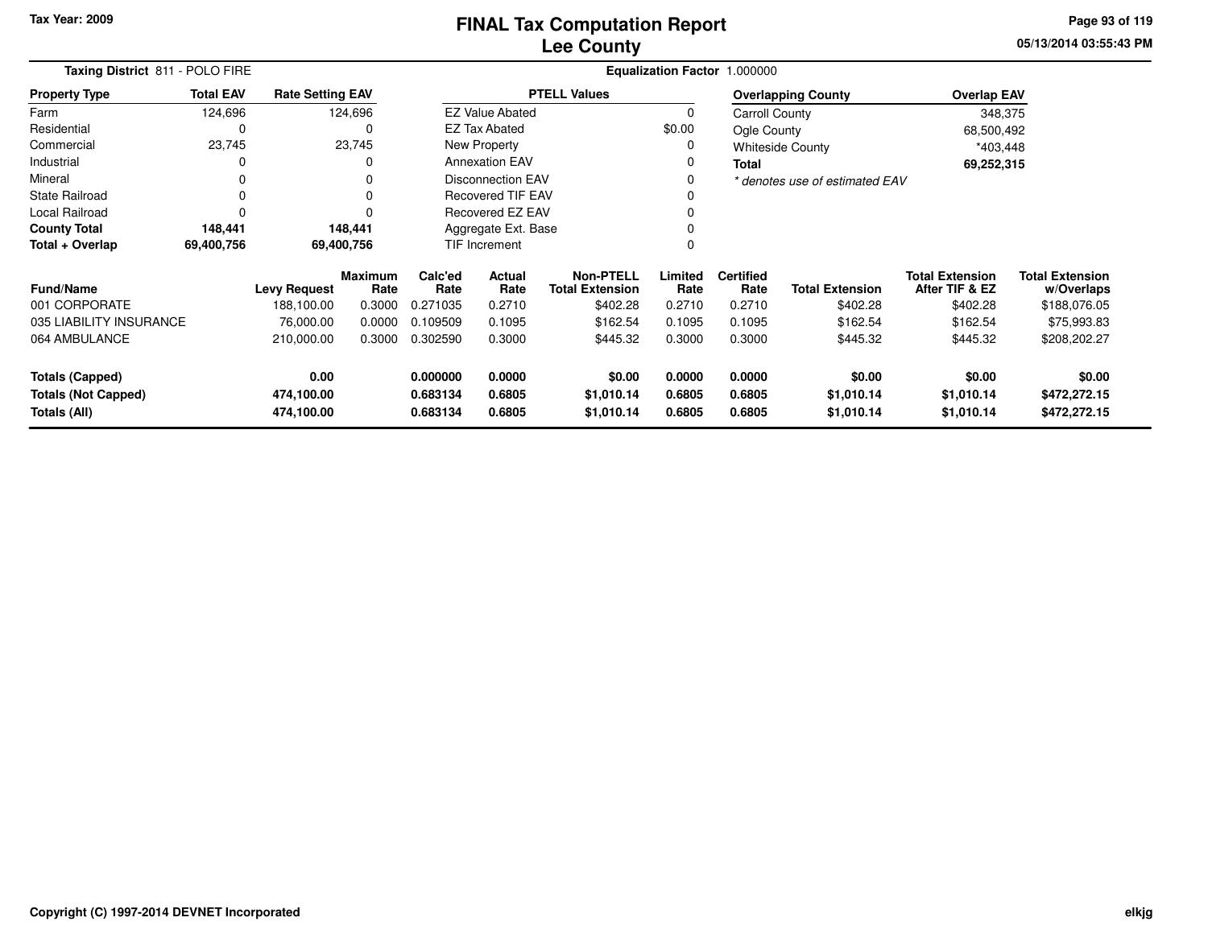Tax Year: 2009

# FINAL Tax Computation Report
## Lee County

05/13/2014 03:55:43 PM

**Taxing District** 811 - POLO FIRE

**Equalization Factor** 1.000000

| Property Type | Total EAV | Rate Setting EAV |
|---|---|---|
| Farm | 124,696 | 124,696 |
| Residential | 0 | 0 |
| Commercial | 23,745 | 23,745 |
| Industrial | 0 | 0 |
| Mineral | 0 | 0 |
| State Railroad | 0 | 0 |
| Local Railroad | 0 | 0 |
| **County Total** | **148,441** | **148,441** |
| **Total + Overlap** | **69,400,756** | **69,400,756** |

| PTELL Values | |
|---|---|
| EZ Value Abated | 0 |
| EZ Tax Abated | $0.00 |
| New Property | 0 |
| Annexation EAV | 0 |
| Disconnection EAV | 0 |
| Recovered TIF EAV | 0 |
| Recovered EZ EAV | 0 |
| Aggregate Ext. Base | 0 |
| TIF Increment | 0 |

| Overlapping County | Overlap EAV |
|---|---|
| Carroll County | 348,375 |
| Ogle County | 68,500,492 |
| Whiteside County | *403,448 |
| **Total** | **69,252,315** |

*\* denotes use of estimated EAV*

| Fund/Name | Levy Request | Maximum Rate | Calc'ed Rate | Actual Rate | Non-PTELL Total Extension | Limited Rate | Certified Rate | Total Extension | Total Extension After TIF & EZ | Total Extension w/Overlaps |
|---|---|---|---|---|---|---|---|---|---|---|
| 001 CORPORATE | 188,100.00 | 0.3000 | 0.271035 | 0.2710 | $402.28 | 0.2710 | 0.2710 | $402.28 | $402.28 | $188,076.05 |
| 035 LIABILITY INSURANCE | 76,000.00 | 0.0000 | 0.109509 | 0.1095 | $162.54 | 0.1095 | 0.1095 | $162.54 | $162.54 | $75,993.83 |
| 064 AMBULANCE | 210,000.00 | 0.3000 | 0.302590 | 0.3000 | $445.32 | 0.3000 | 0.3000 | $445.32 | $445.32 | $208,202.27 |
| **Totals (Capped)** | **0.00** | | **0.000000** | **0.0000** | **$0.00** | **0.0000** | **0.0000** | **$0.00** | **$0.00** | **$0.00** |
| **Totals (Not Capped)** | **474,100.00** | | **0.683134** | **0.6805** | **$1,010.14** | **0.6805** | **0.6805** | **$1,010.14** | **$1,010.14** | **$472,272.15** |
| **Totals (All)** | **474,100.00** | | **0.683134** | **0.6805** | **$1,010.14** | **0.6805** | **0.6805** | **$1,010.14** | **$1,010.14** | **$472,272.15** |

Copyright (C) 1997-2014 DEVNET Incorporated

elkjg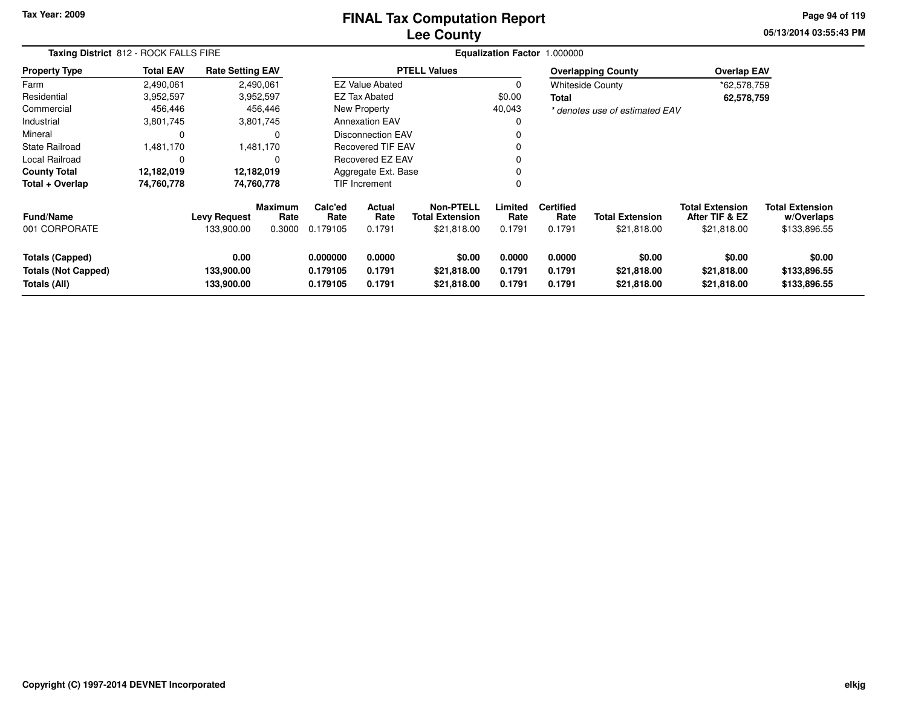Tax Year: 2009

# FINAL Tax Computation Report
## Lee County

05/13/2014 03:55:43 PM

**Taxing District** 812 - ROCK FALLS FIRE | **Equalization Factor** 1.000000

| Property Type | Total EAV | Rate Setting EAV |
|---|---|---|
| Farm | 2,490,061 | 2,490,061 |
| Residential | 3,952,597 | 3,952,597 |
| Commercial | 456,446 | 456,446 |
| Industrial | 3,801,745 | 3,801,745 |
| Mineral | 0 | 0 |
| State Railroad | 1,481,170 | 1,481,170 |
| Local Railroad | 0 | 0 |
| **County Total** | **12,182,019** | **12,182,019** |
| **Total + Overlap** | **74,760,778** | **74,760,778** |

| PTELL Values | |
|---|---|
| EZ Value Abated | 0 |
| EZ Tax Abated | $0.00 |
| New Property | 40,043 |
| Annexation EAV | 0 |
| Disconnection EAV | 0 |
| Recovered TIF EAV | 0 |
| Recovered EZ EAV | 0 |
| Aggregate Ext. Base | 0 |
| TIF Increment | 0 |

| Overlapping County | Overlap EAV |
|---|---|
| Whiteside County | *62,578,759 |
| **Total** | **62,578,759** |

*\* denotes use of estimated EAV*

| Fund/Name | Levy Request | Maximum Rate | Calc'ed Rate | Actual Rate | Non-PTELL Total Extension | Limited Rate | Certified Rate | Total Extension | Total Extension After TIF & EZ | Total Extension w/Overlaps |
|---|---|---|---|---|---|---|---|---|---|---|
| 001 CORPORATE | 133,900.00 | 0.3000 | 0.179105 | 0.1791 | $21,818.00 | 0.1791 | 0.1791 | $21,818.00 | $21,818.00 | $133,896.55 |
| **Totals (Capped)** | **0.00** | | **0.000000** | **0.0000** | **$0.00** | **0.0000** | **0.0000** | **$0.00** | **$0.00** | **$0.00** |
| **Totals (Not Capped)** | **133,900.00** | | **0.179105** | **0.1791** | **$21,818.00** | **0.1791** | **0.1791** | **$21,818.00** | **$21,818.00** | **$133,896.55** |
| **Totals (All)** | **133,900.00** | | **0.179105** | **0.1791** | **$21,818.00** | **0.1791** | **0.1791** | **$21,818.00** | **$21,818.00** | **$133,896.55** |

Copyright (C) 1997-2014 DEVNET Incorporated

elkjg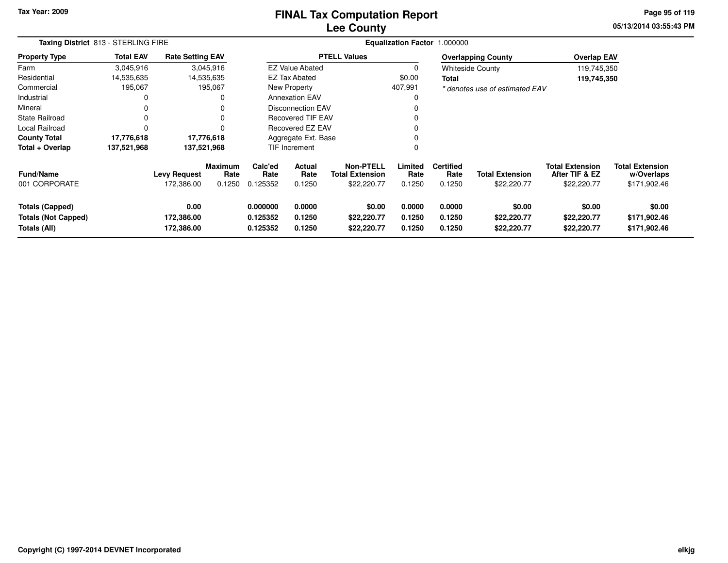Tax Year: 2009

# FINAL Tax Computation Report
## Lee County

05/13/2014 03:55:43 PM

**Taxing District** 813 - STERLING FIRE

**Equalization Factor** 1.000000

| Property Type | Total EAV | Rate Setting EAV |
|---|---|---|
| Farm | 3,045,916 | 3,045,916 |
| Residential | 14,535,635 | 14,535,635 |
| Commercial | 195,067 | 195,067 |
| Industrial | 0 | 0 |
| Mineral | 0 | 0 |
| State Railroad | 0 | 0 |
| Local Railroad | 0 | 0 |
| **County Total** | **17,776,618** | **17,776,618** |
| **Total + Overlap** | **137,521,968** | **137,521,968** |

| PTELL Values | |
|---|---|
| EZ Value Abated | 0 |
| EZ Tax Abated | $0.00 |
| New Property | 407,991 |
| Annexation EAV | 0 |
| Disconnection EAV | 0 |
| Recovered TIF EAV | 0 |
| Recovered EZ EAV | 0 |
| Aggregate Ext. Base | 0 |
| TIF Increment | 0 |

| Overlapping County | Overlap EAV |
|---|---|
| Whiteside County | 119,745,350 |
| **Total** | **119,745,350** |

*\* denotes use of estimated EAV*

| Fund/Name | Levy Request | Maximum Rate | Calc'ed Rate | Actual Rate | Non-PTELL Total Extension | Limited Rate | Certified Rate | Total Extension | Total Extension After TIF & EZ | Total Extension w/Overlaps |
|---|---|---|---|---|---|---|---|---|---|---|
| 001 CORPORATE | 172,386.00 | 0.1250 | 0.125352 | 0.1250 | $22,220.77 | 0.1250 | 0.1250 | $22,220.77 | $22,220.77 | $171,902.46 |
| **Totals (Capped)** | **0.00** | | **0.000000** | **0.0000** | **$0.00** | **0.0000** | **0.0000** | **$0.00** | **$0.00** | **$0.00** |
| **Totals (Not Capped)** | **172,386.00** | | **0.125352** | **0.1250** | **$22,220.77** | **0.1250** | **0.1250** | **$22,220.77** | **$22,220.77** | **$171,902.46** |
| **Totals (All)** | **172,386.00** | | **0.125352** | **0.1250** | **$22,220.77** | **0.1250** | **0.1250** | **$22,220.77** | **$22,220.77** | **$171,902.46** |

Copyright (C) 1997-2014 DEVNET Incorporated

elkjg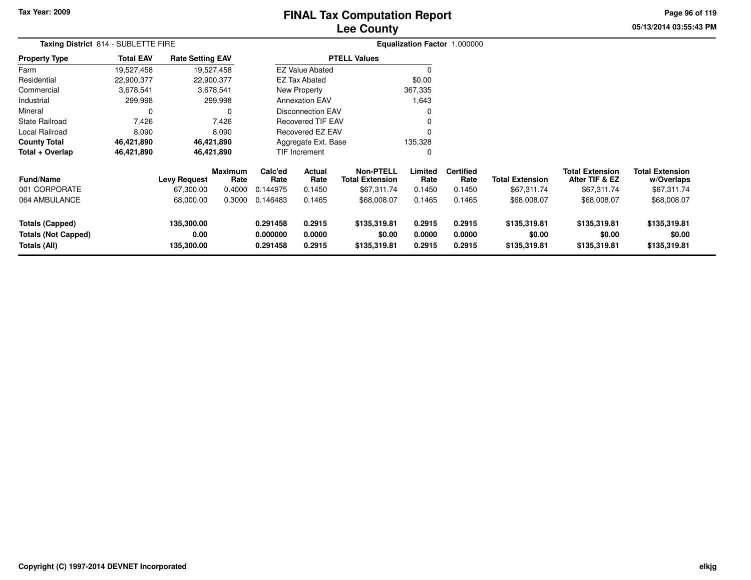Tax Year: 2009

# FINAL Tax Computation Report
## Lee County

05/13/2014 03:55:43 PM

**Taxing District** 814 - SUBLETTE FIRE

**Equalization Factor** 1.000000

| Property Type | Total EAV | Rate Setting EAV |
|---|---|---|
| Farm | 19,527,458 | 19,527,458 |
| Residential | 22,900,377 | 22,900,377 |
| Commercial | 3,678,541 | 3,678,541 |
| Industrial | 299,998 | 299,998 |
| Mineral | 0 | 0 |
| State Railroad | 7,426 | 7,426 |
| Local Railroad | 8,090 | 8,090 |
| **County Total** | **46,421,890** | **46,421,890** |
| **Total + Overlap** | **46,421,890** | **46,421,890** |

| PTELL Values | |
|---|---|
| EZ Value Abated | 0 |
| EZ Tax Abated | $0.00 |
| New Property | 367,335 |
| Annexation EAV | 1,643 |
| Disconnection EAV | 0 |
| Recovered TIF EAV | 0 |
| Recovered EZ EAV | 0 |
| Aggregate Ext. Base | 135,328 |
| TIF Increment | 0 |

| Fund/Name | Levy Request | Maximum Rate | Calc'ed Rate | Actual Rate | Non-PTELL Total Extension | Limited Rate | Certified Rate | Total Extension | Total Extension After TIF & EZ | Total Extension w/Overlaps |
|---|---|---|---|---|---|---|---|---|---|---|
| 001 CORPORATE | 67,300.00 | 0.4000 | 0.144975 | 0.1450 | $67,311.74 | 0.1450 | 0.1450 | $67,311.74 | $67,311.74 | $67,311.74 |
| 064 AMBULANCE | 68,000.00 | 0.3000 | 0.146483 | 0.1465 | $68,008.07 | 0.1465 | 0.1465 | $68,008.07 | $68,008.07 | $68,008.07 |
| **Totals (Capped)** | **135,300.00** | | **0.291458** | **0.2915** | **$135,319.81** | **0.2915** | **0.2915** | **$135,319.81** | **$135,319.81** | **$135,319.81** |
| **Totals (Not Capped)** | **0.00** | | **0.000000** | **0.0000** | **$0.00** | **0.0000** | **0.0000** | **$0.00** | **$0.00** | **$0.00** |
| **Totals (All)** | **135,300.00** | | **0.291458** | **0.2915** | **$135,319.81** | **0.2915** | **0.2915** | **$135,319.81** | **$135,319.81** | **$135,319.81** |

Copyright (C) 1997-2014 DEVNET Incorporated

elkjg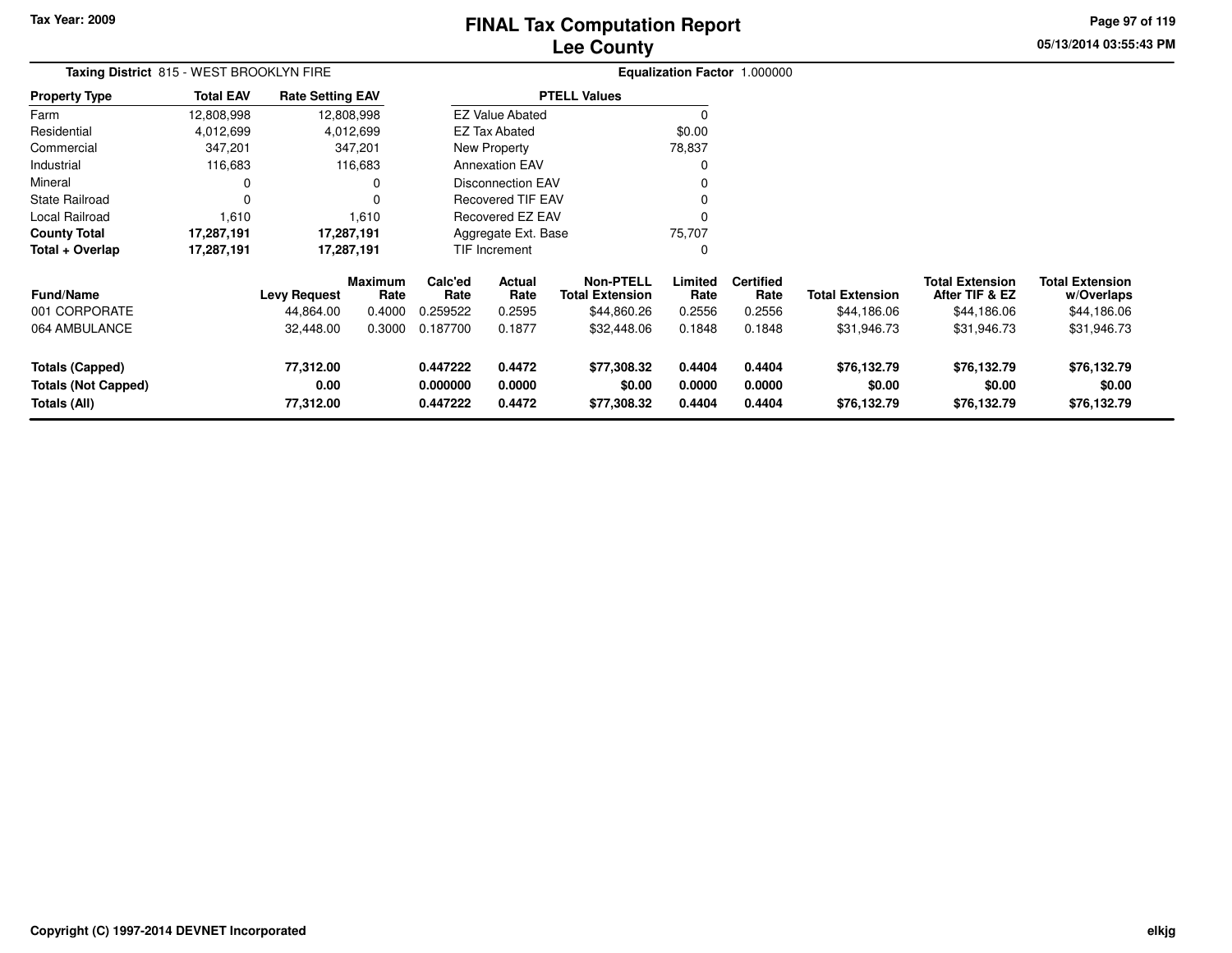**Tax Year: 2009**

# FINAL Tax Computation Report
## Lee County

05/13/2014 03:55:43 PM

**Taxing District** 815 - WEST BROOKLYN FIRE

**Equalization Factor** 1.000000

| Property Type | Total EAV | Rate Setting EAV |
|---|---|---|
| Farm | 12,808,998 | 12,808,998 |
| Residential | 4,012,699 | 4,012,699 |
| Commercial | 347,201 | 347,201 |
| Industrial | 116,683 | 116,683 |
| Mineral | 0 | 0 |
| State Railroad | 0 | 0 |
| Local Railroad | 1,610 | 1,610 |
| **County Total** | **17,287,191** | **17,287,191** |
| **Total + Overlap** | **17,287,191** | **17,287,191** |

| PTELL Values | |
|---|---|
| EZ Value Abated | 0 |
| EZ Tax Abated | $0.00 |
| New Property | 78,837 |
| Annexation EAV | 0 |
| Disconnection EAV | 0 |
| Recovered TIF EAV | 0 |
| Recovered EZ EAV | 0 |
| Aggregate Ext. Base | 75,707 |
| TIF Increment | 0 |

| Fund/Name | Levy Request | Maximum Rate | Calc'ed Rate | Actual Rate | Non-PTELL Total Extension | Limited Rate | Certified Rate | Total Extension | Total Extension After TIF & EZ | Total Extension w/Overlaps |
|---|---|---|---|---|---|---|---|---|---|---|
| 001 CORPORATE | 44,864.00 | 0.4000 | 0.259522 | 0.2595 | $44,860.26 | 0.2556 | 0.2556 | $44,186.06 | $44,186.06 | $44,186.06 |
| 064 AMBULANCE | 32,448.00 | 0.3000 | 0.187700 | 0.1877 | $32,448.06 | 0.1848 | 0.1848 | $31,946.73 | $31,946.73 | $31,946.73 |
| **Totals (Capped)** | **77,312.00** | | **0.447222** | **0.4472** | **$77,308.32** | **0.4404** | **0.4404** | **$76,132.79** | **$76,132.79** | **$76,132.79** |
| **Totals (Not Capped)** | **0.00** | | **0.000000** | **0.0000** | **$0.00** | **0.0000** | **0.0000** | **$0.00** | **$0.00** | **$0.00** |
| **Totals (All)** | **77,312.00** | | **0.447222** | **0.4472** | **$77,308.32** | **0.4404** | **0.4404** | **$76,132.79** | **$76,132.79** | **$76,132.79** |

**Copyright (C) 1997-2014 DEVNET Incorporated**

elkjg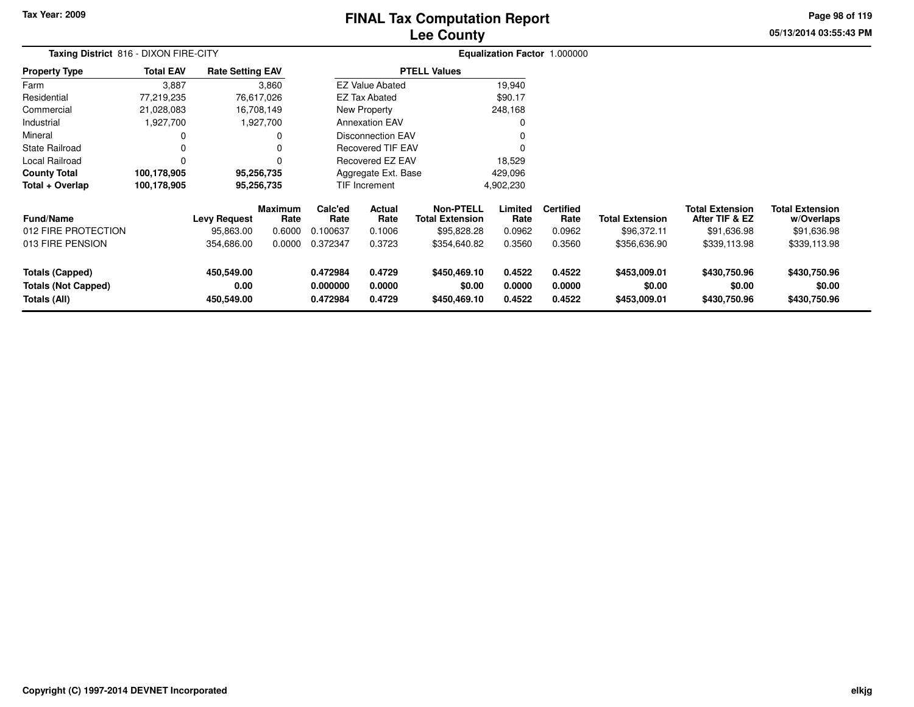Tax Year: 2009

# FINAL Tax Computation Report
## Lee County

05/13/2014 03:55:43 PM

**Taxing District** 816 - DIXON FIRE-CITY

**Equalization Factor** 1.000000

| Property Type | Total EAV | Rate Setting EAV |
|---|---|---|
| Farm | 3,887 | 3,860 |
| Residential | 77,219,235 | 76,617,026 |
| Commercial | 21,028,083 | 16,708,149 |
| Industrial | 1,927,700 | 1,927,700 |
| Mineral | 0 | 0 |
| State Railroad | 0 | 0 |
| Local Railroad | 0 | 0 |
| **County Total** | **100,178,905** | **95,256,735** |
| **Total + Overlap** | **100,178,905** | **95,256,735** |

| PTELL Values | |
|---|---|
| EZ Value Abated | 19,940 |
| EZ Tax Abated | $90.17 |
| New Property | 248,168 |
| Annexation EAV | 0 |
| Disconnection EAV | 0 |
| Recovered TIF EAV | 0 |
| Recovered EZ EAV | 18,529 |
| Aggregate Ext. Base | 429,096 |
| TIF Increment | 4,902,230 |

| Fund/Name | Levy Request | Maximum Rate | Calc'ed Rate | Actual Rate | Non-PTELL Total Extension | Limited Rate | Certified Rate | Total Extension | Total Extension After TIF & EZ | Total Extension w/Overlaps |
|---|---|---|---|---|---|---|---|---|---|---|
| 012 FIRE PROTECTION | 95,863.00 | 0.6000 | 0.100637 | 0.1006 | $95,828.28 | 0.0962 | 0.0962 | $96,372.11 | $91,636.98 | $91,636.98 |
| 013 FIRE PENSION | 354,686.00 | 0.0000 | 0.372347 | 0.3723 | $354,640.82 | 0.3560 | 0.3560 | $356,636.90 | $339,113.98 | $339,113.98 |
| **Totals (Capped)** | **450,549.00** | | **0.472984** | **0.4729** | **$450,469.10** | **0.4522** | **0.4522** | **$453,009.01** | **$430,750.96** | **$430,750.96** |
| **Totals (Not Capped)** | **0.00** | | **0.000000** | **0.0000** | **$0.00** | **0.0000** | **0.0000** | **$0.00** | **$0.00** | **$0.00** |
| **Totals (All)** | **450,549.00** | | **0.472984** | **0.4729** | **$450,469.10** | **0.4522** | **0.4522** | **$453,009.01** | **$430,750.96** | **$430,750.96** |

Copyright (C) 1997-2014 DEVNET Incorporated

elkjg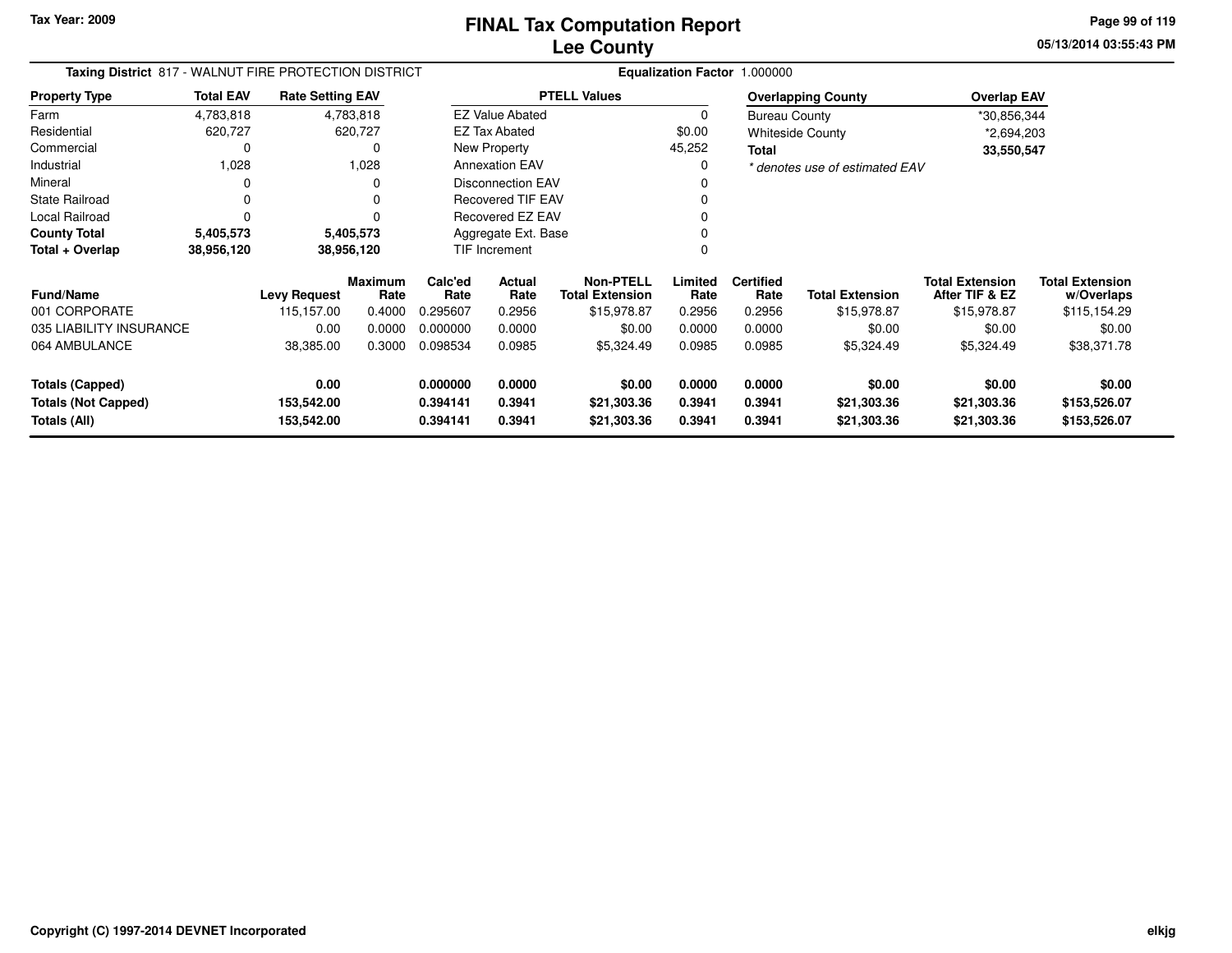# FINAL Tax Computation Report
## Lee County

Tax Year: 2009

05/13/2014 03:55:43 PM

**Taxing District** 817 - WALNUT FIRE PROTECTION DISTRICT

**Equalization Factor** 1.000000

| Property Type | Total EAV | Rate Setting EAV |
|---|---|---|
| Farm | 4,783,818 | 4,783,818 |
| Residential | 620,727 | 620,727 |
| Commercial | 0 | 0 |
| Industrial | 1,028 | 1,028 |
| Mineral | 0 | 0 |
| State Railroad | 0 | 0 |
| Local Railroad | 0 | 0 |
| **County Total** | **5,405,573** | **5,405,573** |
| **Total + Overlap** | **38,956,120** | **38,956,120** |

| PTELL Values | |
|---|---|
| EZ Value Abated | 0 |
| EZ Tax Abated | $0.00 |
| New Property | 45,252 |
| Annexation EAV | 0 |
| Disconnection EAV | 0 |
| Recovered TIF EAV | 0 |
| Recovered EZ EAV | 0 |
| Aggregate Ext. Base | 0 |
| TIF Increment | 0 |

| Overlapping County | Overlap EAV |
|---|---|
| Bureau County | *30,856,344 |
| Whiteside County | *2,694,203 |
| **Total** | **33,550,547** |

*\* denotes use of estimated EAV*

| Fund/Name | Levy Request | Maximum Rate | Calc'ed Rate | Actual Rate | Non-PTELL Total Extension | Limited Rate | Certified Rate | Total Extension | Total Extension After TIF & EZ | Total Extension w/Overlaps |
|---|---|---|---|---|---|---|---|---|---|---|
| 001 CORPORATE | 115,157.00 | 0.4000 | 0.295607 | 0.2956 | $15,978.87 | 0.2956 | 0.2956 | $15,978.87 | $15,978.87 | $115,154.29 |
| 035 LIABILITY INSURANCE | 0.00 | 0.0000 | 0.000000 | 0.0000 | $0.00 | 0.0000 | 0.0000 | $0.00 | $0.00 | $0.00 |
| 064 AMBULANCE | 38,385.00 | 0.3000 | 0.098534 | 0.0985 | $5,324.49 | 0.0985 | 0.0985 | $5,324.49 | $5,324.49 | $38,371.78 |
| **Totals (Capped)** | **0.00** | | **0.000000** | **0.0000** | **$0.00** | **0.0000** | **0.0000** | **$0.00** | **$0.00** | **$0.00** |
| **Totals (Not Capped)** | **153,542.00** | | **0.394141** | **0.3941** | **$21,303.36** | **0.3941** | **0.3941** | **$21,303.36** | **$21,303.36** | **$153,526.07** |
| **Totals (All)** | **153,542.00** | | **0.394141** | **0.3941** | **$21,303.36** | **0.3941** | **0.3941** | **$21,303.36** | **$21,303.36** | **$153,526.07** |

Copyright (C) 1997-2014 DEVNET Incorporated

elkjg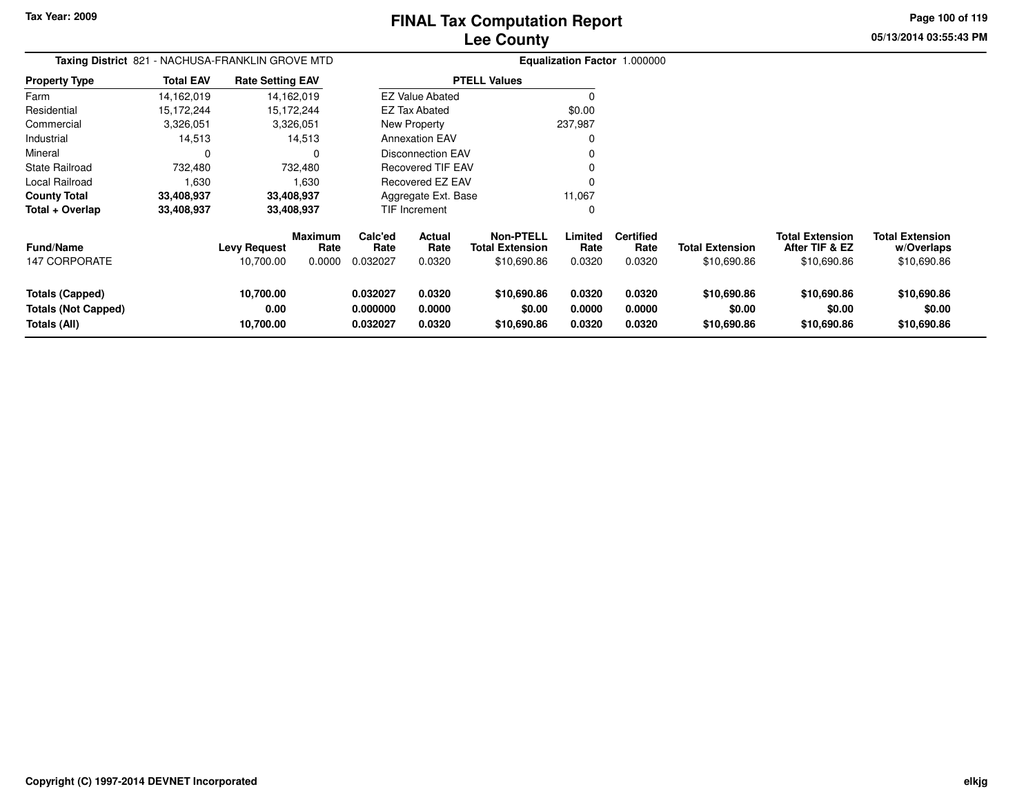Tax Year: 2009

# FINAL Tax Computation Report
# Lee County

05/13/2014 03:55:43 PM

**Taxing District** 821 - NACHUSA-FRANKLIN GROVE MTD

**Equalization Factor** 1.000000

| Property Type | Total EAV | Rate Setting EAV |
|---|---|---|
| Farm | 14,162,019 | 14,162,019 |
| Residential | 15,172,244 | 15,172,244 |
| Commercial | 3,326,051 | 3,326,051 |
| Industrial | 14,513 | 14,513 |
| Mineral | 0 | 0 |
| State Railroad | 732,480 | 732,480 |
| Local Railroad | 1,630 | 1,630 |
| **County Total** | **33,408,937** | **33,408,937** |
| **Total + Overlap** | **33,408,937** | **33,408,937** |

| PTELL Values | |
|---|---|
| EZ Value Abated | 0 |
| EZ Tax Abated | $0.00 |
| New Property | 237,987 |
| Annexation EAV | 0 |
| Disconnection EAV | 0 |
| Recovered TIF EAV | 0 |
| Recovered EZ EAV | 0 |
| Aggregate Ext. Base | 11,067 |
| TIF Increment | 0 |

| Fund/Name | Levy Request | Maximum Rate | Calc'ed Rate | Actual Rate | Non-PTELL Total Extension | Limited Rate | Certified Rate | Total Extension | Total Extension After TIF & EZ | Total Extension w/Overlaps |
|---|---|---|---|---|---|---|---|---|---|---|
| 147 CORPORATE | 10,700.00 | 0.0000 | 0.032027 | 0.0320 | $10,690.86 | 0.0320 | 0.0320 | $10,690.86 | $10,690.86 | $10,690.86 |
| **Totals (Capped)** | **10,700.00** | | **0.032027** | **0.0320** | **$10,690.86** | **0.0320** | **0.0320** | **$10,690.86** | **$10,690.86** | **$10,690.86** |
| **Totals (Not Capped)** | **0.00** | | **0.000000** | **0.0000** | **$0.00** | **0.0000** | **0.0000** | **$0.00** | **$0.00** | **$0.00** |
| **Totals (All)** | **10,700.00** | | **0.032027** | **0.0320** | **$10,690.86** | **0.0320** | **0.0320** | **$10,690.86** | **$10,690.86** | **$10,690.86** |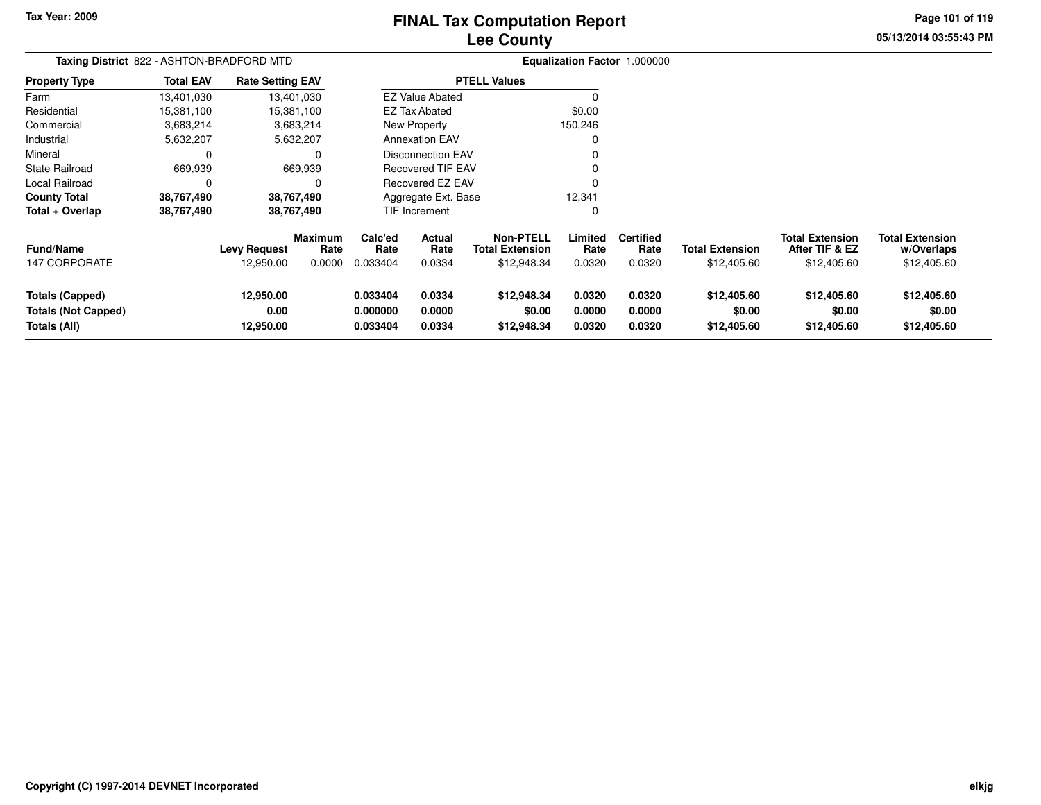Tax Year: 2009

# FINAL Tax Computation Report
## Lee County

05/13/2014 03:55:43 PM

**Taxing District** 822 - ASHTON-BRADFORD MTD **Equalization Factor** 1.000000

| Property Type | Total EAV | Rate Setting EAV |
|---|---|---|
| Farm | 13,401,030 | 13,401,030 |
| Residential | 15,381,100 | 15,381,100 |
| Commercial | 3,683,214 | 3,683,214 |
| Industrial | 5,632,207 | 5,632,207 |
| Mineral | 0 | 0 |
| State Railroad | 669,939 | 669,939 |
| Local Railroad | 0 | 0 |
| **County Total** | **38,767,490** | **38,767,490** |
| **Total + Overlap** | **38,767,490** | **38,767,490** |

| PTELL Values | |
|---|---|
| EZ Value Abated | 0 |
| EZ Tax Abated | $0.00 |
| New Property | 150,246 |
| Annexation EAV | 0 |
| Disconnection EAV | 0 |
| Recovered TIF EAV | 0 |
| Recovered EZ EAV | 0 |
| Aggregate Ext. Base | 12,341 |
| TIF Increment | 0 |

| Fund/Name | Levy Request | Maximum Rate | Calc'ed Rate | Actual Rate | Non-PTELL Total Extension | Limited Rate | Certified Rate | Total Extension | Total Extension After TIF & EZ | Total Extension w/Overlaps |
|---|---|---|---|---|---|---|---|---|---|---|
| 147 CORPORATE | 12,950.00 | 0.0000 | 0.033404 | 0.0334 | $12,948.34 | 0.0320 | 0.0320 | $12,405.60 | $12,405.60 | $12,405.60 |
| **Totals (Capped)** | **12,950.00** | | **0.033404** | **0.0334** | **$12,948.34** | **0.0320** | **0.0320** | **$12,405.60** | **$12,405.60** | **$12,405.60** |
| **Totals (Not Capped)** | **0.00** | | **0.000000** | **0.0000** | **$0.00** | **0.0000** | **0.0000** | **$0.00** | **$0.00** | **$0.00** |
| **Totals (All)** | **12,950.00** | | **0.033404** | **0.0334** | **$12,948.34** | **0.0320** | **0.0320** | **$12,405.60** | **$12,405.60** | **$12,405.60** |

Copyright (C) 1997-2014 DEVNET Incorporated

elkjg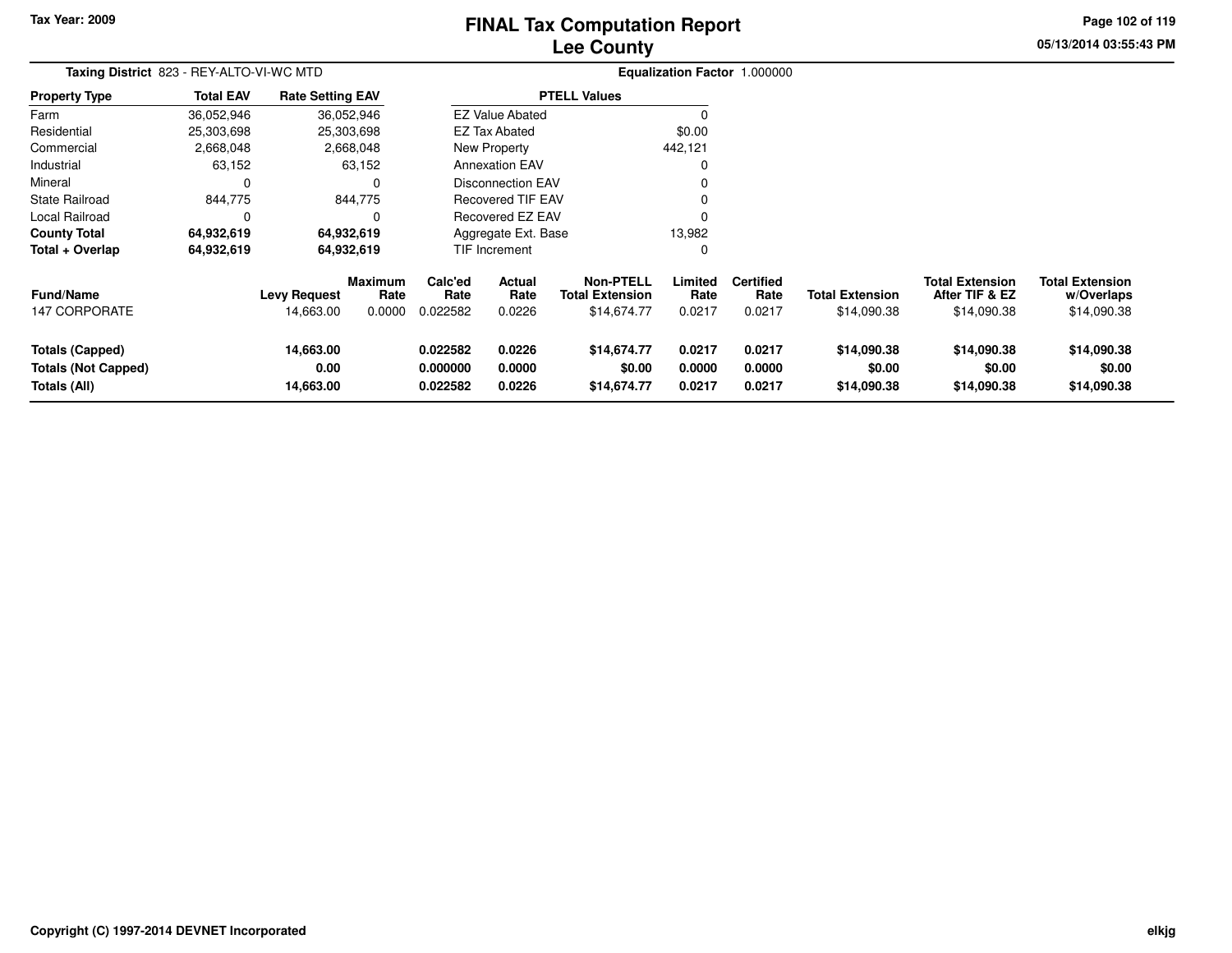Tax Year: 2009

# FINAL Tax Computation Report
## Lee County

**Taxing District** 823 - REY-ALTO-VI-WC MTD

**Equalization Factor** 1.000000

| Property Type | Total EAV | Rate Setting EAV |
|---|---|---|
| Farm | 36,052,946 | 36,052,946 |
| Residential | 25,303,698 | 25,303,698 |
| Commercial | 2,668,048 | 2,668,048 |
| Industrial | 63,152 | 63,152 |
| Mineral | 0 | 0 |
| State Railroad | 844,775 | 844,775 |
| Local Railroad | 0 | 0 |
| **County Total** | **64,932,619** | **64,932,619** |
| **Total + Overlap** | **64,932,619** | **64,932,619** |

| PTELL Values | |
|---|---|
| EZ Value Abated | 0 |
| EZ Tax Abated | $0.00 |
| New Property | 442,121 |
| Annexation EAV | 0 |
| Disconnection EAV | 0 |
| Recovered TIF EAV | 0 |
| Recovered EZ EAV | 0 |
| Aggregate Ext. Base | 13,982 |
| TIF Increment | 0 |

| Fund/Name | Levy Request | Maximum Rate | Calc'ed Rate | Actual Rate | Non-PTELL Total Extension | Limited Rate | Certified Rate | Total Extension | Total Extension After TIF & EZ | Total Extension w/Overlaps |
|---|---|---|---|---|---|---|---|---|---|---|
| 147 CORPORATE | 14,663.00 | 0.0000 | 0.022582 | 0.0226 | $14,674.77 | 0.0217 | 0.0217 | $14,090.38 | $14,090.38 | $14,090.38 |
| **Totals (Capped)** | **14,663.00** | | **0.022582** | **0.0226** | **$14,674.77** | **0.0217** | **0.0217** | **$14,090.38** | **$14,090.38** | **$14,090.38** |
| **Totals (Not Capped)** | **0.00** | | **0.000000** | **0.0000** | **$0.00** | **0.0000** | **0.0000** | **$0.00** | **$0.00** | **$0.00** |
| **Totals (All)** | **14,663.00** | | **0.022582** | **0.0226** | **$14,674.77** | **0.0217** | **0.0217** | **$14,090.38** | **$14,090.38** | **$14,090.38** |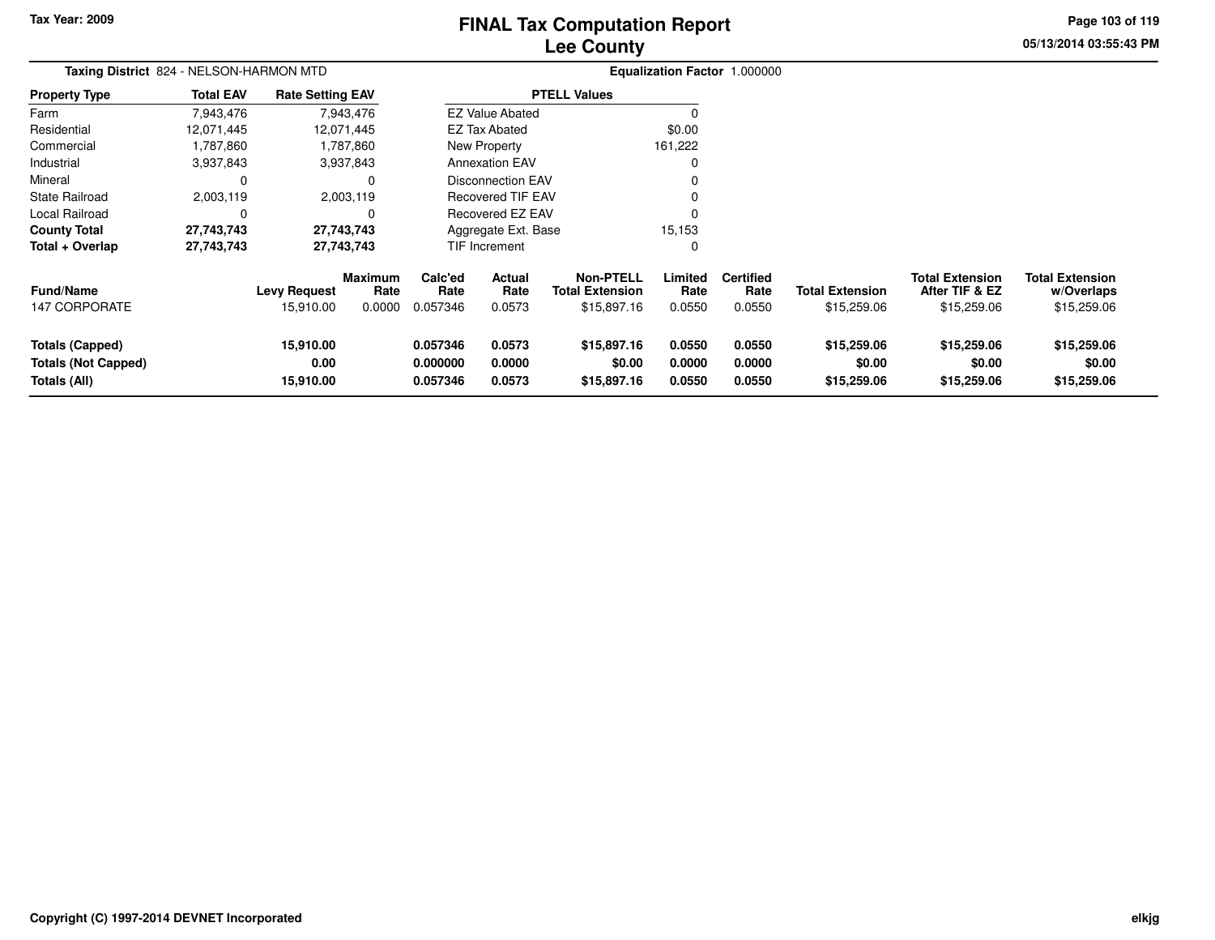Tax Year: 2009

# FINAL Tax Computation Report
## Lee County

05/13/2014 03:55:43 PM

**Taxing District** 824 - NELSON-HARMON MTD

**Equalization Factor** 1.000000

| Property Type | Total EAV | Rate Setting EAV |
|---|---|---|
| Farm | 7,943,476 | 7,943,476 |
| Residential | 12,071,445 | 12,071,445 |
| Commercial | 1,787,860 | 1,787,860 |
| Industrial | 3,937,843 | 3,937,843 |
| Mineral | 0 | 0 |
| State Railroad | 2,003,119 | 2,003,119 |
| Local Railroad | 0 | 0 |
| **County Total** | **27,743,743** | **27,743,743** |
| **Total + Overlap** | **27,743,743** | **27,743,743** |

| PTELL Values | |
|---|---|
| EZ Value Abated | 0 |
| EZ Tax Abated | $0.00 |
| New Property | 161,222 |
| Annexation EAV | 0 |
| Disconnection EAV | 0 |
| Recovered TIF EAV | 0 |
| Recovered EZ EAV | 0 |
| Aggregate Ext. Base | 15,153 |
| TIF Increment | 0 |

| Fund/Name | Levy Request | Maximum Rate | Calc'ed Rate | Actual Rate | Non-PTELL Total Extension | Limited Rate | Certified Rate | Total Extension | Total Extension After TIF & EZ | Total Extension w/Overlaps |
|---|---|---|---|---|---|---|---|---|---|---|
| 147 CORPORATE | 15,910.00 | 0.0000 | 0.057346 | 0.0573 | $15,897.16 | 0.0550 | 0.0550 | $15,259.06 | $15,259.06 | $15,259.06 |
| **Totals (Capped)** | **15,910.00** | | **0.057346** | **0.0573** | **$15,897.16** | **0.0550** | **0.0550** | **$15,259.06** | **$15,259.06** | **$15,259.06** |
| **Totals (Not Capped)** | **0.00** | | **0.000000** | **0.0000** | **$0.00** | **0.0000** | **0.0000** | **$0.00** | **$0.00** | **$0.00** |
| **Totals (All)** | **15,910.00** | | **0.057346** | **0.0573** | **$15,897.16** | **0.0550** | **0.0550** | **$15,259.06** | **$15,259.06** | **$15,259.06** |

Copyright (C) 1997-2014 DEVNET Incorporated

elkjg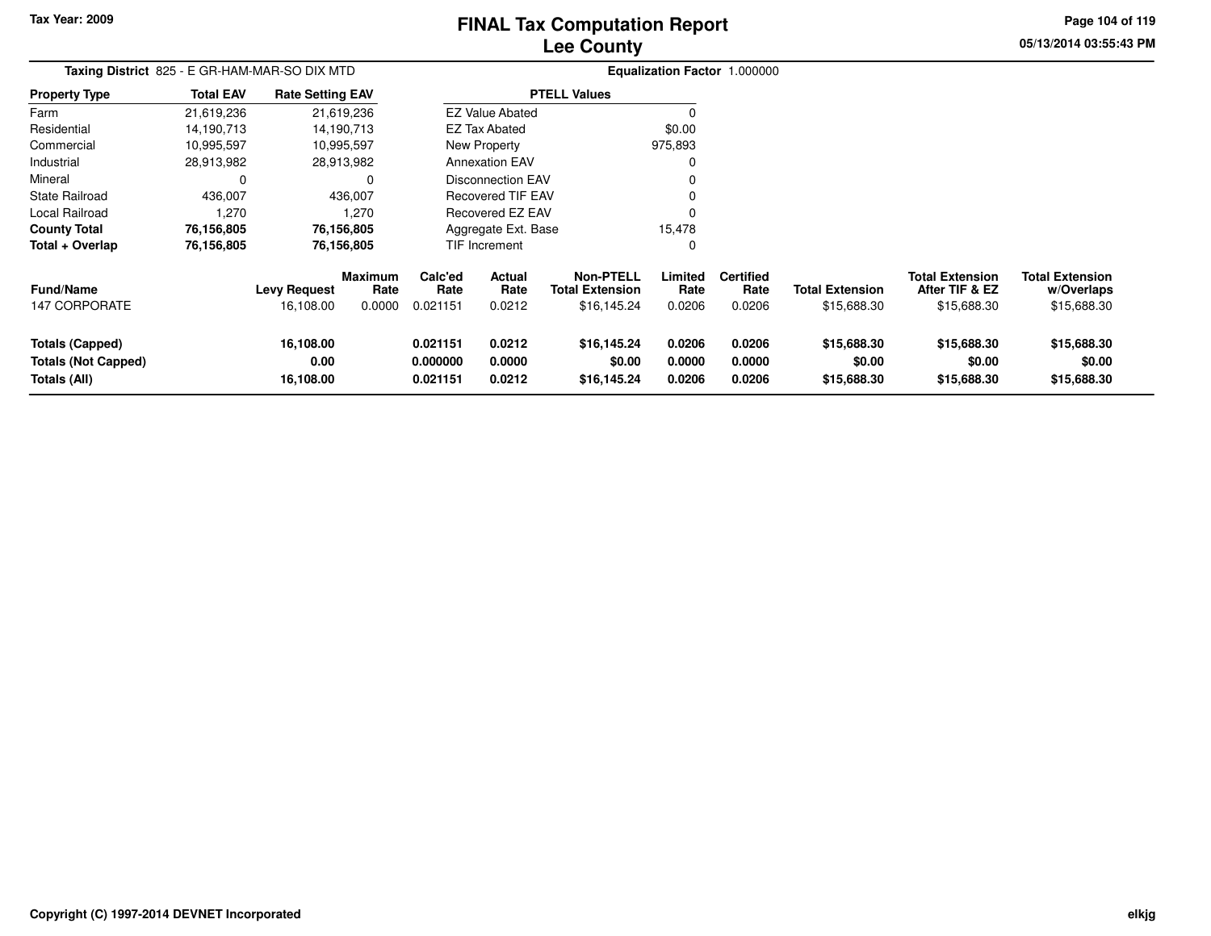Tax Year: 2009

# FINAL Tax Computation Report
## Lee County

05/13/2014 03:55:43 PM

**Taxing District** 825 - E GR-HAM-MAR-SO DIX MTD

**Equalization Factor** 1.000000

| Property Type | Total EAV | Rate Setting EAV |
|---|---|---|
| Farm | 21,619,236 | 21,619,236 |
| Residential | 14,190,713 | 14,190,713 |
| Commercial | 10,995,597 | 10,995,597 |
| Industrial | 28,913,982 | 28,913,982 |
| Mineral | 0 | 0 |
| State Railroad | 436,007 | 436,007 |
| Local Railroad | 1,270 | 1,270 |
| **County Total** | **76,156,805** | **76,156,805** |
| **Total + Overlap** | **76,156,805** | **76,156,805** |

| PTELL Values | |
|---|---|
| EZ Value Abated | 0 |
| EZ Tax Abated | $0.00 |
| New Property | 975,893 |
| Annexation EAV | 0 |
| Disconnection EAV | 0 |
| Recovered TIF EAV | 0 |
| Recovered EZ EAV | 0 |
| Aggregate Ext. Base | 15,478 |
| TIF Increment | 0 |

| Fund/Name | Levy Request | Maximum Rate | Calc'ed Rate | Actual Rate | Non-PTELL Total Extension | Limited Rate | Certified Rate | Total Extension | Total Extension After TIF & EZ | Total Extension w/Overlaps |
|---|---|---|---|---|---|---|---|---|---|---|
| 147 CORPORATE | 16,108.00 | 0.0000 | 0.021151 | 0.0212 | $16,145.24 | 0.0206 | 0.0206 | $15,688.30 | $15,688.30 | $15,688.30 |
| **Totals (Capped)** | **16,108.00** | | **0.021151** | **0.0212** | **$16,145.24** | **0.0206** | **0.0206** | **$15,688.30** | **$15,688.30** | **$15,688.30** |
| **Totals (Not Capped)** | **0.00** | | **0.000000** | **0.0000** | **$0.00** | **0.0000** | **0.0000** | **$0.00** | **$0.00** | **$0.00** |
| **Totals (All)** | **16,108.00** | | **0.021151** | **0.0212** | **$16,145.24** | **0.0206** | **0.0206** | **$15,688.30** | **$15,688.30** | **$15,688.30** |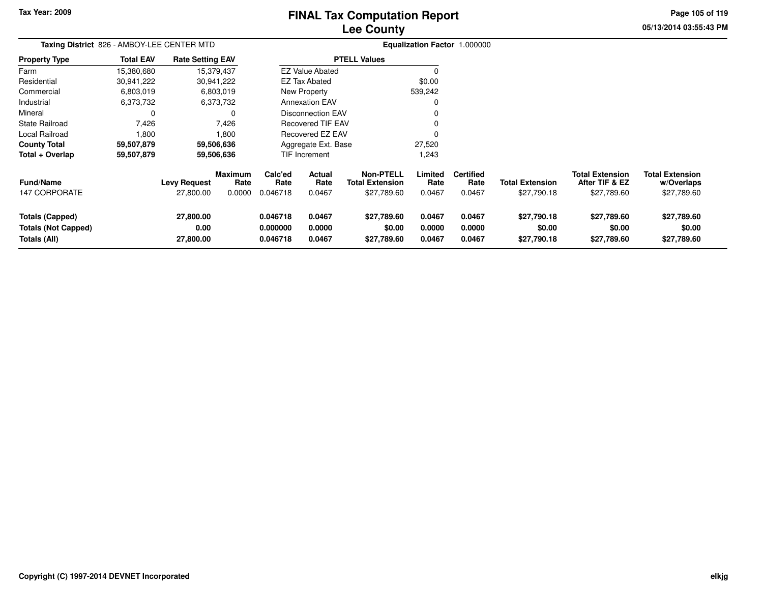# FINAL Tax Computation Report
## Lee County

Tax Year: 2009

05/13/2014 03:55:43 PM

**Taxing District** 826 - AMBOY-LEE CENTER MTD

**Equalization Factor** 1.000000

| Property Type | Total EAV | Rate Setting EAV |
|---|---|---|
| Farm | 15,380,680 | 15,379,437 |
| Residential | 30,941,222 | 30,941,222 |
| Commercial | 6,803,019 | 6,803,019 |
| Industrial | 6,373,732 | 6,373,732 |
| Mineral | 0 | 0 |
| State Railroad | 7,426 | 7,426 |
| Local Railroad | 1,800 | 1,800 |
| **County Total** | **59,507,879** | **59,506,636** |
| **Total + Overlap** | **59,507,879** | **59,506,636** |

| PTELL Values | |
|---|---|
| EZ Value Abated | 0 |
| EZ Tax Abated | $0.00 |
| New Property | 539,242 |
| Annexation EAV | 0 |
| Disconnection EAV | 0 |
| Recovered TIF EAV | 0 |
| Recovered EZ EAV | 0 |
| Aggregate Ext. Base | 27,520 |
| TIF Increment | 1,243 |

| Fund/Name | Levy Request | Maximum Rate | Calc'ed Rate | Actual Rate | Non-PTELL Total Extension | Limited Rate | Certified Rate | Total Extension | Total Extension After TIF & EZ | Total Extension w/Overlaps |
|---|---|---|---|---|---|---|---|---|---|---|
| 147 CORPORATE | 27,800.00 | 0.0000 | 0.046718 | 0.0467 | $27,789.60 | 0.0467 | 0.0467 | $27,790.18 | $27,789.60 | $27,789.60 |
| **Totals (Capped)** | **27,800.00** | | **0.046718** | **0.0467** | **$27,789.60** | **0.0467** | **0.0467** | **$27,790.18** | **$27,789.60** | **$27,789.60** |
| **Totals (Not Capped)** | **0.00** | | **0.000000** | **0.0000** | **$0.00** | **0.0000** | **0.0000** | **$0.00** | **$0.00** | **$0.00** |
| **Totals (All)** | **27,800.00** | | **0.046718** | **0.0467** | **$27,789.60** | **0.0467** | **0.0467** | **$27,790.18** | **$27,789.60** | **$27,789.60** |

Copyright (C) 1997-2014 DEVNET Incorporated

elkjg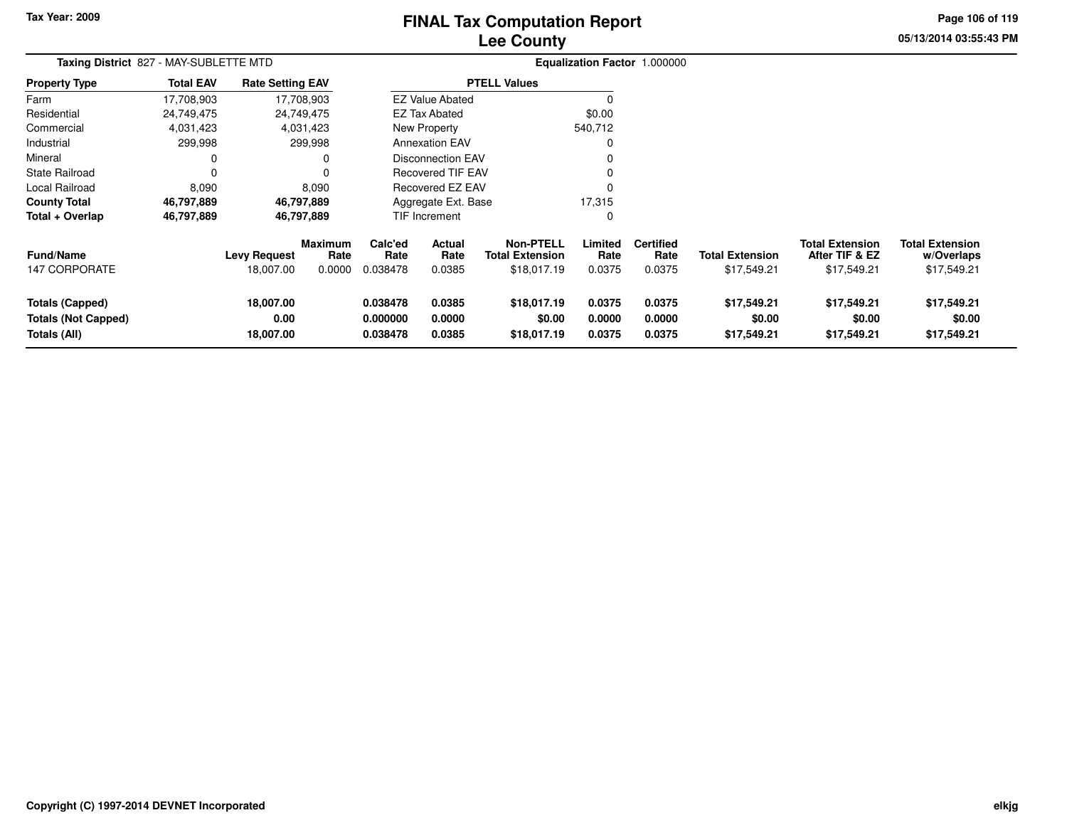Tax Year: 2009

# FINAL Tax Computation Report
## Lee County

05/13/2014 03:55:43 PM

**Taxing District** 827 - MAY-SUBLETTE MTD

**Equalization Factor** 1.000000

| Property Type | Total EAV | Rate Setting EAV |
|---|---|---|
| Farm | 17,708,903 | 17,708,903 |
| Residential | 24,749,475 | 24,749,475 |
| Commercial | 4,031,423 | 4,031,423 |
| Industrial | 299,998 | 299,998 |
| Mineral | 0 | 0 |
| State Railroad | 0 | 0 |
| Local Railroad | 8,090 | 8,090 |
| **County Total** | **46,797,889** | **46,797,889** |
| **Total + Overlap** | **46,797,889** | **46,797,889** |

| PTELL Values | |
|---|---|
| EZ Value Abated | 0 |
| EZ Tax Abated | $0.00 |
| New Property | 540,712 |
| Annexation EAV | 0 |
| Disconnection EAV | 0 |
| Recovered TIF EAV | 0 |
| Recovered EZ EAV | 0 |
| Aggregate Ext. Base | 17,315 |
| TIF Increment | 0 |

| Fund/Name | Levy Request | Maximum Rate | Calc'ed Rate | Actual Rate | Non-PTELL Total Extension | Limited Rate | Certified Rate | Total Extension | Total Extension After TIF & EZ | Total Extension w/Overlaps |
|---|---|---|---|---|---|---|---|---|---|---|
| 147 CORPORATE | 18,007.00 | 0.0000 | 0.038478 | 0.0385 | $18,017.19 | 0.0375 | 0.0375 | $17,549.21 | $17,549.21 | $17,549.21 |
| **Totals (Capped)** | **18,007.00** | | **0.038478** | **0.0385** | **$18,017.19** | **0.0375** | **0.0375** | **$17,549.21** | **$17,549.21** | **$17,549.21** |
| **Totals (Not Capped)** | **0.00** | | **0.000000** | **0.0000** | **$0.00** | **0.0000** | **0.0000** | **$0.00** | **$0.00** | **$0.00** |
| **Totals (All)** | **18,007.00** | | **0.038478** | **0.0385** | **$18,017.19** | **0.0375** | **0.0375** | **$17,549.21** | **$17,549.21** | **$17,549.21** |

Copyright (C) 1997-2014 DEVNET Incorporated

elkjg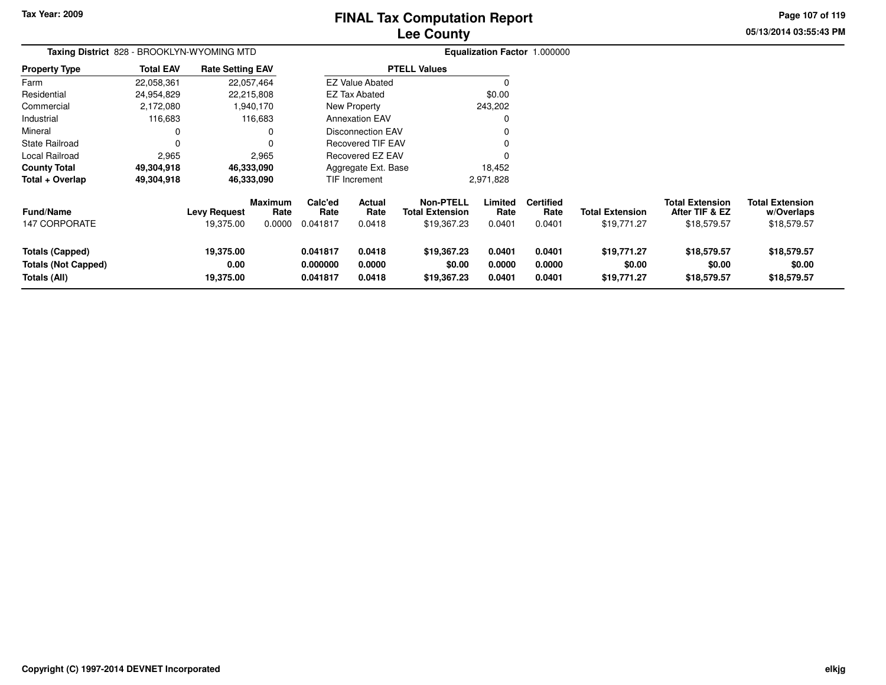**Tax Year: 2009**

# FINAL Tax Computation Report
## Lee County

**Taxing District** 828 - BROOKLYN-WYOMING MTD

**Equalization Factor** 1.000000

| Property Type | Total EAV | Rate Setting EAV |
|---|---|---|
| Farm | 22,058,361 | 22,057,464 |
| Residential | 24,954,829 | 22,215,808 |
| Commercial | 2,172,080 | 1,940,170 |
| Industrial | 116,683 | 116,683 |
| Mineral | 0 | 0 |
| State Railroad | 0 | 0 |
| Local Railroad | 2,965 | 2,965 |
| **County Total** | **49,304,918** | **46,333,090** |
| **Total + Overlap** | **49,304,918** | **46,333,090** |

| PTELL Values | |
|---|---|
| EZ Value Abated | 0 |
| EZ Tax Abated | $0.00 |
| New Property | 243,202 |
| Annexation EAV | 0 |
| Disconnection EAV | 0 |
| Recovered TIF EAV | 0 |
| Recovered EZ EAV | 0 |
| Aggregate Ext. Base | 18,452 |
| TIF Increment | 2,971,828 |

| Fund/Name | Levy Request | Maximum Rate | Calc'ed Rate | Actual Rate | Non-PTELL Total Extension | Limited Rate | Certified Rate | Total Extension | Total Extension After TIF & EZ | Total Extension w/Overlaps |
|---|---|---|---|---|---|---|---|---|---|---|
| 147 CORPORATE | 19,375.00 | 0.0000 | 0.041817 | 0.0418 | $19,367.23 | 0.0401 | 0.0401 | $19,771.27 | $18,579.57 | $18,579.57 |
| **Totals (Capped)** | **19,375.00** | | **0.041817** | **0.0418** | **$19,367.23** | **0.0401** | **0.0401** | **$19,771.27** | **$18,579.57** | **$18,579.57** |
| **Totals (Not Capped)** | **0.00** | | **0.000000** | **0.0000** | **$0.00** | **0.0000** | **0.0000** | **$0.00** | **$0.00** | **$0.00** |
| **Totals (All)** | **19,375.00** | | **0.041817** | **0.0418** | **$19,367.23** | **0.0401** | **0.0401** | **$19,771.27** | **$18,579.57** | **$18,579.57** |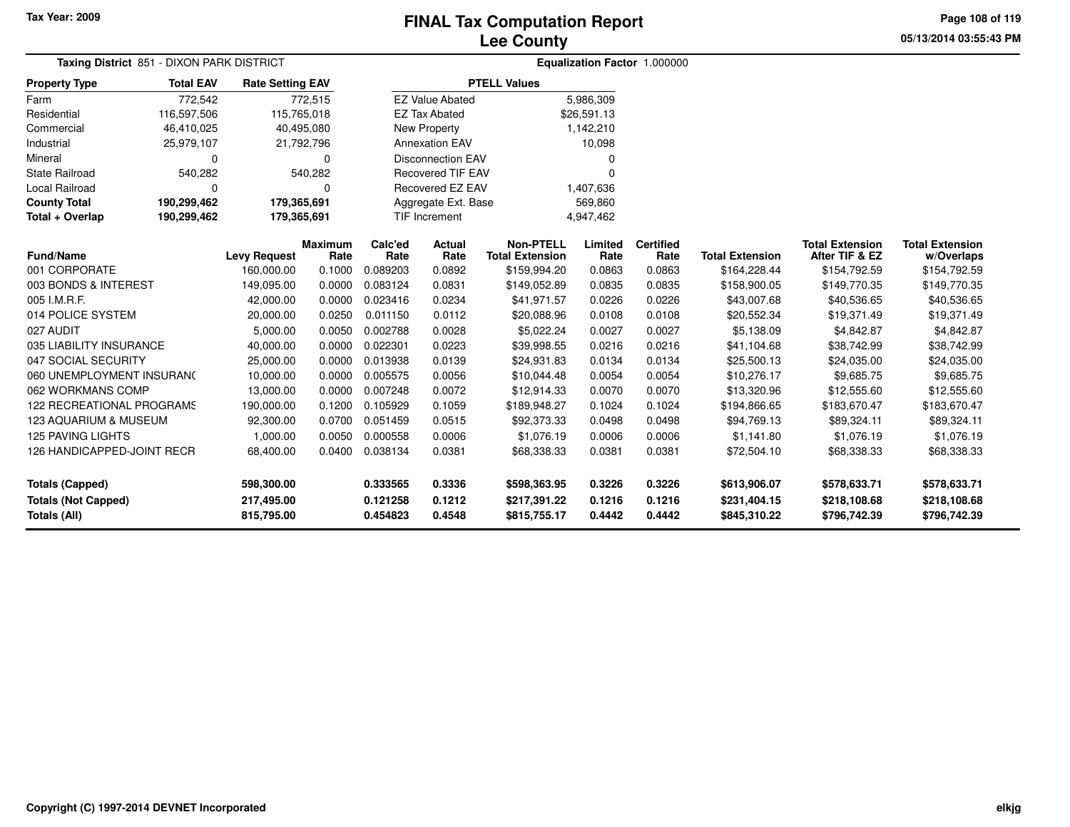Tax Year: 2009

# FINAL Tax Computation Report
## Lee County

05/13/2014 03:55:43 PM

**Taxing District** 851 - DIXON PARK DISTRICT

**Equalization Factor** 1.000000

| Property Type | Total EAV | Rate Setting EAV |
|---|---|---|
| Farm | 772,542 | 772,515 |
| Residential | 116,597,506 | 115,765,018 |
| Commercial | 46,410,025 | 40,495,080 |
| Industrial | 25,979,107 | 21,792,796 |
| Mineral | 0 | 0 |
| State Railroad | 540,282 | 540,282 |
| Local Railroad | 0 | 0 |
| **County Total** | **190,299,462** | **179,365,691** |
| **Total + Overlap** | **190,299,462** | **179,365,691** |

| PTELL Values | |
|---|---|
| EZ Value Abated | 5,986,309 |
| EZ Tax Abated | $26,591.13 |
| New Property | 1,142,210 |
| Annexation EAV | 10,098 |
| Disconnection EAV | 0 |
| Recovered TIF EAV | 0 |
| Recovered EZ EAV | 1,407,636 |
| Aggregate Ext. Base | 569,860 |
| TIF Increment | 4,947,462 |

| Fund/Name | Levy Request | Maximum Rate | Calc'ed Rate | Actual Rate | Non-PTELL Total Extension | Limited Rate | Certified Rate | Total Extension | Total Extension After TIF & EZ | Total Extension w/Overlaps |
|---|---|---|---|---|---|---|---|---|---|---|
| 001 CORPORATE | 160,000.00 | 0.1000 | 0.089203 | 0.0892 | $159,994.20 | 0.0863 | 0.0863 | $164,228.44 | $154,792.59 | $154,792.59 |
| 003 BONDS & INTEREST | 149,095.00 | 0.0000 | 0.083124 | 0.0831 | $149,052.89 | 0.0835 | 0.0835 | $158,900.05 | $149,770.35 | $149,770.35 |
| 005 I.M.R.F. | 42,000.00 | 0.0000 | 0.023416 | 0.0234 | $41,971.57 | 0.0226 | 0.0226 | $43,007.68 | $40,536.65 | $40,536.65 |
| 014 POLICE SYSTEM | 20,000.00 | 0.0250 | 0.011150 | 0.0112 | $20,088.96 | 0.0108 | 0.0108 | $20,552.34 | $19,371.49 | $19,371.49 |
| 027 AUDIT | 5,000.00 | 0.0050 | 0.002788 | 0.0028 | $5,022.24 | 0.0027 | 0.0027 | $5,138.09 | $4,842.87 | $4,842.87 |
| 035 LIABILITY INSURANCE | 40,000.00 | 0.0000 | 0.022301 | 0.0223 | $39,998.55 | 0.0216 | 0.0216 | $41,104.68 | $38,742.99 | $38,742.99 |
| 047 SOCIAL SECURITY | 25,000.00 | 0.0000 | 0.013938 | 0.0139 | $24,931.83 | 0.0134 | 0.0134 | $25,500.13 | $24,035.00 | $24,035.00 |
| 060 UNEMPLOYMENT INSURANC | 10,000.00 | 0.0000 | 0.005575 | 0.0056 | $10,044.48 | 0.0054 | 0.0054 | $10,276.17 | $9,685.75 | $9,685.75 |
| 062 WORKMANS COMP | 13,000.00 | 0.0000 | 0.007248 | 0.0072 | $12,914.33 | 0.0070 | 0.0070 | $13,320.96 | $12,555.60 | $12,555.60 |
| 122 RECREATIONAL PROGRAMS | 190,000.00 | 0.1200 | 0.105929 | 0.1059 | $189,948.27 | 0.1024 | 0.1024 | $194,866.65 | $183,670.47 | $183,670.47 |
| 123 AQUARIUM & MUSEUM | 92,300.00 | 0.0700 | 0.051459 | 0.0515 | $92,373.33 | 0.0498 | 0.0498 | $94,769.13 | $89,324.11 | $89,324.11 |
| 125 PAVING LIGHTS | 1,000.00 | 0.0050 | 0.000558 | 0.0006 | $1,076.19 | 0.0006 | 0.0006 | $1,141.80 | $1,076.19 | $1,076.19 |
| 126 HANDICAPPED-JOINT RECR | 68,400.00 | 0.0400 | 0.038134 | 0.0381 | $68,338.33 | 0.0381 | 0.0381 | $72,504.10 | $68,338.33 | $68,338.33 |
| **Totals (Capped)** | **598,300.00** | | **0.333565** | **0.3336** | **$598,363.95** | **0.3226** | **0.3226** | **$613,906.07** | **$578,633.71** | **$578,633.71** |
| **Totals (Not Capped)** | **217,495.00** | | **0.121258** | **0.1212** | **$217,391.22** | **0.1216** | **0.1216** | **$231,404.15** | **$218,108.68** | **$218,108.68** |
| **Totals (All)** | **815,795.00** | | **0.454823** | **0.4548** | **$815,755.17** | **0.4442** | **0.4442** | **$845,310.22** | **$796,742.39** | **$796,742.39** |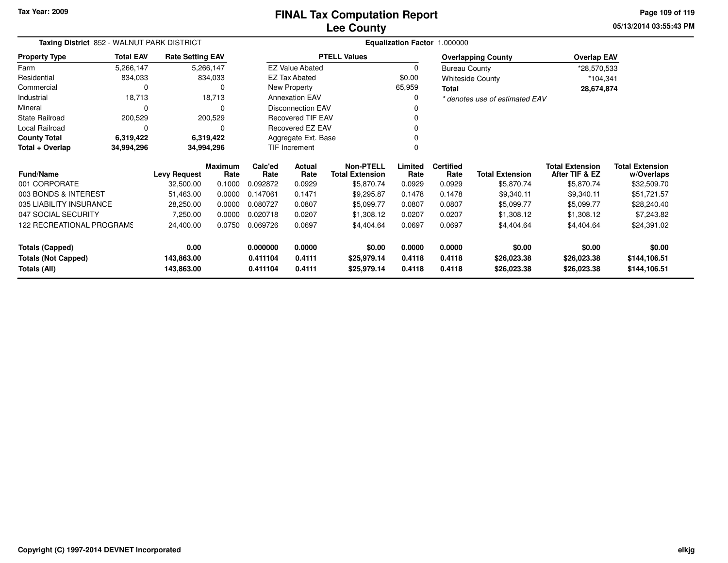# FINAL Tax Computation Report
## Lee County

**Tax Year: 2009**

**Taxing District** 852 - WALNUT PARK DISTRICT

**Equalization Factor** 1.000000

| Property Type | Total EAV | Rate Setting EAV |
|---|---|---|
| Farm | 5,266,147 | 5,266,147 |
| Residential | 834,033 | 834,033 |
| Commercial | 0 | 0 |
| Industrial | 18,713 | 18,713 |
| Mineral | 0 | 0 |
| State Railroad | 200,529 | 200,529 |
| Local Railroad | 0 | 0 |
| **County Total** | **6,319,422** | **6,319,422** |
| **Total + Overlap** | **34,994,296** | **34,994,296** |

| PTELL Values | |
|---|---|
| EZ Value Abated | 0 |
| EZ Tax Abated | $0.00 |
| New Property | 65,959 |
| Annexation EAV | 0 |
| Disconnection EAV | 0 |
| Recovered TIF EAV | 0 |
| Recovered EZ EAV | 0 |
| Aggregate Ext. Base | 0 |
| TIF Increment | 0 |

| Overlapping County | Overlap EAV |
|---|---|
| Bureau County | *28,570,533 |
| Whiteside County | *104,341 |
| **Total** | **28,674,874** |

*\* denotes use of estimated EAV*

| Fund/Name | Levy Request | Maximum Rate | Calc'ed Rate | Actual Rate | Non-PTELL Total Extension | Limited Rate | Certified Rate | Total Extension | Total Extension After TIF & EZ | Total Extension w/Overlaps |
|---|---|---|---|---|---|---|---|---|---|---|
| 001 CORPORATE | 32,500.00 | 0.1000 | 0.092872 | 0.0929 | $5,870.74 | 0.0929 | 0.0929 | $5,870.74 | $5,870.74 | $32,509.70 |
| 003 BONDS & INTEREST | 51,463.00 | 0.0000 | 0.147061 | 0.1471 | $9,295.87 | 0.1478 | 0.1478 | $9,340.11 | $9,340.11 | $51,721.57 |
| 035 LIABILITY INSURANCE | 28,250.00 | 0.0000 | 0.080727 | 0.0807 | $5,099.77 | 0.0807 | 0.0807 | $5,099.77 | $5,099.77 | $28,240.40 |
| 047 SOCIAL SECURITY | 7,250.00 | 0.0000 | 0.020718 | 0.0207 | $1,308.12 | 0.0207 | 0.0207 | $1,308.12 | $1,308.12 | $7,243.82 |
| 122 RECREATIONAL PROGRAMS | 24,400.00 | 0.0750 | 0.069726 | 0.0697 | $4,404.64 | 0.0697 | 0.0697 | $4,404.64 | $4,404.64 | $24,391.02 |
| **Totals (Capped)** | **0.00** | | **0.000000** | **0.0000** | **$0.00** | **0.0000** | **0.0000** | **$0.00** | **$0.00** | **$0.00** |
| **Totals (Not Capped)** | **143,863.00** | | **0.411104** | **0.4111** | **$25,979.14** | **0.4118** | **0.4118** | **$26,023.38** | **$26,023.38** | **$144,106.51** |
| **Totals (All)** | **143,863.00** | | **0.411104** | **0.4111** | **$25,979.14** | **0.4118** | **0.4118** | **$26,023.38** | **$26,023.38** | **$144,106.51** |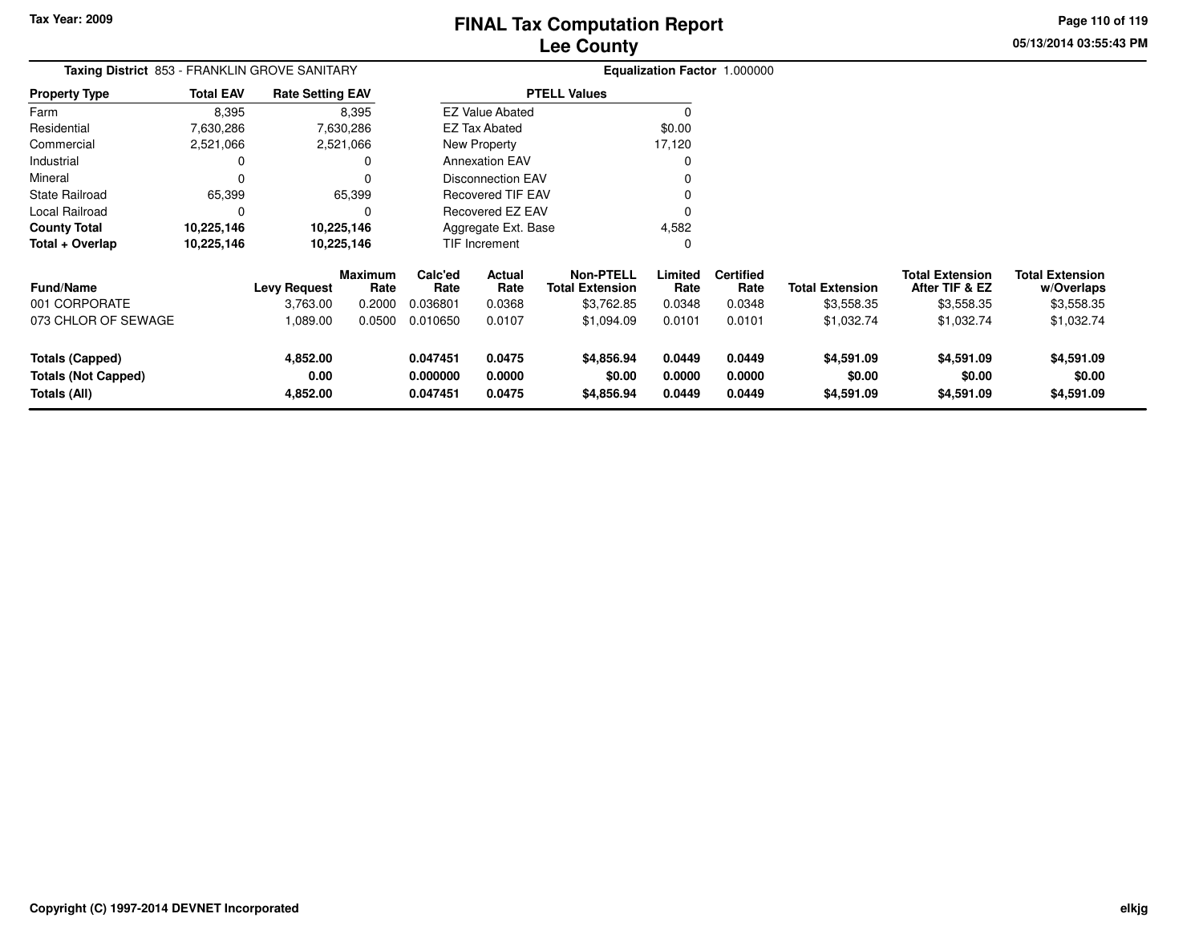# FINAL Tax Computation Report
## Lee County

Tax Year: 2009

05/13/2014 03:55:43 PM

**Taxing District** 853 - FRANKLIN GROVE SANITARY

**Equalization Factor** 1.000000

| Property Type | Total EAV | Rate Setting EAV |
|---|---|---|
| Farm | 8,395 | 8,395 |
| Residential | 7,630,286 | 7,630,286 |
| Commercial | 2,521,066 | 2,521,066 |
| Industrial | 0 | 0 |
| Mineral | 0 | 0 |
| State Railroad | 65,399 | 65,399 |
| Local Railroad | 0 | 0 |
| **County Total** | **10,225,146** | **10,225,146** |
| **Total + Overlap** | **10,225,146** | **10,225,146** |

| PTELL Values | |
|---|---|
| EZ Value Abated | 0 |
| EZ Tax Abated | $0.00 |
| New Property | 17,120 |
| Annexation EAV | 0 |
| Disconnection EAV | 0 |
| Recovered TIF EAV | 0 |
| Recovered EZ EAV | 0 |
| Aggregate Ext. Base | 4,582 |
| TIF Increment | 0 |

| Fund/Name | Levy Request | Maximum Rate | Calc'ed Rate | Actual Rate | Non-PTELL Total Extension | Limited Rate | Certified Rate | Total Extension | Total Extension After TIF & EZ | Total Extension w/Overlaps |
|---|---|---|---|---|---|---|---|---|---|---|
| 001 CORPORATE | 3,763.00 | 0.2000 | 0.036801 | 0.0368 | $3,762.85 | 0.0348 | 0.0348 | $3,558.35 | $3,558.35 | $3,558.35 |
| 073 CHLOR OF SEWAGE | 1,089.00 | 0.0500 | 0.010650 | 0.0107 | $1,094.09 | 0.0101 | 0.0101 | $1,032.74 | $1,032.74 | $1,032.74 |
| **Totals (Capped)** | **4,852.00** | | **0.047451** | **0.0475** | **$4,856.94** | **0.0449** | **0.0449** | **$4,591.09** | **$4,591.09** | **$4,591.09** |
| **Totals (Not Capped)** | **0.00** | | **0.000000** | **0.0000** | **$0.00** | **0.0000** | **0.0000** | **$0.00** | **$0.00** | **$0.00** |
| **Totals (All)** | **4,852.00** | | **0.047451** | **0.0475** | **$4,856.94** | **0.0449** | **0.0449** | **$4,591.09** | **$4,591.09** | **$4,591.09** |

**Copyright (C) 1997-2014 DEVNET Incorporated**

elkjg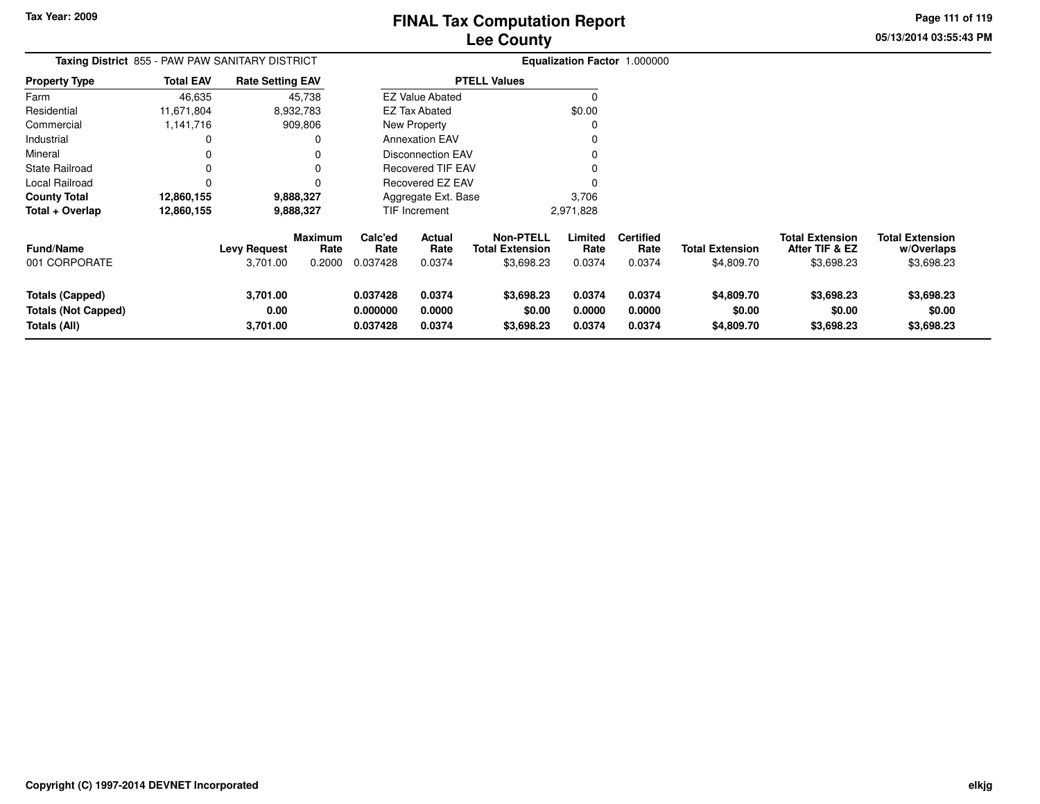# FINAL Tax Computation Report
## Lee County

Tax Year: 2009

**Taxing District** 855 - PAW PAW SANITARY DISTRICT

**Equalization Factor** 1.000000

| Property Type | Total EAV | Rate Setting EAV |
|---|---|---|
| Farm | 46,635 | 45,738 |
| Residential | 11,671,804 | 8,932,783 |
| Commercial | 1,141,716 | 909,806 |
| Industrial | 0 | 0 |
| Mineral | 0 | 0 |
| State Railroad | 0 | 0 |
| Local Railroad | 0 | 0 |
| **County Total** | **12,860,155** | **9,888,327** |
| **Total + Overlap** | **12,860,155** | **9,888,327** |

| PTELL Values | |
|---|---|
| EZ Value Abated | 0 |
| EZ Tax Abated | $0.00 |
| New Property | 0 |
| Annexation EAV | 0 |
| Disconnection EAV | 0 |
| Recovered TIF EAV | 0 |
| Recovered EZ EAV | 0 |
| Aggregate Ext. Base | 3,706 |
| TIF Increment | 2,971,828 |

| Fund/Name | Levy Request | Maximum Rate | Calc'ed Rate | Actual Rate | Non-PTELL Total Extension | Limited Rate | Certified Rate | Total Extension | Total Extension After TIF & EZ | Total Extension w/Overlaps |
|---|---|---|---|---|---|---|---|---|---|---|
| 001 CORPORATE | 3,701.00 | 0.2000 | 0.037428 | 0.0374 | $3,698.23 | 0.0374 | 0.0374 | $4,809.70 | $3,698.23 | $3,698.23 |
| **Totals (Capped)** | **3,701.00** | | **0.037428** | **0.0374** | **$3,698.23** | **0.0374** | **0.0374** | **$4,809.70** | **$3,698.23** | **$3,698.23** |
| **Totals (Not Capped)** | **0.00** | | **0.000000** | **0.0000** | **$0.00** | **0.0000** | **0.0000** | **$0.00** | **$0.00** | **$0.00** |
| **Totals (All)** | **3,701.00** | | **0.037428** | **0.0374** | **$3,698.23** | **0.0374** | **0.0374** | **$4,809.70** | **$3,698.23** | **$3,698.23** |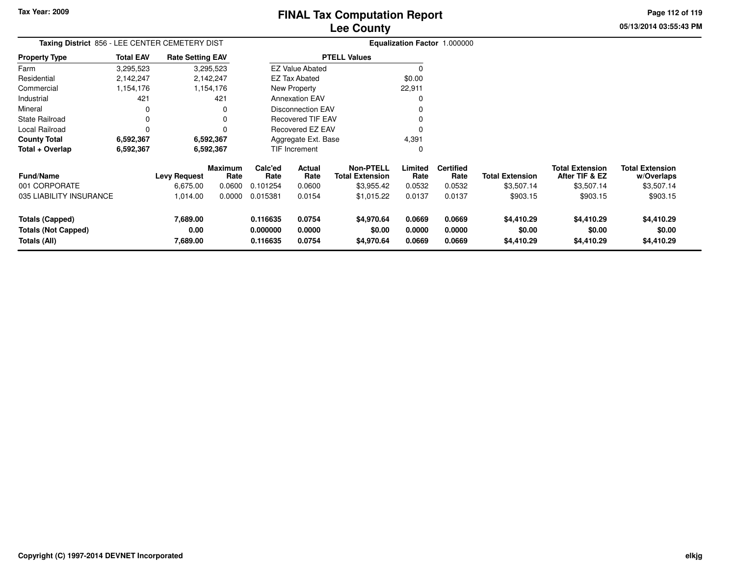**Tax Year: 2009**

# FINAL Tax Computation Report
## Lee County

05/13/2014 03:55:43 PM

**Taxing District** 856 - LEE CENTER CEMETERY DIST

**Equalization Factor** 1.000000

| Property Type | Total EAV | Rate Setting EAV |
|---|---|---|
| Farm | 3,295,523 | 3,295,523 |
| Residential | 2,142,247 | 2,142,247 |
| Commercial | 1,154,176 | 1,154,176 |
| Industrial | 421 | 421 |
| Mineral | 0 | 0 |
| State Railroad | 0 | 0 |
| Local Railroad | 0 | 0 |
| **County Total** | **6,592,367** | **6,592,367** |
| **Total + Overlap** | **6,592,367** | **6,592,367** |

| PTELL Values | |
|---|---|
| EZ Value Abated | 0 |
| EZ Tax Abated | $0.00 |
| New Property | 22,911 |
| Annexation EAV | 0 |
| Disconnection EAV | 0 |
| Recovered TIF EAV | 0 |
| Recovered EZ EAV | 0 |
| Aggregate Ext. Base | 4,391 |
| TIF Increment | 0 |

| Fund/Name | Levy Request | Maximum Rate | Calc'ed Rate | Actual Rate | Non-PTELL Total Extension | Limited Rate | Certified Rate | Total Extension | Total Extension After TIF & EZ | Total Extension w/Overlaps |
|---|---|---|---|---|---|---|---|---|---|---|
| 001 CORPORATE | 6,675.00 | 0.0600 | 0.101254 | 0.0600 | $3,955.42 | 0.0532 | 0.0532 | $3,507.14 | $3,507.14 | $3,507.14 |
| 035 LIABILITY INSURANCE | 1,014.00 | 0.0000 | 0.015381 | 0.0154 | $1,015.22 | 0.0137 | 0.0137 | $903.15 | $903.15 | $903.15 |
| **Totals (Capped)** | **7,689.00** | | **0.116635** | **0.0754** | **$4,970.64** | **0.0669** | **0.0669** | **$4,410.29** | **$4,410.29** | **$4,410.29** |
| **Totals (Not Capped)** | **0.00** | | **0.000000** | **0.0000** | **$0.00** | **0.0000** | **0.0000** | **$0.00** | **$0.00** | **$0.00** |
| **Totals (All)** | **7,689.00** | | **0.116635** | **0.0754** | **$4,970.64** | **0.0669** | **0.0669** | **$4,410.29** | **$4,410.29** | **$4,410.29** |

**Copyright (C) 1997-2014 DEVNET Incorporated**

**elkjg**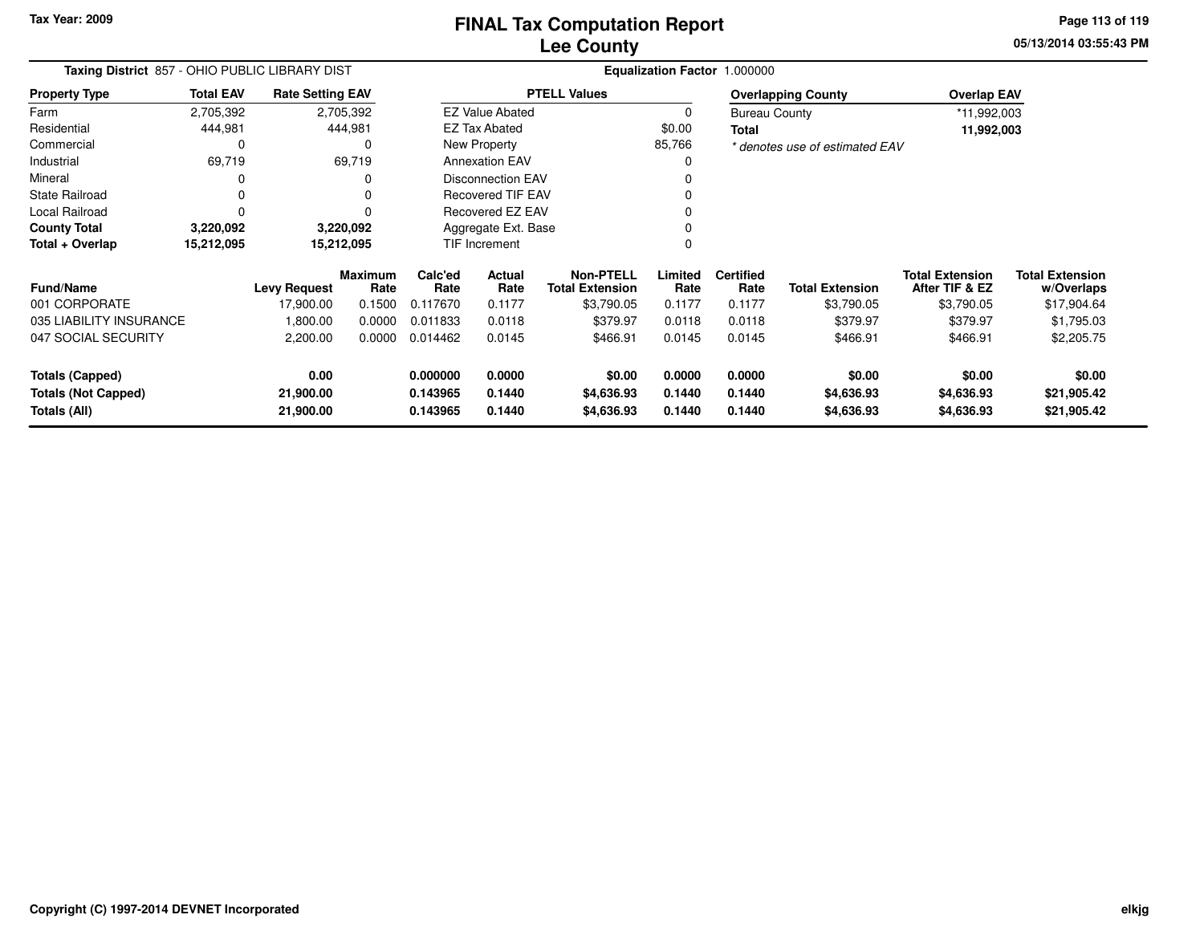# FINAL Tax Computation Report
## Lee County

Tax Year: 2009

**Taxing District** 857 - OHIO PUBLIC LIBRARY DIST

**Equalization Factor** 1.000000

| Property Type | Total EAV | Rate Setting EAV |
|---|---|---|
| Farm | 2,705,392 | 2,705,392 |
| Residential | 444,981 | 444,981 |
| Commercial | 0 | 0 |
| Industrial | 69,719 | 69,719 |
| Mineral | 0 | 0 |
| State Railroad | 0 | 0 |
| Local Railroad | 0 | 0 |
| **County Total** | **3,220,092** | **3,220,092** |
| **Total + Overlap** | **15,212,095** | **15,212,095** |

| PTELL Values | |
|---|---|
| EZ Value Abated | 0 |
| EZ Tax Abated | $0.00 |
| New Property | 85,766 |
| Annexation EAV | 0 |
| Disconnection EAV | 0 |
| Recovered TIF EAV | 0 |
| Recovered EZ EAV | 0 |
| Aggregate Ext. Base | 0 |
| TIF Increment | 0 |

| Overlapping County | Overlap EAV |
|---|---|
| Bureau County | *11,992,003 |
| **Total** | **11,992,003** |

*\* denotes use of estimated EAV*

| Fund/Name | Levy Request | Maximum Rate | Calc'ed Rate | Actual Rate | Non-PTELL Total Extension | Limited Rate | Certified Rate | Total Extension | Total Extension After TIF & EZ | Total Extension w/Overlaps |
|---|---|---|---|---|---|---|---|---|---|---|
| 001 CORPORATE | 17,900.00 | 0.1500 | 0.117670 | 0.1177 | $3,790.05 | 0.1177 | 0.1177 | $3,790.05 | $3,790.05 | $17,904.64 |
| 035 LIABILITY INSURANCE | 1,800.00 | 0.0000 | 0.011833 | 0.0118 | $379.97 | 0.0118 | 0.0118 | $379.97 | $379.97 | $1,795.03 |
| 047 SOCIAL SECURITY | 2,200.00 | 0.0000 | 0.014462 | 0.0145 | $466.91 | 0.0145 | 0.0145 | $466.91 | $466.91 | $2,205.75 |
| **Totals (Capped)** | **0.00** | | **0.000000** | **0.0000** | **$0.00** | **0.0000** | **0.0000** | **$0.00** | **$0.00** | **$0.00** |
| **Totals (Not Capped)** | **21,900.00** | | **0.143965** | **0.1440** | **$4,636.93** | **0.1440** | **0.1440** | **$4,636.93** | **$4,636.93** | **$21,905.42** |
| **Totals (All)** | **21,900.00** | | **0.143965** | **0.1440** | **$4,636.93** | **0.1440** | **0.1440** | **$4,636.93** | **$4,636.93** | **$21,905.42** |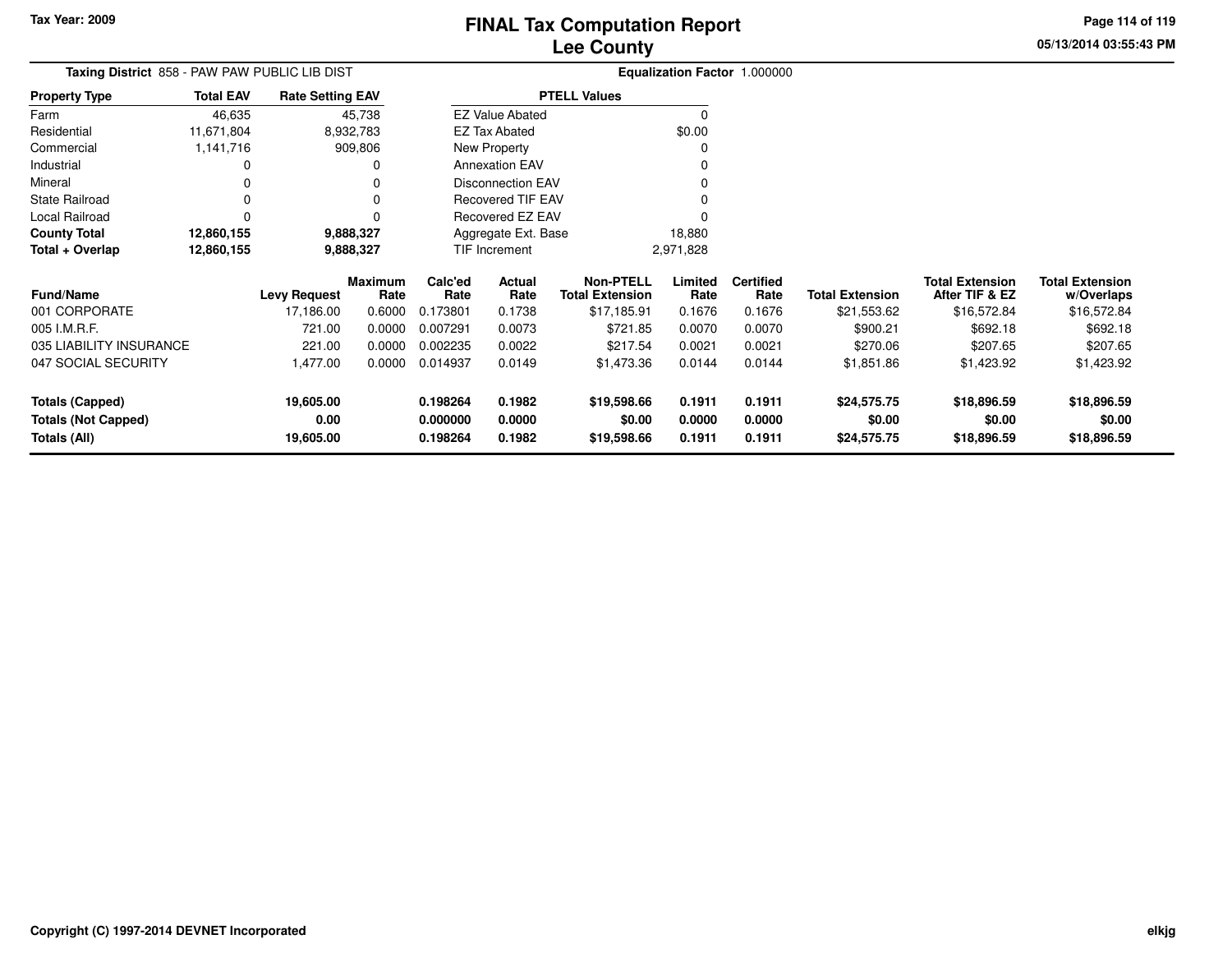# FINAL Tax Computation Report
## Lee County

Tax Year: 2009

**Taxing District** 858 - PAW PAW PUBLIC LIB DIST

**Equalization Factor** 1.000000

| Property Type | Total EAV | Rate Setting EAV |
|---|---|---|
| Farm | 46,635 | 45,738 |
| Residential | 11,671,804 | 8,932,783 |
| Commercial | 1,141,716 | 909,806 |
| Industrial | 0 | 0 |
| Mineral | 0 | 0 |
| State Railroad | 0 | 0 |
| Local Railroad | 0 | 0 |
| **County Total** | **12,860,155** | **9,888,327** |
| **Total + Overlap** | **12,860,155** | **9,888,327** |

| PTELL Values | |
|---|---|
| EZ Value Abated | 0 |
| EZ Tax Abated | $0.00 |
| New Property | 0 |
| Annexation EAV | 0 |
| Disconnection EAV | 0 |
| Recovered TIF EAV | 0 |
| Recovered EZ EAV | 0 |
| Aggregate Ext. Base | 18,880 |
| TIF Increment | 2,971,828 |

| Fund/Name | Levy Request | Maximum Rate | Calc'ed Rate | Actual Rate | Non-PTELL Total Extension | Limited Rate | Certified Rate | Total Extension | Total Extension After TIF & EZ | Total Extension w/Overlaps |
|---|---|---|---|---|---|---|---|---|---|---|
| 001 CORPORATE | 17,186.00 | 0.6000 | 0.173801 | 0.1738 | $17,185.91 | 0.1676 | 0.1676 | $21,553.62 | $16,572.84 | $16,572.84 |
| 005 I.M.R.F. | 721.00 | 0.0000 | 0.007291 | 0.0073 | $721.85 | 0.0070 | 0.0070 | $900.21 | $692.18 | $692.18 |
| 035 LIABILITY INSURANCE | 221.00 | 0.0000 | 0.002235 | 0.0022 | $217.54 | 0.0021 | 0.0021 | $270.06 | $207.65 | $207.65 |
| 047 SOCIAL SECURITY | 1,477.00 | 0.0000 | 0.014937 | 0.0149 | $1,473.36 | 0.0144 | 0.0144 | $1,851.86 | $1,423.92 | $1,423.92 |
| **Totals (Capped)** | **19,605.00** | | **0.198264** | **0.1982** | **$19,598.66** | **0.1911** | **0.1911** | **$24,575.75** | **$18,896.59** | **$18,896.59** |
| **Totals (Not Capped)** | **0.00** | | **0.000000** | **0.0000** | **$0.00** | **0.0000** | **0.0000** | **$0.00** | **$0.00** | **$0.00** |
| **Totals (All)** | **19,605.00** | | **0.198264** | **0.1982** | **$19,598.66** | **0.1911** | **0.1911** | **$24,575.75** | **$18,896.59** | **$18,896.59** |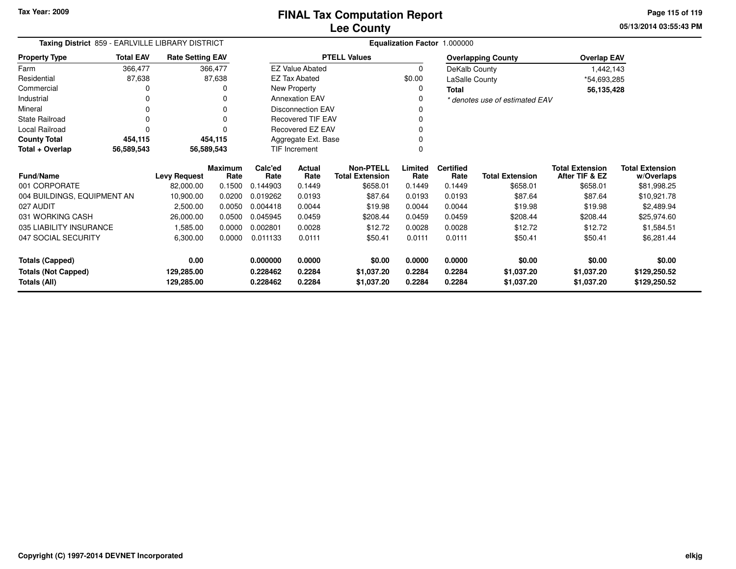Tax Year: 2009

# FINAL Tax Computation Report
## Lee County

05/13/2014 03:55:43 PM

**Taxing District** 859 - EARLVILLE LIBRARY DISTRICT

**Equalization Factor** 1.000000

| Property Type | Total EAV | Rate Setting EAV |
|---|---|---|
| Farm | 366,477 | 366,477 |
| Residential | 87,638 | 87,638 |
| Commercial | 0 | 0 |
| Industrial | 0 | 0 |
| Mineral | 0 | 0 |
| State Railroad | 0 | 0 |
| Local Railroad | 0 | 0 |
| **County Total** | **454,115** | **454,115** |
| **Total + Overlap** | **56,589,543** | **56,589,543** |

| PTELL Values | |
|---|---|
| EZ Value Abated | 0 |
| EZ Tax Abated | $0.00 |
| New Property | 0 |
| Annexation EAV | 0 |
| Disconnection EAV | 0 |
| Recovered TIF EAV | 0 |
| Recovered EZ EAV | 0 |
| Aggregate Ext. Base | 0 |
| TIF Increment | 0 |

| Overlapping County | Overlap EAV |
|---|---|
| DeKalb County | 1,442,143 |
| LaSalle County | *54,693,285 |
| **Total** | **56,135,428** |

*\* denotes use of estimated EAV*

| Fund/Name | Levy Request | Maximum Rate | Calc'ed Rate | Actual Rate | Non-PTELL Total Extension | Limited Rate | Certified Rate | Total Extension | Total Extension After TIF & EZ | Total Extension w/Overlaps |
|---|---|---|---|---|---|---|---|---|---|---|
| 001 CORPORATE | 82,000.00 | 0.1500 | 0.144903 | 0.1449 | $658.01 | 0.1449 | 0.1449 | $658.01 | $658.01 | $81,998.25 |
| 004 BUILDINGS, EQUIPMENT AN | 10,900.00 | 0.0200 | 0.019262 | 0.0193 | $87.64 | 0.0193 | 0.0193 | $87.64 | $87.64 | $10,921.78 |
| 027 AUDIT | 2,500.00 | 0.0050 | 0.004418 | 0.0044 | $19.98 | 0.0044 | 0.0044 | $19.98 | $19.98 | $2,489.94 |
| 031 WORKING CASH | 26,000.00 | 0.0500 | 0.045945 | 0.0459 | $208.44 | 0.0459 | 0.0459 | $208.44 | $208.44 | $25,974.60 |
| 035 LIABILITY INSURANCE | 1,585.00 | 0.0000 | 0.002801 | 0.0028 | $12.72 | 0.0028 | 0.0028 | $12.72 | $12.72 | $1,584.51 |
| 047 SOCIAL SECURITY | 6,300.00 | 0.0000 | 0.011133 | 0.0111 | $50.41 | 0.0111 | 0.0111 | $50.41 | $50.41 | $6,281.44 |
| **Totals (Capped)** | **0.00** | | **0.000000** | **0.0000** | **$0.00** | **0.0000** | **0.0000** | **$0.00** | **$0.00** | **$0.00** |
| **Totals (Not Capped)** | **129,285.00** | | **0.228462** | **0.2284** | **$1,037.20** | **0.2284** | **0.2284** | **$1,037.20** | **$1,037.20** | **$129,250.52** |
| **Totals (All)** | **129,285.00** | | **0.228462** | **0.2284** | **$1,037.20** | **0.2284** | **0.2284** | **$1,037.20** | **$1,037.20** | **$129,250.52** |

Copyright (C) 1997-2014 DEVNET Incorporated

elkjg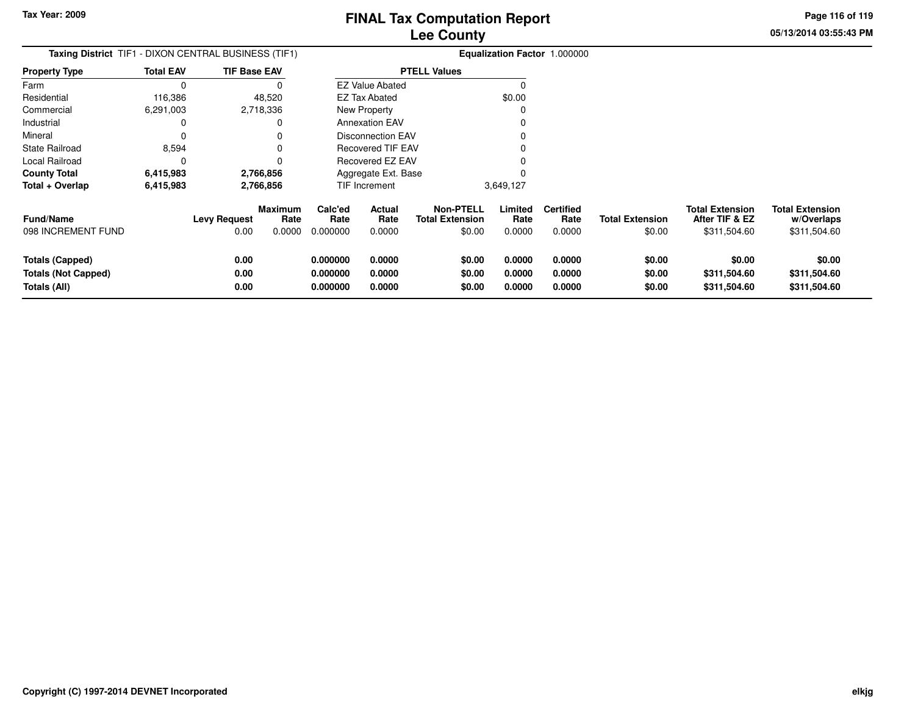Tax Year: 2009

# FINAL Tax Computation Report
## Lee County

**Taxing District** TIF1 - DIXON CENTRAL BUSINESS (TIF1)

**Equalization Factor** 1.000000

| Property Type | Total EAV | TIF Base EAV |
|---|---|---|
| Farm | 0 | 0 |
| Residential | 116,386 | 48,520 |
| Commercial | 6,291,003 | 2,718,336 |
| Industrial | 0 | 0 |
| Mineral | 0 | 0 |
| State Railroad | 8,594 | 0 |
| Local Railroad | 0 | 0 |
| **County Total** | **6,415,983** | **2,766,856** |
| **Total + Overlap** | **6,415,983** | **2,766,856** |

| PTELL Values | |
|---|---|
| EZ Value Abated | 0 |
| EZ Tax Abated | $0.00 |
| New Property | 0 |
| Annexation EAV | 0 |
| Disconnection EAV | 0 |
| Recovered TIF EAV | 0 |
| Recovered EZ EAV | 0 |
| Aggregate Ext. Base | 0 |
| TIF Increment | 3,649,127 |

| Fund/Name | Levy Request | Maximum Rate | Calc'ed Rate | Actual Rate | Non-PTELL Total Extension | Limited Rate | Certified Rate | Total Extension | Total Extension After TIF & EZ | Total Extension w/Overlaps |
|---|---|---|---|---|---|---|---|---|---|---|
| 098 INCREMENT FUND | 0.00 | 0.0000 | 0.000000 | 0.0000 | $0.00 | 0.0000 | 0.0000 | $0.00 | $311,504.60 | $311,504.60 |
| **Totals (Capped)** | **0.00** | | **0.000000** | **0.0000** | **$0.00** | **0.0000** | **0.0000** | **$0.00** | **$0.00** | **$0.00** |
| **Totals (Not Capped)** | **0.00** | | **0.000000** | **0.0000** | **$0.00** | **0.0000** | **0.0000** | **$0.00** | **$311,504.60** | **$311,504.60** |
| **Totals (All)** | **0.00** | | **0.000000** | **0.0000** | **$0.00** | **0.0000** | **0.0000** | **$0.00** | **$311,504.60** | **$311,504.60** |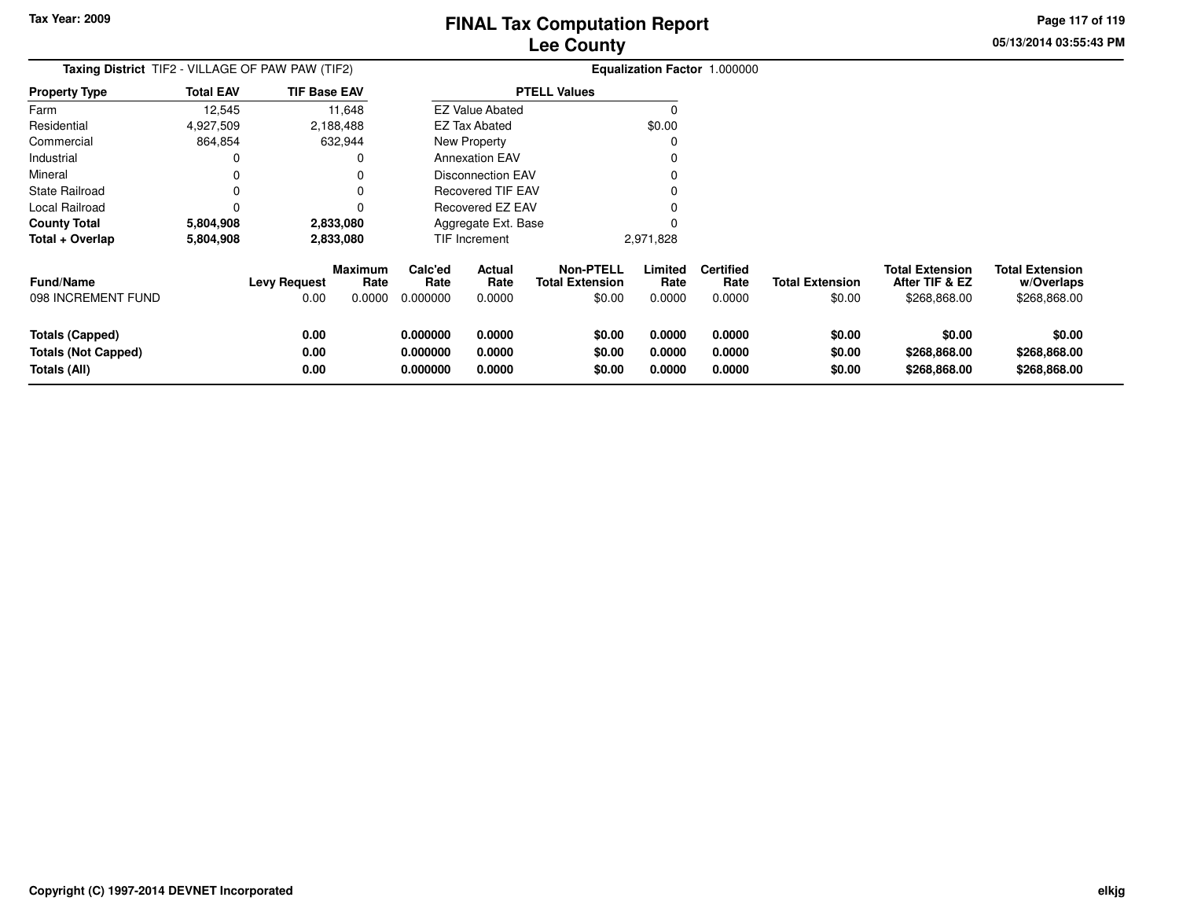Tax Year: 2009

# FINAL Tax Computation Report
## Lee County

**Taxing District** TIF2 - VILLAGE OF PAW PAW (TIF2)

**Equalization Factor** 1.000000

| Property Type | Total EAV | TIF Base EAV |
|---|---|---|
| Farm | 12,545 | 11,648 |
| Residential | 4,927,509 | 2,188,488 |
| Commercial | 864,854 | 632,944 |
| Industrial | 0 | 0 |
| Mineral | 0 | 0 |
| State Railroad | 0 | 0 |
| Local Railroad | 0 | 0 |
| **County Total** | **5,804,908** | **2,833,080** |
| **Total + Overlap** | **5,804,908** | **2,833,080** |

| PTELL Values | |
|---|---|
| EZ Value Abated | 0 |
| EZ Tax Abated | $0.00 |
| New Property | 0 |
| Annexation EAV | 0 |
| Disconnection EAV | 0 |
| Recovered TIF EAV | 0 |
| Recovered EZ EAV | 0 |
| Aggregate Ext. Base | 0 |
| TIF Increment | 2,971,828 |

| Fund/Name | Levy Request | Maximum Rate | Calc'ed Rate | Actual Rate | Non-PTELL Total Extension | Limited Rate | Certified Rate | Total Extension | Total Extension After TIF & EZ | Total Extension w/Overlaps |
|---|---|---|---|---|---|---|---|---|---|---|
| 098 INCREMENT FUND | 0.00 | 0.0000 | 0.000000 | 0.0000 | $0.00 | 0.0000 | 0.0000 | $0.00 | $268,868.00 | $268,868.00 |
| **Totals (Capped)** | **0.00** | | **0.000000** | **0.0000** | **$0.00** | **0.0000** | **0.0000** | **$0.00** | **$0.00** | **$0.00** |
| **Totals (Not Capped)** | **0.00** | | **0.000000** | **0.0000** | **$0.00** | **0.0000** | **0.0000** | **$0.00** | **$268,868.00** | **$268,868.00** |
| **Totals (All)** | **0.00** | | **0.000000** | **0.0000** | **$0.00** | **0.0000** | **0.0000** | **$0.00** | **$268,868.00** | **$268,868.00** |

Copyright (C) 1997-2014 DEVNET Incorporated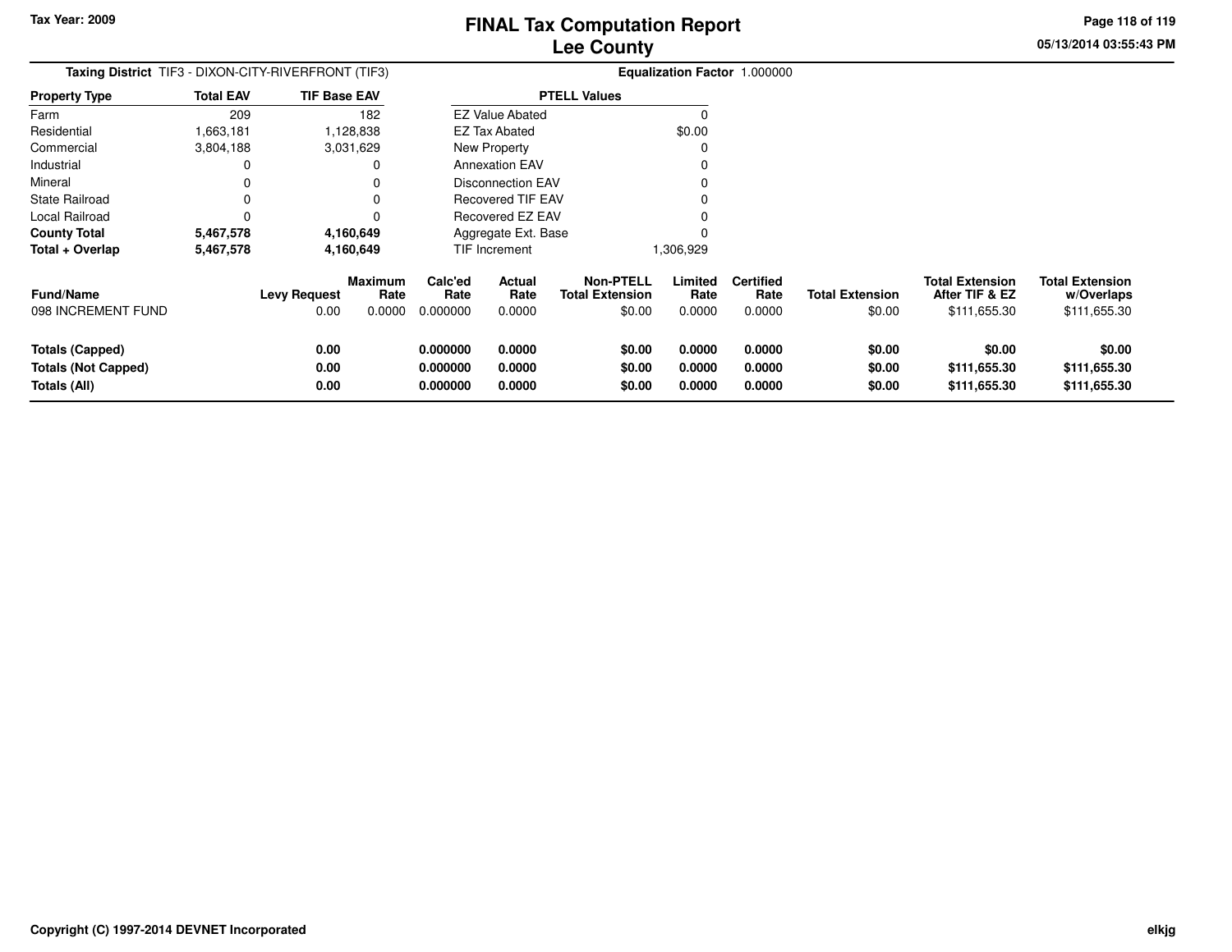Tax Year: 2009

# FINAL Tax Computation Report
## Lee County

05/13/2014 03:55:43 PM

**Taxing District** TIF3 - DIXON-CITY-RIVERFRONT (TIF3)

**Equalization Factor** 1.000000

| Property Type | Total EAV | TIF Base EAV |
|---|---|---|
| Farm | 209 | 182 |
| Residential | 1,663,181 | 1,128,838 |
| Commercial | 3,804,188 | 3,031,629 |
| Industrial | 0 | 0 |
| Mineral | 0 | 0 |
| State Railroad | 0 | 0 |
| Local Railroad | 0 | 0 |
| **County Total** | **5,467,578** | **4,160,649** |
| **Total + Overlap** | **5,467,578** | **4,160,649** |

| PTELL Values | |
|---|---|
| EZ Value Abated | 0 |
| EZ Tax Abated | $0.00 |
| New Property | 0 |
| Annexation EAV | 0 |
| Disconnection EAV | 0 |
| Recovered TIF EAV | 0 |
| Recovered EZ EAV | 0 |
| Aggregate Ext. Base | 0 |
| TIF Increment | 1,306,929 |

| Fund/Name | Levy Request | Maximum Rate | Calc'ed Rate | Actual Rate | Non-PTELL Total Extension | Limited Rate | Certified Rate | Total Extension | Total Extension After TIF & EZ | Total Extension w/Overlaps |
|---|---|---|---|---|---|---|---|---|---|---|
| 098 INCREMENT FUND | 0.00 | 0.0000 | 0.000000 | 0.0000 | $0.00 | 0.0000 | 0.0000 | $0.00 | $111,655.30 | $111,655.30 |
| **Totals (Capped)** | **0.00** | | **0.000000** | **0.0000** | **$0.00** | **0.0000** | **0.0000** | **$0.00** | **$0.00** | **$0.00** |
| **Totals (Not Capped)** | **0.00** | | **0.000000** | **0.0000** | **$0.00** | **0.0000** | **0.0000** | **$0.00** | **$111,655.30** | **$111,655.30** |
| **Totals (All)** | **0.00** | | **0.000000** | **0.0000** | **$0.00** | **0.0000** | **0.0000** | **$0.00** | **$111,655.30** | **$111,655.30** |

**Copyright (C) 1997-2014 DEVNET Incorporated**

elkjg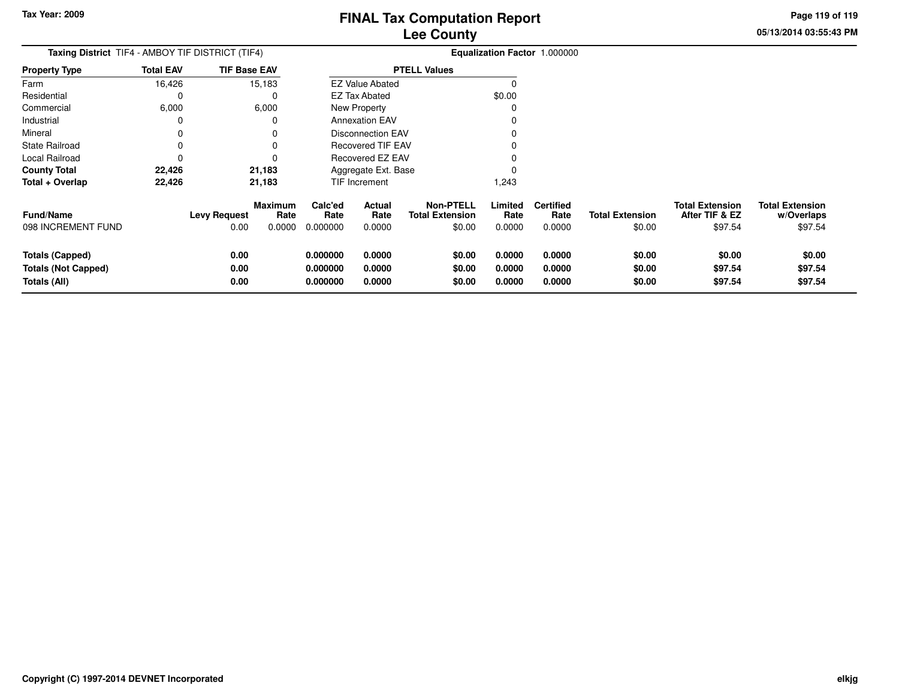# FINAL Tax Computation Report
## Lee County

Tax Year: 2009

05/13/2014 03:55:43 PM

**Taxing District** TIF4 - AMBOY TIF DISTRICT (TIF4) **Equalization Factor** 1.000000

| Property Type | Total EAV | TIF Base EAV |
|---|---|---|
| Farm | 16,426 | 15,183 |
| Residential | 0 | 0 |
| Commercial | 6,000 | 6,000 |
| Industrial | 0 | 0 |
| Mineral | 0 | 0 |
| State Railroad | 0 | 0 |
| Local Railroad | 0 | 0 |
| **County Total** | **22,426** | **21,183** |
| **Total + Overlap** | **22,426** | **21,183** |

| PTELL Values | |
|---|---|
| EZ Value Abated | 0 |
| EZ Tax Abated | $0.00 |
| New Property | 0 |
| Annexation EAV | 0 |
| Disconnection EAV | 0 |
| Recovered TIF EAV | 0 |
| Recovered EZ EAV | 0 |
| Aggregate Ext. Base | 0 |
| TIF Increment | 1,243 |

| Fund/Name | Levy Request | Maximum Rate | Calc'ed Rate | Actual Rate | Non-PTELL Total Extension | Limited Rate | Certified Rate | Total Extension | Total Extension After TIF & EZ | Total Extension w/Overlaps |
|---|---|---|---|---|---|---|---|---|---|---|
| 098 INCREMENT FUND | 0.00 | 0.0000 | 0.000000 | 0.0000 | $0.00 | 0.0000 | 0.0000 | $0.00 | $97.54 | $97.54 |
| **Totals (Capped)** | **0.00** | | **0.000000** | **0.0000** | **$0.00** | **0.0000** | **0.0000** | **$0.00** | **$0.00** | **$0.00** |
| **Totals (Not Capped)** | **0.00** | | **0.000000** | **0.0000** | **$0.00** | **0.0000** | **0.0000** | **$0.00** | **$97.54** | **$97.54** |
| **Totals (All)** | **0.00** | | **0.000000** | **0.0000** | **$0.00** | **0.0000** | **0.0000** | **$0.00** | **$97.54** | **$97.54** |

Copyright (C) 1997-2014 DEVNET Incorporated

elkjg